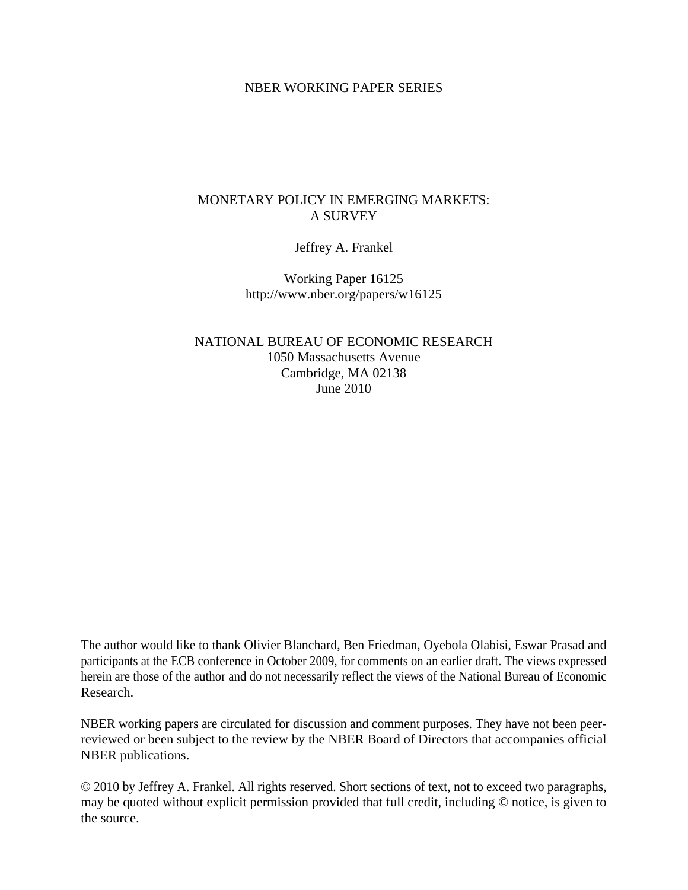NBER WORKING PAPER SERIES

# MONETARY POLICY IN EMERGING MARKETS: A SURVEY

Jeffrey A. Frankel

Working Paper 16125
http://www.nber.org/papers/w16125

NATIONAL BUREAU OF ECONOMIC RESEARCH
1050 Massachusetts Avenue
Cambridge, MA 02138
June 2010

The author would like to thank Olivier Blanchard, Ben Friedman, Oyebola Olabisi, Eswar Prasad and participants at the ECB conference in October 2009, for comments on an earlier draft. The views expressed herein are those of the author and do not necessarily reflect the views of the National Bureau of Economic Research.

NBER working papers are circulated for discussion and comment purposes. They have not been peer-reviewed or been subject to the review by the NBER Board of Directors that accompanies official NBER publications.

© 2010 by Jeffrey A. Frankel. All rights reserved. Short sections of text, not to exceed two paragraphs, may be quoted without explicit permission provided that full credit, including © notice, is given to the source.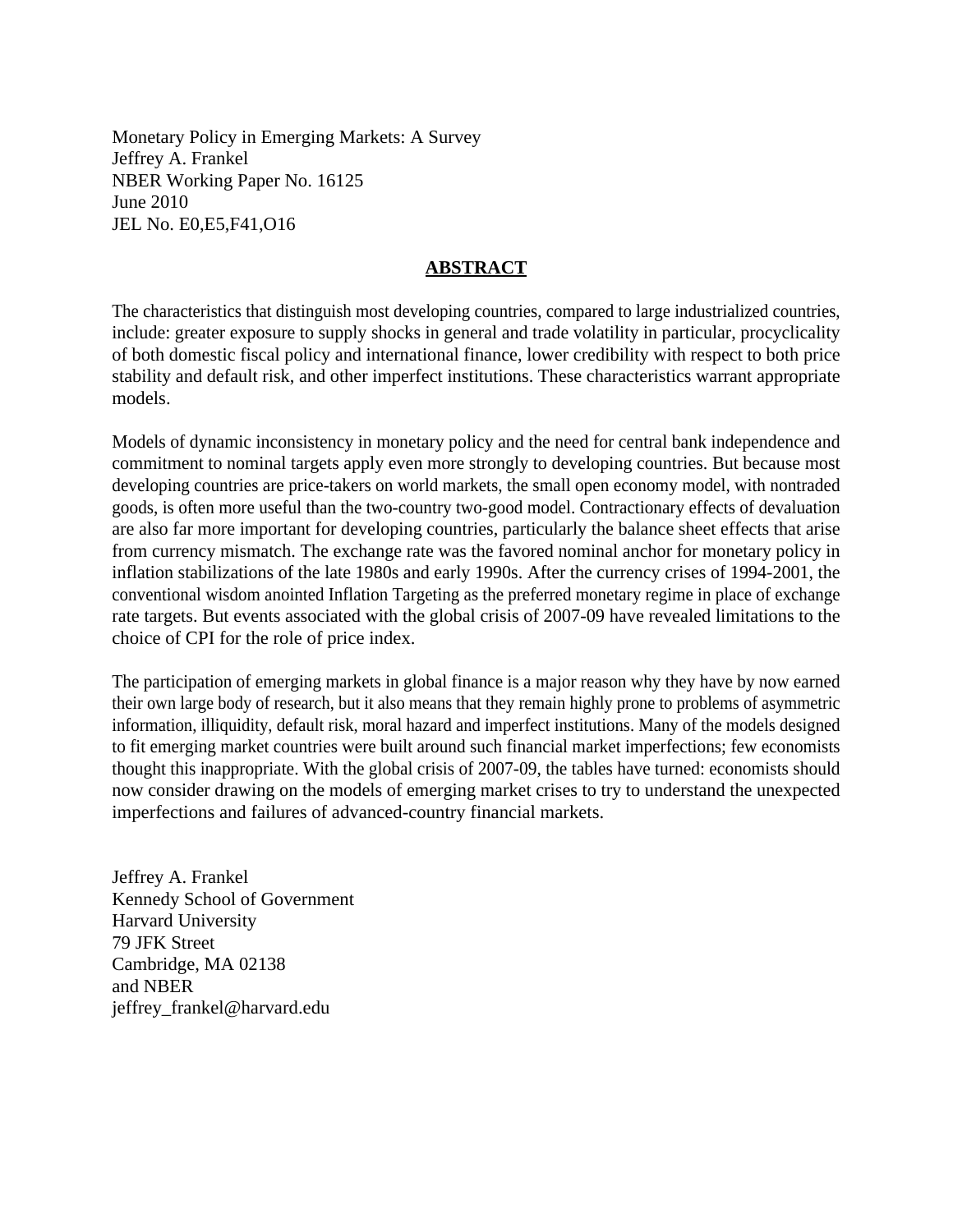Monetary Policy in Emerging Markets: A Survey
Jeffrey A. Frankel
NBER Working Paper No. 16125
June 2010
JEL No. E0,E5,F41,O16

## ABSTRACT

The characteristics that distinguish most developing countries, compared to large industrialized countries, include: greater exposure to supply shocks in general and trade volatility in particular, procyclicality of both domestic fiscal policy and international finance, lower credibility with respect to both price stability and default risk, and other imperfect institutions. These characteristics warrant appropriate models.

Models of dynamic inconsistency in monetary policy and the need for central bank independence and commitment to nominal targets apply even more strongly to developing countries. But because most developing countries are price-takers on world markets, the small open economy model, with nontraded goods, is often more useful than the two-country two-good model. Contractionary effects of devaluation are also far more important for developing countries, particularly the balance sheet effects that arise from currency mismatch. The exchange rate was the favored nominal anchor for monetary policy in inflation stabilizations of the late 1980s and early 1990s. After the currency crises of 1994-2001, the conventional wisdom anointed Inflation Targeting as the preferred monetary regime in place of exchange rate targets. But events associated with the global crisis of 2007-09 have revealed limitations to the choice of CPI for the role of price index.

The participation of emerging markets in global finance is a major reason why they have by now earned their own large body of research, but it also means that they remain highly prone to problems of asymmetric information, illiquidity, default risk, moral hazard and imperfect institutions. Many of the models designed to fit emerging market countries were built around such financial market imperfections; few economists thought this inappropriate. With the global crisis of 2007-09, the tables have turned: economists should now consider drawing on the models of emerging market crises to try to understand the unexpected imperfections and failures of advanced-country financial markets.

Jeffrey A. Frankel
Kennedy School of Government
Harvard University
79 JFK Street
Cambridge, MA 02138
and NBER
jeffrey_frankel@harvard.edu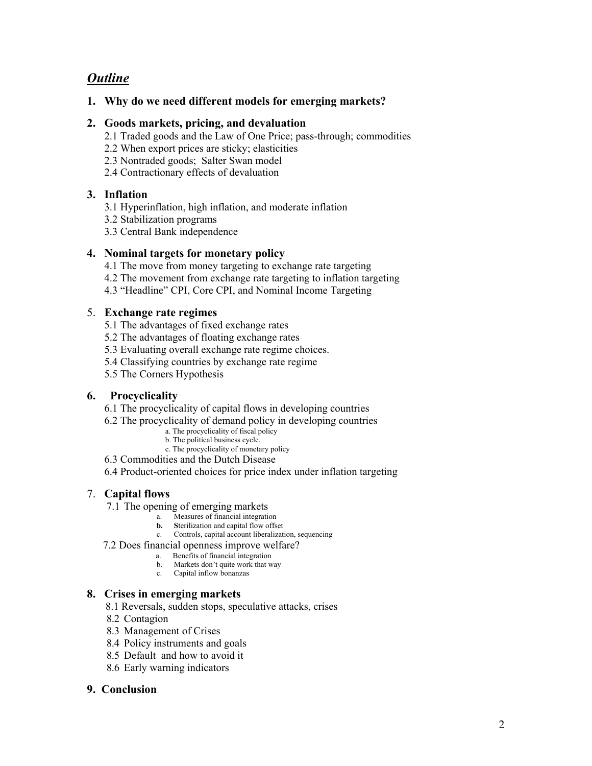## *Outline*

**1. Why do we need different models for emerging markets?**

**2. Goods markets, pricing, and devaluation**

- 2.1 Traded goods and the Law of One Price; pass-through; commodities
- 2.2 When export prices are sticky; elasticities
- 2.3 Nontraded goods; Salter Swan model
- 2.4 Contractionary effects of devaluation

**3. Inflation**

- 3.1 Hyperinflation, high inflation, and moderate inflation
- 3.2 Stabilization programs
- 3.3 Central Bank independence

**4. Nominal targets for monetary policy**

- 4.1 The move from money targeting to exchange rate targeting
- 4.2 The movement from exchange rate targeting to inflation targeting
- 4.3 "Headline" CPI, Core CPI, and Nominal Income Targeting

5. **Exchange rate regimes**

- 5.1 The advantages of fixed exchange rates
- 5.2 The advantages of floating exchange rates
- 5.3 Evaluating overall exchange rate regime choices.
- 5.4 Classifying countries by exchange rate regime
- 5.5 The Corners Hypothesis

**6. Procyclicality**

- 6.1 The procyclicality of capital flows in developing countries
- 6.2 The procyclicality of demand policy in developing countries
  - a. The procyclicality of fiscal policy
  - b. The political business cycle.
  - c. The procyclicality of monetary policy
- 6.3 Commodities and the Dutch Disease
- 6.4 Product-oriented choices for price index under inflation targeting

7. **Capital flows**

- 7.1 The opening of emerging markets
  - a. Measures of financial integration
  - **b.** **S**terilization and capital flow offset
  - c. Controls, capital account liberalization, sequencing
- 7.2 Does financial openness improve welfare?
  - a. Benefits of financial integration
  - b. Markets don't quite work that way
  - c. Capital inflow bonanzas

**8. Crises in emerging markets**

- 8.1 Reversals, sudden stops, speculative attacks, crises
- 8.2 Contagion
- 8.3 Management of Crises
- 8.4 Policy instruments and goals
- 8.5 Default and how to avoid it
- 8.6 Early warning indicators

**9. Conclusion**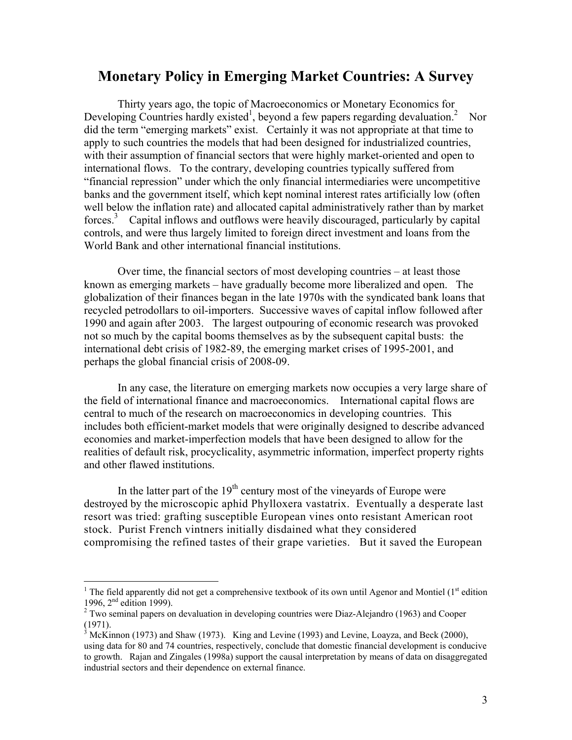# Monetary Policy in Emerging Market Countries: A Survey

Thirty years ago, the topic of Macroeconomics or Monetary Economics for Developing Countries hardly existed[1], beyond a few papers regarding devaluation.[2] Nor did the term "emerging markets" exist. Certainly it was not appropriate at that time to apply to such countries the models that had been designed for industrialized countries, with their assumption of financial sectors that were highly market-oriented and open to international flows. To the contrary, developing countries typically suffered from "financial repression" under which the only financial intermediaries were uncompetitive banks and the government itself, which kept nominal interest rates artificially low (often well below the inflation rate) and allocated capital administratively rather than by market forces.[3] Capital inflows and outflows were heavily discouraged, particularly by capital controls, and were thus largely limited to foreign direct investment and loans from the World Bank and other international financial institutions.

Over time, the financial sectors of most developing countries – at least those known as emerging markets – have gradually become more liberalized and open. The globalization of their finances began in the late 1970s with the syndicated bank loans that recycled petrodollars to oil-importers. Successive waves of capital inflow followed after 1990 and again after 2003. The largest outpouring of economic research was provoked not so much by the capital booms themselves as by the subsequent capital busts: the international debt crisis of 1982-89, the emerging market crises of 1995-2001, and perhaps the global financial crisis of 2008-09.

In any case, the literature on emerging markets now occupies a very large share of the field of international finance and macroeconomics. International capital flows are central to much of the research on macroeconomics in developing countries. This includes both efficient-market models that were originally designed to describe advanced economies and market-imperfection models that have been designed to allow for the realities of default risk, procyclicality, asymmetric information, imperfect property rights and other flawed institutions.

In the latter part of the 19th century most of the vineyards of Europe were destroyed by the microscopic aphid Phylloxera vastatrix. Eventually a desperate last resort was tried: grafting susceptible European vines onto resistant American root stock. Purist French vintners initially disdained what they considered compromising the refined tastes of their grape varieties. But it saved the European

---

[1] The field apparently did not get a comprehensive textbook of its own until Agenor and Montiel (1st edition 1996, 2nd edition 1999).

[2] Two seminal papers on devaluation in developing countries were Diaz-Alejandro (1963) and Cooper (1971).

[3] McKinnon (1973) and Shaw (1973). King and Levine (1993) and Levine, Loayza, and Beck (2000), using data for 80 and 74 countries, respectively, conclude that domestic financial development is conducive to growth. Rajan and Zingales (1998a) support the causal interpretation by means of data on disaggregated industrial sectors and their dependence on external finance.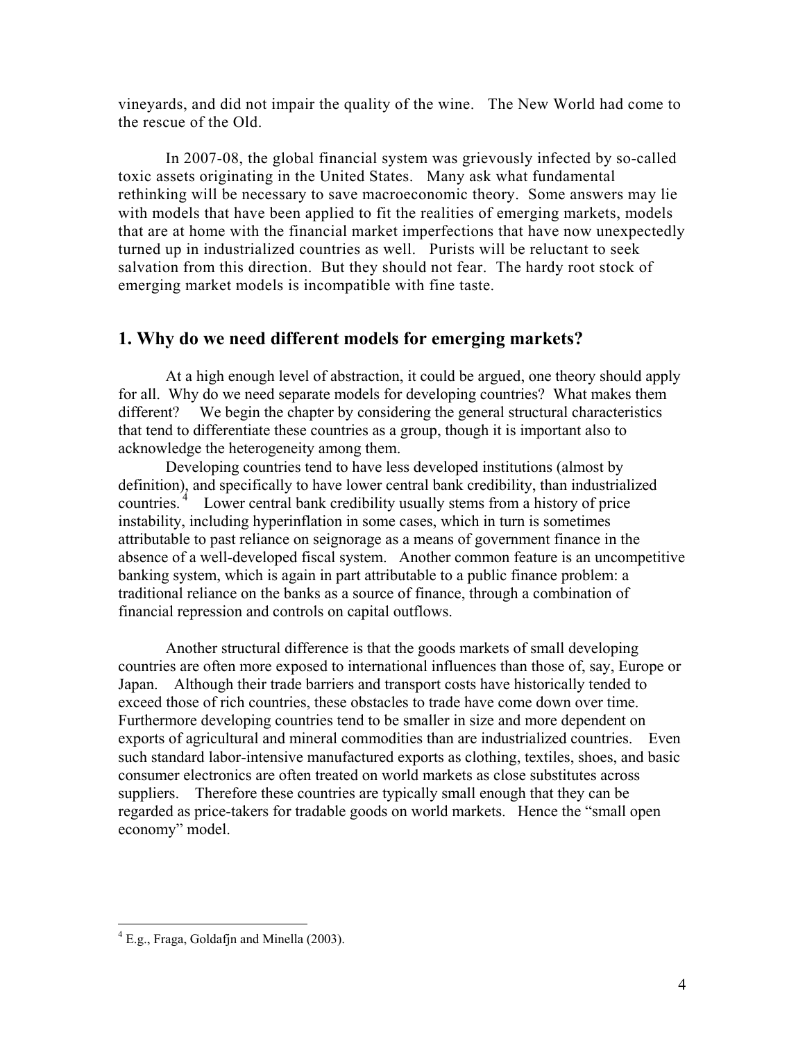vineyards, and did not impair the quality of the wine. The New World had come to the rescue of the Old.

In 2007-08, the global financial system was grievously infected by so-called toxic assets originating in the United States. Many ask what fundamental rethinking will be necessary to save macroeconomic theory. Some answers may lie with models that have been applied to fit the realities of emerging markets, models that are at home with the financial market imperfections that have now unexpectedly turned up in industrialized countries as well. Purists will be reluctant to seek salvation from this direction. But they should not fear. The hardy root stock of emerging market models is incompatible with fine taste.

## 1. Why do we need different models for emerging markets?

At a high enough level of abstraction, it could be argued, one theory should apply for all. Why do we need separate models for developing countries? What makes them different? We begin the chapter by considering the general structural characteristics that tend to differentiate these countries as a group, though it is important also to acknowledge the heterogeneity among them.

Developing countries tend to have less developed institutions (almost by definition), and specifically to have lower central bank credibility, than industrialized countries.[4] Lower central bank credibility usually stems from a history of price instability, including hyperinflation in some cases, which in turn is sometimes attributable to past reliance on seignorage as a means of government finance in the absence of a well-developed fiscal system. Another common feature is an uncompetitive banking system, which is again in part attributable to a public finance problem: a traditional reliance on the banks as a source of finance, through a combination of financial repression and controls on capital outflows.

Another structural difference is that the goods markets of small developing countries are often more exposed to international influences than those of, say, Europe or Japan. Although their trade barriers and transport costs have historically tended to exceed those of rich countries, these obstacles to trade have come down over time. Furthermore developing countries tend to be smaller in size and more dependent on exports of agricultural and mineral commodities than are industrialized countries. Even such standard labor-intensive manufactured exports as clothing, textiles, shoes, and basic consumer electronics are often treated on world markets as close substitutes across suppliers. Therefore these countries are typically small enough that they can be regarded as price-takers for tradable goods on world markets. Hence the "small open economy" model.

[4] E.g., Fraga, Goldafjn and Minella (2003).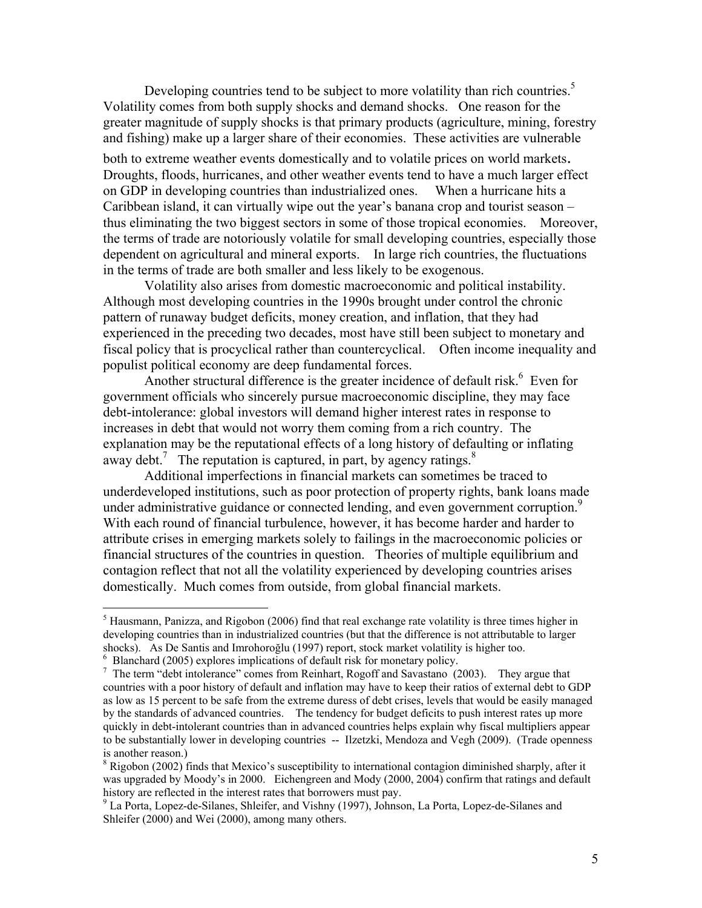Developing countries tend to be subject to more volatility than rich countries.[5] Volatility comes from both supply shocks and demand shocks. One reason for the greater magnitude of supply shocks is that primary products (agriculture, mining, forestry and fishing) make up a larger share of their economies. These activities are vulnerable both to extreme weather events domestically and to volatile prices on world markets. Droughts, floods, hurricanes, and other weather events tend to have a much larger effect on GDP in developing countries than industrialized ones. When a hurricane hits a Caribbean island, it can virtually wipe out the year's banana crop and tourist season – thus eliminating the two biggest sectors in some of those tropical economies. Moreover, the terms of trade are notoriously volatile for small developing countries, especially those dependent on agricultural and mineral exports. In large rich countries, the fluctuations in the terms of trade are both smaller and less likely to be exogenous.

Volatility also arises from domestic macroeconomic and political instability. Although most developing countries in the 1990s brought under control the chronic pattern of runaway budget deficits, money creation, and inflation, that they had experienced in the preceding two decades, most have still been subject to monetary and fiscal policy that is procyclical rather than countercyclical. Often income inequality and populist political economy are deep fundamental forces.

Another structural difference is the greater incidence of default risk.[6] Even for government officials who sincerely pursue macroeconomic discipline, they may face debt-intolerance: global investors will demand higher interest rates in response to increases in debt that would not worry them coming from a rich country. The explanation may be the reputational effects of a long history of defaulting or inflating away debt.[7] The reputation is captured, in part, by agency ratings.[8]

Additional imperfections in financial markets can sometimes be traced to underdeveloped institutions, such as poor protection of property rights, bank loans made under administrative guidance or connected lending, and even government corruption.[9] With each round of financial turbulence, however, it has become harder and harder to attribute crises in emerging markets solely to failings in the macroeconomic policies or financial structures of the countries in question. Theories of multiple equilibrium and contagion reflect that not all the volatility experienced by developing countries arises domestically. Much comes from outside, from global financial markets.

---

[5] Hausmann, Panizza, and Rigobon (2006) find that real exchange rate volatility is three times higher in developing countries than in industrialized countries (but that the difference is not attributable to larger shocks). As De Santis and Imrohoroğlu (1997) report, stock market volatility is higher too.

[6] Blanchard (2005) explores implications of default risk for monetary policy.

[7] The term "debt intolerance" comes from Reinhart, Rogoff and Savastano (2003). They argue that countries with a poor history of default and inflation may have to keep their ratios of external debt to GDP as low as 15 percent to be safe from the extreme duress of debt crises, levels that would be easily managed by the standards of advanced countries. The tendency for budget deficits to push interest rates up more quickly in debt-intolerant countries than in advanced countries helps explain why fiscal multipliers appear to be substantially lower in developing countries -- Ilzetzki, Mendoza and Vegh (2009). (Trade openness is another reason.)

[8] Rigobon (2002) finds that Mexico's susceptibility to international contagion diminished sharply, after it was upgraded by Moody's in 2000. Eichengreen and Mody (2000, 2004) confirm that ratings and default history are reflected in the interest rates that borrowers must pay.

[9] La Porta, Lopez-de-Silanes, Shleifer, and Vishny (1997), Johnson, La Porta, Lopez-de-Silanes and Shleifer (2000) and Wei (2000), among many others.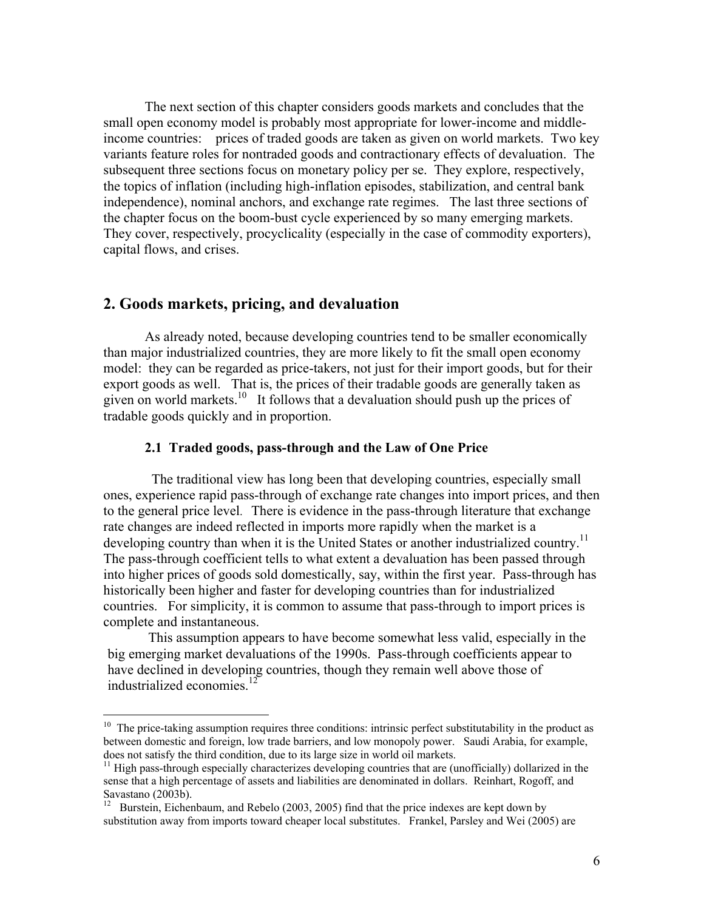The next section of this chapter considers goods markets and concludes that the small open economy model is probably most appropriate for lower-income and middle-income countries: prices of traded goods are taken as given on world markets. Two key variants feature roles for nontraded goods and contractionary effects of devaluation. The subsequent three sections focus on monetary policy per se. They explore, respectively, the topics of inflation (including high-inflation episodes, stabilization, and central bank independence), nominal anchors, and exchange rate regimes. The last three sections of the chapter focus on the boom-bust cycle experienced by so many emerging markets. They cover, respectively, procyclicality (especially in the case of commodity exporters), capital flows, and crises.

## 2. Goods markets, pricing, and devaluation

As already noted, because developing countries tend to be smaller economically than major industrialized countries, they are more likely to fit the small open economy model: they can be regarded as price-takers, not just for their import goods, but for their export goods as well. That is, the prices of their tradable goods are generally taken as given on world markets.[10] It follows that a devaluation should push up the prices of tradable goods quickly and in proportion.

### 2.1 Traded goods, pass-through and the Law of One Price

The traditional view has long been that developing countries, especially small ones, experience rapid pass-through of exchange rate changes into import prices, and then to the general price level. There is evidence in the pass-through literature that exchange rate changes are indeed reflected in imports more rapidly when the market is a developing country than when it is the United States or another industrialized country.[11] The pass-through coefficient tells to what extent a devaluation has been passed through into higher prices of goods sold domestically, say, within the first year. Pass-through has historically been higher and faster for developing countries than for industrialized countries. For simplicity, it is common to assume that pass-through to import prices is complete and instantaneous.

This assumption appears to have become somewhat less valid, especially in the big emerging market devaluations of the 1990s. Pass-through coefficients appear to have declined in developing countries, though they remain well above those of industrialized economies.[12]

[10] The price-taking assumption requires three conditions: intrinsic perfect substitutability in the product as between domestic and foreign, low trade barriers, and low monopoly power. Saudi Arabia, for example, does not satisfy the third condition, due to its large size in world oil markets.

[11] High pass-through especially characterizes developing countries that are (unofficially) dollarized in the sense that a high percentage of assets and liabilities are denominated in dollars. Reinhart, Rogoff, and Savastano (2003b).

[12] Burstein, Eichenbaum, and Rebelo (2003, 2005) find that the price indexes are kept down by substitution away from imports toward cheaper local substitutes. Frankel, Parsley and Wei (2005) are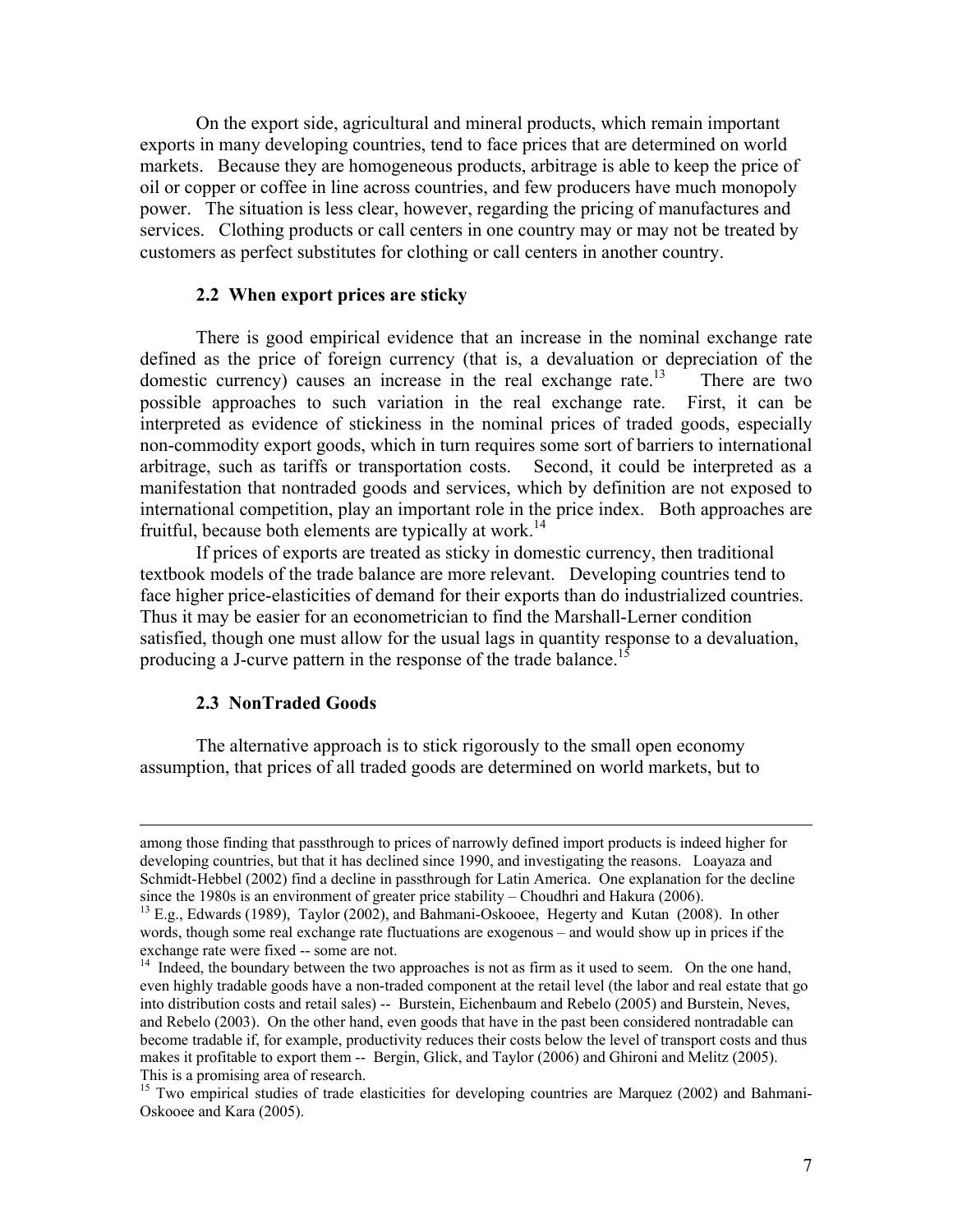On the export side, agricultural and mineral products, which remain important exports in many developing countries, tend to face prices that are determined on world markets. Because they are homogeneous products, arbitrage is able to keep the price of oil or copper or coffee in line across countries, and few producers have much monopoly power. The situation is less clear, however, regarding the pricing of manufactures and services. Clothing products or call centers in one country may or may not be treated by customers as perfect substitutes for clothing or call centers in another country.

### 2.2 When export prices are sticky

There is good empirical evidence that an increase in the nominal exchange rate defined as the price of foreign currency (that is, a devaluation or depreciation of the domestic currency) causes an increase in the real exchange rate.[13] There are two possible approaches to such variation in the real exchange rate. First, it can be interpreted as evidence of stickiness in the nominal prices of traded goods, especially non-commodity export goods, which in turn requires some sort of barriers to international arbitrage, such as tariffs or transportation costs. Second, it could be interpreted as a manifestation that nontraded goods and services, which by definition are not exposed to international competition, play an important role in the price index. Both approaches are fruitful, because both elements are typically at work.[14]

If prices of exports are treated as sticky in domestic currency, then traditional textbook models of the trade balance are more relevant. Developing countries tend to face higher price-elasticities of demand for their exports than do industrialized countries. Thus it may be easier for an econometrician to find the Marshall-Lerner condition satisfied, though one must allow for the usual lags in quantity response to a devaluation, producing a J-curve pattern in the response of the trade balance.[15]

### 2.3 NonTraded Goods

The alternative approach is to stick rigorously to the small open economy assumption, that prices of all traded goods are determined on world markets, but to

---

among those finding that passthrough to prices of narrowly defined import products is indeed higher for developing countries, but that it has declined since 1990, and investigating the reasons. Loayaza and Schmidt-Hebbel (2002) find a decline in passthrough for Latin America. One explanation for the decline since the 1980s is an environment of greater price stability – Choudhri and Hakura (2006).

[13] E.g., Edwards (1989), Taylor (2002), and Bahmani-Oskooee, Hegerty and Kutan (2008). In other words, though some real exchange rate fluctuations are exogenous – and would show up in prices if the exchange rate were fixed -- some are not.

[14] Indeed, the boundary between the two approaches is not as firm as it used to seem. On the one hand, even highly tradable goods have a non-traded component at the retail level (the labor and real estate that go into distribution costs and retail sales) -- Burstein, Eichenbaum and Rebelo (2005) and Burstein, Neves, and Rebelo (2003). On the other hand, even goods that have in the past been considered nontradable can become tradable if, for example, productivity reduces their costs below the level of transport costs and thus makes it profitable to export them -- Bergin, Glick, and Taylor (2006) and Ghironi and Melitz (2005). This is a promising area of research.

[15] Two empirical studies of trade elasticities for developing countries are Marquez (2002) and Bahmani-Oskooee and Kara (2005).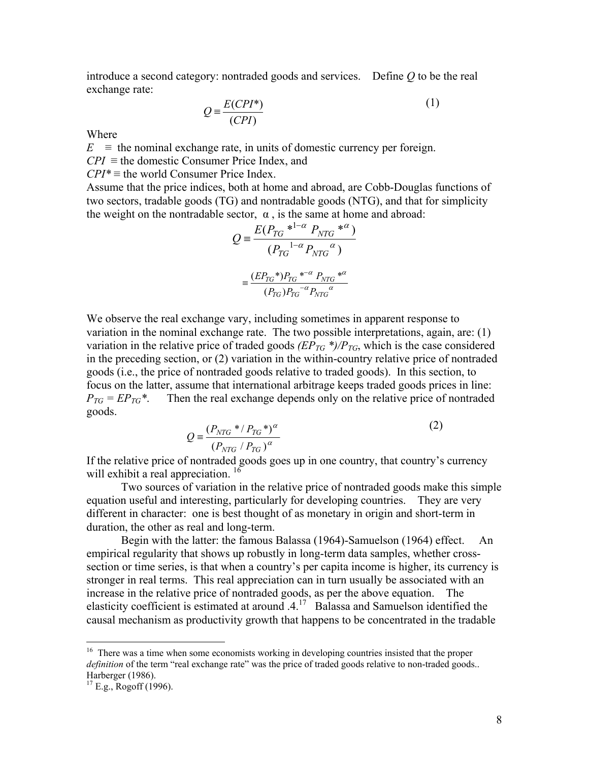introduce a second category: nontraded goods and services.  Define $Q$ to be the real exchange rate:

$$Q \equiv \frac{E(CPI^*)}{(CPI)} \tag{1}$$

Where

$E$ ≡ the nominal exchange rate, in units of domestic currency per foreign.
$CPI$ ≡ the domestic Consumer Price Index, and
$CPI^*$ ≡ the world Consumer Price Index.

Assume that the price indices, both at home and abroad, are Cobb-Douglas functions of two sectors, tradable goods (TG) and nontradable goods (NTG), and that for simplicity the weight on the nontradable sector, α , is the same at home and abroad:

$$Q \equiv \frac{E(P_{TG}{*}^{1-\alpha}\ P_{NTG}{*}^{\alpha})}{(P_{TG}{}^{1-\alpha} P_{NTG}{}^{\alpha})}$$

$$\equiv \frac{(EP_{TG}{*})P_{TG}{*}^{-\alpha}\ P_{NTG}{*}^{\alpha}}{(P_{TG})P_{TG}{}^{-\alpha} P_{NTG}{}^{\alpha}}$$

We observe the real exchange vary, including sometimes in apparent response to variation in the nominal exchange rate. The two possible interpretations, again, are: (1) variation in the relative price of traded goods *$(EP_{TG}{*})/P_{TG}$*, which is the case considered in the preceding section, or (2) variation in the within-country relative price of nontraded goods (i.e., the price of nontraded goods relative to traded goods). In this section, to focus on the latter, assume that international arbitrage keeps traded goods prices in line: $P_{TG} = EP_{TG}{*}$.  Then the real exchange depends only on the relative price of nontraded goods.

$$Q \equiv \frac{(P_{NTG}{*} / P_{TG}{*})^{\alpha}}{(P_{NTG} / P_{TG})^{\alpha}} \tag{2}$$

If the relative price of nontraded goods goes up in one country, that country's currency will exhibit a real appreciation. [16]

Two sources of variation in the relative price of nontraded goods make this simple equation useful and interesting, particularly for developing countries.  They are very different in character: one is best thought of as monetary in origin and short-term in duration, the other as real and long-term.

Begin with the latter: the famous Balassa (1964)-Samuelson (1964) effect.  An empirical regularity that shows up robustly in long-term data samples, whether cross-section or time series, is that when a country's per capita income is higher, its currency is stronger in real terms. This real appreciation can in turn usually be associated with an increase in the relative price of nontraded goods, as per the above equation.  The elasticity coefficient is estimated at around .4.[17]  Balassa and Samuelson identified the causal mechanism as productivity growth that happens to be concentrated in the tradable

---

[16] There was a time when some economists working in developing countries insisted that the proper *definition* of the term "real exchange rate" was the price of traded goods relative to non-traded goods.. Harberger (1986).

[17] E.g., Rogoff (1996).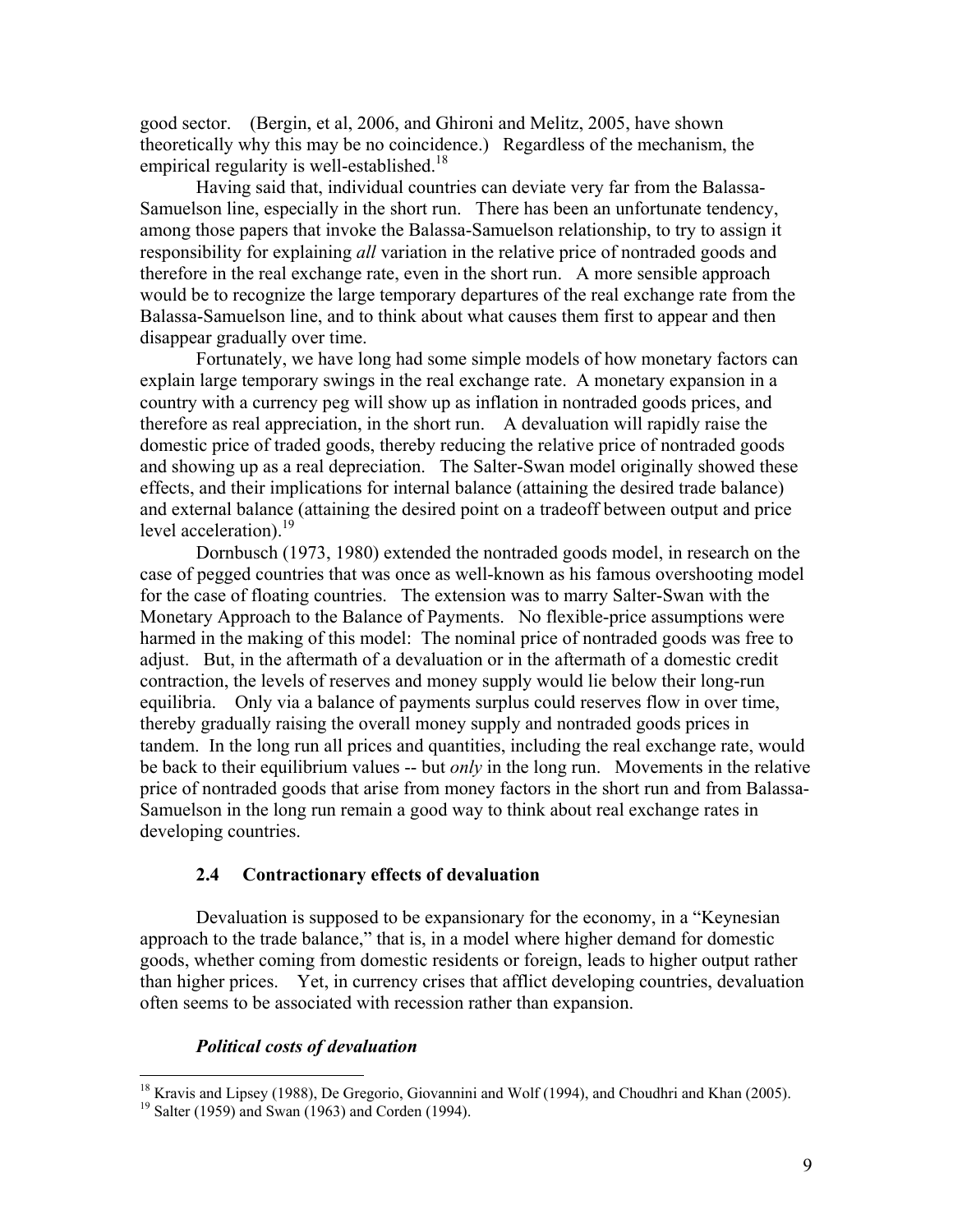good sector. (Bergin, et al, 2006, and Ghironi and Melitz, 2005, have shown theoretically why this may be no coincidence.) Regardless of the mechanism, the empirical regularity is well-established.[18]

Having said that, individual countries can deviate very far from the Balassa-Samuelson line, especially in the short run. There has been an unfortunate tendency, among those papers that invoke the Balassa-Samuelson relationship, to try to assign it responsibility for explaining *all* variation in the relative price of nontraded goods and therefore in the real exchange rate, even in the short run. A more sensible approach would be to recognize the large temporary departures of the real exchange rate from the Balassa-Samuelson line, and to think about what causes them first to appear and then disappear gradually over time.

Fortunately, we have long had some simple models of how monetary factors can explain large temporary swings in the real exchange rate. A monetary expansion in a country with a currency peg will show up as inflation in nontraded goods prices, and therefore as real appreciation, in the short run. A devaluation will rapidly raise the domestic price of traded goods, thereby reducing the relative price of nontraded goods and showing up as a real depreciation. The Salter-Swan model originally showed these effects, and their implications for internal balance (attaining the desired trade balance) and external balance (attaining the desired point on a tradeoff between output and price level acceleration).[19]

Dornbusch (1973, 1980) extended the nontraded goods model, in research on the case of pegged countries that was once as well-known as his famous overshooting model for the case of floating countries. The extension was to marry Salter-Swan with the Monetary Approach to the Balance of Payments. No flexible-price assumptions were harmed in the making of this model: The nominal price of nontraded goods was free to adjust. But, in the aftermath of a devaluation or in the aftermath of a domestic credit contraction, the levels of reserves and money supply would lie below their long-run equilibria. Only via a balance of payments surplus could reserves flow in over time, thereby gradually raising the overall money supply and nontraded goods prices in tandem. In the long run all prices and quantities, including the real exchange rate, would be back to their equilibrium values -- but *only* in the long run. Movements in the relative price of nontraded goods that arise from money factors in the short run and from Balassa-Samuelson in the long run remain a good way to think about real exchange rates in developing countries.

### 2.4 Contractionary effects of devaluation

Devaluation is supposed to be expansionary for the economy, in a "Keynesian approach to the trade balance," that is, in a model where higher demand for domestic goods, whether coming from domestic residents or foreign, leads to higher output rather than higher prices. Yet, in currency crises that afflict developing countries, devaluation often seems to be associated with recession rather than expansion.

#### ***Political costs of devaluation***

---

[18] Kravis and Lipsey (1988), De Gregorio, Giovannini and Wolf (1994), and Choudhri and Khan (2005).

[19] Salter (1959) and Swan (1963) and Corden (1994).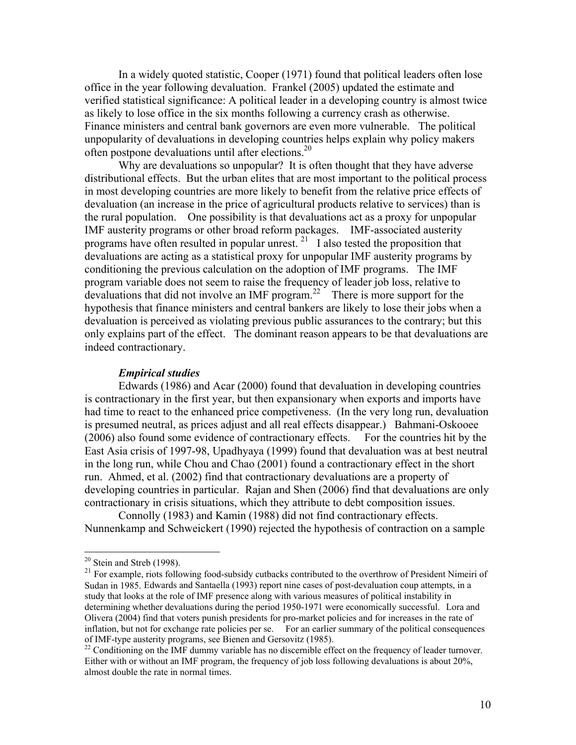In a widely quoted statistic, Cooper (1971) found that political leaders often lose office in the year following devaluation. Frankel (2005) updated the estimate and verified statistical significance: A political leader in a developing country is almost twice as likely to lose office in the six months following a currency crash as otherwise. Finance ministers and central bank governors are even more vulnerable. The political unpopularity of devaluations in developing countries helps explain why policy makers often postpone devaluations until after elections.[20]

Why are devaluations so unpopular? It is often thought that they have adverse distributional effects. But the urban elites that are most important to the political process in most developing countries are more likely to benefit from the relative price effects of devaluation (an increase in the price of agricultural products relative to services) than is the rural population. One possibility is that devaluations act as a proxy for unpopular IMF austerity programs or other broad reform packages. IMF-associated austerity programs have often resulted in popular unrest.[21] I also tested the proposition that devaluations are acting as a statistical proxy for unpopular IMF austerity programs by conditioning the previous calculation on the adoption of IMF programs. The IMF program variable does not seem to raise the frequency of leader job loss, relative to devaluations that did not involve an IMF program.[22] There is more support for the hypothesis that finance ministers and central bankers are likely to lose their jobs when a devaluation is perceived as violating previous public assurances to the contrary; but this only explains part of the effect. The dominant reason appears to be that devaluations are indeed contractionary.

***Empirical studies***

Edwards (1986) and Acar (2000) found that devaluation in developing countries is contractionary in the first year, but then expansionary when exports and imports have had time to react to the enhanced price competiveness. (In the very long run, devaluation is presumed neutral, as prices adjust and all real effects disappear.) Bahmani-Oskooee (2006) also found some evidence of contractionary effects. For the countries hit by the East Asia crisis of 1997-98, Upadhyaya (1999) found that devaluation was at best neutral in the long run, while Chou and Chao (2001) found a contractionary effect in the short run. Ahmed, et al. (2002) find that contractionary devaluations are a property of developing countries in particular. Rajan and Shen (2006) find that devaluations are only contractionary in crisis situations, which they attribute to debt composition issues.

Connolly (1983) and Kamin (1988) did not find contractionary effects. Nunnenkamp and Schweickert (1990) rejected the hypothesis of contraction on a sample

---

[20] Stein and Streb (1998).

[21] For example, riots following food-subsidy cutbacks contributed to the overthrow of President Nimeiri of Sudan in 1985. Edwards and Santaella (1993) report nine cases of post-devaluation coup attempts, in a study that looks at the role of IMF presence along with various measures of political instability in determining whether devaluations during the period 1950-1971 were economically successful. Lora and Olivera (2004) find that voters punish presidents for pro-market policies and for increases in the rate of inflation, but not for exchange rate policies per se. For an earlier summary of the political consequences of IMF-type austerity programs, see Bienen and Gersovitz (1985).

[22] Conditioning on the IMF dummy variable has no discernible effect on the frequency of leader turnover. Either with or without an IMF program, the frequency of job loss following devaluations is about 20%, almost double the rate in normal times.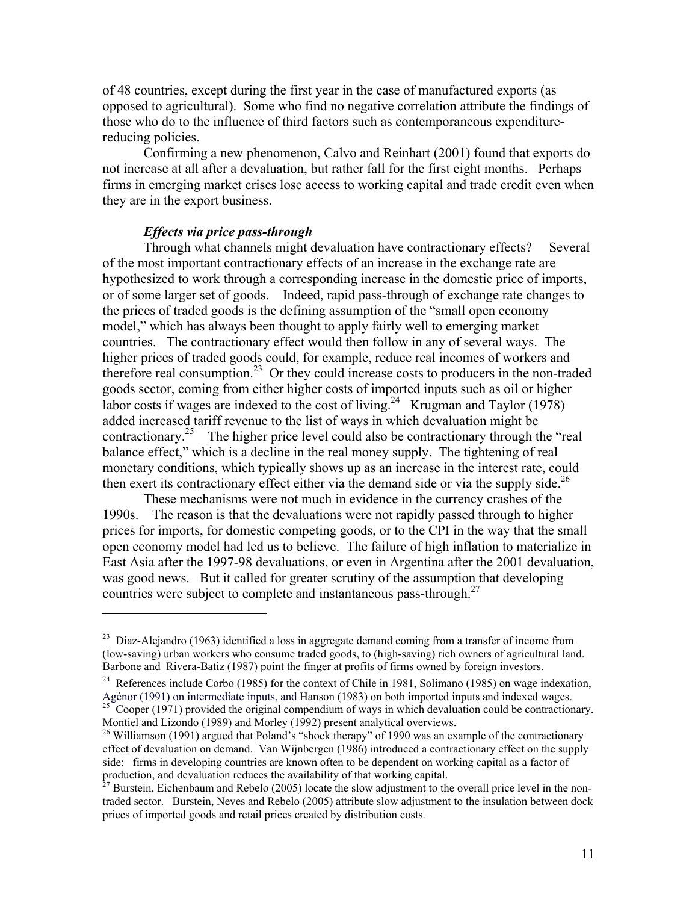of 48 countries, except during the first year in the case of manufactured exports (as opposed to agricultural). Some who find no negative correlation attribute the findings of those who do to the influence of third factors such as contemporaneous expenditure-reducing policies.

Confirming a new phenomenon, Calvo and Reinhart (2001) found that exports do not increase at all after a devaluation, but rather fall for the first eight months. Perhaps firms in emerging market crises lose access to working capital and trade credit even when they are in the export business.

### *Effects via price pass-through*

Through what channels might devaluation have contractionary effects? Several of the most important contractionary effects of an increase in the exchange rate are hypothesized to work through a corresponding increase in the domestic price of imports, or of some larger set of goods. Indeed, rapid pass-through of exchange rate changes to the prices of traded goods is the defining assumption of the "small open economy model," which has always been thought to apply fairly well to emerging market countries. The contractionary effect would then follow in any of several ways. The higher prices of traded goods could, for example, reduce real incomes of workers and therefore real consumption.[23] Or they could increase costs to producers in the non-traded goods sector, coming from either higher costs of imported inputs such as oil or higher labor costs if wages are indexed to the cost of living.[24] Krugman and Taylor (1978) added increased tariff revenue to the list of ways in which devaluation might be contractionary.[25] The higher price level could also be contractionary through the "real balance effect," which is a decline in the real money supply. The tightening of real monetary conditions, which typically shows up as an increase in the interest rate, could then exert its contractionary effect either via the demand side or via the supply side.[26]

These mechanisms were not much in evidence in the currency crashes of the 1990s. The reason is that the devaluations were not rapidly passed through to higher prices for imports, for domestic competing goods, or to the CPI in the way that the small open economy model had led us to believe. The failure of high inflation to materialize in East Asia after the 1997-98 devaluations, or even in Argentina after the 2001 devaluation, was good news. But it called for greater scrutiny of the assumption that developing countries were subject to complete and instantaneous pass-through.[27]

---

[23] Diaz-Alejandro (1963) identified a loss in aggregate demand coming from a transfer of income from (low-saving) urban workers who consume traded goods, to (high-saving) rich owners of agricultural land. Barbone and Rivera-Batiz (1987) point the finger at profits of firms owned by foreign investors.

[24] References include Corbo (1985) for the context of Chile in 1981, Solimano (1985) on wage indexation, Agénor (1991) on intermediate inputs, and Hanson (1983) on both imported inputs and indexed wages.

[25] Cooper (1971) provided the original compendium of ways in which devaluation could be contractionary. Montiel and Lizondo (1989) and Morley (1992) present analytical overviews.

[26] Williamson (1991) argued that Poland's "shock therapy" of 1990 was an example of the contractionary effect of devaluation on demand. Van Wijnbergen (1986) introduced a contractionary effect on the supply side: firms in developing countries are known often to be dependent on working capital as a factor of production, and devaluation reduces the availability of that working capital.

[27] Burstein, Eichenbaum and Rebelo (2005) locate the slow adjustment to the overall price level in the non-traded sector. Burstein, Neves and Rebelo (2005) attribute slow adjustment to the insulation between dock prices of imported goods and retail prices created by distribution costs.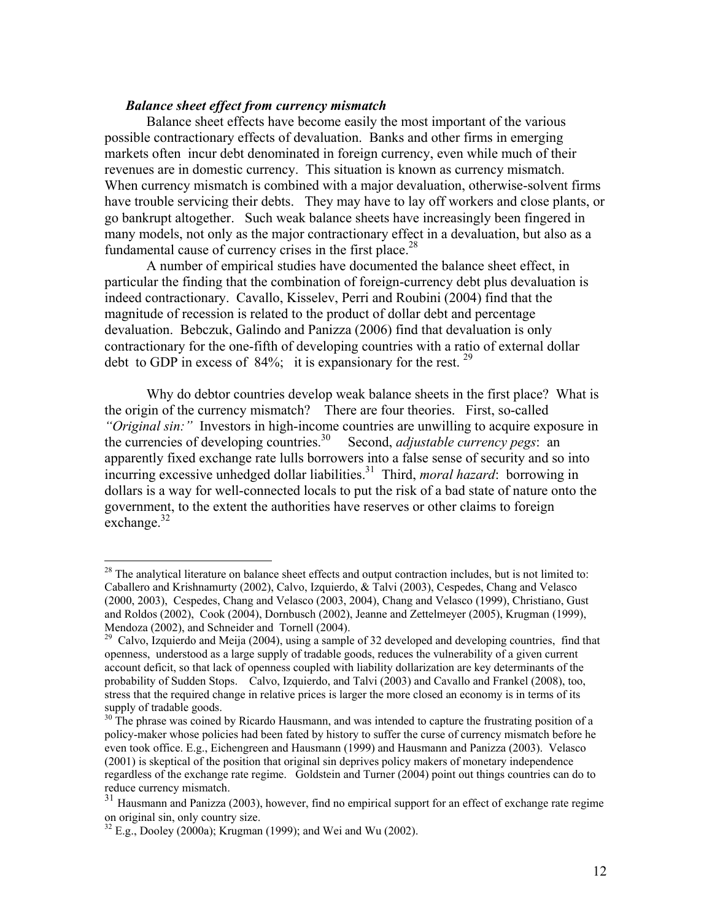***Balance sheet effect from currency mismatch***

Balance sheet effects have become easily the most important of the various possible contractionary effects of devaluation. Banks and other firms in emerging markets often incur debt denominated in foreign currency, even while much of their revenues are in domestic currency. This situation is known as currency mismatch. When currency mismatch is combined with a major devaluation, otherwise-solvent firms have trouble servicing their debts. They may have to lay off workers and close plants, or go bankrupt altogether. Such weak balance sheets have increasingly been fingered in many models, not only as the major contractionary effect in a devaluation, but also as a fundamental cause of currency crises in the first place.[28]

A number of empirical studies have documented the balance sheet effect, in particular the finding that the combination of foreign-currency debt plus devaluation is indeed contractionary. Cavallo, Kisselev, Perri and Roubini (2004) find that the magnitude of recession is related to the product of dollar debt and percentage devaluation. Bebczuk, Galindo and Panizza (2006) find that devaluation is only contractionary for the one-fifth of developing countries with a ratio of external dollar debt to GDP in excess of 84%; it is expansionary for the rest.[29]

Why do debtor countries develop weak balance sheets in the first place? What is the origin of the currency mismatch? There are four theories. First, so-called *"Original sin:"* Investors in high-income countries are unwilling to acquire exposure in the currencies of developing countries.[30] Second, *adjustable currency pegs*: an apparently fixed exchange rate lulls borrowers into a false sense of security and so into incurring excessive unhedged dollar liabilities.[31] Third, *moral hazard*: borrowing in dollars is a way for well-connected locals to put the risk of a bad state of nature onto the government, to the extent the authorities have reserves or other claims to foreign exchange.[32]

---

[28] The analytical literature on balance sheet effects and output contraction includes, but is not limited to: Caballero and Krishnamurty (2002), Calvo, Izquierdo, & Talvi (2003), Cespedes, Chang and Velasco (2000, 2003), Cespedes, Chang and Velasco (2003, 2004), Chang and Velasco (1999), Christiano, Gust and Roldos (2002), Cook (2004), Dornbusch (2002), Jeanne and Zettelmeyer (2005), Krugman (1999), Mendoza (2002), and Schneider and Tornell (2004).

[29] Calvo, Izquierdo and Meija (2004), using a sample of 32 developed and developing countries, find that openness, understood as a large supply of tradable goods, reduces the vulnerability of a given current account deficit, so that lack of openness coupled with liability dollarization are key determinants of the probability of Sudden Stops. Calvo, Izquierdo, and Talvi (2003) and Cavallo and Frankel (2008), too, stress that the required change in relative prices is larger the more closed an economy is in terms of its supply of tradable goods.

[30] The phrase was coined by Ricardo Hausmann, and was intended to capture the frustrating position of a policy-maker whose policies had been fated by history to suffer the curse of currency mismatch before he even took office. E.g., Eichengreen and Hausmann (1999) and Hausmann and Panizza (2003). Velasco (2001) is skeptical of the position that original sin deprives policy makers of monetary independence regardless of the exchange rate regime. Goldstein and Turner (2004) point out things countries can do to reduce currency mismatch.

[31] Hausmann and Panizza (2003), however, find no empirical support for an effect of exchange rate regime on original sin, only country size.

[32] E.g., Dooley (2000a); Krugman (1999); and Wei and Wu (2002).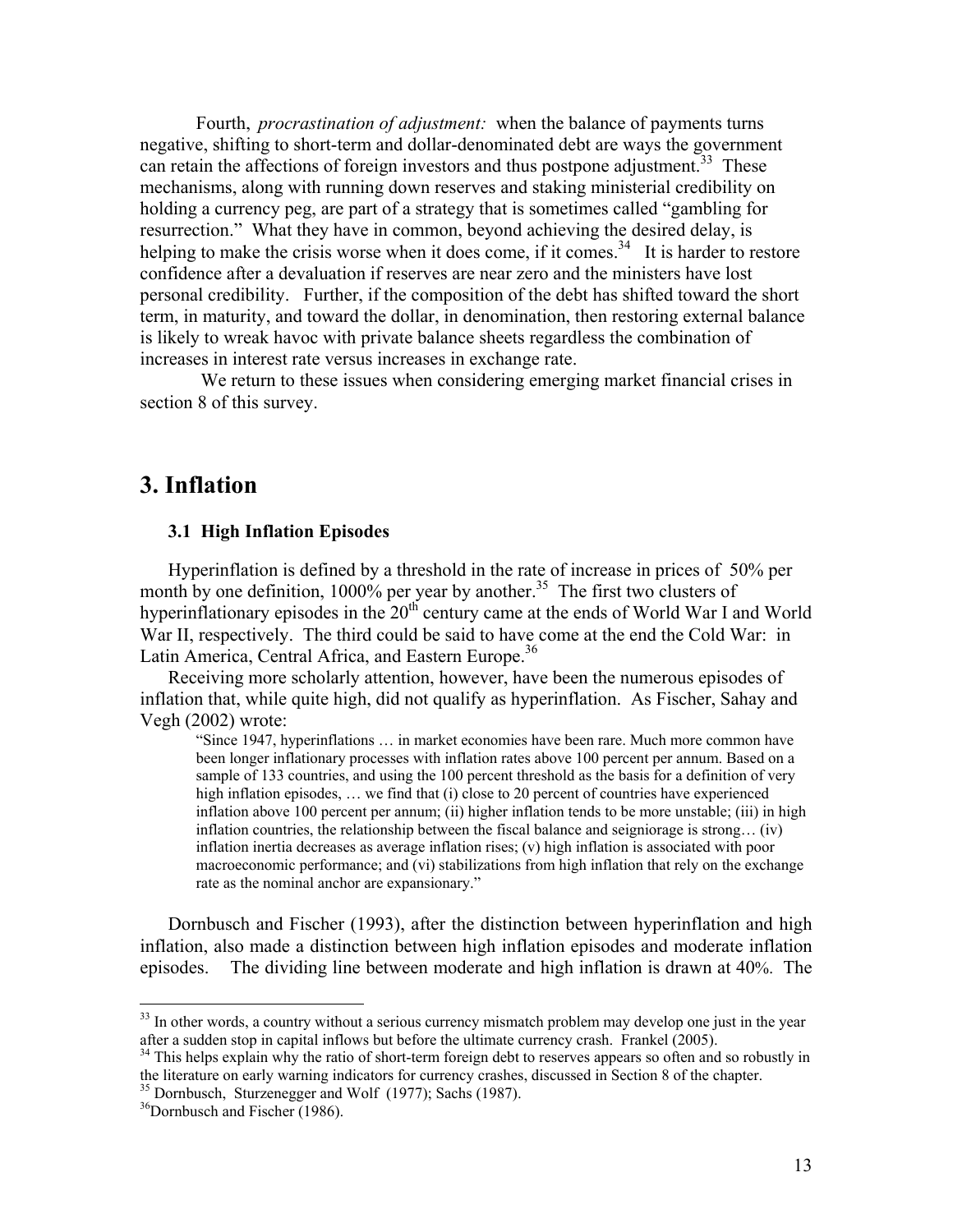Fourth, *procrastination of adjustment:* when the balance of payments turns negative, shifting to short-term and dollar-denominated debt are ways the government can retain the affections of foreign investors and thus postpone adjustment.[33] These mechanisms, along with running down reserves and staking ministerial credibility on holding a currency peg, are part of a strategy that is sometimes called "gambling for resurrection." What they have in common, beyond achieving the desired delay, is helping to make the crisis worse when it does come, if it comes.[34] It is harder to restore confidence after a devaluation if reserves are near zero and the ministers have lost personal credibility. Further, if the composition of the debt has shifted toward the short term, in maturity, and toward the dollar, in denomination, then restoring external balance is likely to wreak havoc with private balance sheets regardless the combination of increases in interest rate versus increases in exchange rate.

We return to these issues when considering emerging market financial crises in section 8 of this survey.

## 3. Inflation

### 3.1 High Inflation Episodes

Hyperinflation is defined by a threshold in the rate of increase in prices of 50% per month by one definition, 1000% per year by another.[35] The first two clusters of hyperinflationary episodes in the 20th century came at the ends of World War I and World War II, respectively. The third could be said to have come at the end the Cold War: in Latin America, Central Africa, and Eastern Europe.[36]

Receiving more scholarly attention, however, have been the numerous episodes of inflation that, while quite high, did not qualify as hyperinflation. As Fischer, Sahay and Vegh (2002) wrote:

> "Since 1947, hyperinflations … in market economies have been rare. Much more common have been longer inflationary processes with inflation rates above 100 percent per annum. Based on a sample of 133 countries, and using the 100 percent threshold as the basis for a definition of very high inflation episodes, … we find that (i) close to 20 percent of countries have experienced inflation above 100 percent per annum; (ii) higher inflation tends to be more unstable; (iii) in high inflation countries, the relationship between the fiscal balance and seigniorage is strong… (iv) inflation inertia decreases as average inflation rises; (v) high inflation is associated with poor macroeconomic performance; and (vi) stabilizations from high inflation that rely on the exchange rate as the nominal anchor are expansionary."

Dornbusch and Fischer (1993), after the distinction between hyperinflation and high inflation, also made a distinction between high inflation episodes and moderate inflation episodes. The dividing line between moderate and high inflation is drawn at 40%. The

---

[33] In other words, a country without a serious currency mismatch problem may develop one just in the year after a sudden stop in capital inflows but before the ultimate currency crash. Frankel (2005).

[34] This helps explain why the ratio of short-term foreign debt to reserves appears so often and so robustly in the literature on early warning indicators for currency crashes, discussed in Section 8 of the chapter.

[35] Dornbusch, Sturzenegger and Wolf (1977); Sachs (1987).

[36] Dornbusch and Fischer (1986).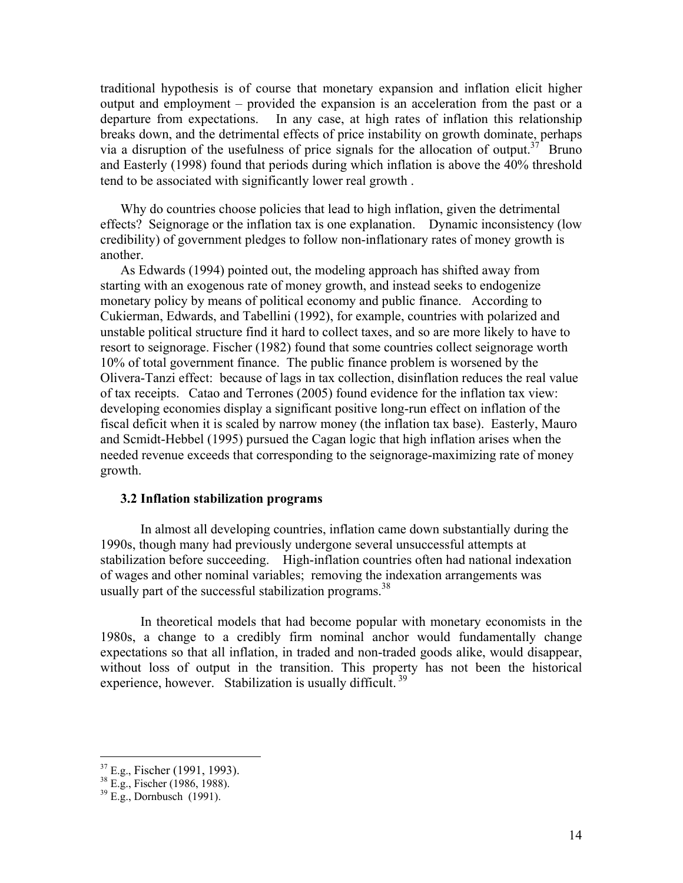traditional hypothesis is of course that monetary expansion and inflation elicit higher output and employment – provided the expansion is an acceleration from the past or a departure from expectations. In any case, at high rates of inflation this relationship breaks down, and the detrimental effects of price instability on growth dominate, perhaps via a disruption of the usefulness of price signals for the allocation of output.[37] Bruno and Easterly (1998) found that periods during which inflation is above the 40% threshold tend to be associated with significantly lower real growth .

Why do countries choose policies that lead to high inflation, given the detrimental effects? Seignorage or the inflation tax is one explanation. Dynamic inconsistency (low credibility) of government pledges to follow non-inflationary rates of money growth is another.

As Edwards (1994) pointed out, the modeling approach has shifted away from starting with an exogenous rate of money growth, and instead seeks to endogenize monetary policy by means of political economy and public finance. According to Cukierman, Edwards, and Tabellini (1992), for example, countries with polarized and unstable political structure find it hard to collect taxes, and so are more likely to have to resort to seignorage. Fischer (1982) found that some countries collect seignorage worth 10% of total government finance. The public finance problem is worsened by the Olivera-Tanzi effect: because of lags in tax collection, disinflation reduces the real value of tax receipts. Catao and Terrones (2005) found evidence for the inflation tax view: developing economies display a significant positive long-run effect on inflation of the fiscal deficit when it is scaled by narrow money (the inflation tax base). Easterly, Mauro and Scmidt-Hebbel (1995) pursued the Cagan logic that high inflation arises when the needed revenue exceeds that corresponding to the seignorage-maximizing rate of money growth.

### 3.2 Inflation stabilization programs

In almost all developing countries, inflation came down substantially during the 1990s, though many had previously undergone several unsuccessful attempts at stabilization before succeeding. High-inflation countries often had national indexation of wages and other nominal variables; removing the indexation arrangements was usually part of the successful stabilization programs.[38]

In theoretical models that had become popular with monetary economists in the 1980s, a change to a credibly firm nominal anchor would fundamentally change expectations so that all inflation, in traded and non-traded goods alike, would disappear, without loss of output in the transition. This property has not been the historical experience, however. Stabilization is usually difficult.[39]

---

[37] E.g., Fischer (1991, 1993).

[38] E.g., Fischer (1986, 1988).

[39] E.g., Dornbusch (1991).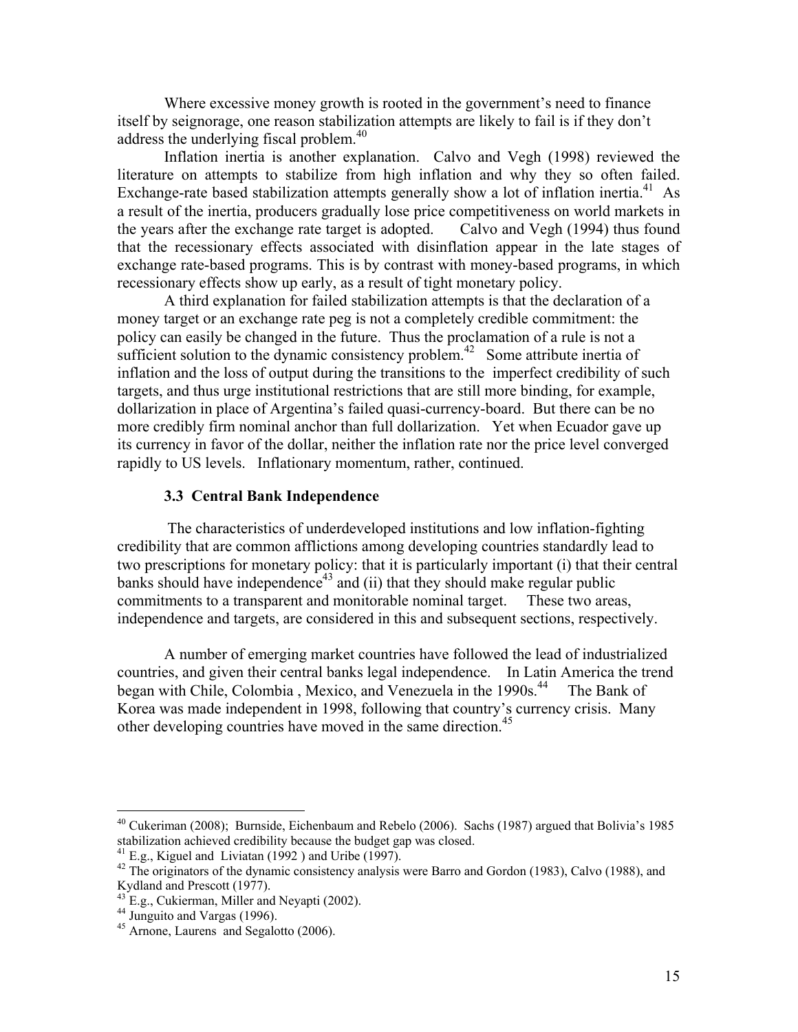Where excessive money growth is rooted in the government's need to finance itself by seignorage, one reason stabilization attempts are likely to fail is if they don't address the underlying fiscal problem.[40]

Inflation inertia is another explanation. Calvo and Vegh (1998) reviewed the literature on attempts to stabilize from high inflation and why they so often failed. Exchange-rate based stabilization attempts generally show a lot of inflation inertia.[41] As a result of the inertia, producers gradually lose price competitiveness on world markets in the years after the exchange rate target is adopted. Calvo and Vegh (1994) thus found that the recessionary effects associated with disinflation appear in the late stages of exchange rate-based programs. This is by contrast with money-based programs, in which recessionary effects show up early, as a result of tight monetary policy.

A third explanation for failed stabilization attempts is that the declaration of a money target or an exchange rate peg is not a completely credible commitment: the policy can easily be changed in the future. Thus the proclamation of a rule is not a sufficient solution to the dynamic consistency problem.[42] Some attribute inertia of inflation and the loss of output during the transitions to the imperfect credibility of such targets, and thus urge institutional restrictions that are still more binding, for example, dollarization in place of Argentina's failed quasi-currency-board. But there can be no more credibly firm nominal anchor than full dollarization. Yet when Ecuador gave up its currency in favor of the dollar, neither the inflation rate nor the price level converged rapidly to US levels. Inflationary momentum, rather, continued.

### 3.3 Central Bank Independence

The characteristics of underdeveloped institutions and low inflation-fighting credibility that are common afflictions among developing countries standardly lead to two prescriptions for monetary policy: that it is particularly important (i) that their central banks should have independence[43] and (ii) that they should make regular public commitments to a transparent and monitorable nominal target. These two areas, independence and targets, are considered in this and subsequent sections, respectively.

A number of emerging market countries have followed the lead of industrialized countries, and given their central banks legal independence. In Latin America the trend began with Chile, Colombia , Mexico, and Venezuela in the 1990s.[44] The Bank of Korea was made independent in 1998, following that country's currency crisis. Many other developing countries have moved in the same direction.[45]

---

[40] Cukeriman (2008); Burnside, Eichenbaum and Rebelo (2006). Sachs (1987) argued that Bolivia's 1985 stabilization achieved credibility because the budget gap was closed.

[41] E.g., Kiguel and Liviatan (1992 ) and Uribe (1997).

[42] The originators of the dynamic consistency analysis were Barro and Gordon (1983), Calvo (1988), and Kydland and Prescott (1977).

[43] E.g., Cukierman, Miller and Neyapti (2002).

[44] Junguito and Vargas (1996).

[45] Arnone, Laurens and Segalotto (2006).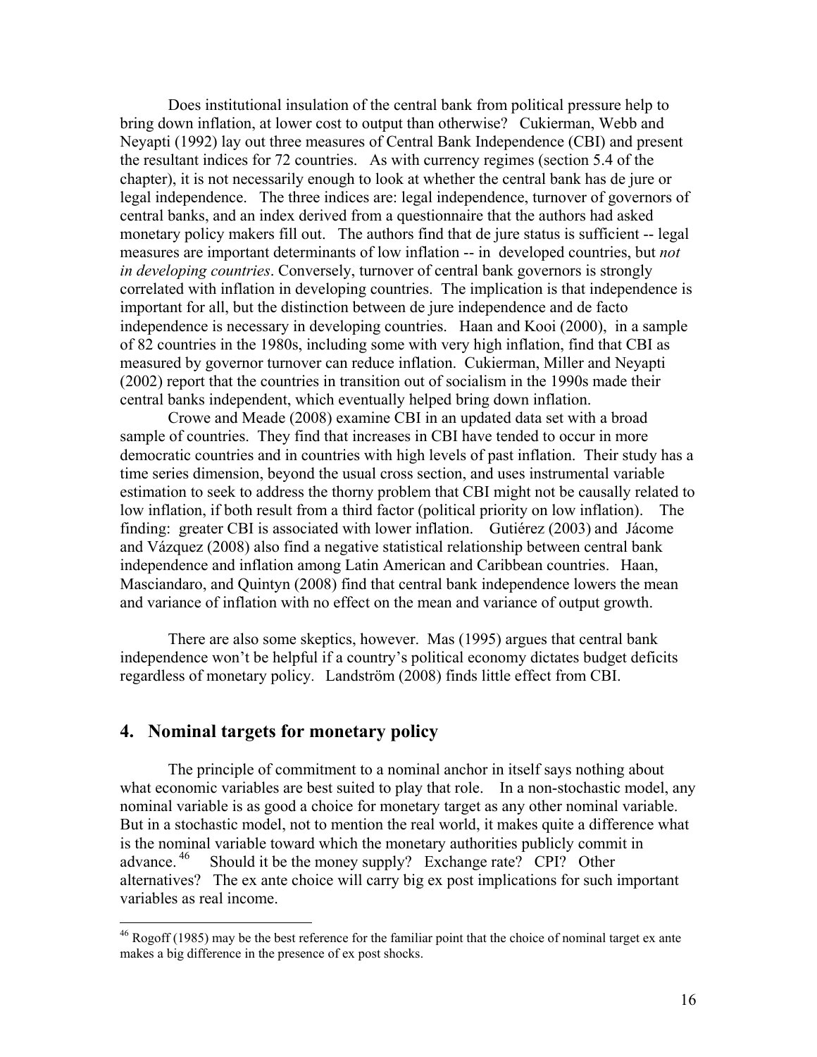Does institutional insulation of the central bank from political pressure help to bring down inflation, at lower cost to output than otherwise? Cukierman, Webb and Neyapti (1992) lay out three measures of Central Bank Independence (CBI) and present the resultant indices for 72 countries. As with currency regimes (section 5.4 of the chapter), it is not necessarily enough to look at whether the central bank has de jure or legal independence. The three indices are: legal independence, turnover of governors of central banks, and an index derived from a questionnaire that the authors had asked monetary policy makers fill out. The authors find that de jure status is sufficient -- legal measures are important determinants of low inflation -- in developed countries, but *not in developing countries*. Conversely, turnover of central bank governors is strongly correlated with inflation in developing countries. The implication is that independence is important for all, but the distinction between de jure independence and de facto independence is necessary in developing countries. Haan and Kooi (2000), in a sample of 82 countries in the 1980s, including some with very high inflation, find that CBI as measured by governor turnover can reduce inflation. Cukierman, Miller and Neyapti (2002) report that the countries in transition out of socialism in the 1990s made their central banks independent, which eventually helped bring down inflation.

Crowe and Meade (2008) examine CBI in an updated data set with a broad sample of countries. They find that increases in CBI have tended to occur in more democratic countries and in countries with high levels of past inflation. Their study has a time series dimension, beyond the usual cross section, and uses instrumental variable estimation to seek to address the thorny problem that CBI might not be causally related to low inflation, if both result from a third factor (political priority on low inflation). The finding: greater CBI is associated with lower inflation. Gutiérez (2003) and Jácome and Vázquez (2008) also find a negative statistical relationship between central bank independence and inflation among Latin American and Caribbean countries. Haan, Masciandaro, and Quintyn (2008) find that central bank independence lowers the mean and variance of inflation with no effect on the mean and variance of output growth.

There are also some skeptics, however. Mas (1995) argues that central bank independence won't be helpful if a country's political economy dictates budget deficits regardless of monetary policy. Landström (2008) finds little effect from CBI.

## 4. Nominal targets for monetary policy

The principle of commitment to a nominal anchor in itself says nothing about what economic variables are best suited to play that role. In a non-stochastic model, any nominal variable is as good a choice for monetary target as any other nominal variable. But in a stochastic model, not to mention the real world, it makes quite a difference what is the nominal variable toward which the monetary authorities publicly commit in advance.[46] Should it be the money supply? Exchange rate? CPI? Other alternatives? The ex ante choice will carry big ex post implications for such important variables as real income.

[46] Rogoff (1985) may be the best reference for the familiar point that the choice of nominal target ex ante makes a big difference in the presence of ex post shocks.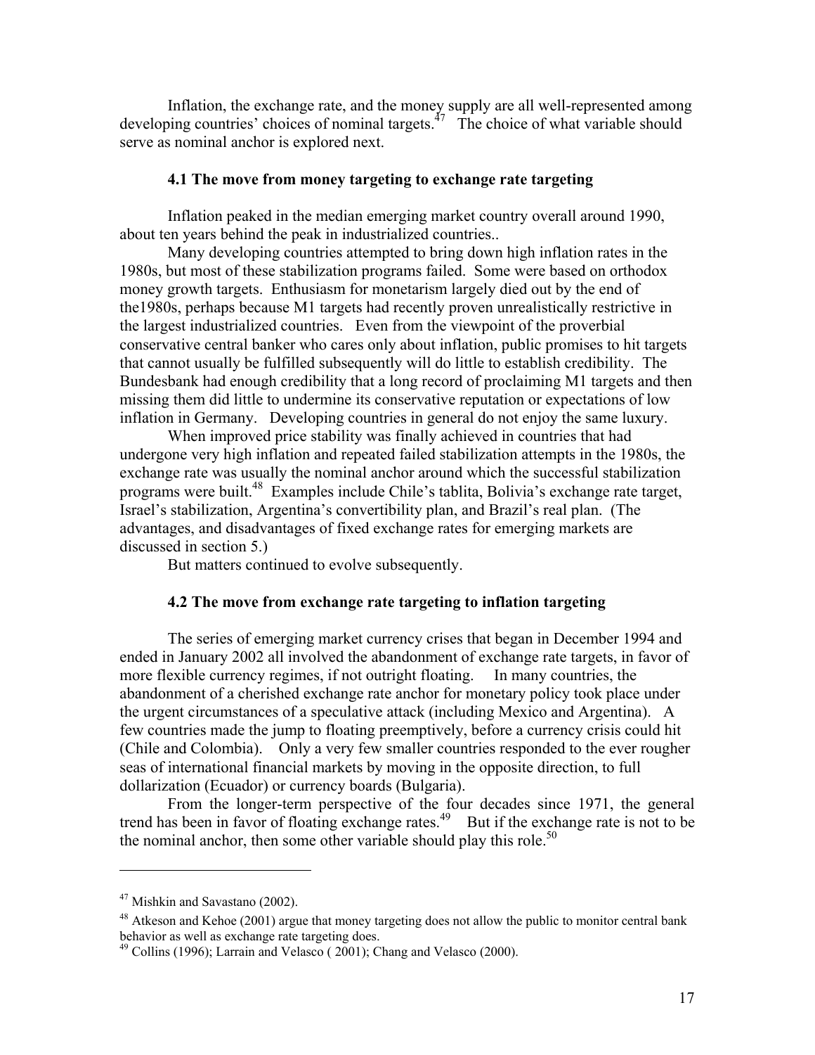Inflation, the exchange rate, and the money supply are all well-represented among developing countries' choices of nominal targets.[47] The choice of what variable should serve as nominal anchor is explored next.

### 4.1 The move from money targeting to exchange rate targeting

Inflation peaked in the median emerging market country overall around 1990, about ten years behind the peak in industrialized countries..

Many developing countries attempted to bring down high inflation rates in the 1980s, but most of these stabilization programs failed. Some were based on orthodox money growth targets. Enthusiasm for monetarism largely died out by the end of the1980s, perhaps because M1 targets had recently proven unrealistically restrictive in the largest industrialized countries. Even from the viewpoint of the proverbial conservative central banker who cares only about inflation, public promises to hit targets that cannot usually be fulfilled subsequently will do little to establish credibility. The Bundesbank had enough credibility that a long record of proclaiming M1 targets and then missing them did little to undermine its conservative reputation or expectations of low inflation in Germany. Developing countries in general do not enjoy the same luxury.

When improved price stability was finally achieved in countries that had undergone very high inflation and repeated failed stabilization attempts in the 1980s, the exchange rate was usually the nominal anchor around which the successful stabilization programs were built.[48] Examples include Chile's tablita, Bolivia's exchange rate target, Israel's stabilization, Argentina's convertibility plan, and Brazil's real plan. (The advantages, and disadvantages of fixed exchange rates for emerging markets are discussed in section 5.)

But matters continued to evolve subsequently.

### 4.2 The move from exchange rate targeting to inflation targeting

The series of emerging market currency crises that began in December 1994 and ended in January 2002 all involved the abandonment of exchange rate targets, in favor of more flexible currency regimes, if not outright floating. In many countries, the abandonment of a cherished exchange rate anchor for monetary policy took place under the urgent circumstances of a speculative attack (including Mexico and Argentina). A few countries made the jump to floating preemptively, before a currency crisis could hit (Chile and Colombia). Only a very few smaller countries responded to the ever rougher seas of international financial markets by moving in the opposite direction, to full dollarization (Ecuador) or currency boards (Bulgaria).

From the longer-term perspective of the four decades since 1971, the general trend has been in favor of floating exchange rates.[49] But if the exchange rate is not to be the nominal anchor, then some other variable should play this role.[50]

---

[47] Mishkin and Savastano (2002).

[48] Atkeson and Kehoe (2001) argue that money targeting does not allow the public to monitor central bank behavior as well as exchange rate targeting does.

[49] Collins (1996); Larrain and Velasco ( 2001); Chang and Velasco (2000).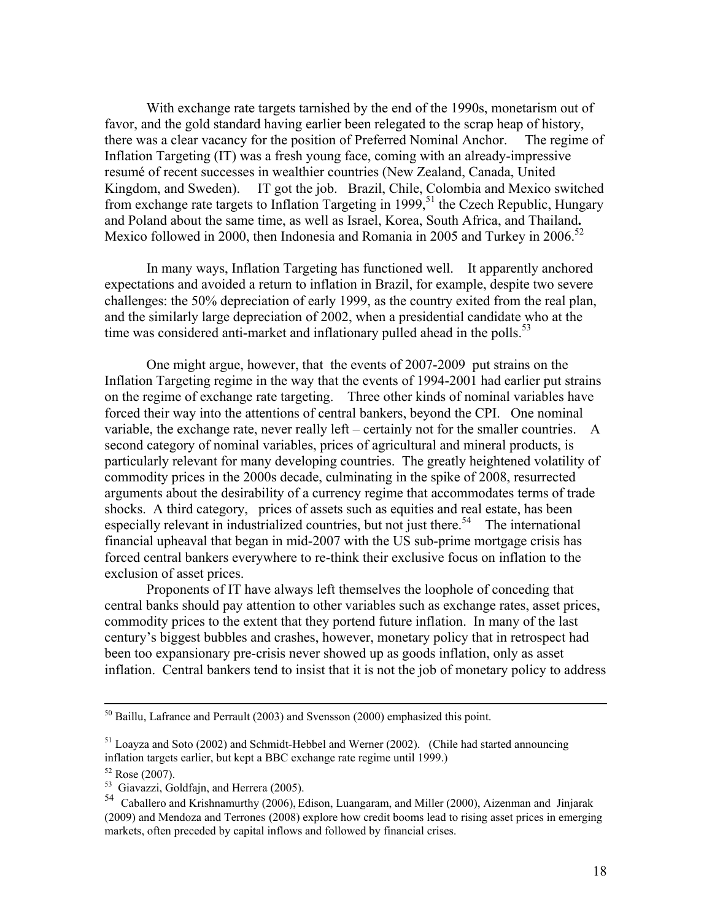With exchange rate targets tarnished by the end of the 1990s, monetarism out of favor, and the gold standard having earlier been relegated to the scrap heap of history, there was a clear vacancy for the position of Preferred Nominal Anchor. The regime of Inflation Targeting (IT) was a fresh young face, coming with an already-impressive resumé of recent successes in wealthier countries (New Zealand, Canada, United Kingdom, and Sweden). IT got the job. Brazil, Chile, Colombia and Mexico switched from exchange rate targets to Inflation Targeting in 1999,[51] the Czech Republic, Hungary and Poland about the same time, as well as Israel, Korea, South Africa, and Thailand**.** Mexico followed in 2000, then Indonesia and Romania in 2005 and Turkey in 2006.[52]

In many ways, Inflation Targeting has functioned well. It apparently anchored expectations and avoided a return to inflation in Brazil, for example, despite two severe challenges: the 50% depreciation of early 1999, as the country exited from the real plan, and the similarly large depreciation of 2002, when a presidential candidate who at the time was considered anti-market and inflationary pulled ahead in the polls.[53]

One might argue, however, that the events of 2007-2009 put strains on the Inflation Targeting regime in the way that the events of 1994-2001 had earlier put strains on the regime of exchange rate targeting. Three other kinds of nominal variables have forced their way into the attentions of central bankers, beyond the CPI. One nominal variable, the exchange rate, never really left – certainly not for the smaller countries. A second category of nominal variables, prices of agricultural and mineral products, is particularly relevant for many developing countries. The greatly heightened volatility of commodity prices in the 2000s decade, culminating in the spike of 2008, resurrected arguments about the desirability of a currency regime that accommodates terms of trade shocks. A third category, prices of assets such as equities and real estate, has been especially relevant in industrialized countries, but not just there.[54] The international financial upheaval that began in mid-2007 with the US sub-prime mortgage crisis has forced central bankers everywhere to re-think their exclusive focus on inflation to the exclusion of asset prices.

Proponents of IT have always left themselves the loophole of conceding that central banks should pay attention to other variables such as exchange rates, asset prices, commodity prices to the extent that they portend future inflation. In many of the last century's biggest bubbles and crashes, however, monetary policy that in retrospect had been too expansionary pre-crisis never showed up as goods inflation, only as asset inflation. Central bankers tend to insist that it is not the job of monetary policy to address

---

[50] Baillu, Lafrance and Perrault (2003) and Svensson (2000) emphasized this point.

[51] Loayza and Soto (2002) and Schmidt-Hebbel and Werner (2002). (Chile had started announcing inflation targets earlier, but kept a BBC exchange rate regime until 1999.)

[52] Rose (2007).

[53] Giavazzi, Goldfajn, and Herrera (2005).

[54] Caballero and Krishnamurthy (2006), Edison, Luangaram, and Miller (2000), Aizenman and Jinjarak (2009) and Mendoza and Terrones (2008) explore how credit booms lead to rising asset prices in emerging markets, often preceded by capital inflows and followed by financial crises.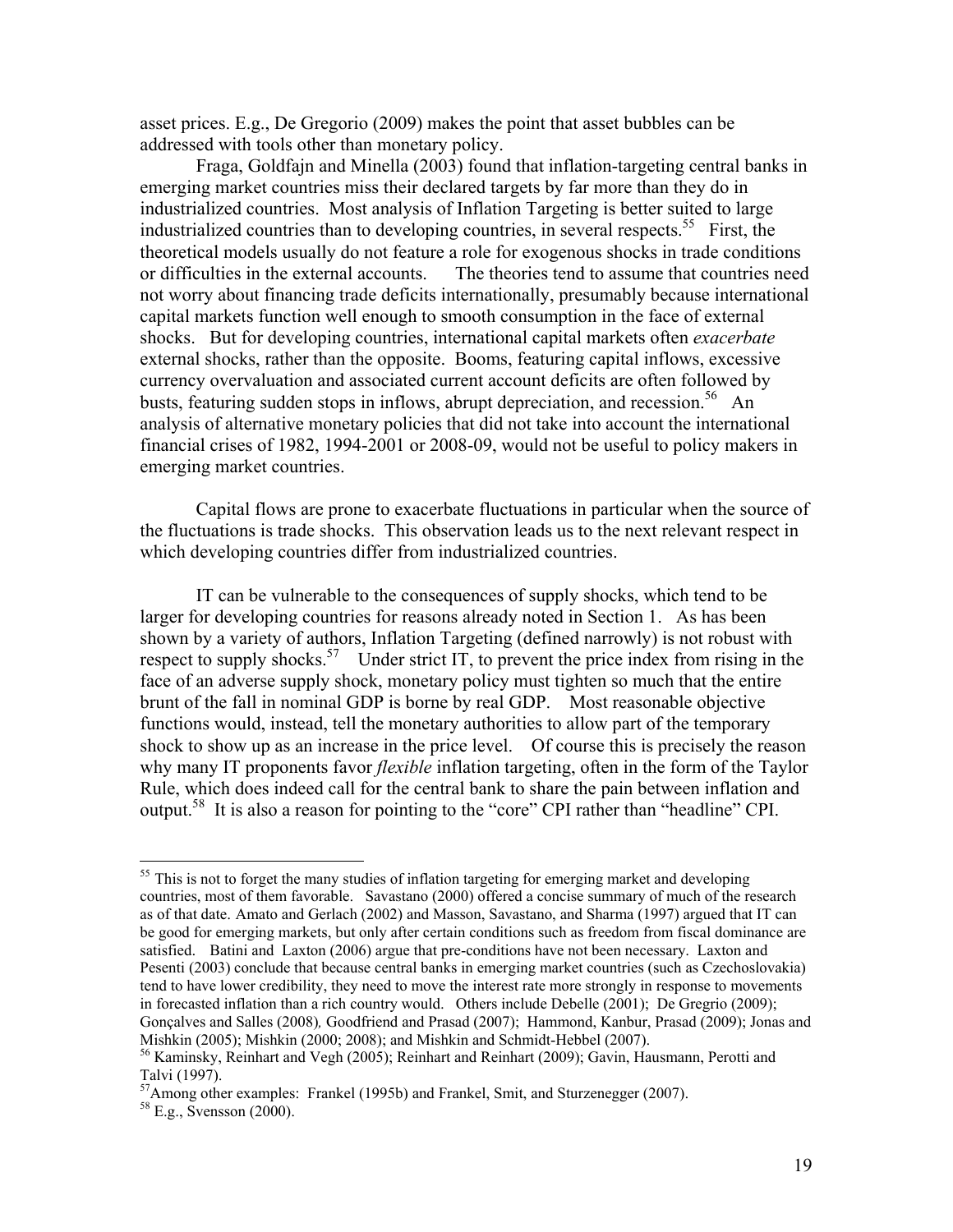asset prices. E.g., De Gregorio (2009) makes the point that asset bubbles can be addressed with tools other than monetary policy.

Fraga, Goldfajn and Minella (2003) found that inflation-targeting central banks in emerging market countries miss their declared targets by far more than they do in industrialized countries. Most analysis of Inflation Targeting is better suited to large industrialized countries than to developing countries, in several respects.[55] First, the theoretical models usually do not feature a role for exogenous shocks in trade conditions or difficulties in the external accounts. The theories tend to assume that countries need not worry about financing trade deficits internationally, presumably because international capital markets function well enough to smooth consumption in the face of external shocks. But for developing countries, international capital markets often *exacerbate* external shocks, rather than the opposite. Booms, featuring capital inflows, excessive currency overvaluation and associated current account deficits are often followed by busts, featuring sudden stops in inflows, abrupt depreciation, and recession.[56] An analysis of alternative monetary policies that did not take into account the international financial crises of 1982, 1994-2001 or 2008-09, would not be useful to policy makers in emerging market countries.

Capital flows are prone to exacerbate fluctuations in particular when the source of the fluctuations is trade shocks. This observation leads us to the next relevant respect in which developing countries differ from industrialized countries.

IT can be vulnerable to the consequences of supply shocks, which tend to be larger for developing countries for reasons already noted in Section 1. As has been shown by a variety of authors, Inflation Targeting (defined narrowly) is not robust with respect to supply shocks.[57] Under strict IT, to prevent the price index from rising in the face of an adverse supply shock, monetary policy must tighten so much that the entire brunt of the fall in nominal GDP is borne by real GDP. Most reasonable objective functions would, instead, tell the monetary authorities to allow part of the temporary shock to show up as an increase in the price level. Of course this is precisely the reason why many IT proponents favor *flexible* inflation targeting, often in the form of the Taylor Rule, which does indeed call for the central bank to share the pain between inflation and output.[58] It is also a reason for pointing to the "core" CPI rather than "headline" CPI.

---

[55] This is not to forget the many studies of inflation targeting for emerging market and developing countries, most of them favorable. Savastano (2000) offered a concise summary of much of the research as of that date. Amato and Gerlach (2002) and Masson, Savastano, and Sharma (1997) argued that IT can be good for emerging markets, but only after certain conditions such as freedom from fiscal dominance are satisfied. Batini and Laxton (2006) argue that pre-conditions have not been necessary. Laxton and Pesenti (2003) conclude that because central banks in emerging market countries (such as Czechoslovakia) tend to have lower credibility, they need to move the interest rate more strongly in response to movements in forecasted inflation than a rich country would. Others include Debelle (2001); De Gregrio (2009); Gonçalves and Salles (2008)*,* Goodfriend and Prasad (2007); Hammond, Kanbur, Prasad (2009); Jonas and Mishkin (2005); Mishkin (2000; 2008); and Mishkin and Schmidt-Hebbel (2007).

[56] Kaminsky, Reinhart and Vegh (2005); Reinhart and Reinhart (2009); Gavin, Hausmann, Perotti and Talvi (1997).

[57] Among other examples: Frankel (1995b) and Frankel, Smit, and Sturzenegger (2007).

[58] E.g., Svensson (2000).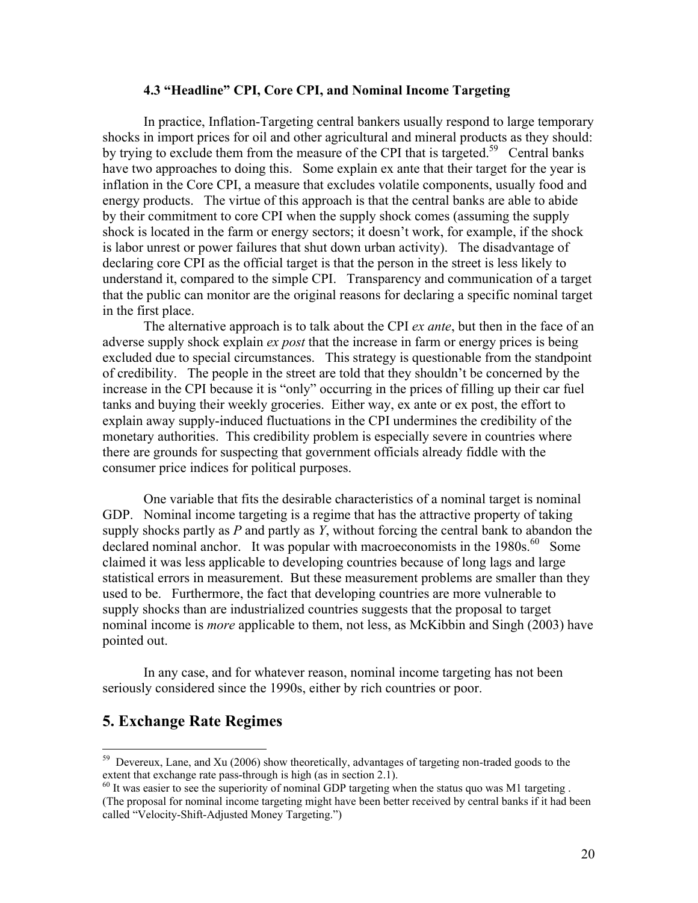### 4.3 "Headline" CPI, Core CPI, and Nominal Income Targeting

In practice, Inflation-Targeting central bankers usually respond to large temporary shocks in import prices for oil and other agricultural and mineral products as they should: by trying to exclude them from the measure of the CPI that is targeted.[59] Central banks have two approaches to doing this. Some explain ex ante that their target for the year is inflation in the Core CPI, a measure that excludes volatile components, usually food and energy products. The virtue of this approach is that the central banks are able to abide by their commitment to core CPI when the supply shock comes (assuming the supply shock is located in the farm or energy sectors; it doesn't work, for example, if the shock is labor unrest or power failures that shut down urban activity). The disadvantage of declaring core CPI as the official target is that the person in the street is less likely to understand it, compared to the simple CPI. Transparency and communication of a target that the public can monitor are the original reasons for declaring a specific nominal target in the first place.

The alternative approach is to talk about the CPI *ex ante*, but then in the face of an adverse supply shock explain *ex post* that the increase in farm or energy prices is being excluded due to special circumstances. This strategy is questionable from the standpoint of credibility. The people in the street are told that they shouldn't be concerned by the increase in the CPI because it is "only" occurring in the prices of filling up their car fuel tanks and buying their weekly groceries. Either way, ex ante or ex post, the effort to explain away supply-induced fluctuations in the CPI undermines the credibility of the monetary authorities. This credibility problem is especially severe in countries where there are grounds for suspecting that government officials already fiddle with the consumer price indices for political purposes.

One variable that fits the desirable characteristics of a nominal target is nominal GDP. Nominal income targeting is a regime that has the attractive property of taking supply shocks partly as $P$ and partly as $Y$, without forcing the central bank to abandon the declared nominal anchor. It was popular with macroeconomists in the 1980s.[60] Some claimed it was less applicable to developing countries because of long lags and large statistical errors in measurement. But these measurement problems are smaller than they used to be. Furthermore, the fact that developing countries are more vulnerable to supply shocks than are industrialized countries suggests that the proposal to target nominal income is *more* applicable to them, not less, as McKibbin and Singh (2003) have pointed out.

In any case, and for whatever reason, nominal income targeting has not been seriously considered since the 1990s, either by rich countries or poor.

## 5. Exchange Rate Regimes

[59] Devereux, Lane, and Xu (2006) show theoretically, advantages of targeting non-traded goods to the extent that exchange rate pass-through is high (as in section 2.1).

[60] It was easier to see the superiority of nominal GDP targeting when the status quo was M1 targeting . (The proposal for nominal income targeting might have been better received by central banks if it had been called "Velocity-Shift-Adjusted Money Targeting.")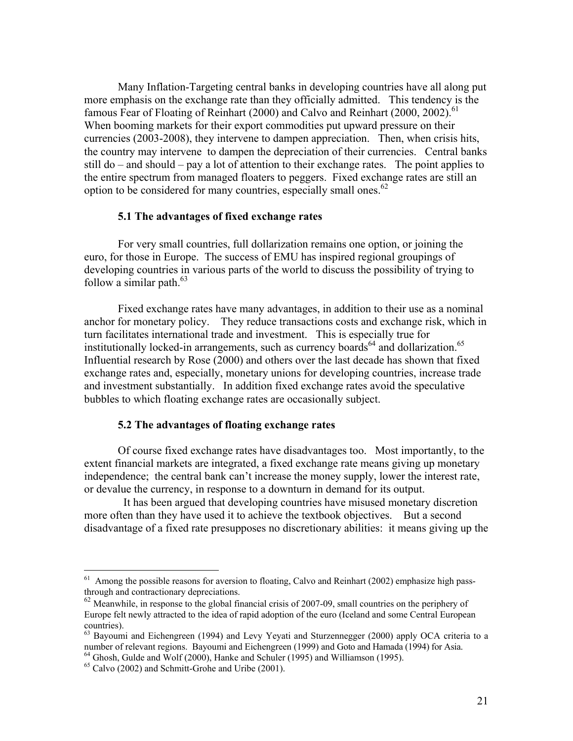Many Inflation-Targeting central banks in developing countries have all along put more emphasis on the exchange rate than they officially admitted. This tendency is the famous Fear of Floating of Reinhart (2000) and Calvo and Reinhart (2000, 2002).[61] When booming markets for their export commodities put upward pressure on their currencies (2003-2008), they intervene to dampen appreciation. Then, when crisis hits, the country may intervene to dampen the depreciation of their currencies. Central banks still do – and should – pay a lot of attention to their exchange rates. The point applies to the entire spectrum from managed floaters to peggers. Fixed exchange rates are still an option to be considered for many countries, especially small ones.[62]

### 5.1 The advantages of fixed exchange rates

For very small countries, full dollarization remains one option, or joining the euro, for those in Europe. The success of EMU has inspired regional groupings of developing countries in various parts of the world to discuss the possibility of trying to follow a similar path.[63]

Fixed exchange rates have many advantages, in addition to their use as a nominal anchor for monetary policy. They reduce transactions costs and exchange risk, which in turn facilitates international trade and investment. This is especially true for institutionally locked-in arrangements, such as currency boards[64] and dollarization.[65] Influential research by Rose (2000) and others over the last decade has shown that fixed exchange rates and, especially, monetary unions for developing countries, increase trade and investment substantially. In addition fixed exchange rates avoid the speculative bubbles to which floating exchange rates are occasionally subject.

### 5.2 The advantages of floating exchange rates

Of course fixed exchange rates have disadvantages too. Most importantly, to the extent financial markets are integrated, a fixed exchange rate means giving up monetary independence; the central bank can't increase the money supply, lower the interest rate, or devalue the currency, in response to a downturn in demand for its output.

It has been argued that developing countries have misused monetary discretion more often than they have used it to achieve the textbook objectives. But a second disadvantage of a fixed rate presupposes no discretionary abilities: it means giving up the

---

[61] Among the possible reasons for aversion to floating, Calvo and Reinhart (2002) emphasize high pass-through and contractionary depreciations.

[62] Meanwhile, in response to the global financial crisis of 2007-09, small countries on the periphery of Europe felt newly attracted to the idea of rapid adoption of the euro (Iceland and some Central European countries).

[63] Bayoumi and Eichengreen (1994) and Levy Yeyati and Sturzenegger (2000) apply OCA criteria to a number of relevant regions. Bayoumi and Eichengreen (1999) and Goto and Hamada (1994) for Asia.

[64] Ghosh, Gulde and Wolf (2000), Hanke and Schuler (1995) and Williamson (1995).

[65] Calvo (2002) and Schmitt-Grohe and Uribe (2001).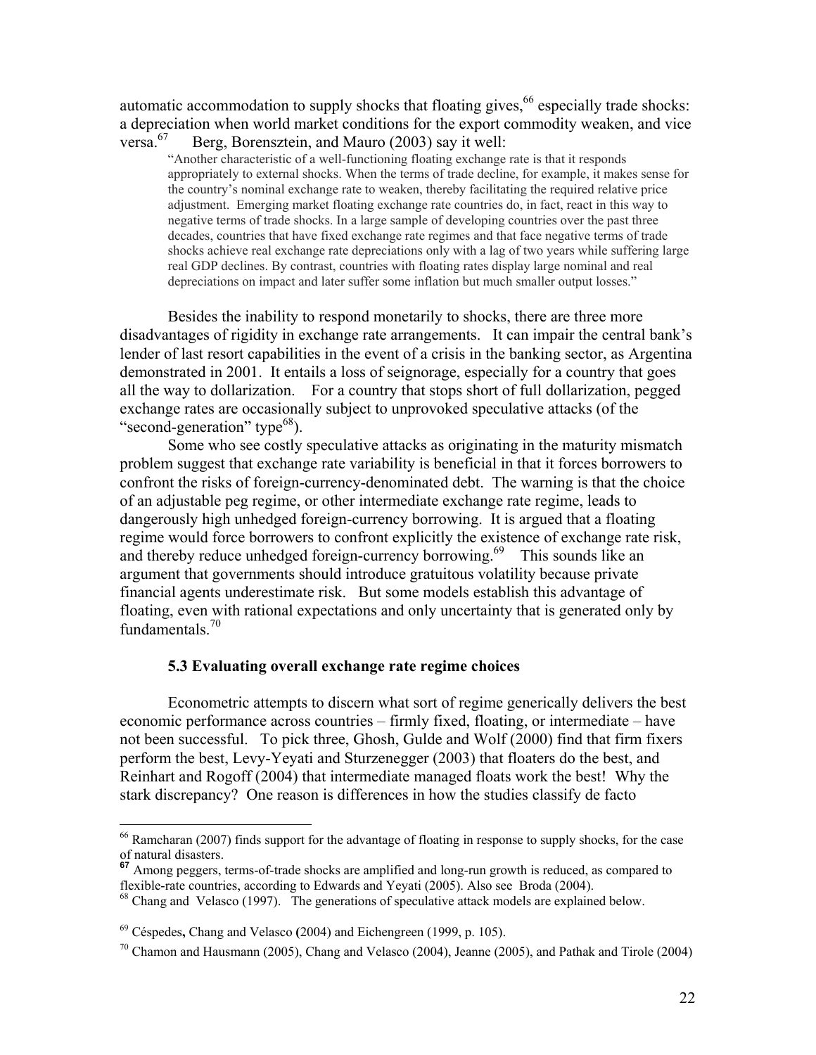automatic accommodation to supply shocks that floating gives,[66] especially trade shocks: a depreciation when world market conditions for the export commodity weaken, and vice versa.[67] Berg, Borensztein, and Mauro (2003) say it well:

> "Another characteristic of a well-functioning floating exchange rate is that it responds appropriately to external shocks. When the terms of trade decline, for example, it makes sense for the country's nominal exchange rate to weaken, thereby facilitating the required relative price adjustment. Emerging market floating exchange rate countries do, in fact, react in this way to negative terms of trade shocks. In a large sample of developing countries over the past three decades, countries that have fixed exchange rate regimes and that face negative terms of trade shocks achieve real exchange rate depreciations only with a lag of two years while suffering large real GDP declines. By contrast, countries with floating rates display large nominal and real depreciations on impact and later suffer some inflation but much smaller output losses."

Besides the inability to respond monetarily to shocks, there are three more disadvantages of rigidity in exchange rate arrangements. It can impair the central bank's lender of last resort capabilities in the event of a crisis in the banking sector, as Argentina demonstrated in 2001. It entails a loss of seignorage, especially for a country that goes all the way to dollarization. For a country that stops short of full dollarization, pegged exchange rates are occasionally subject to unprovoked speculative attacks (of the "second-generation" type[68]).

Some who see costly speculative attacks as originating in the maturity mismatch problem suggest that exchange rate variability is beneficial in that it forces borrowers to confront the risks of foreign-currency-denominated debt. The warning is that the choice of an adjustable peg regime, or other intermediate exchange rate regime, leads to dangerously high unhedged foreign-currency borrowing. It is argued that a floating regime would force borrowers to confront explicitly the existence of exchange rate risk, and thereby reduce unhedged foreign-currency borrowing.[69] This sounds like an argument that governments should introduce gratuitous volatility because private financial agents underestimate risk. But some models establish this advantage of floating, even with rational expectations and only uncertainty that is generated only by fundamentals.[70]

### 5.3 Evaluating overall exchange rate regime choices

Econometric attempts to discern what sort of regime generically delivers the best economic performance across countries – firmly fixed, floating, or intermediate – have not been successful. To pick three, Ghosh, Gulde and Wolf (2000) find that firm fixers perform the best, Levy-Yeyati and Sturzenegger (2003) that floaters do the best, and Reinhart and Rogoff (2004) that intermediate managed floats work the best! Why the stark discrepancy? One reason is differences in how the studies classify de facto

---

[66] Ramcharan (2007) finds support for the advantage of floating in response to supply shocks, for the case of natural disasters.

[67] Among peggers, terms-of-trade shocks are amplified and long-run growth is reduced, as compared to flexible-rate countries, according to Edwards and Yeyati (2005). Also see Broda (2004).

[68] Chang and Velasco (1997). The generations of speculative attack models are explained below.

[69] Céspedes, Chang and Velasco (2004) and Eichengreen (1999, p. 105).

[70] Chamon and Hausmann (2005), Chang and Velasco (2004), Jeanne (2005), and Pathak and Tirole (2004)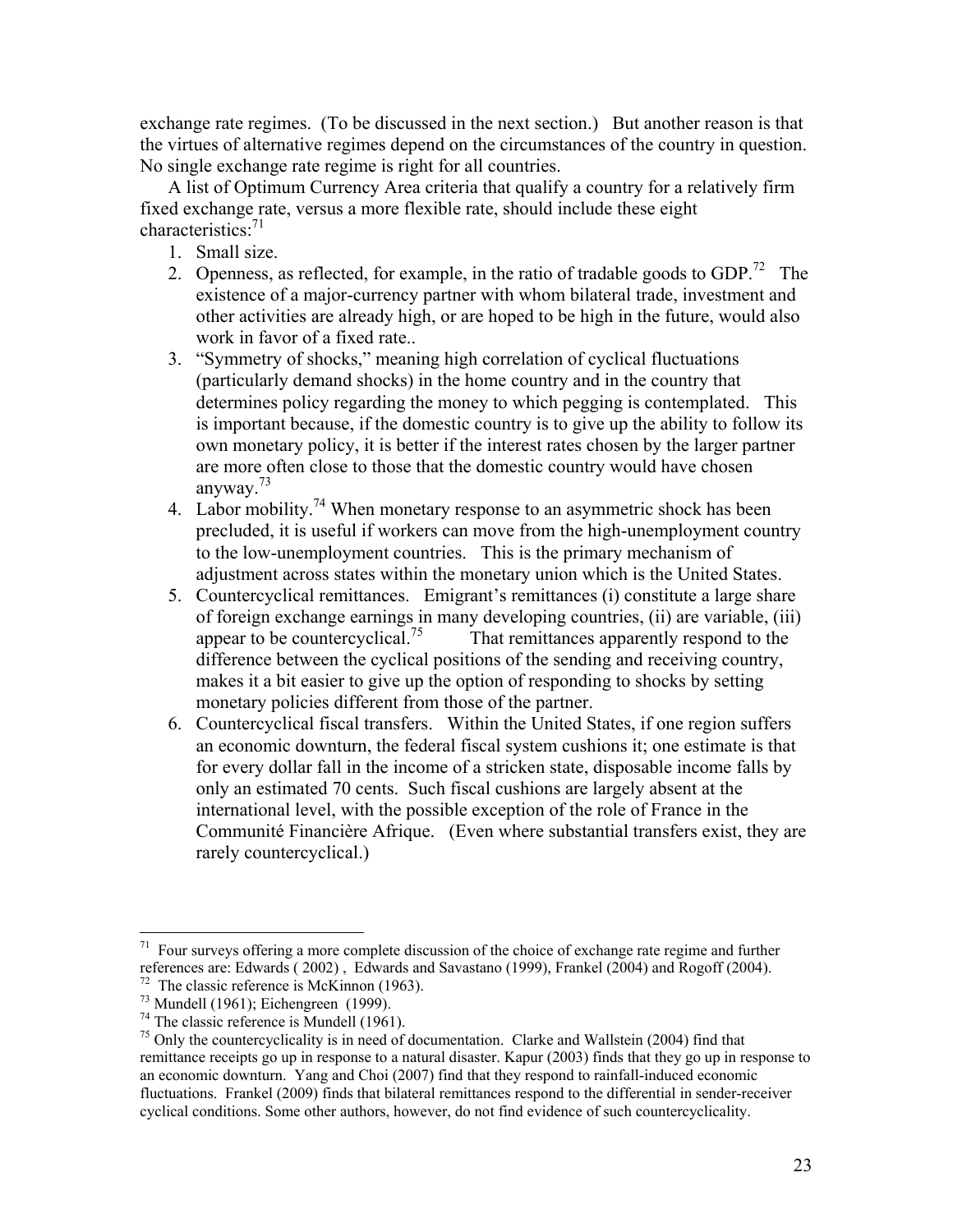exchange rate regimes. (To be discussed in the next section.) But another reason is that the virtues of alternative regimes depend on the circumstances of the country in question. No single exchange rate regime is right for all countries.

A list of Optimum Currency Area criteria that qualify a country for a relatively firm fixed exchange rate, versus a more flexible rate, should include these eight characteristics:[71]

1. Small size.
2. Openness, as reflected, for example, in the ratio of tradable goods to GDP.[72] The existence of a major-currency partner with whom bilateral trade, investment and other activities are already high, or are hoped to be high in the future, would also work in favor of a fixed rate..
3. "Symmetry of shocks," meaning high correlation of cyclical fluctuations (particularly demand shocks) in the home country and in the country that determines policy regarding the money to which pegging is contemplated. This is important because, if the domestic country is to give up the ability to follow its own monetary policy, it is better if the interest rates chosen by the larger partner are more often close to those that the domestic country would have chosen anyway.[73]
4. Labor mobility.[74] When monetary response to an asymmetric shock has been precluded, it is useful if workers can move from the high-unemployment country to the low-unemployment countries. This is the primary mechanism of adjustment across states within the monetary union which is the United States.
5. Countercyclical remittances. Emigrant's remittances (i) constitute a large share of foreign exchange earnings in many developing countries, (ii) are variable, (iii) appear to be countercyclical.[75] That remittances apparently respond to the difference between the cyclical positions of the sending and receiving country, makes it a bit easier to give up the option of responding to shocks by setting monetary policies different from those of the partner.
6. Countercyclical fiscal transfers. Within the United States, if one region suffers an economic downturn, the federal fiscal system cushions it; one estimate is that for every dollar fall in the income of a stricken state, disposable income falls by only an estimated 70 cents. Such fiscal cushions are largely absent at the international level, with the possible exception of the role of France in the Communité Financière Afrique. (Even where substantial transfers exist, they are rarely countercyclical.)

---

[71] Four surveys offering a more complete discussion of the choice of exchange rate regime and further references are: Edwards ( 2002) , Edwards and Savastano (1999), Frankel (2004) and Rogoff (2004).

[72] The classic reference is McKinnon (1963).

[73] Mundell (1961); Eichengreen (1999).

[74] The classic reference is Mundell (1961).

[75] Only the countercyclicality is in need of documentation. Clarke and Wallstein (2004) find that remittance receipts go up in response to a natural disaster. Kapur (2003) finds that they go up in response to an economic downturn. Yang and Choi (2007) find that they respond to rainfall-induced economic fluctuations. Frankel (2009) finds that bilateral remittances respond to the differential in sender-receiver cyclical conditions. Some other authors, however, do not find evidence of such countercyclicality.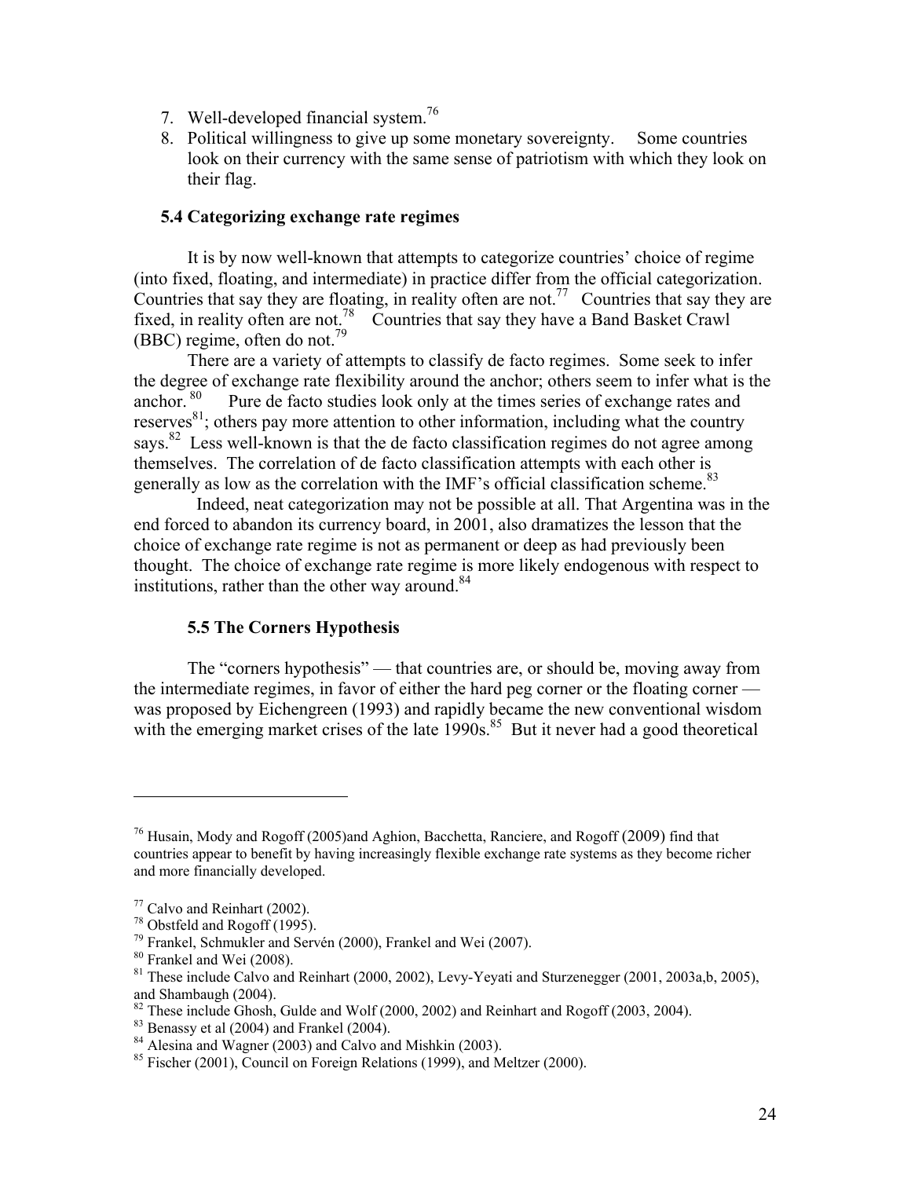7. Well-developed financial system.[76]
8. Political willingness to give up some monetary sovereignty. Some countries look on their currency with the same sense of patriotism with which they look on their flag.

### 5.4 Categorizing exchange rate regimes

It is by now well-known that attempts to categorize countries' choice of regime (into fixed, floating, and intermediate) in practice differ from the official categorization. Countries that say they are floating, in reality often are not.[77] Countries that say they are fixed, in reality often are not.[78] Countries that say they have a Band Basket Crawl (BBC) regime, often do not.[79]

There are a variety of attempts to classify de facto regimes. Some seek to infer the degree of exchange rate flexibility around the anchor; others seem to infer what is the anchor.[80] Pure de facto studies look only at the times series of exchange rates and reserves[81]; others pay more attention to other information, including what the country says.[82] Less well-known is that the de facto classification regimes do not agree among themselves. The correlation of de facto classification attempts with each other is generally as low as the correlation with the IMF's official classification scheme.[83]

Indeed, neat categorization may not be possible at all. That Argentina was in the end forced to abandon its currency board, in 2001, also dramatizes the lesson that the choice of exchange rate regime is not as permanent or deep as had previously been thought. The choice of exchange rate regime is more likely endogenous with respect to institutions, rather than the other way around.[84]

### 5.5 The Corners Hypothesis

The "corners hypothesis" — that countries are, or should be, moving away from the intermediate regimes, in favor of either the hard peg corner or the floating corner — was proposed by Eichengreen (1993) and rapidly became the new conventional wisdom with the emerging market crises of the late 1990s.[85] But it never had a good theoretical

---

[76] Husain, Mody and Rogoff (2005)and Aghion, Bacchetta, Ranciere, and Rogoff (2009) find that countries appear to benefit by having increasingly flexible exchange rate systems as they become richer and more financially developed.

[77] Calvo and Reinhart (2002).

[78] Obstfeld and Rogoff (1995).

[79] Frankel, Schmukler and Servén (2000), Frankel and Wei (2007).

[80] Frankel and Wei (2008).

[81] These include Calvo and Reinhart (2000, 2002), Levy-Yeyati and Sturzenegger (2001, 2003a,b, 2005), and Shambaugh (2004).

[82] These include Ghosh, Gulde and Wolf (2000, 2002) and Reinhart and Rogoff (2003, 2004).

[83] Benassy et al (2004) and Frankel (2004).

[84] Alesina and Wagner (2003) and Calvo and Mishkin (2003).

[85] Fischer (2001), Council on Foreign Relations (1999), and Meltzer (2000).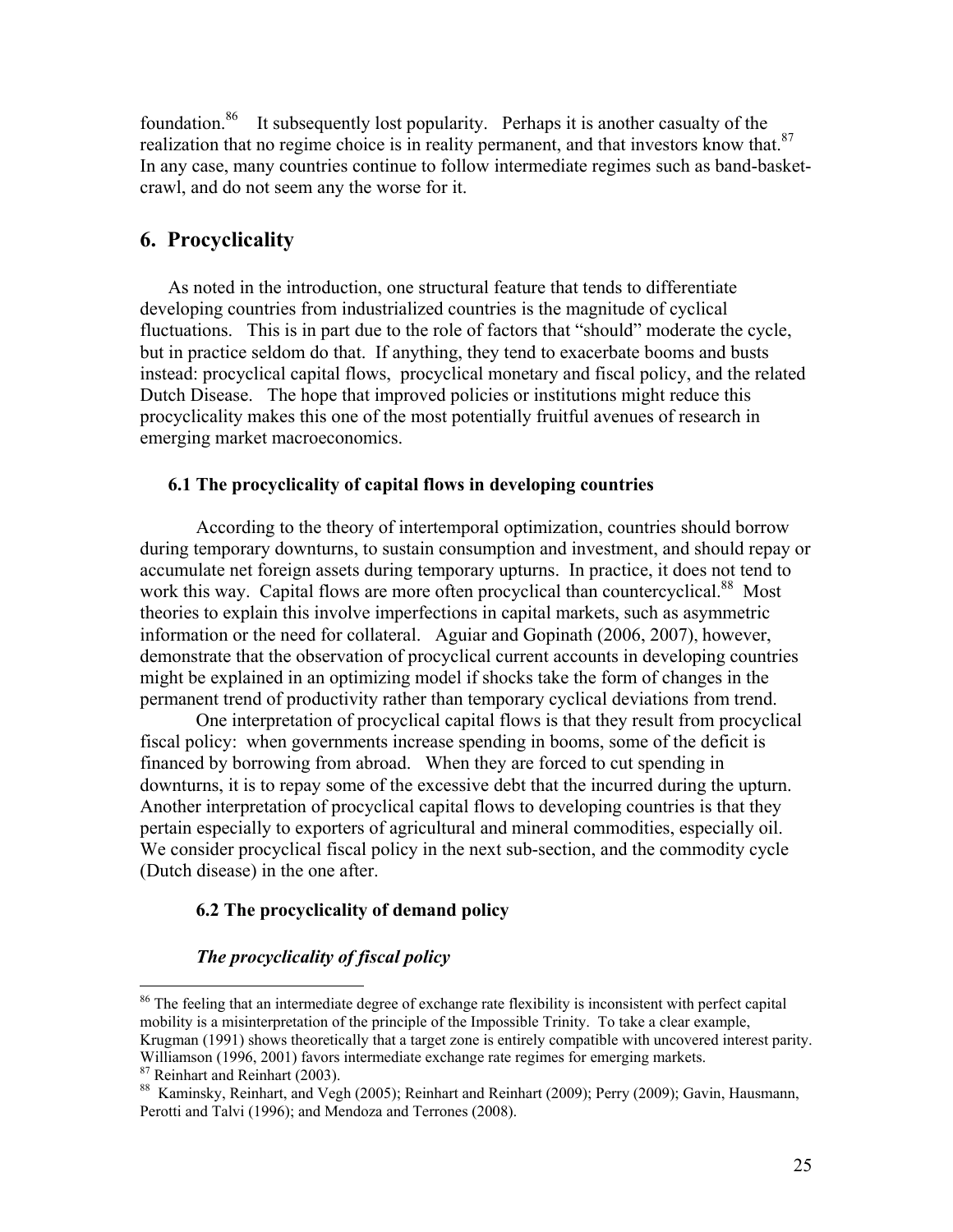foundation.[86] It subsequently lost popularity. Perhaps it is another casualty of the realization that no regime choice is in reality permanent, and that investors know that.[87] In any case, many countries continue to follow intermediate regimes such as band-basket-crawl, and do not seem any the worse for it.

## 6. Procyclicality

As noted in the introduction, one structural feature that tends to differentiate developing countries from industrialized countries is the magnitude of cyclical fluctuations. This is in part due to the role of factors that "should" moderate the cycle, but in practice seldom do that. If anything, they tend to exacerbate booms and busts instead: procyclical capital flows, procyclical monetary and fiscal policy, and the related Dutch Disease. The hope that improved policies or institutions might reduce this procyclicality makes this one of the most potentially fruitful avenues of research in emerging market macroeconomics.

### 6.1 The procyclicality of capital flows in developing countries

According to the theory of intertemporal optimization, countries should borrow during temporary downturns, to sustain consumption and investment, and should repay or accumulate net foreign assets during temporary upturns. In practice, it does not tend to work this way. Capital flows are more often procyclical than countercyclical.[88] Most theories to explain this involve imperfections in capital markets, such as asymmetric information or the need for collateral. Aguiar and Gopinath (2006, 2007), however, demonstrate that the observation of procyclical current accounts in developing countries might be explained in an optimizing model if shocks take the form of changes in the permanent trend of productivity rather than temporary cyclical deviations from trend.

One interpretation of procyclical capital flows is that they result from procyclical fiscal policy: when governments increase spending in booms, some of the deficit is financed by borrowing from abroad. When they are forced to cut spending in downturns, it is to repay some of the excessive debt that the incurred during the upturn. Another interpretation of procyclical capital flows to developing countries is that they pertain especially to exporters of agricultural and mineral commodities, especially oil. We consider procyclical fiscal policy in the next sub-section, and the commodity cycle (Dutch disease) in the one after.

### 6.2 The procyclicality of demand policy

#### *The procyclicality of fiscal policy*

---

[86] The feeling that an intermediate degree of exchange rate flexibility is inconsistent with perfect capital mobility is a misinterpretation of the principle of the Impossible Trinity. To take a clear example, Krugman (1991) shows theoretically that a target zone is entirely compatible with uncovered interest parity. Williamson (1996, 2001) favors intermediate exchange rate regimes for emerging markets.

[87] Reinhart and Reinhart (2003).

[88] Kaminsky, Reinhart, and Vegh (2005); Reinhart and Reinhart (2009); Perry (2009); Gavin, Hausmann, Perotti and Talvi (1996); and Mendoza and Terrones (2008).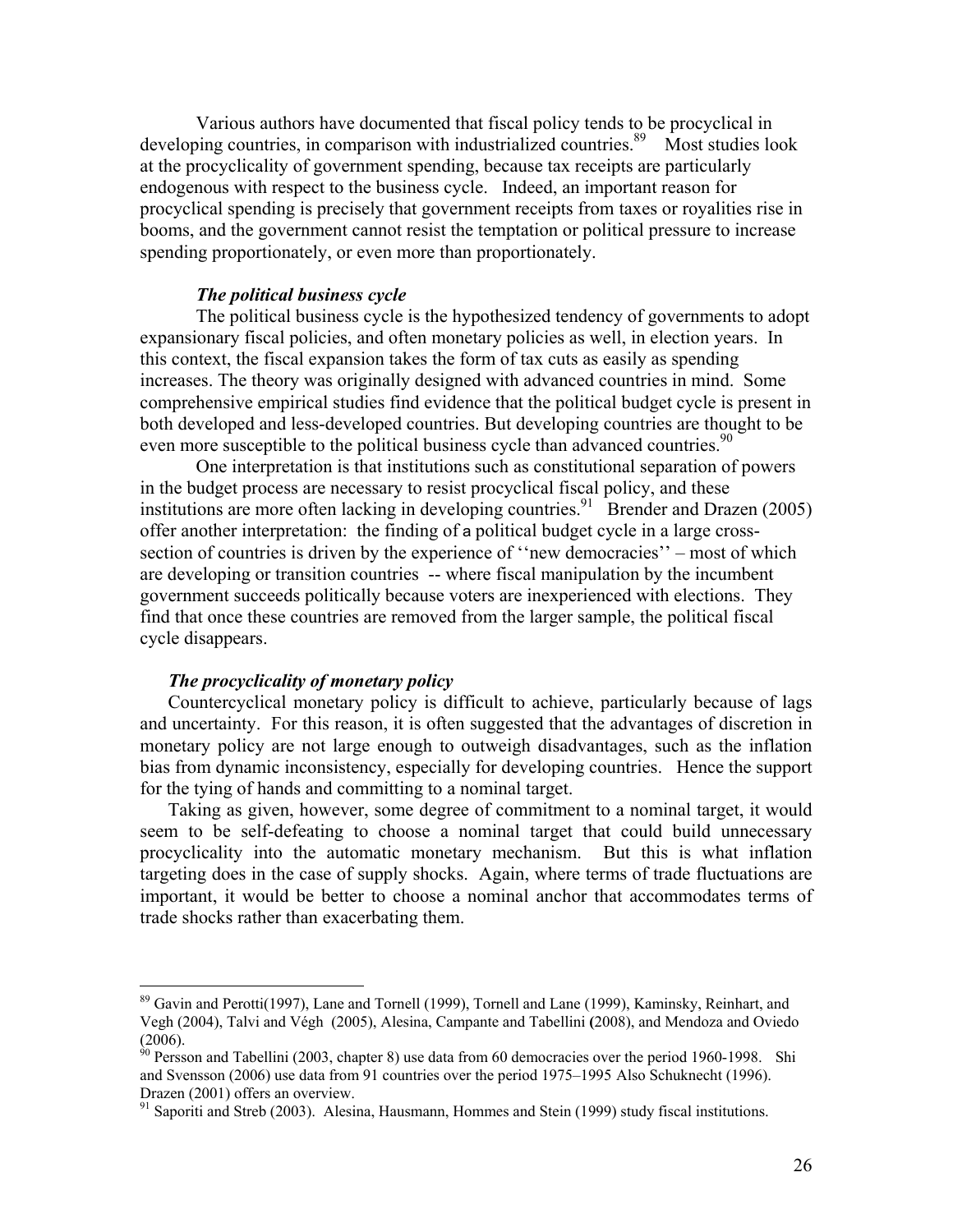Various authors have documented that fiscal policy tends to be procyclical in developing countries, in comparison with industrialized countries.[89] Most studies look at the procyclicality of government spending, because tax receipts are particularly endogenous with respect to the business cycle. Indeed, an important reason for procyclical spending is precisely that government receipts from taxes or royalities rise in booms, and the government cannot resist the temptation or political pressure to increase spending proportionately, or even more than proportionately.

***The political business cycle***

The political business cycle is the hypothesized tendency of governments to adopt expansionary fiscal policies, and often monetary policies as well, in election years. In this context, the fiscal expansion takes the form of tax cuts as easily as spending increases. The theory was originally designed with advanced countries in mind. Some comprehensive empirical studies find evidence that the political budget cycle is present in both developed and less-developed countries. But developing countries are thought to be even more susceptible to the political business cycle than advanced countries.[90]

One interpretation is that institutions such as constitutional separation of powers in the budget process are necessary to resist procyclical fiscal policy, and these institutions are more often lacking in developing countries.[91] Brender and Drazen (2005) offer another interpretation: the finding of a political budget cycle in a large cross-section of countries is driven by the experience of ''new democracies'' – most of which are developing or transition countries -- where fiscal manipulation by the incumbent government succeeds politically because voters are inexperienced with elections. They find that once these countries are removed from the larger sample, the political fiscal cycle disappears.

***The procyclicality of monetary policy***

Countercyclical monetary policy is difficult to achieve, particularly because of lags and uncertainty. For this reason, it is often suggested that the advantages of discretion in monetary policy are not large enough to outweigh disadvantages, such as the inflation bias from dynamic inconsistency, especially for developing countries. Hence the support for the tying of hands and committing to a nominal target.

Taking as given, however, some degree of commitment to a nominal target, it would seem to be self-defeating to choose a nominal target that could build unnecessary procyclicality into the automatic monetary mechanism. But this is what inflation targeting does in the case of supply shocks. Again, where terms of trade fluctuations are important, it would be better to choose a nominal anchor that accommodates terms of trade shocks rather than exacerbating them.

---

[89] Gavin and Perotti(1997), Lane and Tornell (1999), Tornell and Lane (1999), Kaminsky, Reinhart, and Vegh (2004), Talvi and Végh (2005), Alesina, Campante and Tabellini (2008), and Mendoza and Oviedo (2006).

[90] Persson and Tabellini (2003, chapter 8) use data from 60 democracies over the period 1960-1998. Shi and Svensson (2006) use data from 91 countries over the period 1975–1995 Also Schuknecht (1996). Drazen (2001) offers an overview.

[91] Saporiti and Streb (2003). Alesina, Hausmann, Hommes and Stein (1999) study fiscal institutions.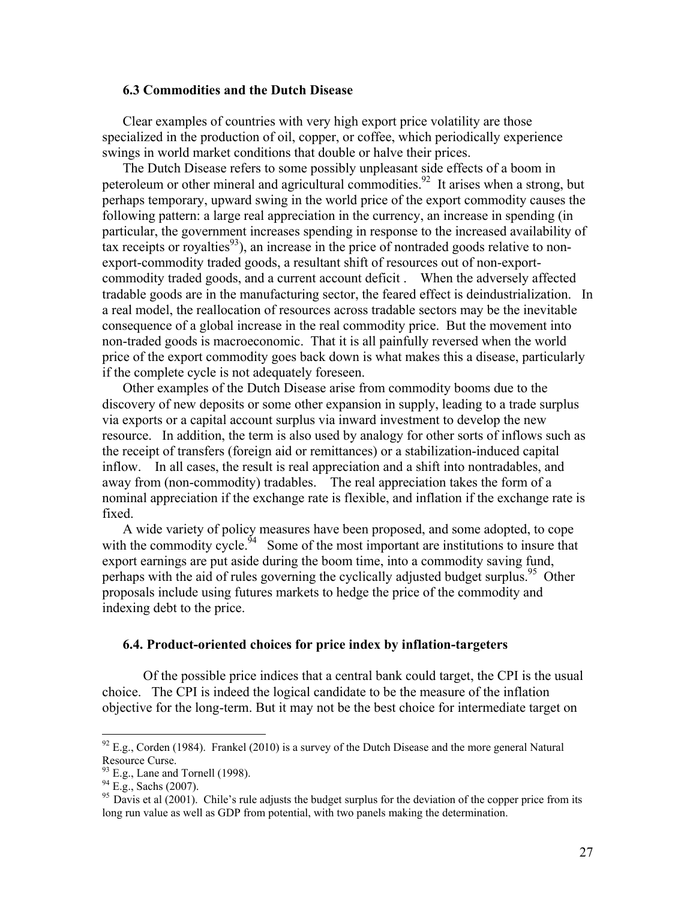### 6.3 Commodities and the Dutch Disease

Clear examples of countries with very high export price volatility are those specialized in the production of oil, copper, or coffee, which periodically experience swings in world market conditions that double or halve their prices.

The Dutch Disease refers to some possibly unpleasant side effects of a boom in peteroleum or other mineral and agricultural commodities.[92] It arises when a strong, but perhaps temporary, upward swing in the world price of the export commodity causes the following pattern: a large real appreciation in the currency, an increase in spending (in particular, the government increases spending in response to the increased availability of tax receipts or royalties[93]), an increase in the price of nontraded goods relative to non-export-commodity traded goods, a resultant shift of resources out of non-export-commodity traded goods, and a current account deficit . When the adversely affected tradable goods are in the manufacturing sector, the feared effect is deindustrialization. In a real model, the reallocation of resources across tradable sectors may be the inevitable consequence of a global increase in the real commodity price. But the movement into non-traded goods is macroeconomic. That it is all painfully reversed when the world price of the export commodity goes back down is what makes this a disease, particularly if the complete cycle is not adequately foreseen.

Other examples of the Dutch Disease arise from commodity booms due to the discovery of new deposits or some other expansion in supply, leading to a trade surplus via exports or a capital account surplus via inward investment to develop the new resource. In addition, the term is also used by analogy for other sorts of inflows such as the receipt of transfers (foreign aid or remittances) or a stabilization-induced capital inflow. In all cases, the result is real appreciation and a shift into nontradables, and away from (non-commodity) tradables. The real appreciation takes the form of a nominal appreciation if the exchange rate is flexible, and inflation if the exchange rate is fixed.

A wide variety of policy measures have been proposed, and some adopted, to cope with the commodity cycle.[94] Some of the most important are institutions to insure that export earnings are put aside during the boom time, into a commodity saving fund, perhaps with the aid of rules governing the cyclically adjusted budget surplus.[95] Other proposals include using futures markets to hedge the price of the commodity and indexing debt to the price.

### 6.4. Product-oriented choices for price index by inflation-targeters

Of the possible price indices that a central bank could target, the CPI is the usual choice. The CPI is indeed the logical candidate to be the measure of the inflation objective for the long-term. But it may not be the best choice for intermediate target on

---

[92] E.g., Corden (1984). Frankel (2010) is a survey of the Dutch Disease and the more general Natural Resource Curse.

[93] E.g., Lane and Tornell (1998).

[94] E.g., Sachs (2007).

[95] Davis et al (2001). Chile's rule adjusts the budget surplus for the deviation of the copper price from its long run value as well as GDP from potential, with two panels making the determination.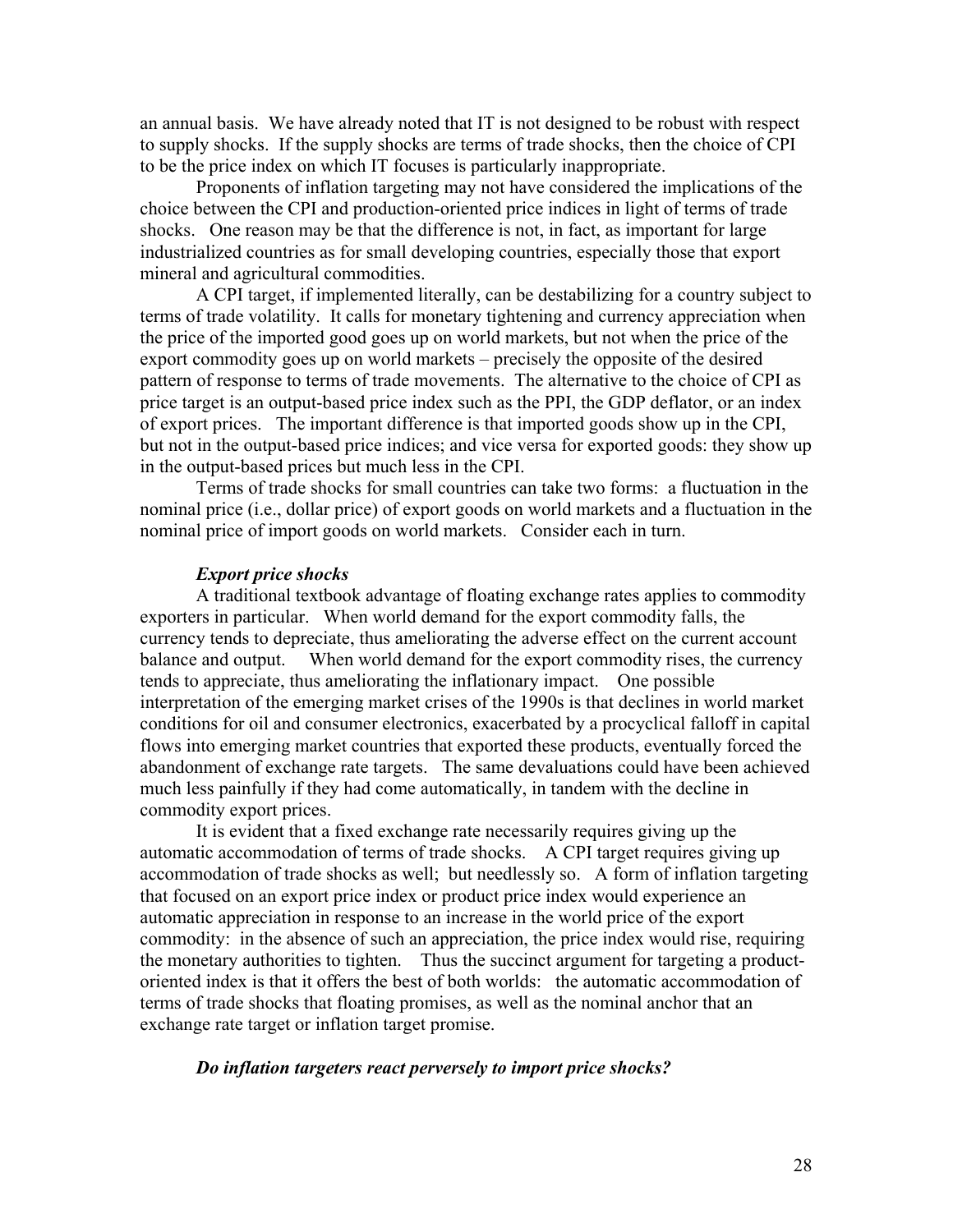an annual basis. We have already noted that IT is not designed to be robust with respect to supply shocks. If the supply shocks are terms of trade shocks, then the choice of CPI to be the price index on which IT focuses is particularly inappropriate.

Proponents of inflation targeting may not have considered the implications of the choice between the CPI and production-oriented price indices in light of terms of trade shocks. One reason may be that the difference is not, in fact, as important for large industrialized countries as for small developing countries, especially those that export mineral and agricultural commodities.

A CPI target, if implemented literally, can be destabilizing for a country subject to terms of trade volatility. It calls for monetary tightening and currency appreciation when the price of the imported good goes up on world markets, but not when the price of the export commodity goes up on world markets – precisely the opposite of the desired pattern of response to terms of trade movements. The alternative to the choice of CPI as price target is an output-based price index such as the PPI, the GDP deflator, or an index of export prices. The important difference is that imported goods show up in the CPI, but not in the output-based price indices; and vice versa for exported goods: they show up in the output-based prices but much less in the CPI.

Terms of trade shocks for small countries can take two forms: a fluctuation in the nominal price (i.e., dollar price) of export goods on world markets and a fluctuation in the nominal price of import goods on world markets. Consider each in turn.

### *Export price shocks*

A traditional textbook advantage of floating exchange rates applies to commodity exporters in particular. When world demand for the export commodity falls, the currency tends to depreciate, thus ameliorating the adverse effect on the current account balance and output. When world demand for the export commodity rises, the currency tends to appreciate, thus ameliorating the inflationary impact. One possible interpretation of the emerging market crises of the 1990s is that declines in world market conditions for oil and consumer electronics, exacerbated by a procyclical falloff in capital flows into emerging market countries that exported these products, eventually forced the abandonment of exchange rate targets. The same devaluations could have been achieved much less painfully if they had come automatically, in tandem with the decline in commodity export prices.

It is evident that a fixed exchange rate necessarily requires giving up the automatic accommodation of terms of trade shocks. A CPI target requires giving up accommodation of trade shocks as well; but needlessly so. A form of inflation targeting that focused on an export price index or product price index would experience an automatic appreciation in response to an increase in the world price of the export commodity: in the absence of such an appreciation, the price index would rise, requiring the monetary authorities to tighten. Thus the succinct argument for targeting a product-oriented index is that it offers the best of both worlds: the automatic accommodation of terms of trade shocks that floating promises, as well as the nominal anchor that an exchange rate target or inflation target promise.

### *Do inflation targeters react perversely to import price shocks?*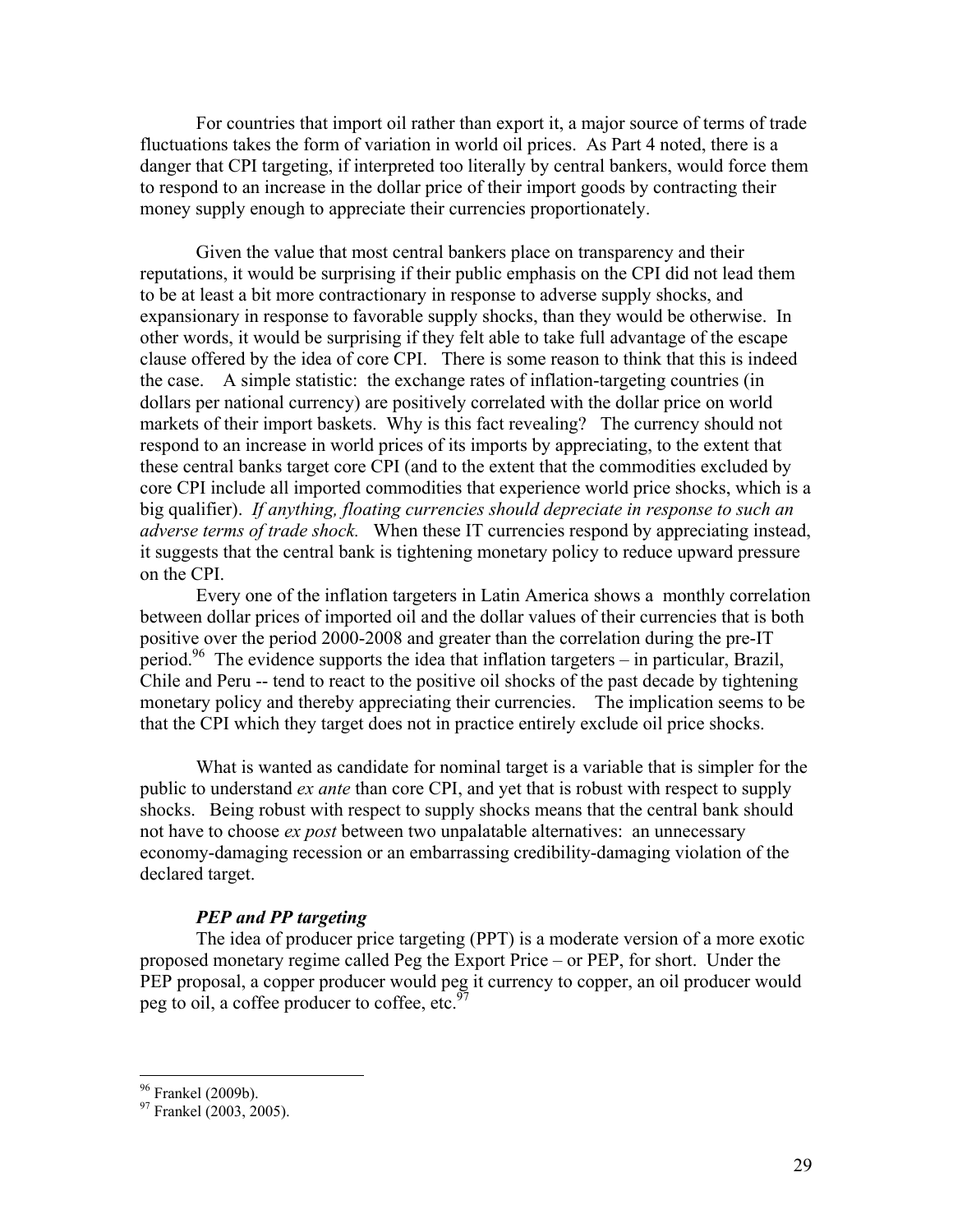For countries that import oil rather than export it, a major source of terms of trade fluctuations takes the form of variation in world oil prices. As Part 4 noted, there is a danger that CPI targeting, if interpreted too literally by central bankers, would force them to respond to an increase in the dollar price of their import goods by contracting their money supply enough to appreciate their currencies proportionately.

Given the value that most central bankers place on transparency and their reputations, it would be surprising if their public emphasis on the CPI did not lead them to be at least a bit more contractionary in response to adverse supply shocks, and expansionary in response to favorable supply shocks, than they would be otherwise. In other words, it would be surprising if they felt able to take full advantage of the escape clause offered by the idea of core CPI. There is some reason to think that this is indeed the case. A simple statistic: the exchange rates of inflation-targeting countries (in dollars per national currency) are positively correlated with the dollar price on world markets of their import baskets. Why is this fact revealing? The currency should not respond to an increase in world prices of its imports by appreciating, to the extent that these central banks target core CPI (and to the extent that the commodities excluded by core CPI include all imported commodities that experience world price shocks, which is a big qualifier). *If anything, floating currencies should depreciate in response to such an adverse terms of trade shock.* When these IT currencies respond by appreciating instead, it suggests that the central bank is tightening monetary policy to reduce upward pressure on the CPI.

Every one of the inflation targeters in Latin America shows a monthly correlation between dollar prices of imported oil and the dollar values of their currencies that is both positive over the period 2000-2008 and greater than the correlation during the pre-IT period.[96] The evidence supports the idea that inflation targeters – in particular, Brazil, Chile and Peru -- tend to react to the positive oil shocks of the past decade by tightening monetary policy and thereby appreciating their currencies. The implication seems to be that the CPI which they target does not in practice entirely exclude oil price shocks.

What is wanted as candidate for nominal target is a variable that is simpler for the public to understand *ex ante* than core CPI, and yet that is robust with respect to supply shocks. Being robust with respect to supply shocks means that the central bank should not have to choose *ex post* between two unpalatable alternatives: an unnecessary economy-damaging recession or an embarrassing credibility-damaging violation of the declared target.

### *PEP and PP targeting*

The idea of producer price targeting (PPT) is a moderate version of a more exotic proposed monetary regime called Peg the Export Price – or PEP, for short. Under the PEP proposal, a copper producer would peg it currency to copper, an oil producer would peg to oil, a coffee producer to coffee, etc.[97]

[96] Frankel (2009b).

[97] Frankel (2003, 2005).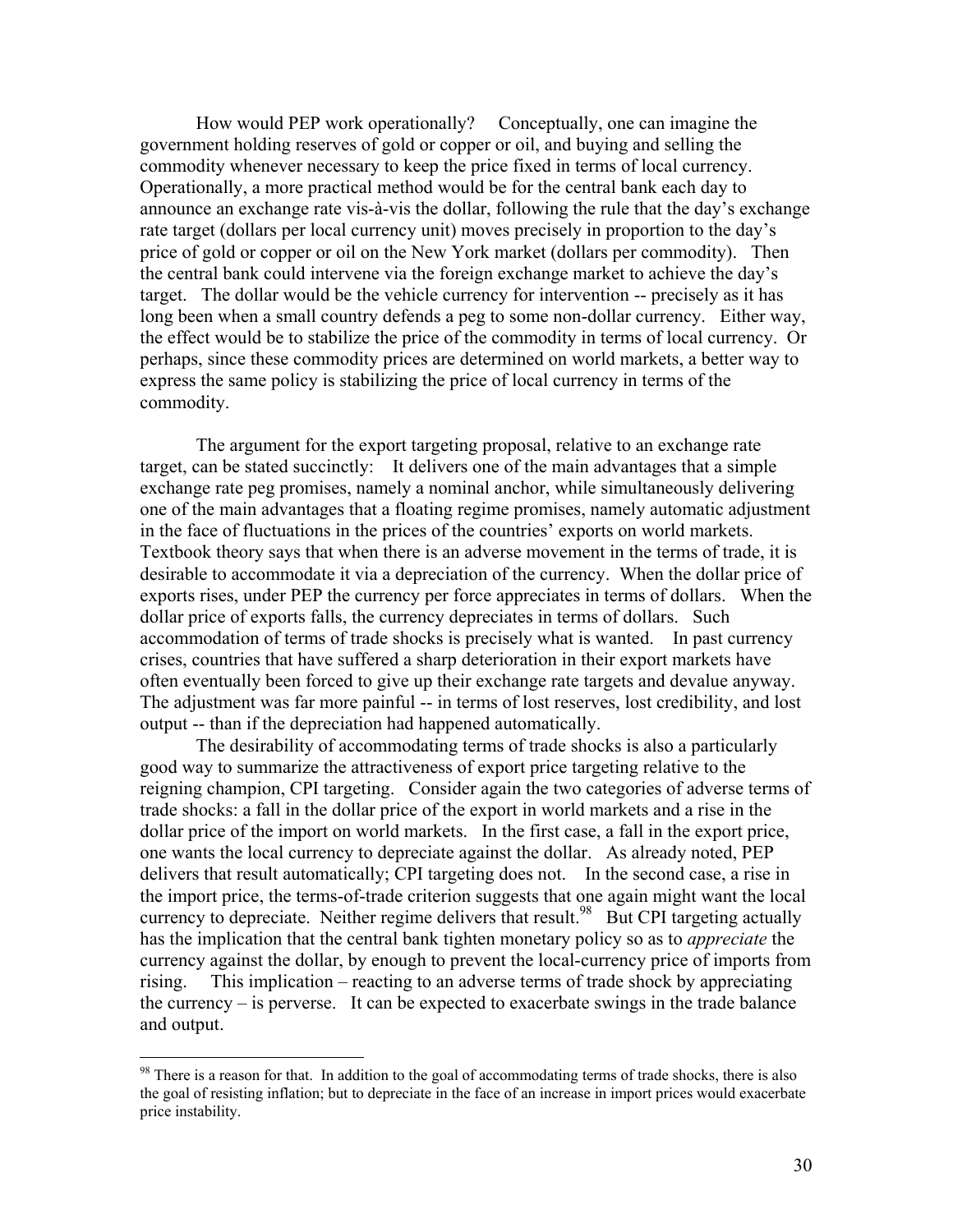How would PEP work operationally? Conceptually, one can imagine the government holding reserves of gold or copper or oil, and buying and selling the commodity whenever necessary to keep the price fixed in terms of local currency. Operationally, a more practical method would be for the central bank each day to announce an exchange rate vis-à-vis the dollar, following the rule that the day's exchange rate target (dollars per local currency unit) moves precisely in proportion to the day's price of gold or copper or oil on the New York market (dollars per commodity). Then the central bank could intervene via the foreign exchange market to achieve the day's target. The dollar would be the vehicle currency for intervention -- precisely as it has long been when a small country defends a peg to some non-dollar currency. Either way, the effect would be to stabilize the price of the commodity in terms of local currency. Or perhaps, since these commodity prices are determined on world markets, a better way to express the same policy is stabilizing the price of local currency in terms of the commodity.

The argument for the export targeting proposal, relative to an exchange rate target, can be stated succinctly: It delivers one of the main advantages that a simple exchange rate peg promises, namely a nominal anchor, while simultaneously delivering one of the main advantages that a floating regime promises, namely automatic adjustment in the face of fluctuations in the prices of the countries' exports on world markets. Textbook theory says that when there is an adverse movement in the terms of trade, it is desirable to accommodate it via a depreciation of the currency. When the dollar price of exports rises, under PEP the currency per force appreciates in terms of dollars. When the dollar price of exports falls, the currency depreciates in terms of dollars. Such accommodation of terms of trade shocks is precisely what is wanted. In past currency crises, countries that have suffered a sharp deterioration in their export markets have often eventually been forced to give up their exchange rate targets and devalue anyway. The adjustment was far more painful -- in terms of lost reserves, lost credibility, and lost output -- than if the depreciation had happened automatically.

The desirability of accommodating terms of trade shocks is also a particularly good way to summarize the attractiveness of export price targeting relative to the reigning champion, CPI targeting. Consider again the two categories of adverse terms of trade shocks: a fall in the dollar price of the export in world markets and a rise in the dollar price of the import on world markets. In the first case, a fall in the export price, one wants the local currency to depreciate against the dollar. As already noted, PEP delivers that result automatically; CPI targeting does not. In the second case, a rise in the import price, the terms-of-trade criterion suggests that one again might want the local currency to depreciate. Neither regime delivers that result.[98] But CPI targeting actually has the implication that the central bank tighten monetary policy so as to *appreciate* the currency against the dollar, by enough to prevent the local-currency price of imports from rising. This implication – reacting to an adverse terms of trade shock by appreciating the currency – is perverse. It can be expected to exacerbate swings in the trade balance and output.

[98] There is a reason for that. In addition to the goal of accommodating terms of trade shocks, there is also the goal of resisting inflation; but to depreciate in the face of an increase in import prices would exacerbate price instability.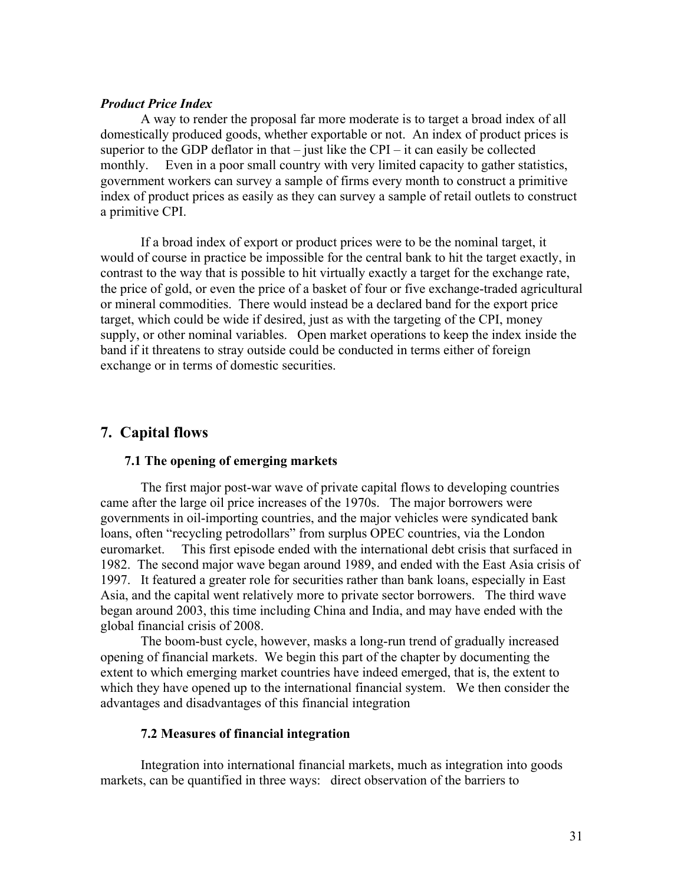***Product Price Index***

A way to render the proposal far more moderate is to target a broad index of all domestically produced goods, whether exportable or not. An index of product prices is superior to the GDP deflator in that – just like the CPI – it can easily be collected monthly. Even in a poor small country with very limited capacity to gather statistics, government workers can survey a sample of firms every month to construct a primitive index of product prices as easily as they can survey a sample of retail outlets to construct a primitive CPI.

If a broad index of export or product prices were to be the nominal target, it would of course in practice be impossible for the central bank to hit the target exactly, in contrast to the way that is possible to hit virtually exactly a target for the exchange rate, the price of gold, or even the price of a basket of four or five exchange-traded agricultural or mineral commodities. There would instead be a declared band for the export price target, which could be wide if desired, just as with the targeting of the CPI, money supply, or other nominal variables. Open market operations to keep the index inside the band if it threatens to stray outside could be conducted in terms either of foreign exchange or in terms of domestic securities.

## 7. Capital flows

### 7.1 The opening of emerging markets

The first major post-war wave of private capital flows to developing countries came after the large oil price increases of the 1970s. The major borrowers were governments in oil-importing countries, and the major vehicles were syndicated bank loans, often "recycling petrodollars" from surplus OPEC countries, via the London euromarket. This first episode ended with the international debt crisis that surfaced in 1982. The second major wave began around 1989, and ended with the East Asia crisis of 1997. It featured a greater role for securities rather than bank loans, especially in East Asia, and the capital went relatively more to private sector borrowers. The third wave began around 2003, this time including China and India, and may have ended with the global financial crisis of 2008.

The boom-bust cycle, however, masks a long-run trend of gradually increased opening of financial markets. We begin this part of the chapter by documenting the extent to which emerging market countries have indeed emerged, that is, the extent to which they have opened up to the international financial system. We then consider the advantages and disadvantages of this financial integration

### 7.2 Measures of financial integration

Integration into international financial markets, much as integration into goods markets, can be quantified in three ways: direct observation of the barriers to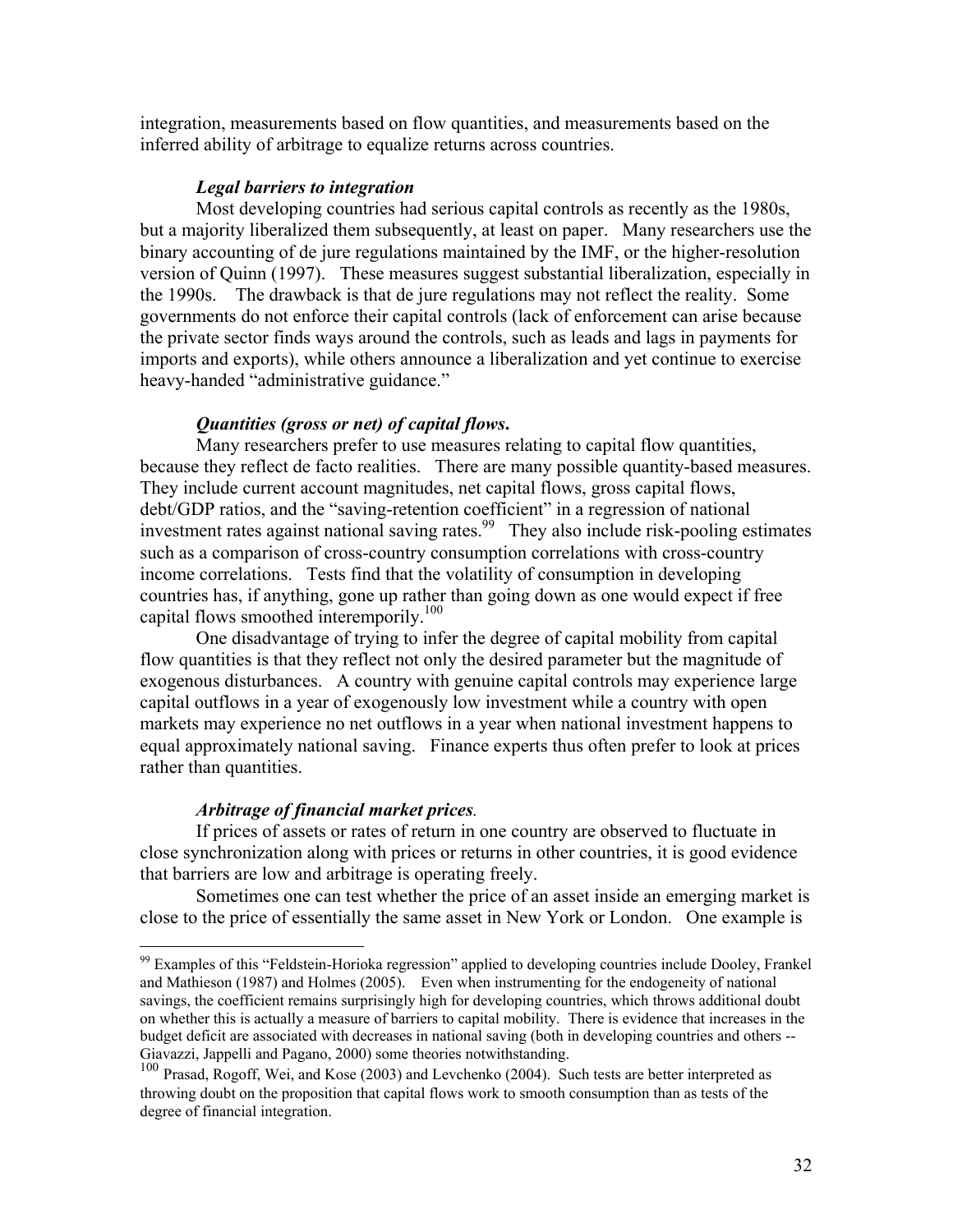integration, measurements based on flow quantities, and measurements based on the inferred ability of arbitrage to equalize returns across countries.

***Legal barriers to integration***

Most developing countries had serious capital controls as recently as the 1980s, but a majority liberalized them subsequently, at least on paper. Many researchers use the binary accounting of de jure regulations maintained by the IMF, or the higher-resolution version of Quinn (1997). These measures suggest substantial liberalization, especially in the 1990s. The drawback is that de jure regulations may not reflect the reality. Some governments do not enforce their capital controls (lack of enforcement can arise because the private sector finds ways around the controls, such as leads and lags in payments for imports and exports), while others announce a liberalization and yet continue to exercise heavy-handed "administrative guidance."

***Quantities (gross or net) of capital flows.***

Many researchers prefer to use measures relating to capital flow quantities, because they reflect de facto realities. There are many possible quantity-based measures. They include current account magnitudes, net capital flows, gross capital flows, debt/GDP ratios, and the "saving-retention coefficient" in a regression of national investment rates against national saving rates.[99] They also include risk-pooling estimates such as a comparison of cross-country consumption correlations with cross-country income correlations. Tests find that the volatility of consumption in developing countries has, if anything, gone up rather than going down as one would expect if free capital flows smoothed interemporily.[100]

One disadvantage of trying to infer the degree of capital mobility from capital flow quantities is that they reflect not only the desired parameter but the magnitude of exogenous disturbances. A country with genuine capital controls may experience large capital outflows in a year of exogenously low investment while a country with open markets may experience no net outflows in a year when national investment happens to equal approximately national saving. Finance experts thus often prefer to look at prices rather than quantities.

***Arbitrage of financial market prices.***

If prices of assets or rates of return in one country are observed to fluctuate in close synchronization along with prices or returns in other countries, it is good evidence that barriers are low and arbitrage is operating freely.

Sometimes one can test whether the price of an asset inside an emerging market is close to the price of essentially the same asset in New York or London. One example is

---

[99] Examples of this "Feldstein-Horioka regression" applied to developing countries include Dooley, Frankel and Mathieson (1987) and Holmes (2005). Even when instrumenting for the endogeneity of national savings, the coefficient remains surprisingly high for developing countries, which throws additional doubt on whether this is actually a measure of barriers to capital mobility. There is evidence that increases in the budget deficit are associated with decreases in national saving (both in developing countries and others -- Giavazzi, Jappelli and Pagano, 2000) some theories notwithstanding.

[100] Prasad, Rogoff, Wei, and Kose (2003) and Levchenko (2004). Such tests are better interpreted as throwing doubt on the proposition that capital flows work to smooth consumption than as tests of the degree of financial integration.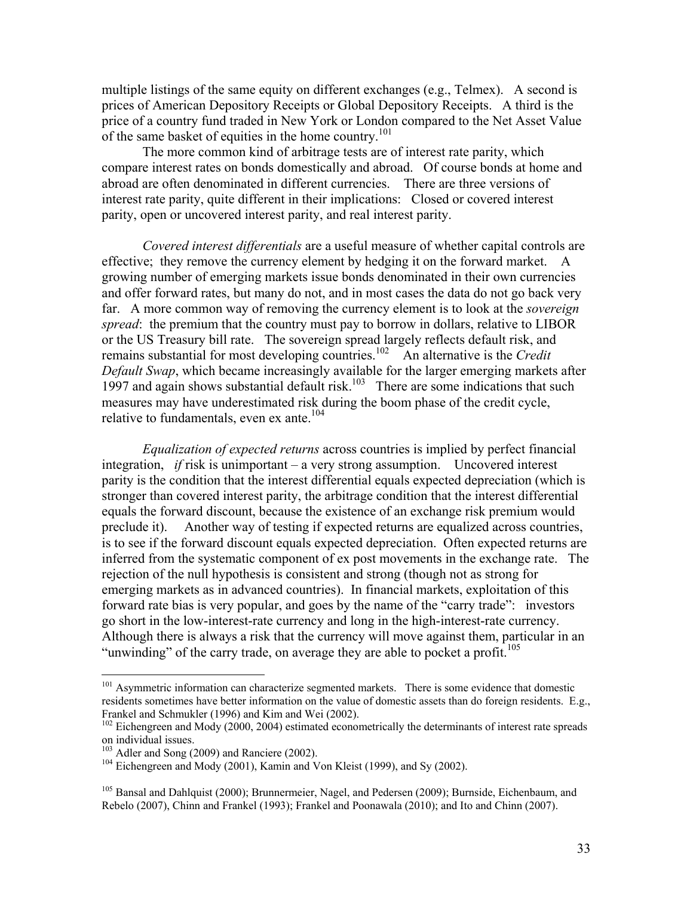multiple listings of the same equity on different exchanges (e.g., Telmex). A second is prices of American Depository Receipts or Global Depository Receipts. A third is the price of a country fund traded in New York or London compared to the Net Asset Value of the same basket of equities in the home country.[101]

The more common kind of arbitrage tests are of interest rate parity, which compare interest rates on bonds domestically and abroad. Of course bonds at home and abroad are often denominated in different currencies. There are three versions of interest rate parity, quite different in their implications: Closed or covered interest parity, open or uncovered interest parity, and real interest parity.

*Covered interest differentials* are a useful measure of whether capital controls are effective; they remove the currency element by hedging it on the forward market. A growing number of emerging markets issue bonds denominated in their own currencies and offer forward rates, but many do not, and in most cases the data do not go back very far. A more common way of removing the currency element is to look at the *sovereign spread*: the premium that the country must pay to borrow in dollars, relative to LIBOR or the US Treasury bill rate. The sovereign spread largely reflects default risk, and remains substantial for most developing countries.[102] An alternative is the *Credit Default Swap*, which became increasingly available for the larger emerging markets after 1997 and again shows substantial default risk.[103] There are some indications that such measures may have underestimated risk during the boom phase of the credit cycle, relative to fundamentals, even ex ante.[104]

*Equalization of expected returns* across countries is implied by perfect financial integration, *if* risk is unimportant – a very strong assumption. Uncovered interest parity is the condition that the interest differential equals expected depreciation (which is stronger than covered interest parity, the arbitrage condition that the interest differential equals the forward discount, because the existence of an exchange risk premium would preclude it). Another way of testing if expected returns are equalized across countries, is to see if the forward discount equals expected depreciation. Often expected returns are inferred from the systematic component of ex post movements in the exchange rate. The rejection of the null hypothesis is consistent and strong (though not as strong for emerging markets as in advanced countries). In financial markets, exploitation of this forward rate bias is very popular, and goes by the name of the "carry trade": investors go short in the low-interest-rate currency and long in the high-interest-rate currency. Although there is always a risk that the currency will move against them, particular in an "unwinding" of the carry trade, on average they are able to pocket a profit.[105]

---

[101] Asymmetric information can characterize segmented markets. There is some evidence that domestic residents sometimes have better information on the value of domestic assets than do foreign residents. E.g., Frankel and Schmukler (1996) and Kim and Wei (2002).

[102] Eichengreen and Mody (2000, 2004) estimated econometrically the determinants of interest rate spreads on individual issues.

[103] Adler and Song (2009) and Ranciere (2002).

[104] Eichengreen and Mody (2001), Kamin and Von Kleist (1999), and Sy (2002).

[105] Bansal and Dahlquist (2000); Brunnermeier, Nagel, and Pedersen (2009); Burnside, Eichenbaum, and Rebelo (2007), Chinn and Frankel (1993); Frankel and Poonawala (2010); and Ito and Chinn (2007).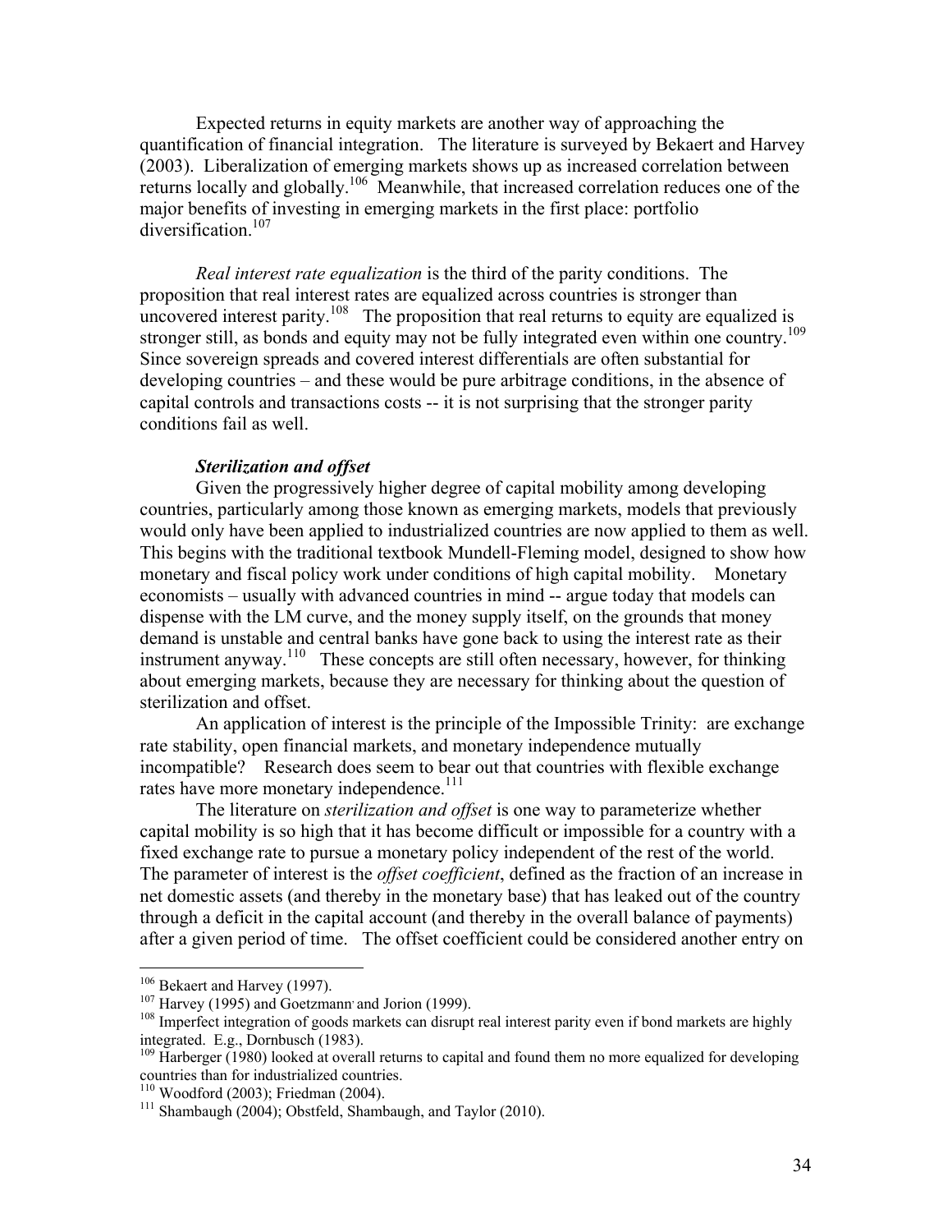Expected returns in equity markets are another way of approaching the quantification of financial integration. The literature is surveyed by Bekaert and Harvey (2003). Liberalization of emerging markets shows up as increased correlation between returns locally and globally.[106] Meanwhile, that increased correlation reduces one of the major benefits of investing in emerging markets in the first place: portfolio diversification.[107]

*Real interest rate equalization* is the third of the parity conditions. The proposition that real interest rates are equalized across countries is stronger than uncovered interest parity.[108] The proposition that real returns to equity are equalized is stronger still, as bonds and equity may not be fully integrated even within one country.[109] Since sovereign spreads and covered interest differentials are often substantial for developing countries – and these would be pure arbitrage conditions, in the absence of capital controls and transactions costs -- it is not surprising that the stronger parity conditions fail as well.

***Sterilization and offset***

Given the progressively higher degree of capital mobility among developing countries, particularly among those known as emerging markets, models that previously would only have been applied to industrialized countries are now applied to them as well. This begins with the traditional textbook Mundell-Fleming model, designed to show how monetary and fiscal policy work under conditions of high capital mobility. Monetary economists – usually with advanced countries in mind -- argue today that models can dispense with the LM curve, and the money supply itself, on the grounds that money demand is unstable and central banks have gone back to using the interest rate as their instrument anyway.[110] These concepts are still often necessary, however, for thinking about emerging markets, because they are necessary for thinking about the question of sterilization and offset.

An application of interest is the principle of the Impossible Trinity: are exchange rate stability, open financial markets, and monetary independence mutually incompatible? Research does seem to bear out that countries with flexible exchange rates have more monetary independence.[111]

The literature on *sterilization and offset* is one way to parameterize whether capital mobility is so high that it has become difficult or impossible for a country with a fixed exchange rate to pursue a monetary policy independent of the rest of the world. The parameter of interest is the *offset coefficient*, defined as the fraction of an increase in net domestic assets (and thereby in the monetary base) that has leaked out of the country through a deficit in the capital account (and thereby in the overall balance of payments) after a given period of time. The offset coefficient could be considered another entry on

---

[106] Bekaert and Harvey (1997).

[107] Harvey (1995) and Goetzmann and Jorion (1999).

[108] Imperfect integration of goods markets can disrupt real interest parity even if bond markets are highly integrated. E.g., Dornbusch (1983).

[109] Harberger (1980) looked at overall returns to capital and found them no more equalized for developing countries than for industrialized countries.

[110] Woodford (2003); Friedman (2004).

[111] Shambaugh (2004); Obstfeld, Shambaugh, and Taylor (2010).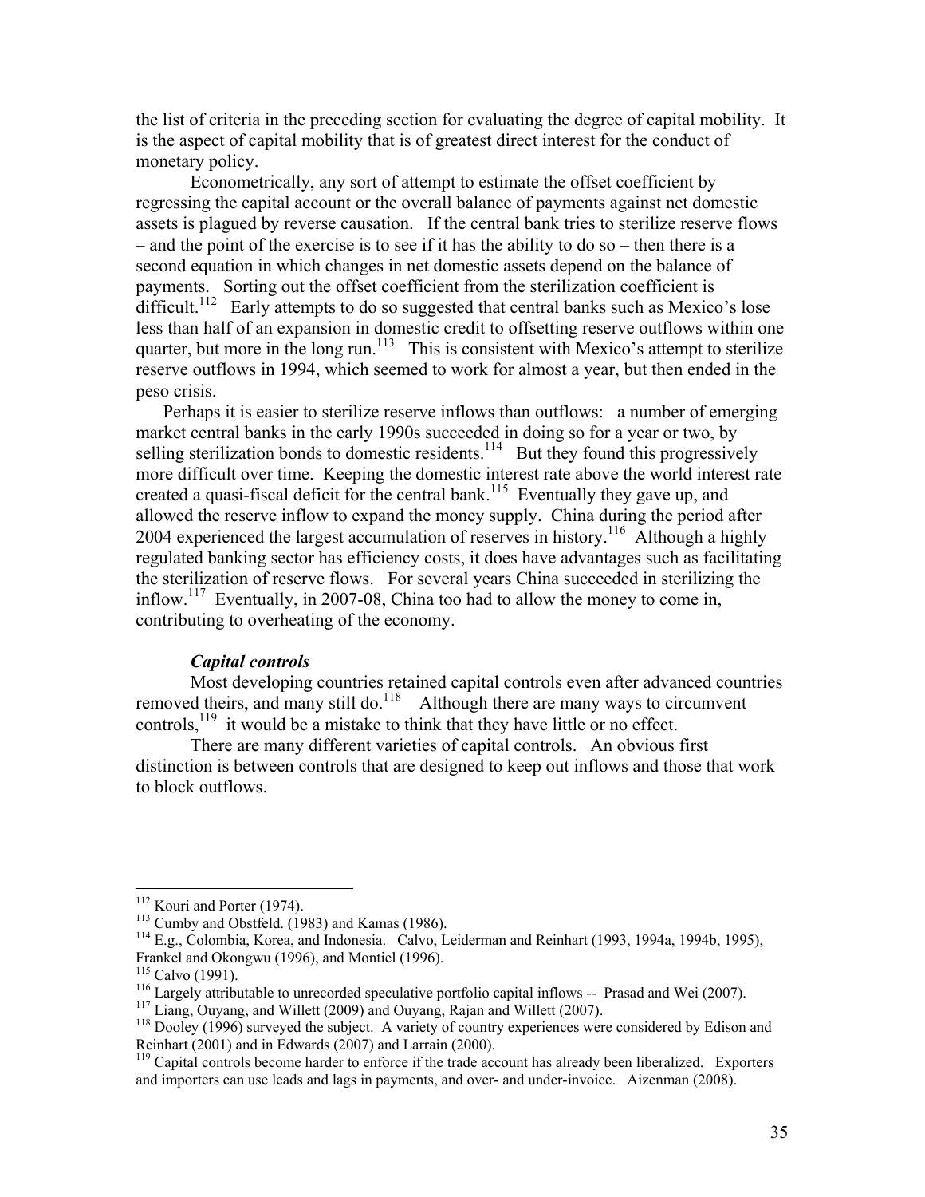the list of criteria in the preceding section for evaluating the degree of capital mobility. It is the aspect of capital mobility that is of greatest direct interest for the conduct of monetary policy.

Econometrically, any sort of attempt to estimate the offset coefficient by regressing the capital account or the overall balance of payments against net domestic assets is plagued by reverse causation. If the central bank tries to sterilize reserve flows – and the point of the exercise is to see if it has the ability to do so – then there is a second equation in which changes in net domestic assets depend on the balance of payments. Sorting out the offset coefficient from the sterilization coefficient is difficult.[112] Early attempts to do so suggested that central banks such as Mexico's lose less than half of an expansion in domestic credit to offsetting reserve outflows within one quarter, but more in the long run.[113] This is consistent with Mexico's attempt to sterilize reserve outflows in 1994, which seemed to work for almost a year, but then ended in the peso crisis.

Perhaps it is easier to sterilize reserve inflows than outflows: a number of emerging market central banks in the early 1990s succeeded in doing so for a year or two, by selling sterilization bonds to domestic residents.[114] But they found this progressively more difficult over time. Keeping the domestic interest rate above the world interest rate created a quasi-fiscal deficit for the central bank.[115] Eventually they gave up, and allowed the reserve inflow to expand the money supply. China during the period after 2004 experienced the largest accumulation of reserves in history.[116] Although a highly regulated banking sector has efficiency costs, it does have advantages such as facilitating the sterilization of reserve flows. For several years China succeeded in sterilizing the inflow.[117] Eventually, in 2007-08, China too had to allow the money to come in, contributing to overheating of the economy.

### *Capital controls*

Most developing countries retained capital controls even after advanced countries removed theirs, and many still do.[118] Although there are many ways to circumvent controls,[119] it would be a mistake to think that they have little or no effect.

There are many different varieties of capital controls. An obvious first distinction is between controls that are designed to keep out inflows and those that work to block outflows.

---

[112] Kouri and Porter (1974).

[113] Cumby and Obstfeld. (1983) and Kamas (1986).

[114] E.g., Colombia, Korea, and Indonesia. Calvo, Leiderman and Reinhart (1993, 1994a, 1994b, 1995), Frankel and Okongwu (1996), and Montiel (1996).

[115] Calvo (1991).

[116] Largely attributable to unrecorded speculative portfolio capital inflows -- Prasad and Wei (2007).

[117] Liang, Ouyang, and Willett (2009) and Ouyang, Rajan and Willett (2007).

[118] Dooley (1996) surveyed the subject. A variety of country experiences were considered by Edison and Reinhart (2001) and in Edwards (2007) and Larrain (2000).

[119] Capital controls become harder to enforce if the trade account has already been liberalized. Exporters and importers can use leads and lags in payments, and over- and under-invoice. Aizenman (2008).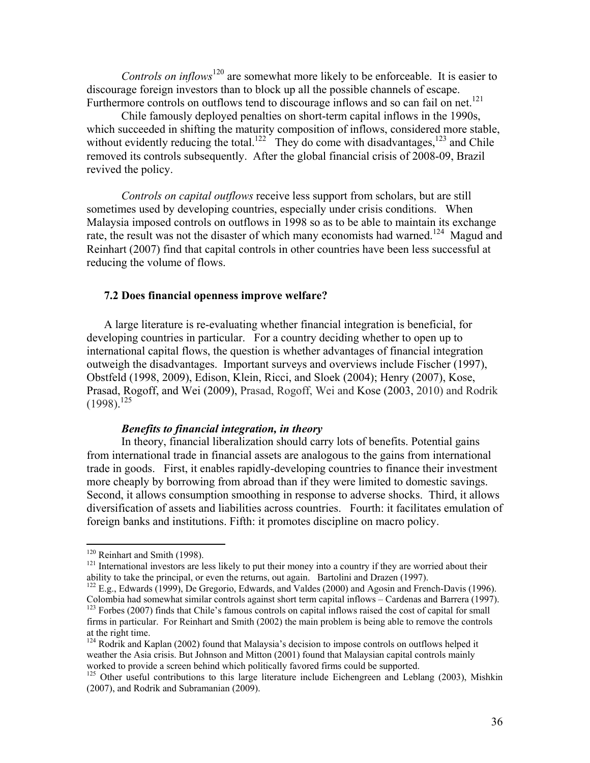*Controls on inflows*[120] are somewhat more likely to be enforceable. It is easier to discourage foreign investors than to block up all the possible channels of escape. Furthermore controls on outflows tend to discourage inflows and so can fail on net.[121]

Chile famously deployed penalties on short-term capital inflows in the 1990s, which succeeded in shifting the maturity composition of inflows, considered more stable, without evidently reducing the total.[122] They do come with disadvantages,[123] and Chile removed its controls subsequently. After the global financial crisis of 2008-09, Brazil revived the policy.

*Controls on capital outflows* receive less support from scholars, but are still sometimes used by developing countries, especially under crisis conditions. When Malaysia imposed controls on outflows in 1998 so as to be able to maintain its exchange rate, the result was not the disaster of which many economists had warned.[124] Magud and Reinhart (2007) find that capital controls in other countries have been less successful at reducing the volume of flows.

### 7.2 Does financial openness improve welfare?

A large literature is re-evaluating whether financial integration is beneficial, for developing countries in particular. For a country deciding whether to open up to international capital flows, the question is whether advantages of financial integration outweigh the disadvantages. Important surveys and overviews include Fischer (1997), Obstfeld (1998, 2009), Edison, Klein, Ricci, and Sloek (2004); Henry (2007), Kose, Prasad, Rogoff, and Wei (2009), Prasad, Rogoff, Wei and Kose (2003, 2010) and Rodrik (1998).[125]

#### *Benefits to financial integration, in theory*

In theory, financial liberalization should carry lots of benefits. Potential gains from international trade in financial assets are analogous to the gains from international trade in goods. First, it enables rapidly-developing countries to finance their investment more cheaply by borrowing from abroad than if they were limited to domestic savings. Second, it allows consumption smoothing in response to adverse shocks. Third, it allows diversification of assets and liabilities across countries. Fourth: it facilitates emulation of foreign banks and institutions. Fifth: it promotes discipline on macro policy.

---

[120] Reinhart and Smith (1998).

[121] International investors are less likely to put their money into a country if they are worried about their ability to take the principal, or even the returns, out again. Bartolini and Drazen (1997).

[122] E.g., Edwards (1999), De Gregorio, Edwards, and Valdes (2000) and Agosin and French-Davis (1996). Colombia had somewhat similar controls against short term capital inflows – Cardenas and Barrera (1997).

[123] Forbes (2007) finds that Chile's famous controls on capital inflows raised the cost of capital for small firms in particular. For Reinhart and Smith (2002) the main problem is being able to remove the controls at the right time.

[124] Rodrik and Kaplan (2002) found that Malaysia's decision to impose controls on outflows helped it weather the Asia crisis. But Johnson and Mitton (2001) found that Malaysian capital controls mainly worked to provide a screen behind which politically favored firms could be supported.

[125] Other useful contributions to this large literature include Eichengreen and Leblang (2003), Mishkin (2007), and Rodrik and Subramanian (2009).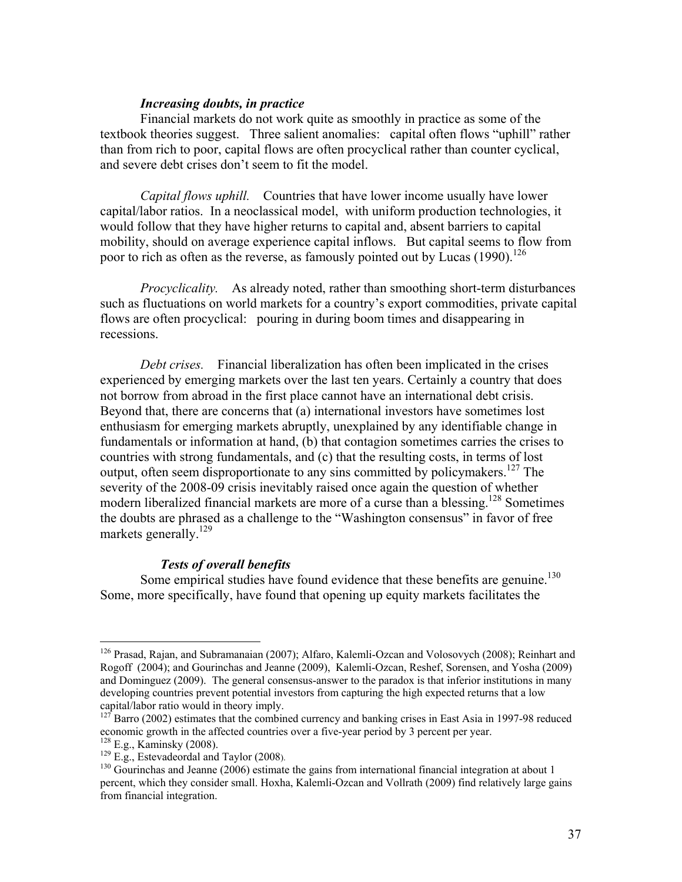### *Increasing doubts, in practice*

Financial markets do not work quite as smoothly in practice as some of the textbook theories suggest. Three salient anomalies: capital often flows "uphill" rather than from rich to poor, capital flows are often procyclical rather than counter cyclical, and severe debt crises don't seem to fit the model.

*Capital flows uphill.* Countries that have lower income usually have lower capital/labor ratios. In a neoclassical model, with uniform production technologies, it would follow that they have higher returns to capital and, absent barriers to capital mobility, should on average experience capital inflows. But capital seems to flow from poor to rich as often as the reverse, as famously pointed out by Lucas (1990).[126]

*Procyclicality.* As already noted, rather than smoothing short-term disturbances such as fluctuations on world markets for a country's export commodities, private capital flows are often procyclical: pouring in during boom times and disappearing in recessions.

*Debt crises.* Financial liberalization has often been implicated in the crises experienced by emerging markets over the last ten years. Certainly a country that does not borrow from abroad in the first place cannot have an international debt crisis. Beyond that, there are concerns that (a) international investors have sometimes lost enthusiasm for emerging markets abruptly, unexplained by any identifiable change in fundamentals or information at hand, (b) that contagion sometimes carries the crises to countries with strong fundamentals, and (c) that the resulting costs, in terms of lost output, often seem disproportionate to any sins committed by policymakers.[127] The severity of the 2008-09 crisis inevitably raised once again the question of whether modern liberalized financial markets are more of a curse than a blessing.[128] Sometimes the doubts are phrased as a challenge to the "Washington consensus" in favor of free markets generally.[129]

### *Tests of overall benefits*

Some empirical studies have found evidence that these benefits are genuine.[130] Some, more specifically, have found that opening up equity markets facilitates the

---

[126] Prasad, Rajan, and Subramanaian (2007); Alfaro, Kalemli-Ozcan and Volosovych (2008); Reinhart and Rogoff (2004); and Gourinchas and Jeanne (2009), Kalemli-Ozcan, Reshef, Sorensen, and Yosha (2009) and Dominguez (2009). The general consensus-answer to the paradox is that inferior institutions in many developing countries prevent potential investors from capturing the high expected returns that a low capital/labor ratio would in theory imply.

[127] Barro (2002) estimates that the combined currency and banking crises in East Asia in 1997-98 reduced economic growth in the affected countries over a five-year period by 3 percent per year.

[128] E.g., Kaminsky (2008).

[129] E.g., Estevadeordal and Taylor (2008).

[130] Gourinchas and Jeanne (2006) estimate the gains from international financial integration at about 1 percent, which they consider small. Hoxha, Kalemli-Ozcan and Vollrath (2009) find relatively large gains from financial integration.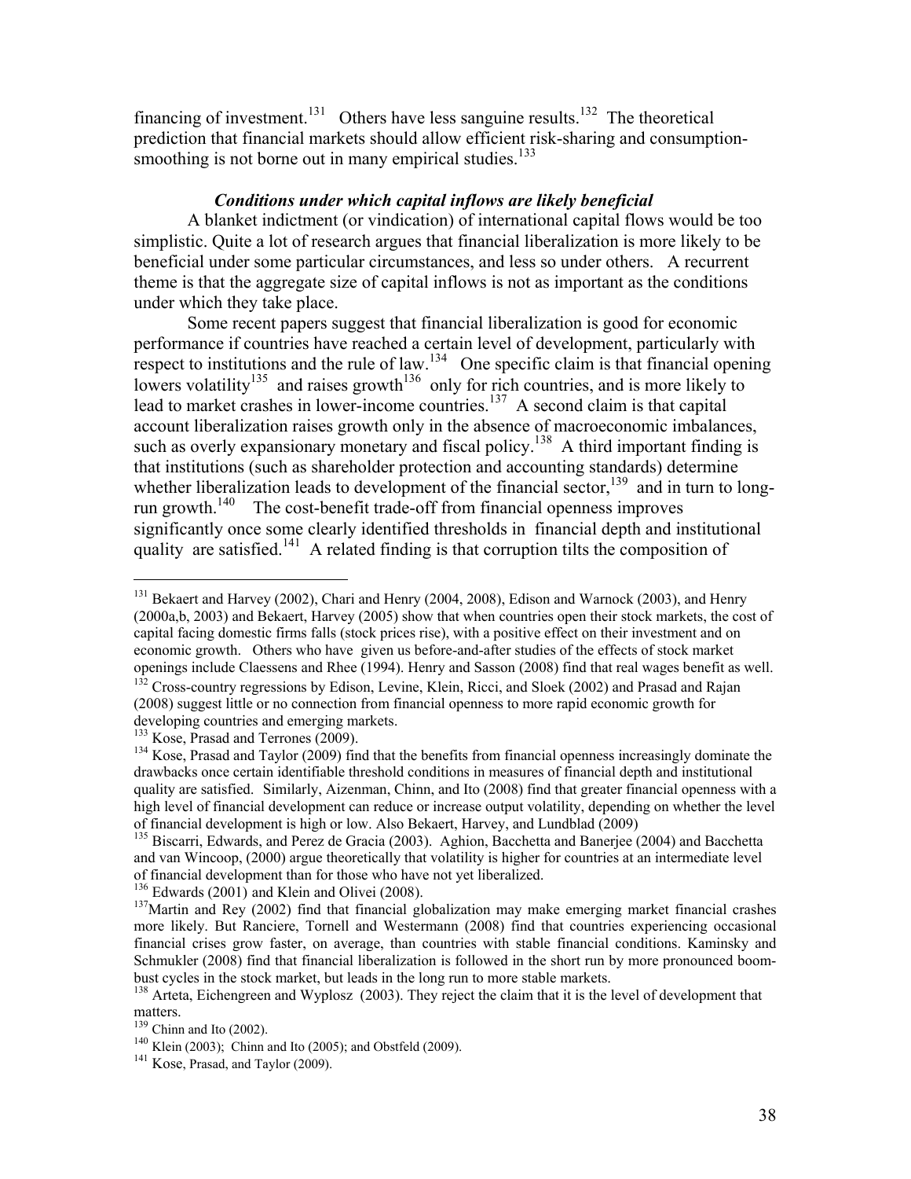financing of investment.[131] Others have less sanguine results.[132] The theoretical prediction that financial markets should allow efficient risk-sharing and consumption-smoothing is not borne out in many empirical studies.[133]

### *Conditions under which capital inflows are likely beneficial*

A blanket indictment (or vindication) of international capital flows would be too simplistic. Quite a lot of research argues that financial liberalization is more likely to be beneficial under some particular circumstances, and less so under others. A recurrent theme is that the aggregate size of capital inflows is not as important as the conditions under which they take place.

Some recent papers suggest that financial liberalization is good for economic performance if countries have reached a certain level of development, particularly with respect to institutions and the rule of law.[134] One specific claim is that financial opening lowers volatility[135] and raises growth[136] only for rich countries, and is more likely to lead to market crashes in lower-income countries.[137] A second claim is that capital account liberalization raises growth only in the absence of macroeconomic imbalances, such as overly expansionary monetary and fiscal policy.[138] A third important finding is that institutions (such as shareholder protection and accounting standards) determine whether liberalization leads to development of the financial sector,[139] and in turn to long-run growth.[140] The cost-benefit trade-off from financial openness improves significantly once some clearly identified thresholds in financial depth and institutional quality are satisfied.[141] A related finding is that corruption tilts the composition of

---

[131] Bekaert and Harvey (2002), Chari and Henry (2004, 2008), Edison and Warnock (2003), and Henry (2000a,b, 2003) and Bekaert, Harvey (2005) show that when countries open their stock markets, the cost of capital facing domestic firms falls (stock prices rise), with a positive effect on their investment and on economic growth. Others who have given us before-and-after studies of the effects of stock market openings include Claessens and Rhee (1994). Henry and Sasson (2008) find that real wages benefit as well.

[132] Cross-country regressions by Edison, Levine, Klein, Ricci, and Sloek (2002) and Prasad and Rajan (2008) suggest little or no connection from financial openness to more rapid economic growth for developing countries and emerging markets.

[133] Kose, Prasad and Terrones (2009).

[134] Kose, Prasad and Taylor (2009) find that the benefits from financial openness increasingly dominate the drawbacks once certain identifiable threshold conditions in measures of financial depth and institutional quality are satisfied. Similarly, Aizenman, Chinn, and Ito (2008) find that greater financial openness with a high level of financial development can reduce or increase output volatility, depending on whether the level of financial development is high or low. Also Bekaert, Harvey, and Lundblad (2009)

[135] Biscarri, Edwards, and Perez de Gracia (2003). Aghion, Bacchetta and Banerjee (2004) and Bacchetta and van Wincoop, (2000) argue theoretically that volatility is higher for countries at an intermediate level of financial development than for those who have not yet liberalized.

[136] Edwards (2001) and Klein and Olivei (2008).

[137] Martin and Rey (2002) find that financial globalization may make emerging market financial crashes more likely. But Ranciere, Tornell and Westermann (2008) find that countries experiencing occasional financial crises grow faster, on average, than countries with stable financial conditions. Kaminsky and Schmukler (2008) find that financial liberalization is followed in the short run by more pronounced boom-bust cycles in the stock market, but leads in the long run to more stable markets.

[138] Arteta, Eichengreen and Wyplosz (2003). They reject the claim that it is the level of development that matters.

[139] Chinn and Ito (2002).

[140] Klein (2003); Chinn and Ito (2005); and Obstfeld (2009).

[141] Kose, Prasad, and Taylor (2009).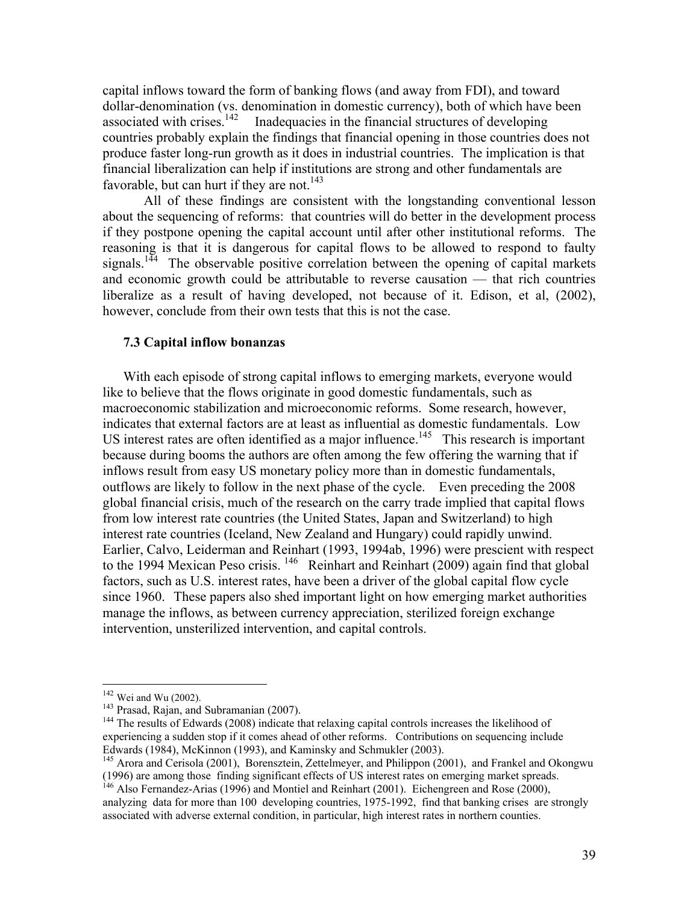capital inflows toward the form of banking flows (and away from FDI), and toward dollar-denomination (vs. denomination in domestic currency), both of which have been associated with crises.[142] Inadequacies in the financial structures of developing countries probably explain the findings that financial opening in those countries does not produce faster long-run growth as it does in industrial countries. The implication is that financial liberalization can help if institutions are strong and other fundamentals are favorable, but can hurt if they are not.[143]

All of these findings are consistent with the longstanding conventional lesson about the sequencing of reforms: that countries will do better in the development process if they postpone opening the capital account until after other institutional reforms. The reasoning is that it is dangerous for capital flows to be allowed to respond to faulty signals.[144] The observable positive correlation between the opening of capital markets and economic growth could be attributable to reverse causation — that rich countries liberalize as a result of having developed, not because of it. Edison, et al, (2002), however, conclude from their own tests that this is not the case.

### 7.3 Capital inflow bonanzas

With each episode of strong capital inflows to emerging markets, everyone would like to believe that the flows originate in good domestic fundamentals, such as macroeconomic stabilization and microeconomic reforms. Some research, however, indicates that external factors are at least as influential as domestic fundamentals. Low US interest rates are often identified as a major influence.[145] This research is important because during booms the authors are often among the few offering the warning that if inflows result from easy US monetary policy more than in domestic fundamentals, outflows are likely to follow in the next phase of the cycle. Even preceding the 2008 global financial crisis, much of the research on the carry trade implied that capital flows from low interest rate countries (the United States, Japan and Switzerland) to high interest rate countries (Iceland, New Zealand and Hungary) could rapidly unwind. Earlier, Calvo, Leiderman and Reinhart (1993, 1994ab, 1996) were prescient with respect to the 1994 Mexican Peso crisis.[146] Reinhart and Reinhart (2009) again find that global factors, such as U.S. interest rates, have been a driver of the global capital flow cycle since 1960. These papers also shed important light on how emerging market authorities manage the inflows, as between currency appreciation, sterilized foreign exchange intervention, unsterilized intervention, and capital controls.

---

[142] Wei and Wu (2002).

[143] Prasad, Rajan, and Subramanian (2007).

[144] The results of Edwards (2008) indicate that relaxing capital controls increases the likelihood of experiencing a sudden stop if it comes ahead of other reforms. Contributions on sequencing include Edwards (1984), McKinnon (1993), and Kaminsky and Schmukler (2003).

[145] Arora and Cerisola (2001), Borensztein, Zettelmeyer, and Philippon (2001), and Frankel and Okongwu (1996) are among those finding significant effects of US interest rates on emerging market spreads.

[146] Also Fernandez-Arias (1996) and Montiel and Reinhart (2001). Eichengreen and Rose (2000), analyzing data for more than 100 developing countries, 1975-1992, find that banking crises are strongly associated with adverse external condition, in particular, high interest rates in northern counties.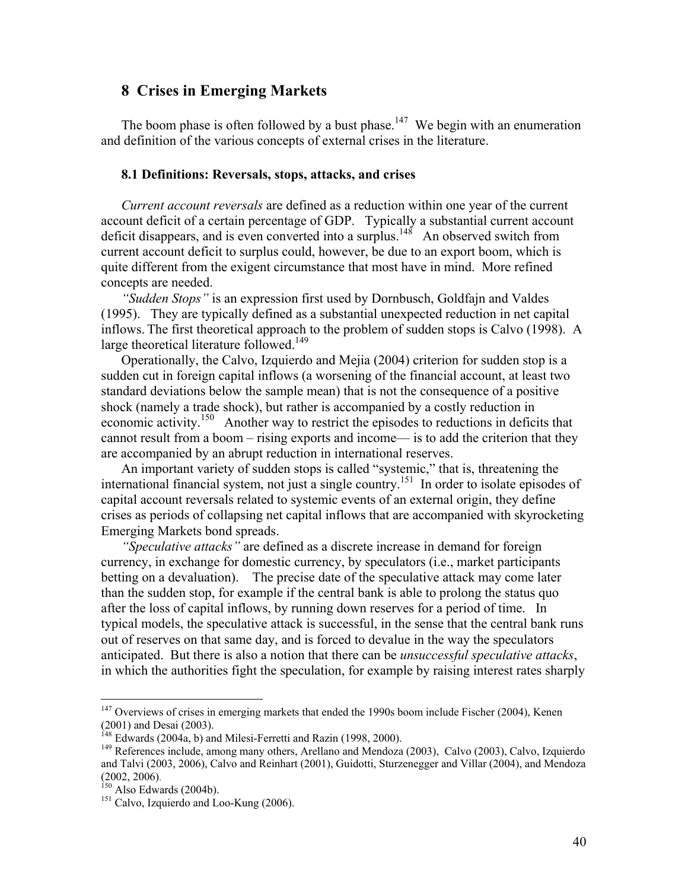## 8 Crises in Emerging Markets

The boom phase is often followed by a bust phase.[147] We begin with an enumeration and definition of the various concepts of external crises in the literature.

### 8.1 Definitions: Reversals, stops, attacks, and crises

*Current account reversals* are defined as a reduction within one year of the current account deficit of a certain percentage of GDP. Typically a substantial current account deficit disappears, and is even converted into a surplus.[148] An observed switch from current account deficit to surplus could, however, be due to an export boom, which is quite different from the exigent circumstance that most have in mind. More refined concepts are needed.

*"Sudden Stops"* is an expression first used by Dornbusch, Goldfajn and Valdes (1995). They are typically defined as a substantial unexpected reduction in net capital inflows. The first theoretical approach to the problem of sudden stops is Calvo (1998). A large theoretical literature followed.[149]

Operationally, the Calvo, Izquierdo and Mejia (2004) criterion for sudden stop is a sudden cut in foreign capital inflows (a worsening of the financial account, at least two standard deviations below the sample mean) that is not the consequence of a positive shock (namely a trade shock), but rather is accompanied by a costly reduction in economic activity.[150] Another way to restrict the episodes to reductions in deficits that cannot result from a boom – rising exports and income— is to add the criterion that they are accompanied by an abrupt reduction in international reserves.

An important variety of sudden stops is called "systemic," that is, threatening the international financial system, not just a single country.[151] In order to isolate episodes of capital account reversals related to systemic events of an external origin, they define crises as periods of collapsing net capital inflows that are accompanied with skyrocketing Emerging Markets bond spreads.

*"Speculative attacks"* are defined as a discrete increase in demand for foreign currency, in exchange for domestic currency, by speculators (i.e., market participants betting on a devaluation). The precise date of the speculative attack may come later than the sudden stop, for example if the central bank is able to prolong the status quo after the loss of capital inflows, by running down reserves for a period of time. In typical models, the speculative attack is successful, in the sense that the central bank runs out of reserves on that same day, and is forced to devalue in the way the speculators anticipated. But there is also a notion that there can be *unsuccessful speculative attacks*, in which the authorities fight the speculation, for example by raising interest rates sharply

---

[147] Overviews of crises in emerging markets that ended the 1990s boom include Fischer (2004), Kenen (2001) and Desai (2003).

[148] Edwards (2004a, b) and Milesi-Ferretti and Razin (1998, 2000).

[149] References include, among many others, Arellano and Mendoza (2003), Calvo (2003), Calvo, Izquierdo and Talvi (2003, 2006), Calvo and Reinhart (2001), Guidotti, Sturzenegger and Villar (2004), and Mendoza (2002, 2006).

[150] Also Edwards (2004b).

[151] Calvo, Izquierdo and Loo-Kung (2006).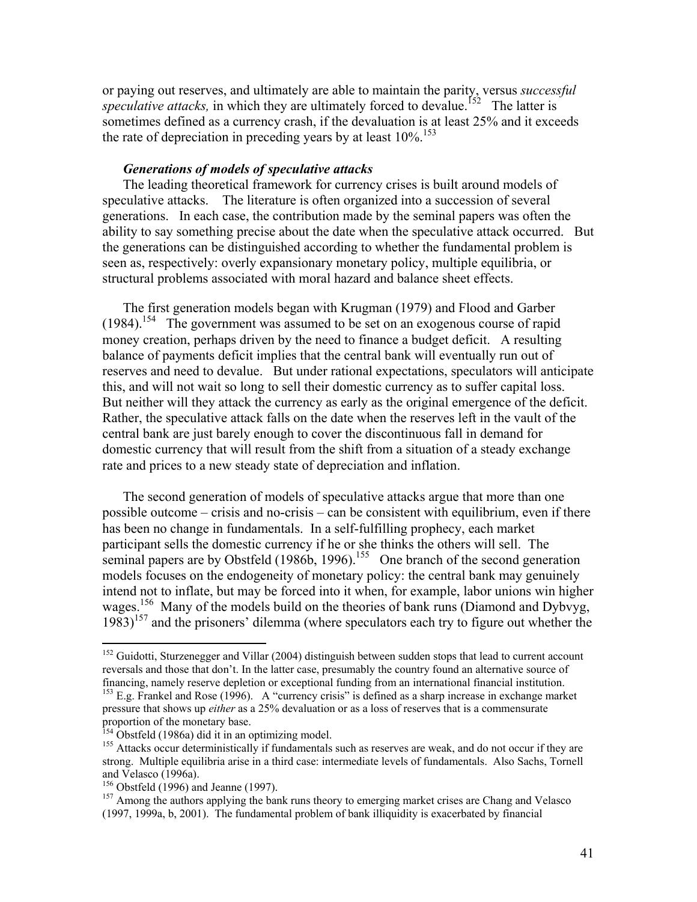or paying out reserves, and ultimately are able to maintain the parity, versus *successful speculative attacks,* in which they are ultimately forced to devalue.[152] The latter is sometimes defined as a currency crash, if the devaluation is at least 25% and it exceeds the rate of depreciation in preceding years by at least 10%.[153]

***Generations of models of speculative attacks***

The leading theoretical framework for currency crises is built around models of speculative attacks. The literature is often organized into a succession of several generations. In each case, the contribution made by the seminal papers was often the ability to say something precise about the date when the speculative attack occurred. But the generations can be distinguished according to whether the fundamental problem is seen as, respectively: overly expansionary monetary policy, multiple equilibria, or structural problems associated with moral hazard and balance sheet effects.

The first generation models began with Krugman (1979) and Flood and Garber (1984).[154] The government was assumed to be set on an exogenous course of rapid money creation, perhaps driven by the need to finance a budget deficit. A resulting balance of payments deficit implies that the central bank will eventually run out of reserves and need to devalue. But under rational expectations, speculators will anticipate this, and will not wait so long to sell their domestic currency as to suffer capital loss. But neither will they attack the currency as early as the original emergence of the deficit. Rather, the speculative attack falls on the date when the reserves left in the vault of the central bank are just barely enough to cover the discontinuous fall in demand for domestic currency that will result from the shift from a situation of a steady exchange rate and prices to a new steady state of depreciation and inflation.

The second generation of models of speculative attacks argue that more than one possible outcome – crisis and no-crisis – can be consistent with equilibrium, even if there has been no change in fundamentals. In a self-fulfilling prophecy, each market participant sells the domestic currency if he or she thinks the others will sell. The seminal papers are by Obstfeld (1986b, 1996).[155] One branch of the second generation models focuses on the endogeneity of monetary policy: the central bank may genuinely intend not to inflate, but may be forced into it when, for example, labor unions win higher wages.[156] Many of the models build on the theories of bank runs (Diamond and Dybvyg, 1983)[157] and the prisoners' dilemma (where speculators each try to figure out whether the

---

[152] Guidotti, Sturzenegger and Villar (2004) distinguish between sudden stops that lead to current account reversals and those that don't. In the latter case, presumably the country found an alternative source of financing, namely reserve depletion or exceptional funding from an international financial institution.

[153] E.g. Frankel and Rose (1996). A "currency crisis" is defined as a sharp increase in exchange market pressure that shows up *either* as a 25% devaluation or as a loss of reserves that is a commensurate proportion of the monetary base.

[154] Obstfeld (1986a) did it in an optimizing model.

[155] Attacks occur deterministically if fundamentals such as reserves are weak, and do not occur if they are strong. Multiple equilibria arise in a third case: intermediate levels of fundamentals. Also Sachs, Tornell and Velasco (1996a).

[156] Obstfeld (1996) and Jeanne (1997).

[157] Among the authors applying the bank runs theory to emerging market crises are Chang and Velasco (1997, 1999a, b, 2001). The fundamental problem of bank illiquidity is exacerbated by financial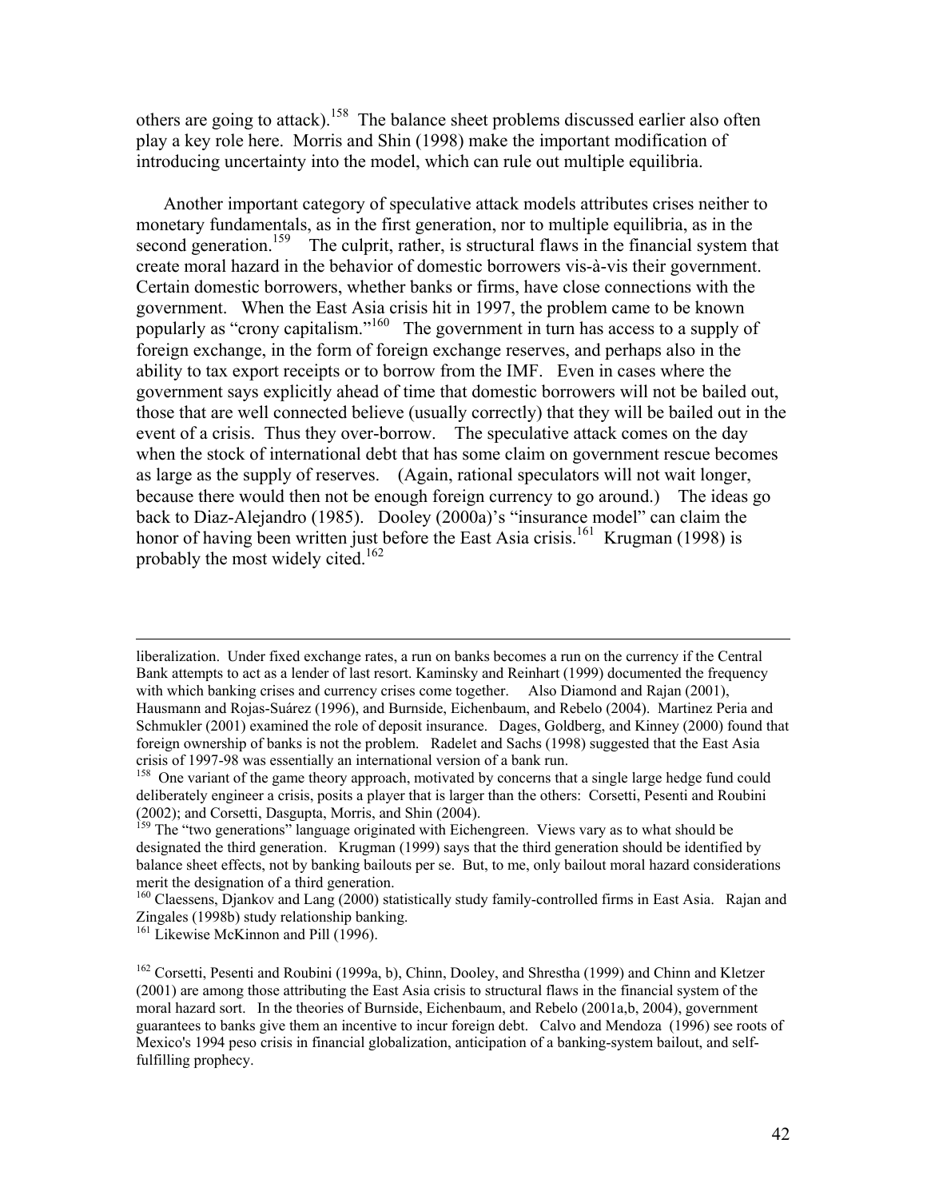others are going to attack).[158] The balance sheet problems discussed earlier also often play a key role here. Morris and Shin (1998) make the important modification of introducing uncertainty into the model, which can rule out multiple equilibria.

Another important category of speculative attack models attributes crises neither to monetary fundamentals, as in the first generation, nor to multiple equilibria, as in the second generation.[159] The culprit, rather, is structural flaws in the financial system that create moral hazard in the behavior of domestic borrowers vis-à-vis their government. Certain domestic borrowers, whether banks or firms, have close connections with the government. When the East Asia crisis hit in 1997, the problem came to be known popularly as "crony capitalism."[160] The government in turn has access to a supply of foreign exchange, in the form of foreign exchange reserves, and perhaps also in the ability to tax export receipts or to borrow from the IMF. Even in cases where the government says explicitly ahead of time that domestic borrowers will not be bailed out, those that are well connected believe (usually correctly) that they will be bailed out in the event of a crisis. Thus they over-borrow. The speculative attack comes on the day when the stock of international debt that has some claim on government rescue becomes as large as the supply of reserves. (Again, rational speculators will not wait longer, because there would then not be enough foreign currency to go around.) The ideas go back to Diaz-Alejandro (1985). Dooley (2000a)'s "insurance model" can claim the honor of having been written just before the East Asia crisis.[161] Krugman (1998) is probably the most widely cited.[162]

---

liberalization. Under fixed exchange rates, a run on banks becomes a run on the currency if the Central Bank attempts to act as a lender of last resort. Kaminsky and Reinhart (1999) documented the frequency with which banking crises and currency crises come together. Also Diamond and Rajan (2001), Hausmann and Rojas-Suárez (1996), and Burnside, Eichenbaum, and Rebelo (2004). Martinez Peria and Schmukler (2001) examined the role of deposit insurance. Dages, Goldberg, and Kinney (2000) found that foreign ownership of banks is not the problem. Radelet and Sachs (1998) suggested that the East Asia crisis of 1997-98 was essentially an international version of a bank run.

[158] One variant of the game theory approach, motivated by concerns that a single large hedge fund could deliberately engineer a crisis, posits a player that is larger than the others: Corsetti, Pesenti and Roubini (2002); and Corsetti, Dasgupta, Morris, and Shin (2004).

[159] The "two generations" language originated with Eichengreen. Views vary as to what should be designated the third generation. Krugman (1999) says that the third generation should be identified by balance sheet effects, not by banking bailouts per se. But, to me, only bailout moral hazard considerations merit the designation of a third generation.

[160] Claessens, Djankov and Lang (2000) statistically study family-controlled firms in East Asia. Rajan and Zingales (1998b) study relationship banking.

[161] Likewise McKinnon and Pill (1996).

[162] Corsetti, Pesenti and Roubini (1999a, b), Chinn, Dooley, and Shrestha (1999) and Chinn and Kletzer (2001) are among those attributing the East Asia crisis to structural flaws in the financial system of the moral hazard sort. In the theories of Burnside, Eichenbaum, and Rebelo (2001a,b, 2004), government guarantees to banks give them an incentive to incur foreign debt. Calvo and Mendoza (1996) see roots of Mexico's 1994 peso crisis in financial globalization, anticipation of a banking-system bailout, and self-fulfilling prophecy.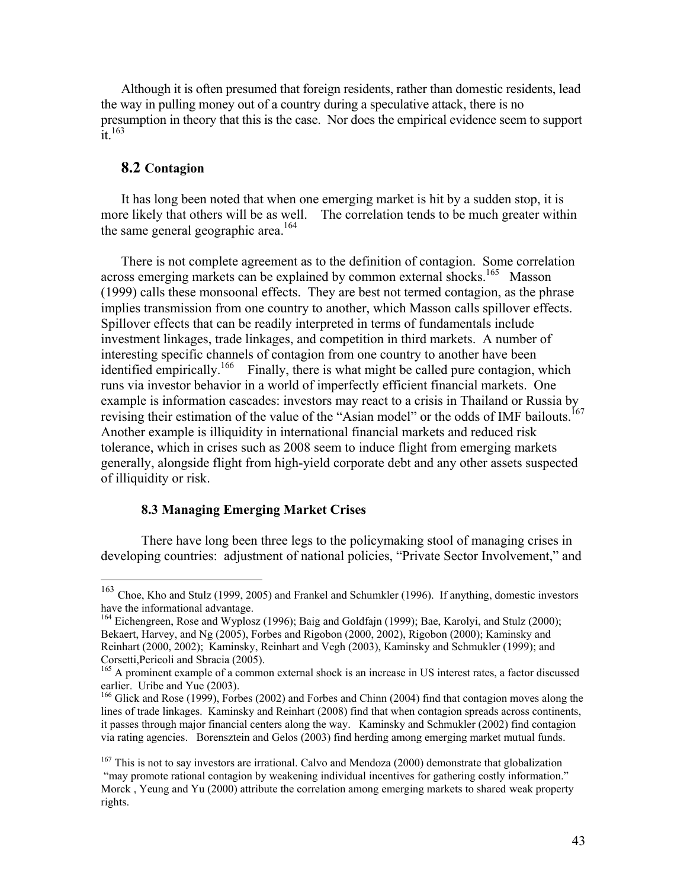Although it is often presumed that foreign residents, rather than domestic residents, lead the way in pulling money out of a country during a speculative attack, there is no presumption in theory that this is the case. Nor does the empirical evidence seem to support it.[163]

## 8.2 Contagion

It has long been noted that when one emerging market is hit by a sudden stop, it is more likely that others will be as well. The correlation tends to be much greater within the same general geographic area.[164]

There is not complete agreement as to the definition of contagion. Some correlation across emerging markets can be explained by common external shocks.[165] Masson (1999) calls these monsoonal effects. They are best not termed contagion, as the phrase implies transmission from one country to another, which Masson calls spillover effects. Spillover effects that can be readily interpreted in terms of fundamentals include investment linkages, trade linkages, and competition in third markets. A number of interesting specific channels of contagion from one country to another have been identified empirically.[166] Finally, there is what might be called pure contagion, which runs via investor behavior in a world of imperfectly efficient financial markets. One example is information cascades: investors may react to a crisis in Thailand or Russia by revising their estimation of the value of the "Asian model" or the odds of IMF bailouts.[167] Another example is illiquidity in international financial markets and reduced risk tolerance, which in crises such as 2008 seem to induce flight from emerging markets generally, alongside flight from high-yield corporate debt and any other assets suspected of illiquidity or risk.

### 8.3 Managing Emerging Market Crises

There have long been three legs to the policymaking stool of managing crises in developing countries: adjustment of national policies, "Private Sector Involvement," and

---

[163] Choe, Kho and Stulz (1999, 2005) and Frankel and Schumkler (1996). If anything, domestic investors have the informational advantage.

[164] Eichengreen, Rose and Wyplosz (1996); Baig and Goldfajn (1999); Bae, Karolyi, and Stulz (2000); Bekaert, Harvey, and Ng (2005), Forbes and Rigobon (2000, 2002), Rigobon (2000); Kaminsky and Reinhart (2000, 2002); Kaminsky, Reinhart and Vegh (2003), Kaminsky and Schmukler (1999); and Corsetti,Pericoli and Sbracia (2005).

[165] A prominent example of a common external shock is an increase in US interest rates, a factor discussed earlier. Uribe and Yue (2003).

[166] Glick and Rose (1999), Forbes (2002) and Forbes and Chinn (2004) find that contagion moves along the lines of trade linkages. Kaminsky and Reinhart (2008) find that when contagion spreads across continents, it passes through major financial centers along the way. Kaminsky and Schmukler (2002) find contagion via rating agencies. Borensztein and Gelos (2003) find herding among emerging market mutual funds.

[167] This is not to say investors are irrational. Calvo and Mendoza (2000) demonstrate that globalization "may promote rational contagion by weakening individual incentives for gathering costly information." Morck , Yeung and Yu (2000) attribute the correlation among emerging markets to shared weak property rights.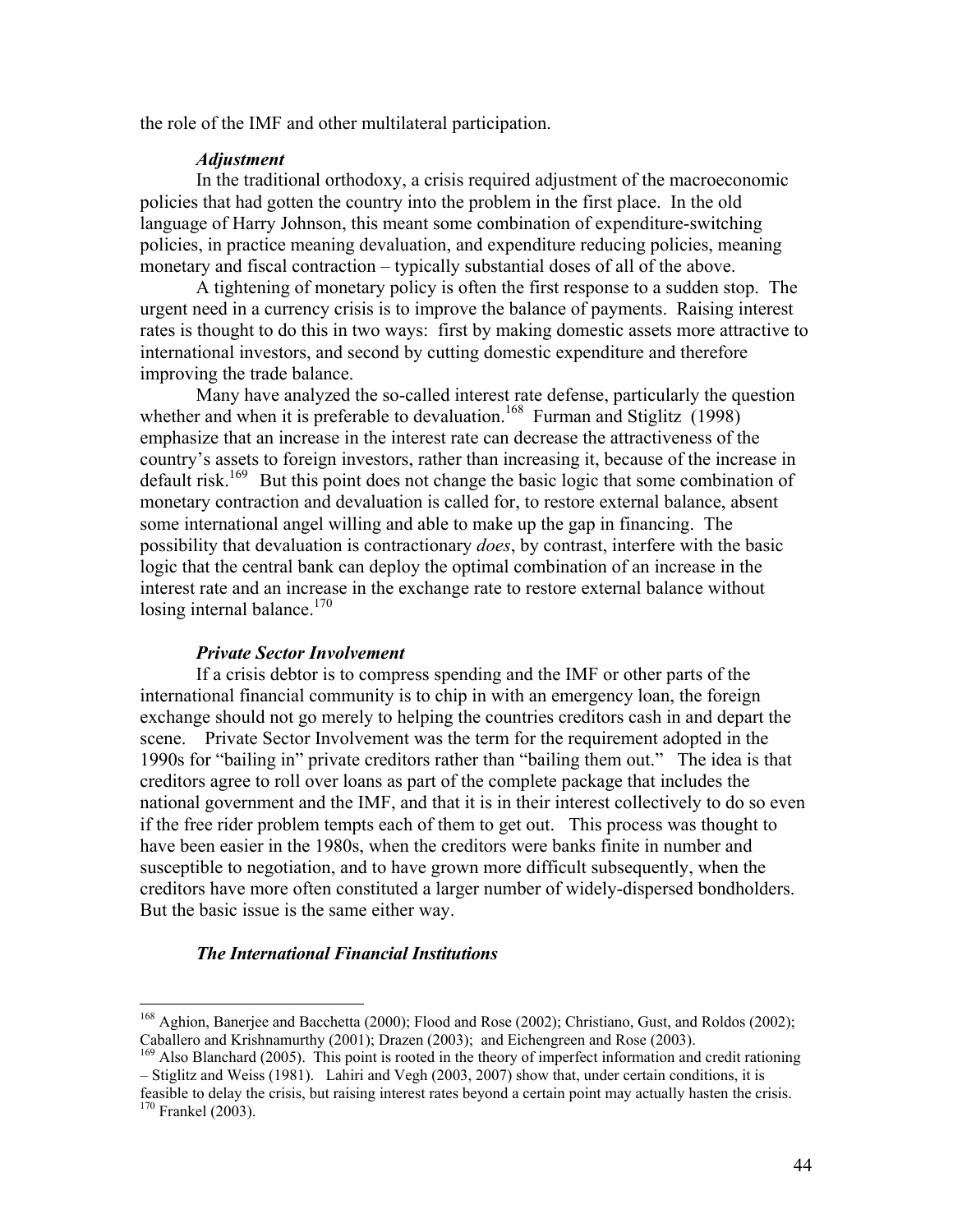the role of the IMF and other multilateral participation.

### *Adjustment*

In the traditional orthodoxy, a crisis required adjustment of the macroeconomic policies that had gotten the country into the problem in the first place. In the old language of Harry Johnson, this meant some combination of expenditure-switching policies, in practice meaning devaluation, and expenditure reducing policies, meaning monetary and fiscal contraction – typically substantial doses of all of the above.

A tightening of monetary policy is often the first response to a sudden stop. The urgent need in a currency crisis is to improve the balance of payments. Raising interest rates is thought to do this in two ways: first by making domestic assets more attractive to international investors, and second by cutting domestic expenditure and therefore improving the trade balance.

Many have analyzed the so-called interest rate defense, particularly the question whether and when it is preferable to devaluation.[168] Furman and Stiglitz (1998) emphasize that an increase in the interest rate can decrease the attractiveness of the country's assets to foreign investors, rather than increasing it, because of the increase in default risk.[169] But this point does not change the basic logic that some combination of monetary contraction and devaluation is called for, to restore external balance, absent some international angel willing and able to make up the gap in financing. The possibility that devaluation is contractionary *does*, by contrast, interfere with the basic logic that the central bank can deploy the optimal combination of an increase in the interest rate and an increase in the exchange rate to restore external balance without losing internal balance.[170]

### *Private Sector Involvement*

If a crisis debtor is to compress spending and the IMF or other parts of the international financial community is to chip in with an emergency loan, the foreign exchange should not go merely to helping the countries creditors cash in and depart the scene. Private Sector Involvement was the term for the requirement adopted in the 1990s for "bailing in" private creditors rather than "bailing them out." The idea is that creditors agree to roll over loans as part of the complete package that includes the national government and the IMF, and that it is in their interest collectively to do so even if the free rider problem tempts each of them to get out. This process was thought to have been easier in the 1980s, when the creditors were banks finite in number and susceptible to negotiation, and to have grown more difficult subsequently, when the creditors have more often constituted a larger number of widely-dispersed bondholders. But the basic issue is the same either way.

### *The International Financial Institutions*

---

[168] Aghion, Banerjee and Bacchetta (2000); Flood and Rose (2002); Christiano, Gust, and Roldos (2002); Caballero and Krishnamurthy (2001); Drazen (2003); and Eichengreen and Rose (2003).

[169] Also Blanchard (2005). This point is rooted in the theory of imperfect information and credit rationing – Stiglitz and Weiss (1981). Lahiri and Vegh (2003, 2007) show that, under certain conditions, it is feasible to delay the crisis, but raising interest rates beyond a certain point may actually hasten the crisis.

[170] Frankel (2003).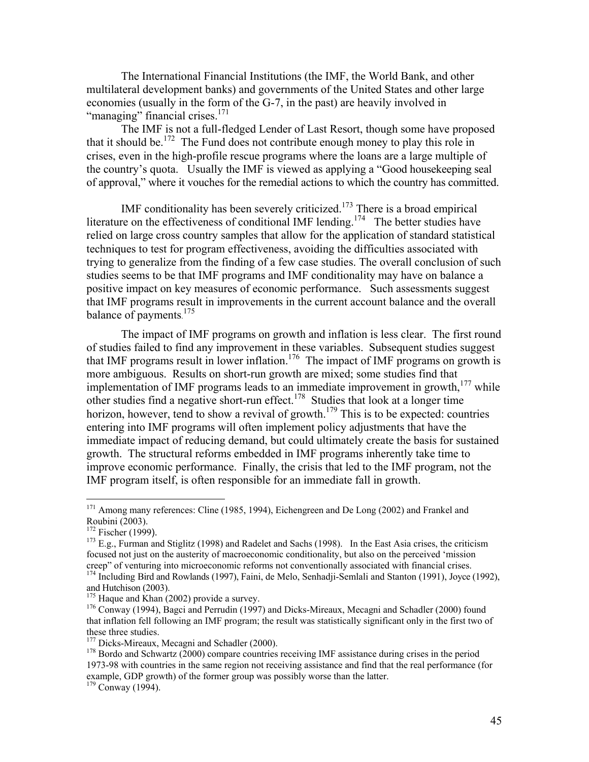The International Financial Institutions (the IMF, the World Bank, and other multilateral development banks) and governments of the United States and other large economies (usually in the form of the G-7, in the past) are heavily involved in "managing" financial crises.[171]

The IMF is not a full-fledged Lender of Last Resort, though some have proposed that it should be.[172] The Fund does not contribute enough money to play this role in crises, even in the high-profile rescue programs where the loans are a large multiple of the country's quota. Usually the IMF is viewed as applying a "Good housekeeping seal of approval," where it vouches for the remedial actions to which the country has committed.

IMF conditionality has been severely criticized.[173] There is a broad empirical literature on the effectiveness of conditional IMF lending.[174] The better studies have relied on large cross country samples that allow for the application of standard statistical techniques to test for program effectiveness, avoiding the difficulties associated with trying to generalize from the finding of a few case studies. The overall conclusion of such studies seems to be that IMF programs and IMF conditionality may have on balance a positive impact on key measures of economic performance. Such assessments suggest that IMF programs result in improvements in the current account balance and the overall balance of payments.[175]

The impact of IMF programs on growth and inflation is less clear. The first round of studies failed to find any improvement in these variables. Subsequent studies suggest that IMF programs result in lower inflation.[176] The impact of IMF programs on growth is more ambiguous. Results on short-run growth are mixed; some studies find that implementation of IMF programs leads to an immediate improvement in growth,[177] while other studies find a negative short-run effect.[178] Studies that look at a longer time horizon, however, tend to show a revival of growth.[179] This is to be expected: countries entering into IMF programs will often implement policy adjustments that have the immediate impact of reducing demand, but could ultimately create the basis for sustained growth. The structural reforms embedded in IMF programs inherently take time to improve economic performance. Finally, the crisis that led to the IMF program, not the IMF program itself, is often responsible for an immediate fall in growth.

---

[171] Among many references: Cline (1985, 1994), Eichengreen and De Long (2002) and Frankel and Roubini (2003).

[172] Fischer (1999).

[173] E.g., Furman and Stiglitz (1998) and Radelet and Sachs (1998). In the East Asia crises, the criticism focused not just on the austerity of macroeconomic conditionality, but also on the perceived 'mission creep" of venturing into microeconomic reforms not conventionally associated with financial crises.

[174] Including Bird and Rowlands (1997), Faini, de Melo, Senhadji-Semlali and Stanton (1991), Joyce (1992), and Hutchison (2003).

[175] Haque and Khan (2002) provide a survey.

[176] Conway (1994), Bagci and Perrudin (1997) and Dicks-Mireaux, Mecagni and Schadler (2000) found that inflation fell following an IMF program; the result was statistically significant only in the first two of these three studies.

[177] Dicks-Mireaux, Mecagni and Schadler (2000).

[178] Bordo and Schwartz (2000) compare countries receiving IMF assistance during crises in the period 1973-98 with countries in the same region not receiving assistance and find that the real performance (for example, GDP growth) of the former group was possibly worse than the latter.

[179] Conway (1994).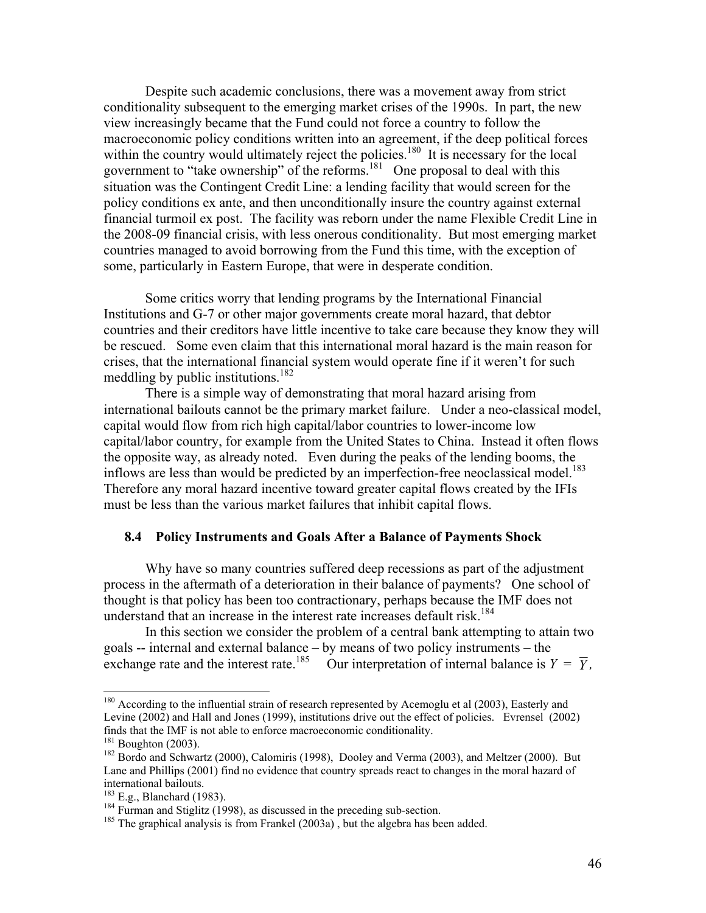Despite such academic conclusions, there was a movement away from strict conditionality subsequent to the emerging market crises of the 1990s. In part, the new view increasingly became that the Fund could not force a country to follow the macroeconomic policy conditions written into an agreement, if the deep political forces within the country would ultimately reject the policies.[180] It is necessary for the local government to "take ownership" of the reforms.[181] One proposal to deal with this situation was the Contingent Credit Line: a lending facility that would screen for the policy conditions ex ante, and then unconditionally insure the country against external financial turmoil ex post. The facility was reborn under the name Flexible Credit Line in the 2008-09 financial crisis, with less onerous conditionality. But most emerging market countries managed to avoid borrowing from the Fund this time, with the exception of some, particularly in Eastern Europe, that were in desperate condition.

Some critics worry that lending programs by the International Financial Institutions and G-7 or other major governments create moral hazard, that debtor countries and their creditors have little incentive to take care because they know they will be rescued. Some even claim that this international moral hazard is the main reason for crises, that the international financial system would operate fine if it weren't for such meddling by public institutions.[182]

There is a simple way of demonstrating that moral hazard arising from international bailouts cannot be the primary market failure. Under a neo-classical model, capital would flow from rich high capital/labor countries to lower-income low capital/labor country, for example from the United States to China. Instead it often flows the opposite way, as already noted. Even during the peaks of the lending booms, the inflows are less than would be predicted by an imperfection-free neoclassical model.[183] Therefore any moral hazard incentive toward greater capital flows created by the IFIs must be less than the various market failures that inhibit capital flows.

### 8.4 Policy Instruments and Goals After a Balance of Payments Shock

Why have so many countries suffered deep recessions as part of the adjustment process in the aftermath of a deterioration in their balance of payments? One school of thought is that policy has been too contractionary, perhaps because the IMF does not understand that an increase in the interest rate increases default risk.[184]

In this section we consider the problem of a central bank attempting to attain two goals -- internal and external balance – by means of two policy instruments – the exchange rate and the interest rate.[185] Our interpretation of internal balance is $Y = \overline{Y}$,

---

[180] According to the influential strain of research represented by Acemoglu et al (2003), Easterly and Levine (2002) and Hall and Jones (1999), institutions drive out the effect of policies. Evrensel (2002) finds that the IMF is not able to enforce macroeconomic conditionality.

[181] Boughton (2003).

[182] Bordo and Schwartz (2000), Calomiris (1998), Dooley and Verma (2003), and Meltzer (2000). But Lane and Phillips (2001) find no evidence that country spreads react to changes in the moral hazard of international bailouts.

[183] E.g., Blanchard (1983).

[184] Furman and Stiglitz (1998), as discussed in the preceding sub-section.

[185] The graphical analysis is from Frankel (2003a) , but the algebra has been added.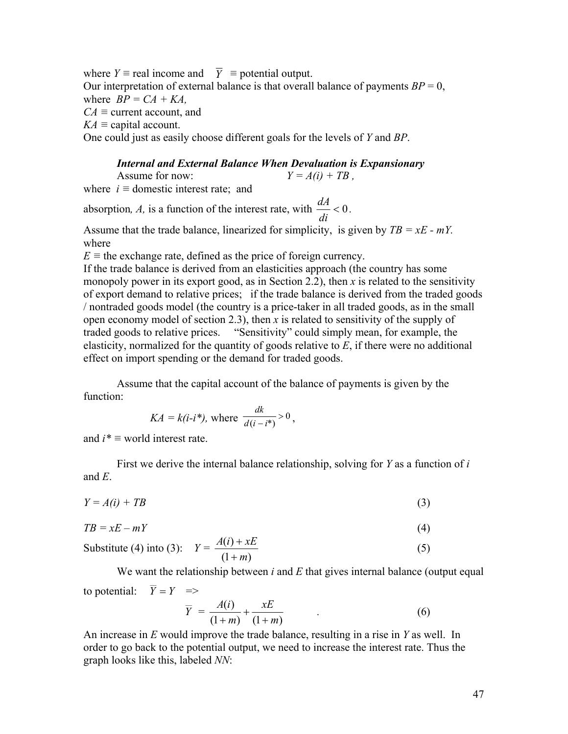where $Y \equiv$ real income and $\overline{Y} \equiv$ potential output.
Our interpretation of external balance is that overall balance of payments $BP = 0$,
where $BP = CA + KA$,
$CA \equiv$ current account, and
$KA \equiv$ capital account.
One could just as easily choose different goals for the levels of $Y$ and $BP$.

***Internal and External Balance When Devaluation is Expansionary***

Assume for now: $Y = A(i) + TB$ ,
where $i \equiv$ domestic interest rate; and
absorption, $A$, is a function of the interest rate, with $\frac{dA}{di} < 0$.
Assume that the trade balance, linearized for simplicity, is given by $TB = xE - mY$.
where
$E \equiv$ the exchange rate, defined as the price of foreign currency.
If the trade balance is derived from an elasticities approach (the country has some monopoly power in its export good, as in Section 2.2), then $x$ is related to the sensitivity of export demand to relative prices; if the trade balance is derived from the traded goods / nontraded goods model (the country is a price-taker in all traded goods, as in the small open economy model of section 2.3), then $x$ is related to sensitivity of the supply of traded goods to relative prices. "Sensitivity" could simply mean, for example, the elasticity, normalized for the quantity of goods relative to $E$, if there were no additional effect on import spending or the demand for traded goods.

Assume that the capital account of the balance of payments is given by the function:

$$KA = k(i - i^*), \text{ where } \frac{dk}{d(i - i^*)} > 0,$$

and $i^* \equiv$ world interest rate.

First we derive the internal balance relationship, solving for $Y$ as a function of $i$ and $E$.

$$Y = A(i) + TB \qquad (3)$$

$$TB = xE - mY \qquad (4)$$

Substitute (4) into (3): $Y = \frac{A(i) + xE}{(1+m)}$ (5)

We want the relationship between $i$ and $E$ that gives internal balance (output equal to potential: $\overline{Y} = Y$ =>

$$\overline{Y} = \frac{A(i)}{(1+m)} + \frac{xE}{(1+m)} \qquad . \qquad (6)$$

An increase in $E$ would improve the trade balance, resulting in a rise in $Y$ as well. In order to go back to the potential output, we need to increase the interest rate. Thus the graph looks like this, labeled $NN$: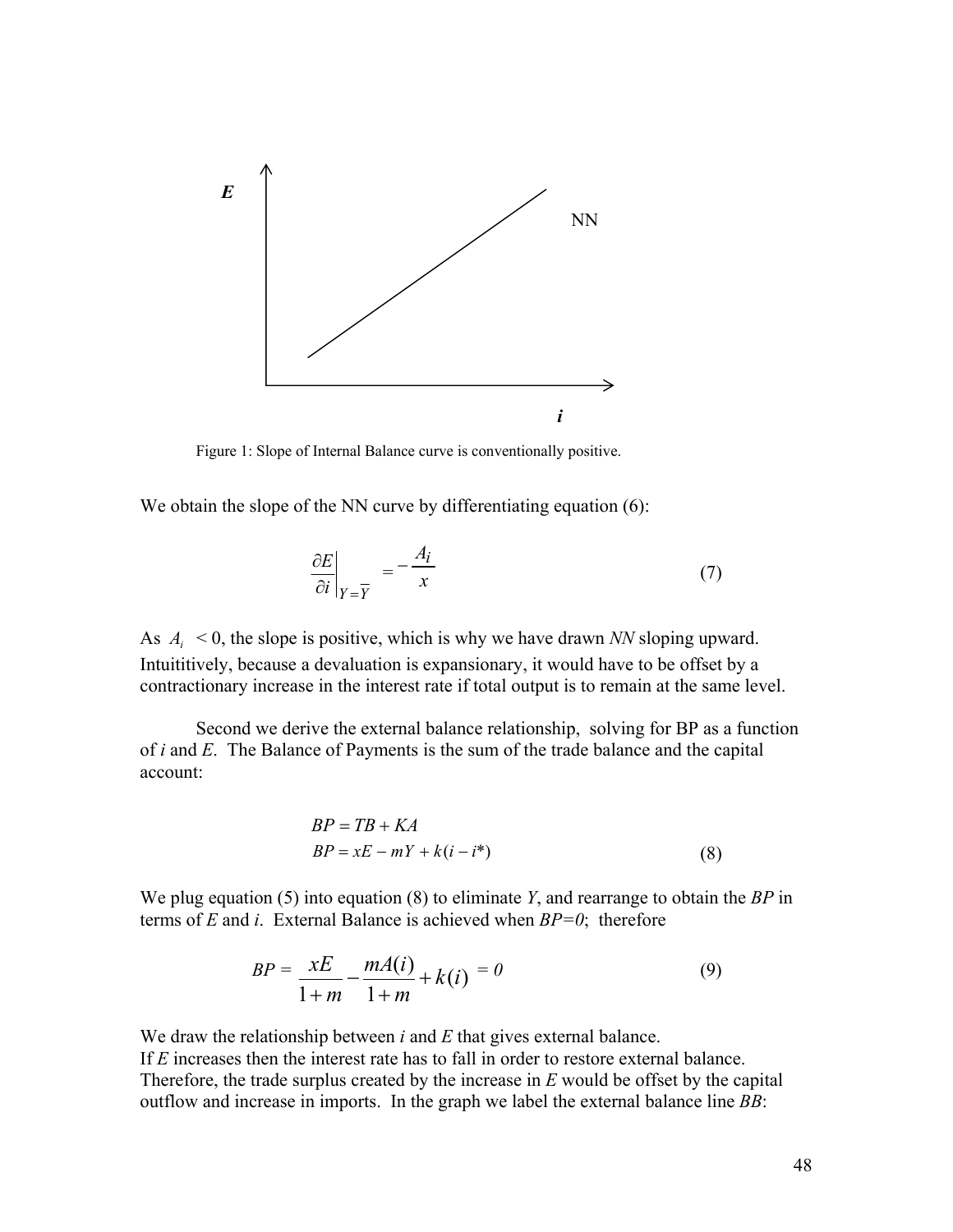Figure 1: Slope of Internal Balance curve is conventionally positive.

We obtain the slope of the NN curve by differentiating equation (6):

$$\left.\frac{\partial E}{\partial i}\right|_{Y=\overline{Y}} = -\frac{A_i}{x} \tag{7}$$

As $A_i < 0$, the slope is positive, which is why we have drawn *NN* sloping upward. Intuititively, because a devaluation is expansionary, it would have to be offset by a contractionary increase in the interest rate if total output is to remain at the same level.

Second we derive the external balance relationship, solving for BP as a function of *i* and *E*. The Balance of Payments is the sum of the trade balance and the capital account:

$$\begin{aligned} BP &= TB + KA \\ BP &= xE - mY + k(i - i^*) \end{aligned} \tag{8}$$

We plug equation (5) into equation (8) to eliminate *Y*, and rearrange to obtain the *BP* in terms of *E* and *i*. External Balance is achieved when *BP=0*; therefore

$$BP = \frac{xE}{1+m} - \frac{mA(i)}{1+m} + k(i) = 0 \tag{9}$$

We draw the relationship between *i* and *E* that gives external balance.
If *E* increases then the interest rate has to fall in order to restore external balance. Therefore, the trade surplus created by the increase in *E* would be offset by the capital outflow and increase in imports. In the graph we label the external balance line *BB*: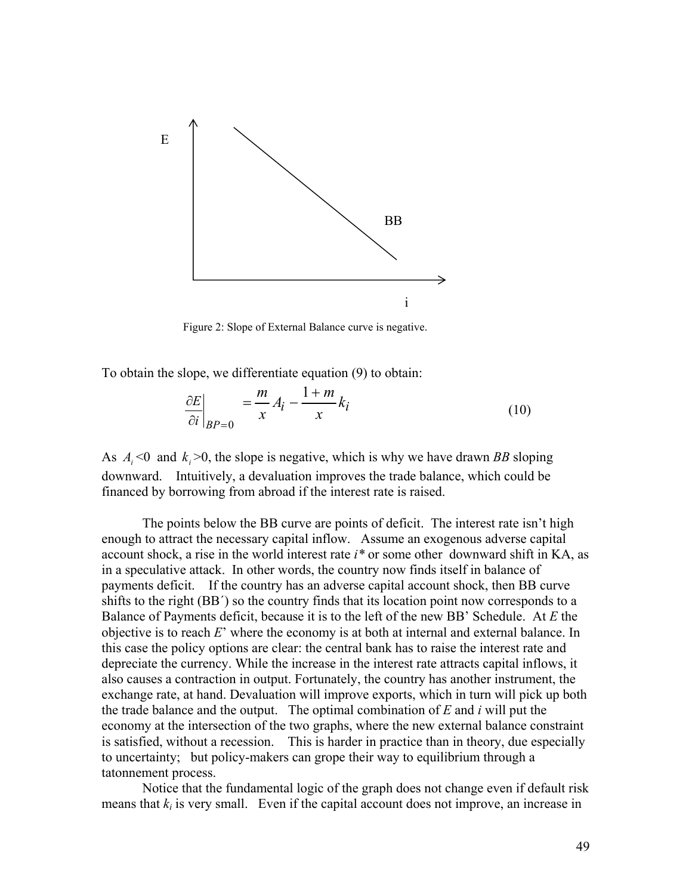Figure 2: Slope of External Balance curve is negative.

To obtain the slope, we differentiate equation (9) to obtain:

$$\left.\frac{\partial E}{\partial i}\right|_{BP=0} = \frac{m}{x} A_i - \frac{1+m}{x} k_i \tag{10}$$

As $A_i$<0 and $k_i$>0, the slope is negative, which is why we have drawn *BB* sloping downward. Intuitively, a devaluation improves the trade balance, which could be financed by borrowing from abroad if the interest rate is raised.

The points below the BB curve are points of deficit. The interest rate isn't high enough to attract the necessary capital inflow. Assume an exogenous adverse capital account shock, a rise in the world interest rate *i\** or some other downward shift in KA, as in a speculative attack. In other words, the country now finds itself in balance of payments deficit. If the country has an adverse capital account shock, then BB curve shifts to the right (BB´) so the country finds that its location point now corresponds to a Balance of Payments deficit, because it is to the left of the new BB' Schedule. At *E* the objective is to reach *E*' where the economy is at both at internal and external balance. In this case the policy options are clear: the central bank has to raise the interest rate and depreciate the currency. While the increase in the interest rate attracts capital inflows, it also causes a contraction in output. Fortunately, the country has another instrument, the exchange rate, at hand. Devaluation will improve exports, which in turn will pick up both the trade balance and the output. The optimal combination of *E* and *i* will put the economy at the intersection of the two graphs, where the new external balance constraint is satisfied, without a recession. This is harder in practice than in theory, due especially to uncertainty; but policy-makers can grope their way to equilibrium through a tatonnement process.

Notice that the fundamental logic of the graph does not change even if default risk means that $k_i$ is very small. Even if the capital account does not improve, an increase in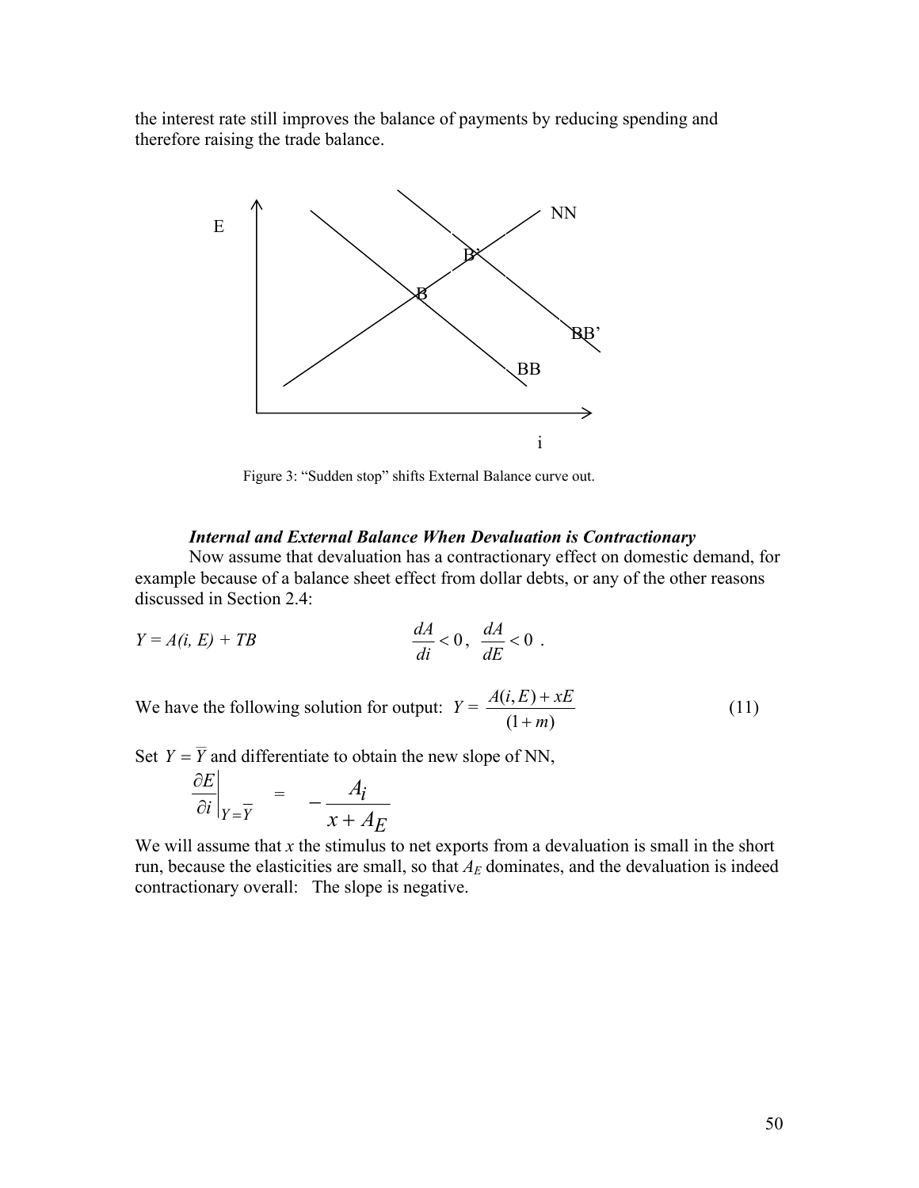the interest rate still improves the balance of payments by reducing spending and therefore raising the trade balance.

Figure 3: "Sudden stop" shifts External Balance curve out.

***Internal and External Balance When Devaluation is Contractionary***

Now assume that devaluation has a contractionary effect on domestic demand, for example because of a balance sheet effect from dollar debts, or any of the other reasons discussed in Section 2.4:

$$Y = A(i, E) + TB \qquad\qquad \frac{dA}{di} < 0, \; \frac{dA}{dE} < 0 \; .$$

We have the following solution for output: $Y = \dfrac{A(i, E) + xE}{(1+m)}$ (11)

Set $Y = \overline{Y}$ and differentiate to obtain the new slope of NN,

$$\left.\frac{\partial E}{\partial i}\right|_{Y=\overline{Y}} = -\frac{A_i}{x + A_E}$$

We will assume that $x$ the stimulus to net exports from a devaluation is small in the short run, because the elasticities are small, so that $A_E$ dominates, and the devaluation is indeed contractionary overall: The slope is negative.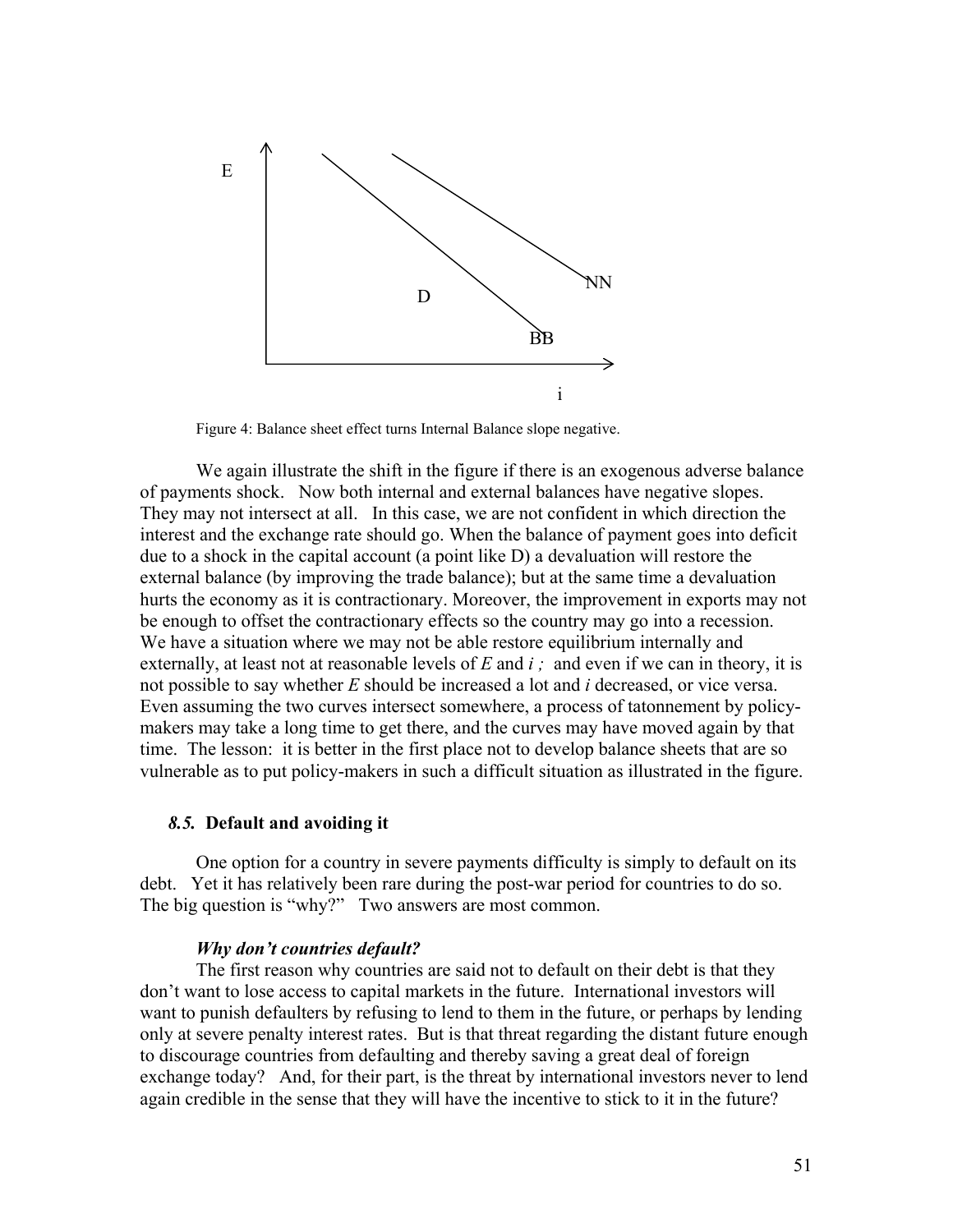Figure 4: Balance sheet effect turns Internal Balance slope negative.

We again illustrate the shift in the figure if there is an exogenous adverse balance of payments shock. Now both internal and external balances have negative slopes. They may not intersect at all. In this case, we are not confident in which direction the interest and the exchange rate should go. When the balance of payment goes into deficit due to a shock in the capital account (a point like D) a devaluation will restore the external balance (by improving the trade balance); but at the same time a devaluation hurts the economy as it is contractionary. Moreover, the improvement in exports may not be enough to offset the contractionary effects so the country may go into a recession. We have a situation where we may not be able restore equilibrium internally and externally, at least not at reasonable levels of *E* and *i* ; and even if we can in theory, it is not possible to say whether *E* should be increased a lot and *i* decreased, or vice versa. Even assuming the two curves intersect somewhere, a process of tatonnement by policy-makers may take a long time to get there, and the curves may have moved again by that time. The lesson: it is better in the first place not to develop balance sheets that are so vulnerable as to put policy-makers in such a difficult situation as illustrated in the figure.

### *8.5.* Default and avoiding it

One option for a country in severe payments difficulty is simply to default on its debt. Yet it has relatively been rare during the post-war period for countries to do so. The big question is "why?" Two answers are most common.

#### *Why don't countries default?*

The first reason why countries are said not to default on their debt is that they don't want to lose access to capital markets in the future. International investors will want to punish defaulters by refusing to lend to them in the future, or perhaps by lending only at severe penalty interest rates. But is that threat regarding the distant future enough to discourage countries from defaulting and thereby saving a great deal of foreign exchange today? And, for their part, is the threat by international investors never to lend again credible in the sense that they will have the incentive to stick to it in the future?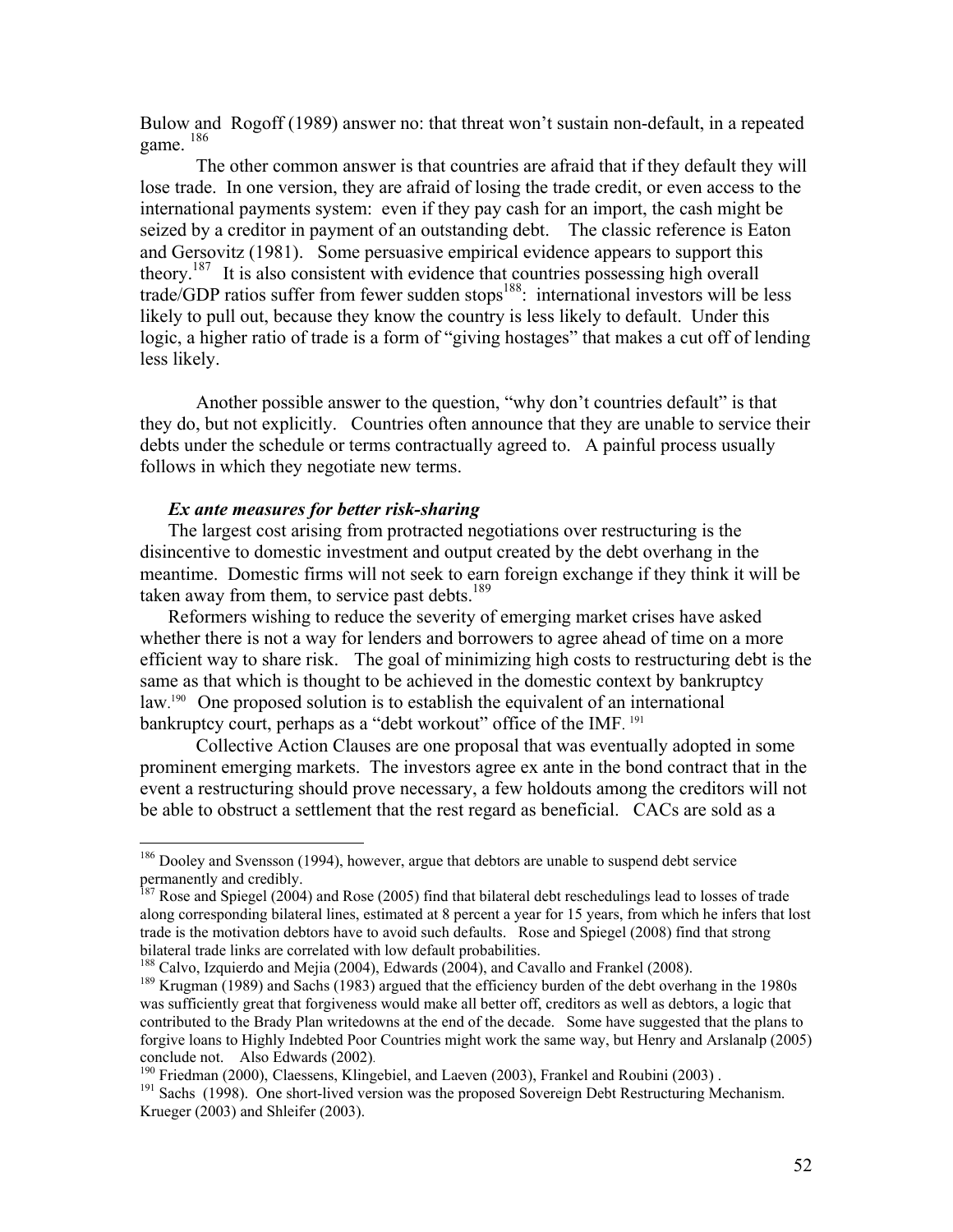Bulow and Rogoff (1989) answer no: that threat won't sustain non-default, in a repeated game. [186]

The other common answer is that countries are afraid that if they default they will lose trade. In one version, they are afraid of losing the trade credit, or even access to the international payments system: even if they pay cash for an import, the cash might be seized by a creditor in payment of an outstanding debt. The classic reference is Eaton and Gersovitz (1981). Some persuasive empirical evidence appears to support this theory.[187] It is also consistent with evidence that countries possessing high overall trade/GDP ratios suffer from fewer sudden stops[188]: international investors will be less likely to pull out, because they know the country is less likely to default. Under this logic, a higher ratio of trade is a form of "giving hostages" that makes a cut off of lending less likely.

Another possible answer to the question, "why don't countries default" is that they do, but not explicitly. Countries often announce that they are unable to service their debts under the schedule or terms contractually agreed to. A painful process usually follows in which they negotiate new terms.

### *Ex ante measures for better risk-sharing*

The largest cost arising from protracted negotiations over restructuring is the disincentive to domestic investment and output created by the debt overhang in the meantime. Domestic firms will not seek to earn foreign exchange if they think it will be taken away from them, to service past debts.[189]

Reformers wishing to reduce the severity of emerging market crises have asked whether there is not a way for lenders and borrowers to agree ahead of time on a more efficient way to share risk. The goal of minimizing high costs to restructuring debt is the same as that which is thought to be achieved in the domestic context by bankruptcy law.[190] One proposed solution is to establish the equivalent of an international bankruptcy court, perhaps as a "debt workout" office of the IMF. [191]

Collective Action Clauses are one proposal that was eventually adopted in some prominent emerging markets. The investors agree ex ante in the bond contract that in the event a restructuring should prove necessary, a few holdouts among the creditors will not be able to obstruct a settlement that the rest regard as beneficial. CACs are sold as a

---

[186] Dooley and Svensson (1994), however, argue that debtors are unable to suspend debt service permanently and credibly.

[187] Rose and Spiegel (2004) and Rose (2005) find that bilateral debt reschedulings lead to losses of trade along corresponding bilateral lines, estimated at 8 percent a year for 15 years, from which he infers that lost trade is the motivation debtors have to avoid such defaults. Rose and Spiegel (2008) find that strong bilateral trade links are correlated with low default probabilities.

[188] Calvo, Izquierdo and Mejia (2004), Edwards (2004), and Cavallo and Frankel (2008).

[189] Krugman (1989) and Sachs (1983) argued that the efficiency burden of the debt overhang in the 1980s was sufficiently great that forgiveness would make all better off, creditors as well as debtors, a logic that contributed to the Brady Plan writedowns at the end of the decade. Some have suggested that the plans to forgive loans to Highly Indebted Poor Countries might work the same way, but Henry and Arslanalp (2005) conclude not. Also Edwards (2002).

[190] Friedman (2000), Claessens, Klingebiel, and Laeven (2003), Frankel and Roubini (2003) .

[191] Sachs (1998). One short-lived version was the proposed Sovereign Debt Restructuring Mechanism. Krueger (2003) and Shleifer (2003).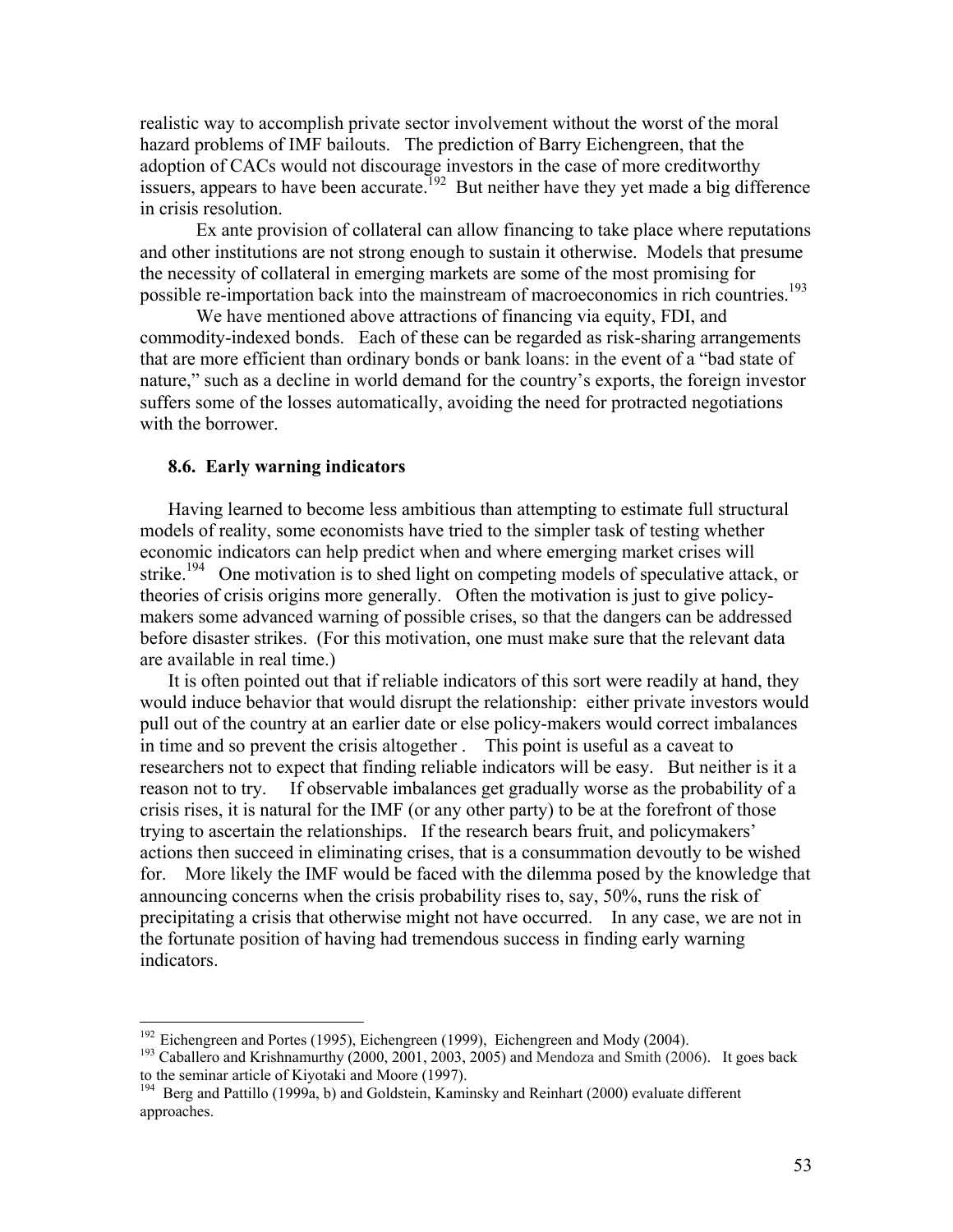realistic way to accomplish private sector involvement without the worst of the moral hazard problems of IMF bailouts. The prediction of Barry Eichengreen, that the adoption of CACs would not discourage investors in the case of more creditworthy issuers, appears to have been accurate.[192] But neither have they yet made a big difference in crisis resolution.

Ex ante provision of collateral can allow financing to take place where reputations and other institutions are not strong enough to sustain it otherwise. Models that presume the necessity of collateral in emerging markets are some of the most promising for possible re-importation back into the mainstream of macroeconomics in rich countries.[193]

We have mentioned above attractions of financing via equity, FDI, and commodity-indexed bonds. Each of these can be regarded as risk-sharing arrangements that are more efficient than ordinary bonds or bank loans: in the event of a "bad state of nature," such as a decline in world demand for the country's exports, the foreign investor suffers some of the losses automatically, avoiding the need for protracted negotiations with the borrower.

### 8.6. Early warning indicators

Having learned to become less ambitious than attempting to estimate full structural models of reality, some economists have tried to the simpler task of testing whether economic indicators can help predict when and where emerging market crises will strike.[194] One motivation is to shed light on competing models of speculative attack, or theories of crisis origins more generally. Often the motivation is just to give policy-makers some advanced warning of possible crises, so that the dangers can be addressed before disaster strikes. (For this motivation, one must make sure that the relevant data are available in real time.)

It is often pointed out that if reliable indicators of this sort were readily at hand, they would induce behavior that would disrupt the relationship: either private investors would pull out of the country at an earlier date or else policy-makers would correct imbalances in time and so prevent the crisis altogether . This point is useful as a caveat to researchers not to expect that finding reliable indicators will be easy. But neither is it a reason not to try. If observable imbalances get gradually worse as the probability of a crisis rises, it is natural for the IMF (or any other party) to be at the forefront of those trying to ascertain the relationships. If the research bears fruit, and policymakers' actions then succeed in eliminating crises, that is a consummation devoutly to be wished for. More likely the IMF would be faced with the dilemma posed by the knowledge that announcing concerns when the crisis probability rises to, say, 50%, runs the risk of precipitating a crisis that otherwise might not have occurred. In any case, we are not in the fortunate position of having had tremendous success in finding early warning indicators.

---

[192] Eichengreen and Portes (1995), Eichengreen (1999), Eichengreen and Mody (2004).

[193] Caballero and Krishnamurthy (2000, 2001, 2003, 2005) and Mendoza and Smith (2006). It goes back to the seminar article of Kiyotaki and Moore (1997).

[194] Berg and Pattillo (1999a, b) and Goldstein, Kaminsky and Reinhart (2000) evaluate different approaches.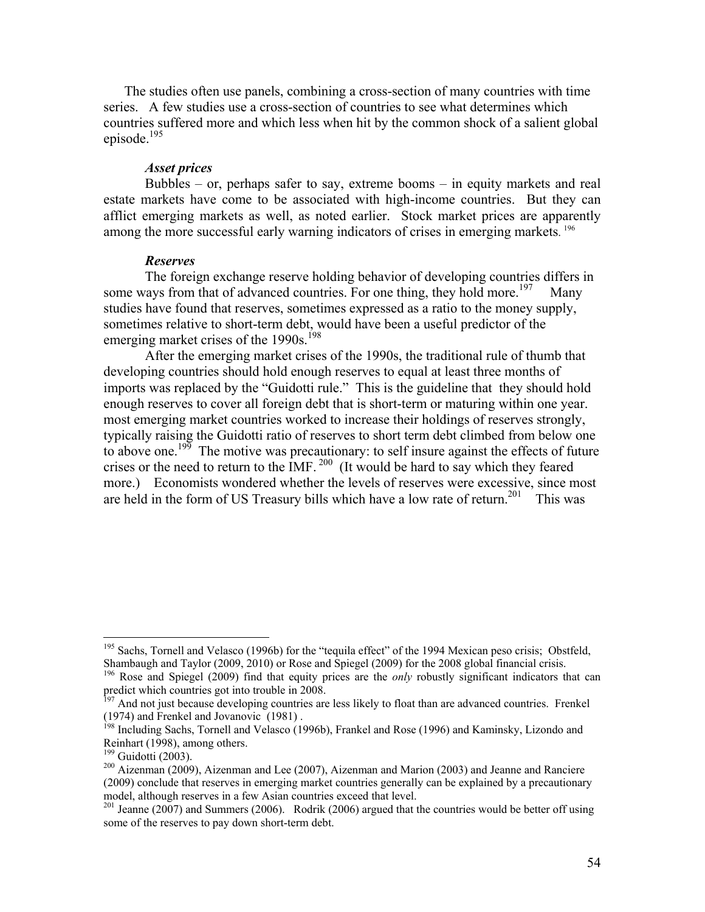The studies often use panels, combining a cross-section of many countries with time series. A few studies use a cross-section of countries to see what determines which countries suffered more and which less when hit by the common shock of a salient global episode.[195]

***Asset prices***

Bubbles – or, perhaps safer to say, extreme booms – in equity markets and real estate markets have come to be associated with high-income countries. But they can afflict emerging markets as well, as noted earlier. Stock market prices are apparently among the more successful early warning indicators of crises in emerging markets.[196]

***Reserves***

The foreign exchange reserve holding behavior of developing countries differs in some ways from that of advanced countries. For one thing, they hold more.[197] Many studies have found that reserves, sometimes expressed as a ratio to the money supply, sometimes relative to short-term debt, would have been a useful predictor of the emerging market crises of the 1990s.[198]

After the emerging market crises of the 1990s, the traditional rule of thumb that developing countries should hold enough reserves to equal at least three months of imports was replaced by the "Guidotti rule." This is the guideline that they should hold enough reserves to cover all foreign debt that is short-term or maturing within one year. most emerging market countries worked to increase their holdings of reserves strongly, typically raising the Guidotti ratio of reserves to short term debt climbed from below one to above one.[199] The motive was precautionary: to self insure against the effects of future crises or the need to return to the IMF.[200] (It would be hard to say which they feared more.) Economists wondered whether the levels of reserves were excessive, since most are held in the form of US Treasury bills which have a low rate of return.[201] This was

---

[195] Sachs, Tornell and Velasco (1996b) for the "tequila effect" of the 1994 Mexican peso crisis; Obstfeld, Shambaugh and Taylor (2009, 2010) or Rose and Spiegel (2009) for the 2008 global financial crisis.

[196] Rose and Spiegel (2009) find that equity prices are the *only* robustly significant indicators that can predict which countries got into trouble in 2008.

[197] And not just because developing countries are less likely to float than are advanced countries. Frenkel (1974) and Frenkel and Jovanovic (1981) .

[198] Including Sachs, Tornell and Velasco (1996b), Frankel and Rose (1996) and Kaminsky, Lizondo and Reinhart (1998), among others.

[199] Guidotti (2003).

[200] Aizenman (2009), Aizenman and Lee (2007), Aizenman and Marion (2003) and Jeanne and Ranciere (2009) conclude that reserves in emerging market countries generally can be explained by a precautionary model, although reserves in a few Asian countries exceed that level.

[201] Jeanne (2007) and Summers (2006). Rodrik (2006) argued that the countries would be better off using some of the reserves to pay down short-term debt.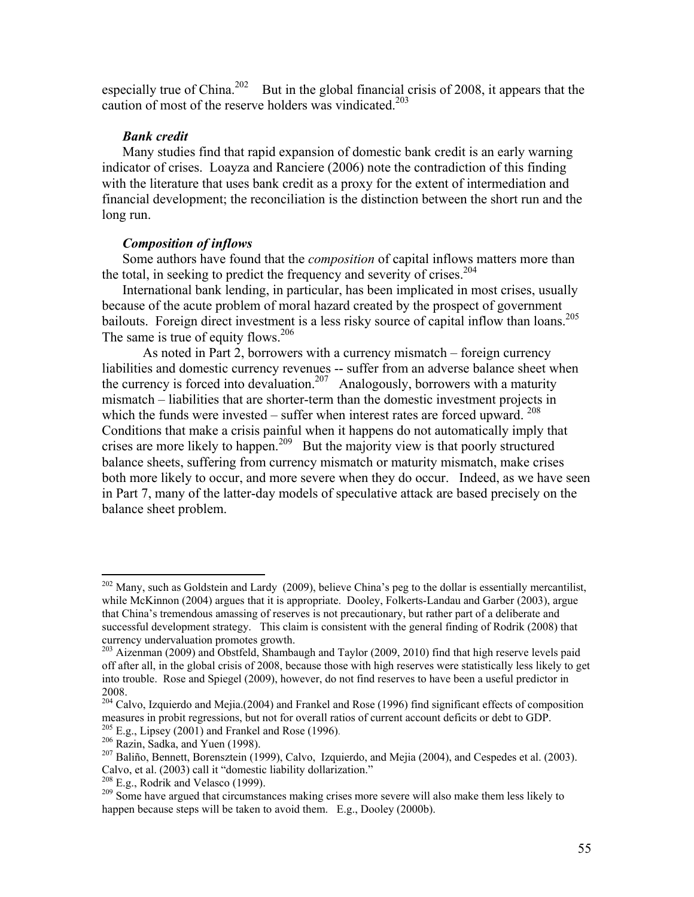especially true of China.[202] But in the global financial crisis of 2008, it appears that the caution of most of the reserve holders was vindicated.[203]

***Bank credit***

Many studies find that rapid expansion of domestic bank credit is an early warning indicator of crises. Loayza and Ranciere (2006) note the contradiction of this finding with the literature that uses bank credit as a proxy for the extent of intermediation and financial development; the reconciliation is the distinction between the short run and the long run.

***Composition of inflows***

Some authors have found that the *composition* of capital inflows matters more than the total, in seeking to predict the frequency and severity of crises.[204]

International bank lending, in particular, has been implicated in most crises, usually because of the acute problem of moral hazard created by the prospect of government bailouts. Foreign direct investment is a less risky source of capital inflow than loans.[205] The same is true of equity flows.[206]

As noted in Part 2, borrowers with a currency mismatch – foreign currency liabilities and domestic currency revenues -- suffer from an adverse balance sheet when the currency is forced into devaluation.[207] Analogously, borrowers with a maturity mismatch – liabilities that are shorter-term than the domestic investment projects in which the funds were invested – suffer when interest rates are forced upward.[208] Conditions that make a crisis painful when it happens do not automatically imply that crises are more likely to happen.[209] But the majority view is that poorly structured balance sheets, suffering from currency mismatch or maturity mismatch, make crises both more likely to occur, and more severe when they do occur. Indeed, as we have seen in Part 7, many of the latter-day models of speculative attack are based precisely on the balance sheet problem.

---

[202] Many, such as Goldstein and Lardy (2009), believe China's peg to the dollar is essentially mercantilist, while McKinnon (2004) argues that it is appropriate. Dooley, Folkerts-Landau and Garber (2003), argue that China's tremendous amassing of reserves is not precautionary, but rather part of a deliberate and successful development strategy. This claim is consistent with the general finding of Rodrik (2008) that currency undervaluation promotes growth.

[203] Aizenman (2009) and Obstfeld, Shambaugh and Taylor (2009, 2010) find that high reserve levels paid off after all, in the global crisis of 2008, because those with high reserves were statistically less likely to get into trouble. Rose and Spiegel (2009), however, do not find reserves to have been a useful predictor in 2008.

[204] Calvo, Izquierdo and Mejia.(2004) and Frankel and Rose (1996) find significant effects of composition measures in probit regressions, but not for overall ratios of current account deficits or debt to GDP.

[205] E.g., Lipsey (2001) and Frankel and Rose (1996).

[206] Razin, Sadka, and Yuen (1998).

[207] Baliño, Bennett, Borensztein (1999), Calvo, Izquierdo, and Mejia (2004), and Cespedes et al. (2003). Calvo, et al. (2003) call it "domestic liability dollarization."

[208] E.g., Rodrik and Velasco (1999).

[209] Some have argued that circumstances making crises more severe will also make them less likely to happen because steps will be taken to avoid them. E.g., Dooley (2000b).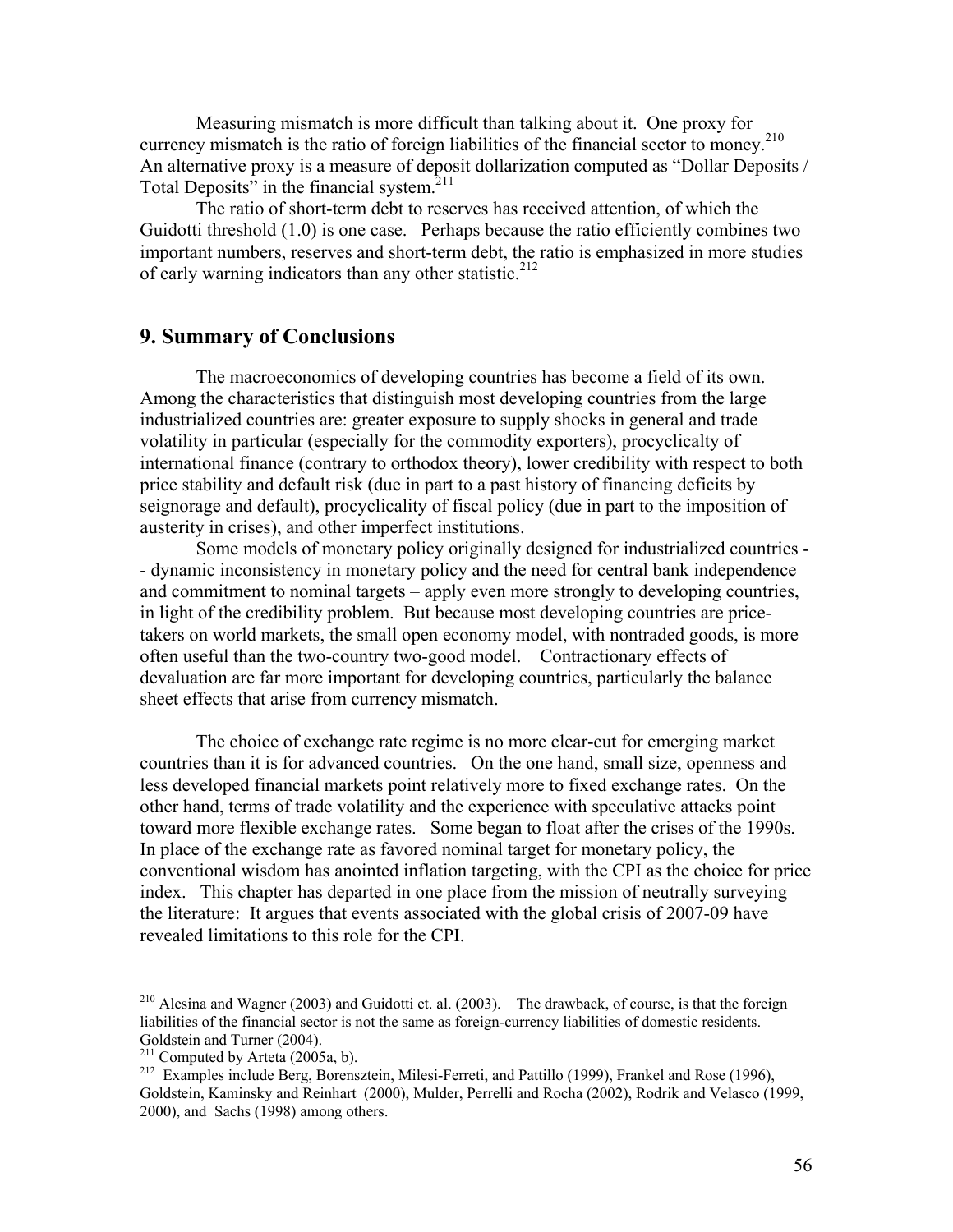Measuring mismatch is more difficult than talking about it. One proxy for currency mismatch is the ratio of foreign liabilities of the financial sector to money.[210] An alternative proxy is a measure of deposit dollarization computed as "Dollar Deposits / Total Deposits" in the financial system.[211]

The ratio of short-term debt to reserves has received attention, of which the Guidotti threshold (1.0) is one case. Perhaps because the ratio efficiently combines two important numbers, reserves and short-term debt, the ratio is emphasized in more studies of early warning indicators than any other statistic.[212]

## 9. Summary of Conclusions

The macroeconomics of developing countries has become a field of its own. Among the characteristics that distinguish most developing countries from the large industrialized countries are: greater exposure to supply shocks in general and trade volatility in particular (especially for the commodity exporters), procyclicalty of international finance (contrary to orthodox theory), lower credibility with respect to both price stability and default risk (due in part to a past history of financing deficits by seignorage and default), procyclicality of fiscal policy (due in part to the imposition of austerity in crises), and other imperfect institutions.

Some models of monetary policy originally designed for industrialized countries -- dynamic inconsistency in monetary policy and the need for central bank independence and commitment to nominal targets – apply even more strongly to developing countries, in light of the credibility problem. But because most developing countries are price-takers on world markets, the small open economy model, with nontraded goods, is more often useful than the two-country two-good model. Contractionary effects of devaluation are far more important for developing countries, particularly the balance sheet effects that arise from currency mismatch.

The choice of exchange rate regime is no more clear-cut for emerging market countries than it is for advanced countries. On the one hand, small size, openness and less developed financial markets point relatively more to fixed exchange rates. On the other hand, terms of trade volatility and the experience with speculative attacks point toward more flexible exchange rates. Some began to float after the crises of the 1990s. In place of the exchange rate as favored nominal target for monetary policy, the conventional wisdom has anointed inflation targeting, with the CPI as the choice for price index. This chapter has departed in one place from the mission of neutrally surveying the literature: It argues that events associated with the global crisis of 2007-09 have revealed limitations to this role for the CPI.

---

[210] Alesina and Wagner (2003) and Guidotti et. al. (2003). The drawback, of course, is that the foreign liabilities of the financial sector is not the same as foreign-currency liabilities of domestic residents. Goldstein and Turner (2004).

[211] Computed by Arteta (2005a, b).

[212] Examples include Berg, Borensztein, Milesi-Ferreti, and Pattillo (1999), Frankel and Rose (1996), Goldstein, Kaminsky and Reinhart (2000), Mulder, Perrelli and Rocha (2002), Rodrik and Velasco (1999, 2000), and Sachs (1998) among others.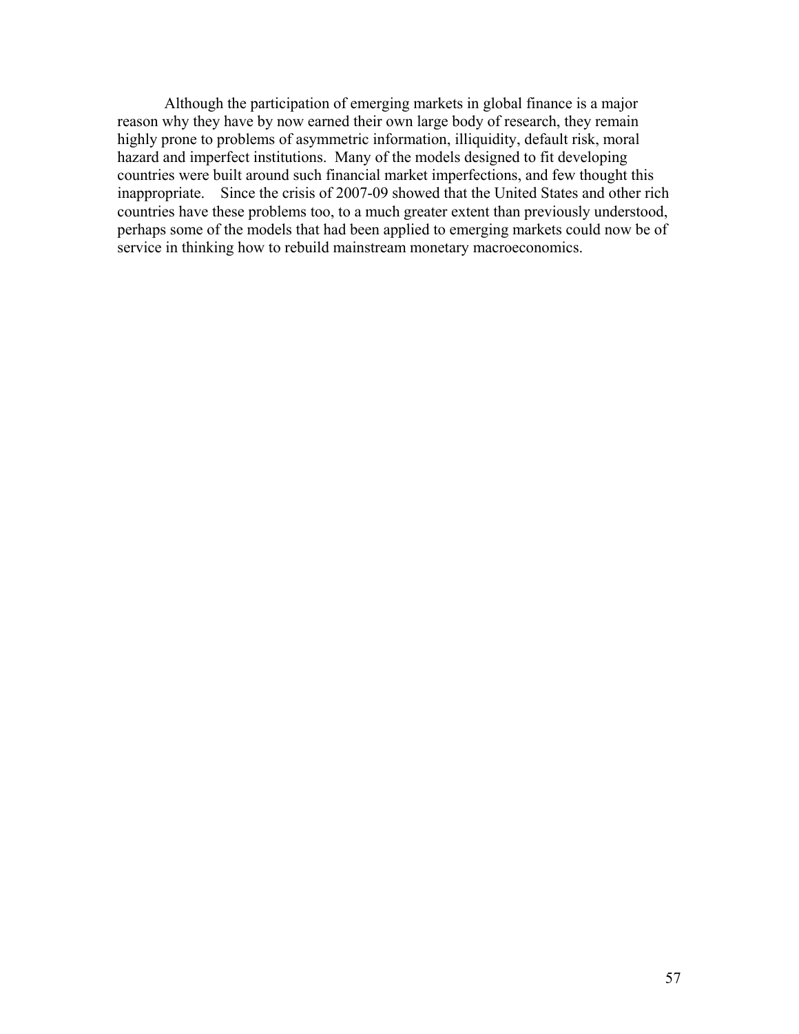Although the participation of emerging markets in global finance is a major reason why they have by now earned their own large body of research, they remain highly prone to problems of asymmetric information, illiquidity, default risk, moral hazard and imperfect institutions. Many of the models designed to fit developing countries were built around such financial market imperfections, and few thought this inappropriate. Since the crisis of 2007-09 showed that the United States and other rich countries have these problems too, to a much greater extent than previously understood, perhaps some of the models that had been applied to emerging markets could now be of service in thinking how to rebuild mainstream monetary macroeconomics.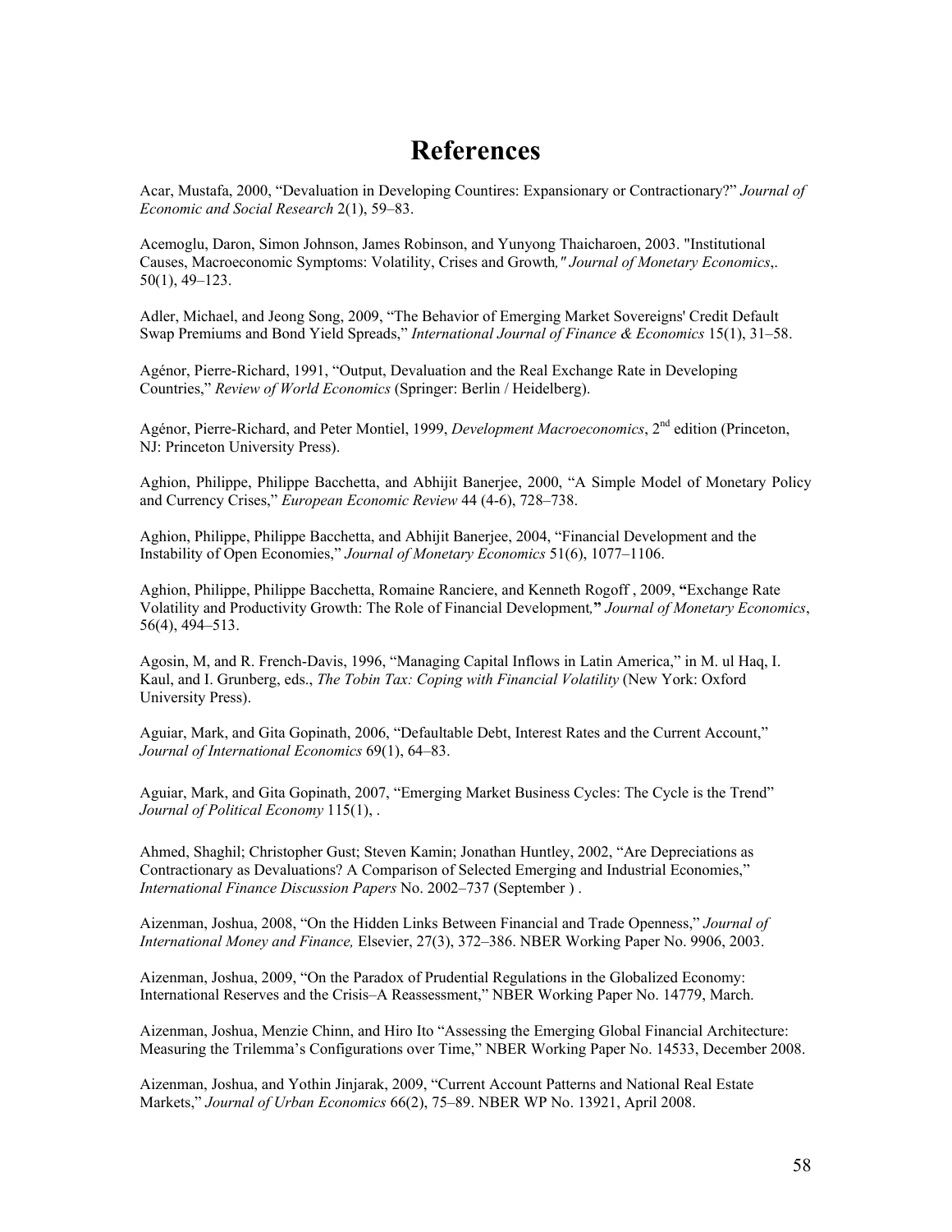# References

Acar, Mustafa, 2000, "Devaluation in Developing Countires: Expansionary or Contractionary?" *Journal of Economic and Social Research* 2(1), 59–83.

Acemoglu, Daron, Simon Johnson, James Robinson, and Yunyong Thaicharoen, 2003. "Institutional Causes, Macroeconomic Symptoms: Volatility, Crises and Growth*," Journal of Monetary Economics*,. 50(1), 49–123.

Adler, Michael, and Jeong Song, 2009, "The Behavior of Emerging Market Sovereigns' Credit Default Swap Premiums and Bond Yield Spreads," *International Journal of Finance & Economics* 15(1), 31–58.

Agénor, Pierre-Richard, 1991, "Output, Devaluation and the Real Exchange Rate in Developing Countries," *Review of World Economics* (Springer: Berlin / Heidelberg).

Agénor, Pierre-Richard, and Peter Montiel, 1999, *Development Macroeconomics*, 2nd edition (Princeton, NJ: Princeton University Press).

Aghion, Philippe, Philippe Bacchetta, and Abhijit Banerjee, 2000, "A Simple Model of Monetary Policy and Currency Crises," *European Economic Review* 44 (4-6), 728–738.

Aghion, Philippe, Philippe Bacchetta, and Abhijit Banerjee, 2004, "Financial Development and the Instability of Open Economies," *Journal of Monetary Economics* 51(6), 1077–1106.

Aghion, Philippe, Philippe Bacchetta, Romaine Ranciere, and Kenneth Rogoff , 2009, **"**Exchange Rate Volatility and Productivity Growth: The Role of Financial Development*,***"** *Journal of Monetary Economics*, 56(4), 494–513.

Agosin, M, and R. French-Davis, 1996, "Managing Capital Inflows in Latin America," in M. ul Haq, I. Kaul, and I. Grunberg, eds., *The Tobin Tax: Coping with Financial Volatility* (New York: Oxford University Press).

Aguiar, Mark, and Gita Gopinath, 2006, "Defaultable Debt, Interest Rates and the Current Account," *Journal of International Economics* 69(1), 64–83.

Aguiar, Mark, and Gita Gopinath, 2007, "Emerging Market Business Cycles: The Cycle is the Trend" *Journal of Political Economy* 115(1), .

Ahmed, Shaghil; Christopher Gust; Steven Kamin; Jonathan Huntley, 2002, "Are Depreciations as Contractionary as Devaluations? A Comparison of Selected Emerging and Industrial Economies," *International Finance Discussion Papers* No. 2002–737 (September ) .

Aizenman, Joshua, 2008, "On the Hidden Links Between Financial and Trade Openness," *Journal of International Money and Finance,* Elsevier, 27(3), 372–386. NBER Working Paper No. 9906, 2003.

Aizenman, Joshua, 2009, "On the Paradox of Prudential Regulations in the Globalized Economy: International Reserves and the Crisis–A Reassessment," NBER Working Paper No. 14779, March.

Aizenman, Joshua, Menzie Chinn, and Hiro Ito "Assessing the Emerging Global Financial Architecture: Measuring the Trilemma's Configurations over Time," NBER Working Paper No. 14533, December 2008.

Aizenman, Joshua, and Yothin Jinjarak, 2009, "Current Account Patterns and National Real Estate Markets," *Journal of Urban Economics* 66(2), 75–89. NBER WP No. 13921, April 2008.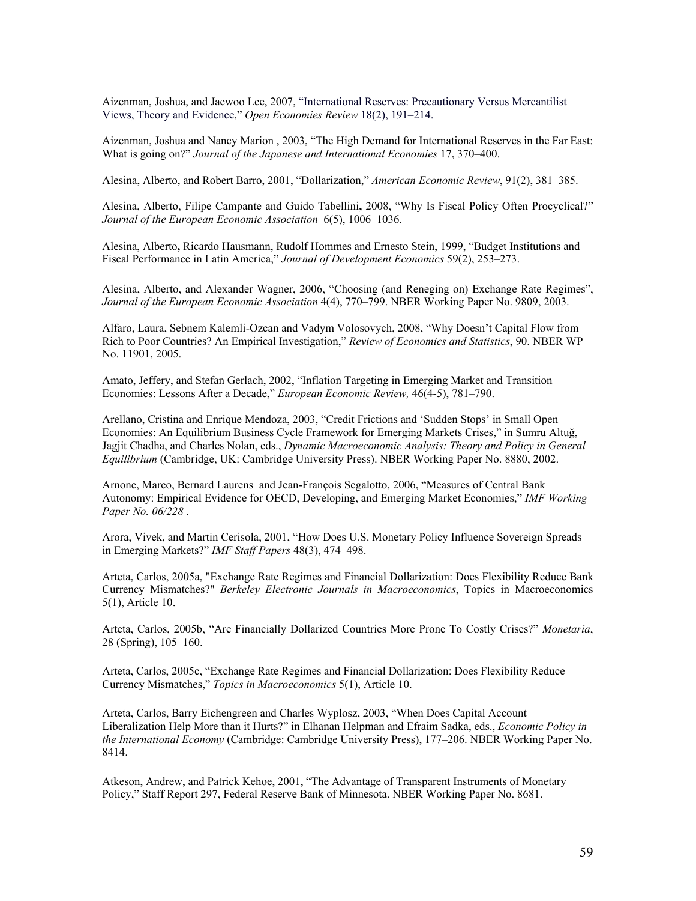Aizenman, Joshua, and Jaewoo Lee, 2007, "International Reserves: Precautionary Versus Mercantilist Views, Theory and Evidence," *Open Economies Review* 18(2), 191–214.

Aizenman, Joshua and Nancy Marion , 2003, "The High Demand for International Reserves in the Far East: What is going on?" *Journal of the Japanese and International Economies* 17, 370–400.

Alesina, Alberto, and Robert Barro, 2001, "Dollarization," *American Economic Review*, 91(2), 381–385.

Alesina, Alberto, Filipe Campante and Guido Tabellini**,** 2008, "Why Is Fiscal Policy Often Procyclical?" *Journal of the European Economic Association* 6(5), 1006–1036.

Alesina, Alberto**,** Ricardo Hausmann, Rudolf Hommes and Ernesto Stein, 1999, "Budget Institutions and Fiscal Performance in Latin America," *Journal of Development Economics* 59(2), 253–273.

Alesina, Alberto, and Alexander Wagner, 2006, "Choosing (and Reneging on) Exchange Rate Regimes", *Journal of the European Economic Association* 4(4), 770–799. NBER Working Paper No. 9809, 2003.

Alfaro, Laura, Sebnem Kalemli-Ozcan and Vadym Volosovych, 2008, "Why Doesn't Capital Flow from Rich to Poor Countries? An Empirical Investigation," *Review of Economics and Statistics*, 90. NBER WP No. 11901, 2005.

Amato, Jeffery, and Stefan Gerlach, 2002, "Inflation Targeting in Emerging Market and Transition Economies: Lessons After a Decade," *European Economic Review,* 46(4-5), 781–790.

Arellano, Cristina and Enrique Mendoza, 2003, "Credit Frictions and 'Sudden Stops' in Small Open Economies: An Equilibrium Business Cycle Framework for Emerging Markets Crises," in Sumru Altuğ, Jagjit Chadha, and Charles Nolan, eds., *Dynamic Macroeconomic Analysis: Theory and Policy in General Equilibrium* (Cambridge, UK: Cambridge University Press). NBER Working Paper No. 8880, 2002.

Arnone, Marco, Bernard Laurens and Jean-François Segalotto, 2006, "Measures of Central Bank Autonomy: Empirical Evidence for OECD, Developing, and Emerging Market Economies," *IMF Working Paper No. 06/228* .

Arora, Vivek, and Martin Cerisola, 2001, "How Does U.S. Monetary Policy Influence Sovereign Spreads in Emerging Markets?" *IMF Staff Papers* 48(3), 474–498.

Arteta, Carlos, 2005a, "Exchange Rate Regimes and Financial Dollarization: Does Flexibility Reduce Bank Currency Mismatches?" *Berkeley Electronic Journals in Macroeconomics*, Topics in Macroeconomics 5(1), Article 10.

Arteta, Carlos, 2005b, "Are Financially Dollarized Countries More Prone To Costly Crises?" *Monetaria*, 28 (Spring), 105–160.

Arteta, Carlos, 2005c, "Exchange Rate Regimes and Financial Dollarization: Does Flexibility Reduce Currency Mismatches," *Topics in Macroeconomics* 5(1), Article 10.

Arteta, Carlos, Barry Eichengreen and Charles Wyplosz, 2003, "When Does Capital Account Liberalization Help More than it Hurts?" in Elhanan Helpman and Efraim Sadka, eds., *Economic Policy in the International Economy* (Cambridge: Cambridge University Press), 177–206. NBER Working Paper No. 8414.

Atkeson, Andrew, and Patrick Kehoe, 2001, "The Advantage of Transparent Instruments of Monetary Policy," Staff Report 297, Federal Reserve Bank of Minnesota. NBER Working Paper No. 8681.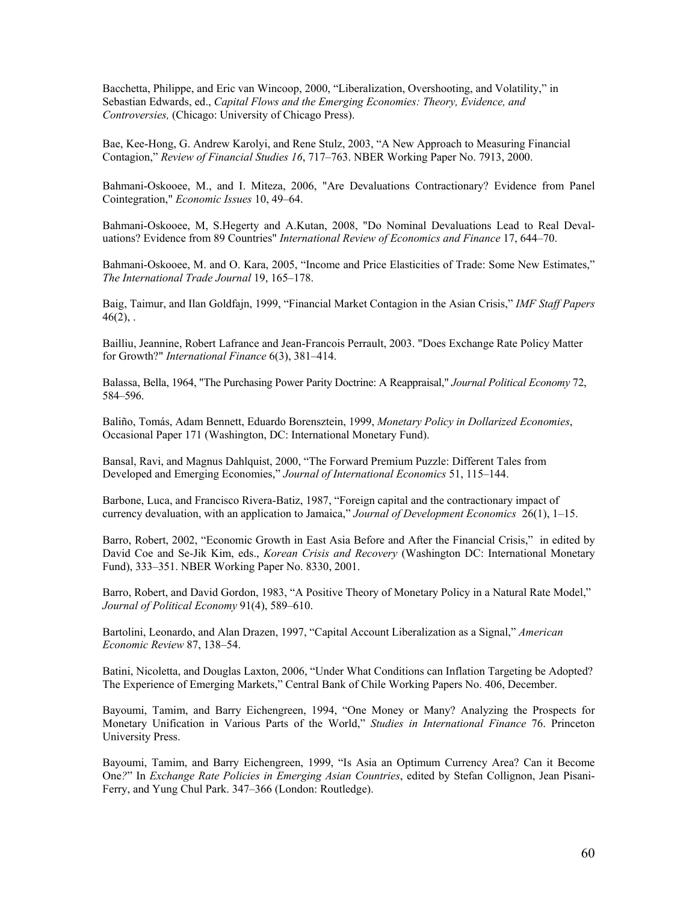Bacchetta, Philippe, and Eric van Wincoop, 2000, "Liberalization, Overshooting, and Volatility," in Sebastian Edwards, ed., *Capital Flows and the Emerging Economies: Theory, Evidence, and Controversies,* (Chicago: University of Chicago Press).

Bae, Kee-Hong, G. Andrew Karolyi, and Rene Stulz, 2003, "A New Approach to Measuring Financial Contagion," *Review of Financial Studies 16*, 717–763. NBER Working Paper No. 7913, 2000.

Bahmani-Oskooee, M., and I. Miteza, 2006, "Are Devaluations Contractionary? Evidence from Panel Cointegration," *Economic Issues* 10, 49–64.

Bahmani-Oskooee, M, S.Hegerty and A.Kutan, 2008, "Do Nominal Devaluations Lead to Real Devaluations? Evidence from 89 Countries" *International Review of Economics and Finance* 17, 644–70.

Bahmani-Oskooee, M. and O. Kara, 2005, "Income and Price Elasticities of Trade: Some New Estimates," *The International Trade Journal* 19, 165–178.

Baig, Taimur, and Ilan Goldfajn, 1999, "Financial Market Contagion in the Asian Crisis," *IMF Staff Papers* 46(2), .

Bailliu, Jeannine, Robert Lafrance and Jean-Francois Perrault, 2003. "Does Exchange Rate Policy Matter for Growth?" *International Finance* 6(3), 381–414.

Balassa, Bella, 1964, "The Purchasing Power Parity Doctrine: A Reappraisal," *Journal Political Economy* 72, 584–596.

Baliño, Tomás, Adam Bennett, Eduardo Borensztein, 1999, *Monetary Policy in Dollarized Economies*, Occasional Paper 171 (Washington, DC: International Monetary Fund).

Bansal, Ravi, and Magnus Dahlquist, 2000, "The Forward Premium Puzzle: Different Tales from Developed and Emerging Economies," *Journal of International Economics* 51, 115–144.

Barbone, Luca, and Francisco Rivera-Batiz, 1987, "Foreign capital and the contractionary impact of currency devaluation, with an application to Jamaica," *Journal of Development Economics* 26(1), 1–15.

Barro, Robert, 2002, "Economic Growth in East Asia Before and After the Financial Crisis," in edited by David Coe and Se-Jik Kim, eds., *Korean Crisis and Recovery* (Washington DC: International Monetary Fund), 333–351. NBER Working Paper No. 8330, 2001.

Barro, Robert, and David Gordon, 1983, "A Positive Theory of Monetary Policy in a Natural Rate Model," *Journal of Political Economy* 91(4), 589–610.

Bartolini, Leonardo, and Alan Drazen, 1997, "Capital Account Liberalization as a Signal," *American Economic Review* 87, 138–54.

Batini, Nicoletta, and Douglas Laxton, 2006, "Under What Conditions can Inflation Targeting be Adopted? The Experience of Emerging Markets," Central Bank of Chile Working Papers No. 406, December.

Bayoumi, Tamim, and Barry Eichengreen, 1994, "One Money or Many? Analyzing the Prospects for Monetary Unification in Various Parts of the World," *Studies in International Finance* 76. Princeton University Press.

Bayoumi, Tamim, and Barry Eichengreen, 1999, "Is Asia an Optimum Currency Area? Can it Become One?" In *Exchange Rate Policies in Emerging Asian Countries*, edited by Stefan Collignon, Jean Pisani-Ferry, and Yung Chul Park. 347–366 (London: Routledge).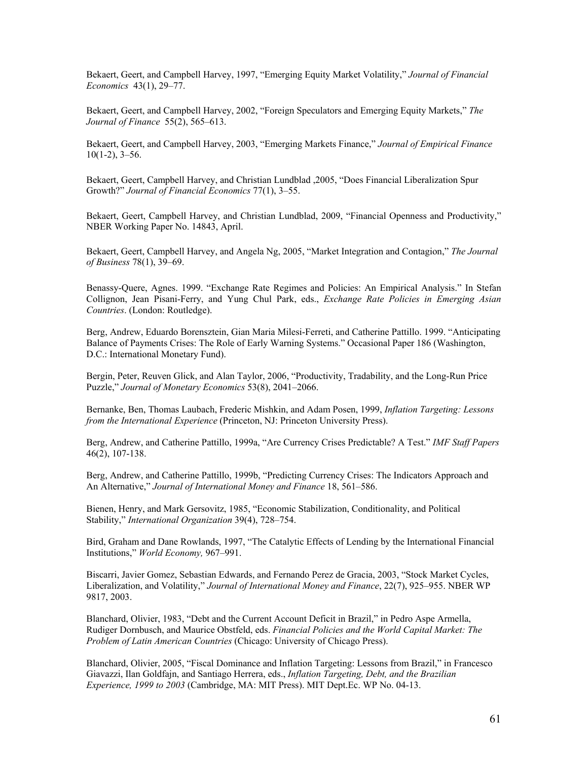Bekaert, Geert, and Campbell Harvey, 1997, “Emerging Equity Market Volatility,” *Journal of Financial Economics* 43(1), 29–77.

Bekaert, Geert, and Campbell Harvey, 2002, “Foreign Speculators and Emerging Equity Markets,” *The Journal of Finance* 55(2), 565–613.

Bekaert, Geert, and Campbell Harvey, 2003, “Emerging Markets Finance,” *Journal of Empirical Finance* 10(1-2), 3–56.

Bekaert, Geert, Campbell Harvey, and Christian Lundblad ,2005, “Does Financial Liberalization Spur Growth?” *Journal of Financial Economics* 77(1), 3–55.

Bekaert, Geert, Campbell Harvey, and Christian Lundblad, 2009, “Financial Openness and Productivity,” NBER Working Paper No. 14843, April.

Bekaert, Geert, Campbell Harvey, and Angela Ng, 2005, “Market Integration and Contagion,” *The Journal of Business* 78(1), 39–69.

Benassy-Quere, Agnes. 1999. “Exchange Rate Regimes and Policies: An Empirical Analysis.” In Stefan Collignon, Jean Pisani-Ferry, and Yung Chul Park, eds., *Exchange Rate Policies in Emerging Asian Countries*. (London: Routledge).

Berg, Andrew, Eduardo Borensztein, Gian Maria Milesi-Ferreti, and Catherine Pattillo. 1999. “Anticipating Balance of Payments Crises: The Role of Early Warning Systems.” Occasional Paper 186 (Washington, D.C.: International Monetary Fund).

Bergin, Peter, Reuven Glick, and Alan Taylor, 2006, “Productivity, Tradability, and the Long-Run Price Puzzle,” *Journal of Monetary Economics* 53(8), 2041–2066.

Bernanke, Ben, Thomas Laubach, Frederic Mishkin, and Adam Posen, 1999, *Inflation Targeting: Lessons from the International Experience* (Princeton, NJ: Princeton University Press).

Berg, Andrew, and Catherine Pattillo, 1999a, “Are Currency Crises Predictable? A Test.” *IMF Staff Papers* 46(2), 107-138.

Berg, Andrew, and Catherine Pattillo, 1999b, “Predicting Currency Crises: The Indicators Approach and An Alternative,” *Journal of International Money and Finance* 18, 561–586.

Bienen, Henry, and Mark Gersovitz, 1985, “Economic Stabilization, Conditionality, and Political Stability,” *International Organization* 39(4), 728–754.

Bird, Graham and Dane Rowlands, 1997, “The Catalytic Effects of Lending by the International Financial Institutions,” *World Economy,* 967–991.

Biscarri, Javier Gomez, Sebastian Edwards, and Fernando Perez de Gracia, 2003, “Stock Market Cycles, Liberalization, and Volatility,” *Journal of International Money and Finance*, 22(7), 925–955. NBER WP 9817, 2003.

Blanchard, Olivier, 1983, “Debt and the Current Account Deficit in Brazil,” in Pedro Aspe Armella, Rudiger Dornbusch, and Maurice Obstfeld, eds. *Financial Policies and the World Capital Market: The Problem of Latin American Countries* (Chicago: University of Chicago Press).

Blanchard, Olivier, 2005, “Fiscal Dominance and Inflation Targeting: Lessons from Brazil,” in Francesco Giavazzi, Ilan Goldfajn, and Santiago Herrera, eds., *Inflation Targeting, Debt, and the Brazilian Experience, 1999 to 2003* (Cambridge, MA: MIT Press). MIT Dept.Ec. WP No. 04-13.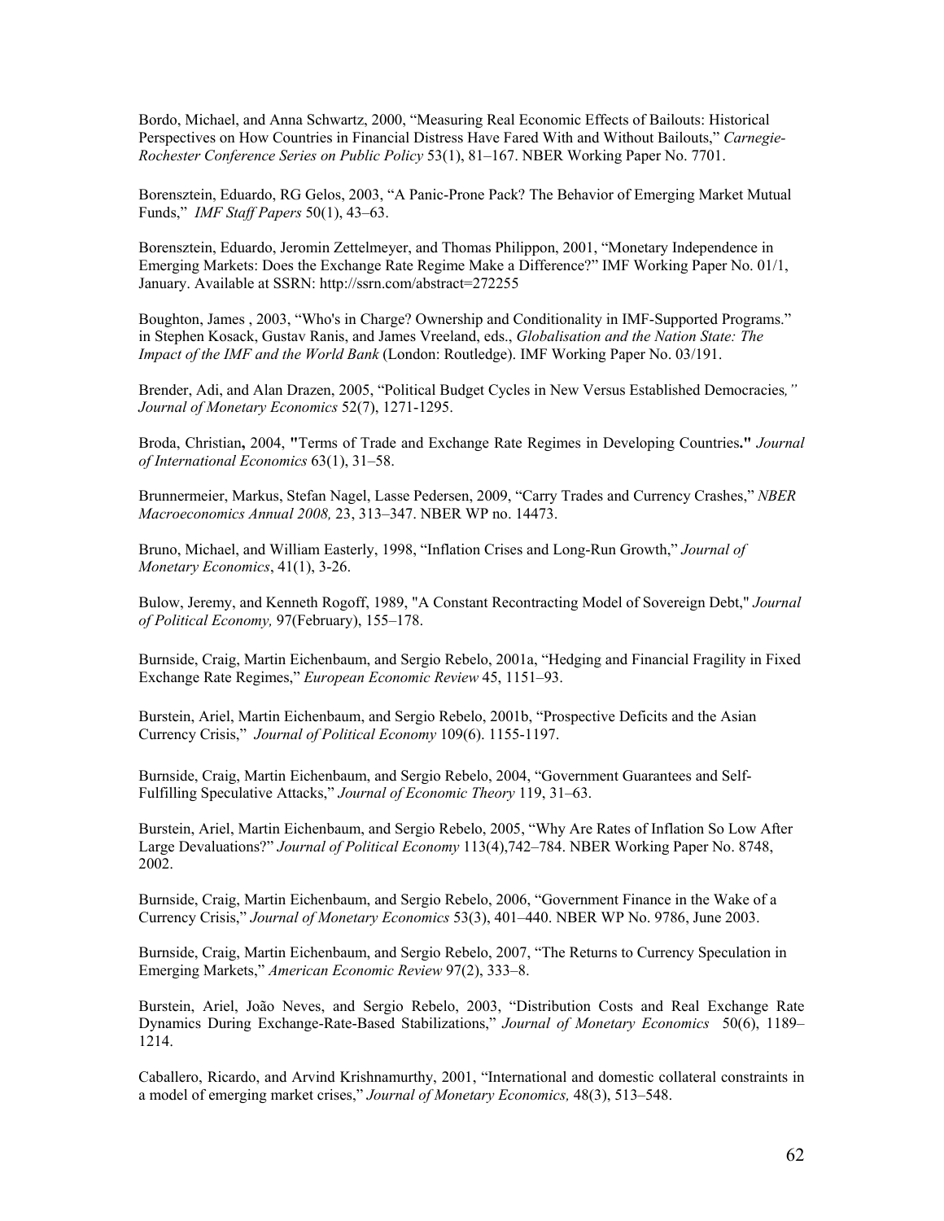Bordo, Michael, and Anna Schwartz, 2000, "Measuring Real Economic Effects of Bailouts: Historical Perspectives on How Countries in Financial Distress Have Fared With and Without Bailouts," *Carnegie-Rochester Conference Series on Public Policy* 53(1), 81–167. NBER Working Paper No. 7701.

Borensztein, Eduardo, RG Gelos, 2003, "A Panic-Prone Pack? The Behavior of Emerging Market Mutual Funds," *IMF Staff Papers* 50(1), 43–63.

Borensztein, Eduardo, Jeromin Zettelmeyer, and Thomas Philippon, 2001, "Monetary Independence in Emerging Markets: Does the Exchange Rate Regime Make a Difference?" IMF Working Paper No. 01/1, January. Available at SSRN: http://ssrn.com/abstract=272255

Boughton, James , 2003, "Who's in Charge? Ownership and Conditionality in IMF-Supported Programs." in Stephen Kosack, Gustav Ranis, and James Vreeland, eds., *Globalisation and the Nation State: The Impact of the IMF and the World Bank* (London: Routledge). IMF Working Paper No. 03/191.

Brender, Adi, and Alan Drazen, 2005, "Political Budget Cycles in New Versus Established Democracies*,"* *Journal of Monetary Economics* 52(7), 1271-1295.

Broda, Christian**,** 2004, **"**Terms of Trade and Exchange Rate Regimes in Developing Countries**."** *Journal of International Economics* 63(1), 31–58.

Brunnermeier, Markus, Stefan Nagel, Lasse Pedersen, 2009, "Carry Trades and Currency Crashes," *NBER Macroeconomics Annual 2008,* 23, 313–347. NBER WP no. 14473.

Bruno, Michael, and William Easterly, 1998, "Inflation Crises and Long-Run Growth," *Journal of Monetary Economics*, 41(1), 3-26.

Bulow, Jeremy, and Kenneth Rogoff, 1989, "A Constant Recontracting Model of Sovereign Debt," *Journal of Political Economy,* 97(February), 155–178.

Burnside, Craig, Martin Eichenbaum, and Sergio Rebelo, 2001a, "Hedging and Financial Fragility in Fixed Exchange Rate Regimes," *European Economic Review* 45, 1151–93.

Burstein, Ariel, Martin Eichenbaum, and Sergio Rebelo, 2001b, "Prospective Deficits and the Asian Currency Crisis," *Journal of Political Economy* 109(6). 1155-1197.

Burnside, Craig, Martin Eichenbaum, and Sergio Rebelo, 2004, "Government Guarantees and Self-Fulfilling Speculative Attacks," *Journal of Economic Theory* 119, 31–63.

Burstein, Ariel, Martin Eichenbaum, and Sergio Rebelo, 2005, "Why Are Rates of Inflation So Low After Large Devaluations?" *Journal of Political Economy* 113(4),742–784. NBER Working Paper No. 8748, 2002.

Burnside, Craig, Martin Eichenbaum, and Sergio Rebelo, 2006, "Government Finance in the Wake of a Currency Crisis," *Journal of Monetary Economics* 53(3), 401–440. NBER WP No. 9786, June 2003.

Burnside, Craig, Martin Eichenbaum, and Sergio Rebelo, 2007, "The Returns to Currency Speculation in Emerging Markets," *American Economic Review* 97(2), 333–8.

Burstein, Ariel, João Neves, and Sergio Rebelo, 2003, "Distribution Costs and Real Exchange Rate Dynamics During Exchange-Rate-Based Stabilizations," *Journal of Monetary Economics* 50(6), 1189–1214.

Caballero, Ricardo, and Arvind Krishnamurthy, 2001, "International and domestic collateral constraints in a model of emerging market crises," *Journal of Monetary Economics,* 48(3), 513–548.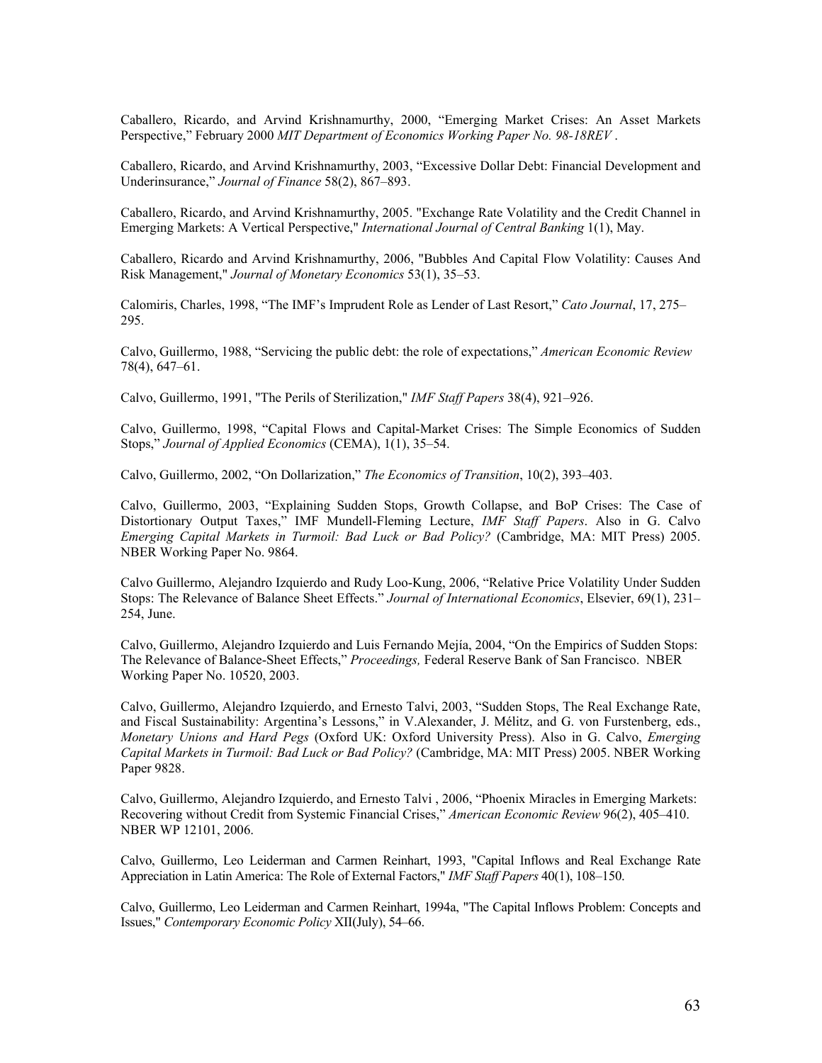Caballero, Ricardo, and Arvind Krishnamurthy, 2000, "Emerging Market Crises: An Asset Markets Perspective," February 2000 *MIT Department of Economics Working Paper No. 98-18REV* .

Caballero, Ricardo, and Arvind Krishnamurthy, 2003, "Excessive Dollar Debt: Financial Development and Underinsurance," *Journal of Finance* 58(2), 867–893.

Caballero, Ricardo, and Arvind Krishnamurthy, 2005. "Exchange Rate Volatility and the Credit Channel in Emerging Markets: A Vertical Perspective," *International Journal of Central Banking* 1(1), May.

Caballero, Ricardo and Arvind Krishnamurthy, 2006, "Bubbles And Capital Flow Volatility: Causes And Risk Management," *Journal of Monetary Economics* 53(1), 35–53.

Calomiris, Charles, 1998, "The IMF's Imprudent Role as Lender of Last Resort," *Cato Journal*, 17, 275–295.

Calvo, Guillermo, 1988, "Servicing the public debt: the role of expectations," *American Economic Review* 78(4), 647–61.

Calvo, Guillermo, 1991, "The Perils of Sterilization," *IMF Staff Papers* 38(4), 921–926.

Calvo, Guillermo, 1998, "Capital Flows and Capital-Market Crises: The Simple Economics of Sudden Stops," *Journal of Applied Economics* (CEMA), 1(1), 35–54.

Calvo, Guillermo, 2002, "On Dollarization," *The Economics of Transition*, 10(2), 393–403.

Calvo, Guillermo, 2003, "Explaining Sudden Stops, Growth Collapse, and BoP Crises: The Case of Distortionary Output Taxes," IMF Mundell-Fleming Lecture, *IMF Staff Papers*. Also in G. Calvo *Emerging Capital Markets in Turmoil: Bad Luck or Bad Policy?* (Cambridge, MA: MIT Press) 2005. NBER Working Paper No. 9864.

Calvo Guillermo, Alejandro Izquierdo and Rudy Loo-Kung, 2006, "Relative Price Volatility Under Sudden Stops: The Relevance of Balance Sheet Effects." *Journal of International Economics*, Elsevier, 69(1), 231–254, June.

Calvo, Guillermo, Alejandro Izquierdo and Luis Fernando Mejía, 2004, "On the Empirics of Sudden Stops: The Relevance of Balance-Sheet Effects," *Proceedings,* Federal Reserve Bank of San Francisco. NBER Working Paper No. 10520, 2003.

Calvo, Guillermo, Alejandro Izquierdo, and Ernesto Talvi, 2003, "Sudden Stops, The Real Exchange Rate, and Fiscal Sustainability: Argentina's Lessons," in V.Alexander, J. Mélitz, and G. von Furstenberg, eds., *Monetary Unions and Hard Pegs* (Oxford UK: Oxford University Press). Also in G. Calvo, *Emerging Capital Markets in Turmoil: Bad Luck or Bad Policy?* (Cambridge, MA: MIT Press) 2005. NBER Working Paper 9828.

Calvo, Guillermo, Alejandro Izquierdo, and Ernesto Talvi , 2006, "Phoenix Miracles in Emerging Markets: Recovering without Credit from Systemic Financial Crises," *American Economic Review* 96(2), 405–410. NBER WP 12101, 2006.

Calvo, Guillermo, Leo Leiderman and Carmen Reinhart, 1993, "Capital Inflows and Real Exchange Rate Appreciation in Latin America: The Role of External Factors," *IMF Staff Papers* 40(1), 108–150.

Calvo, Guillermo, Leo Leiderman and Carmen Reinhart, 1994a, "The Capital Inflows Problem: Concepts and Issues," *Contemporary Economic Policy* XII(July), 54–66.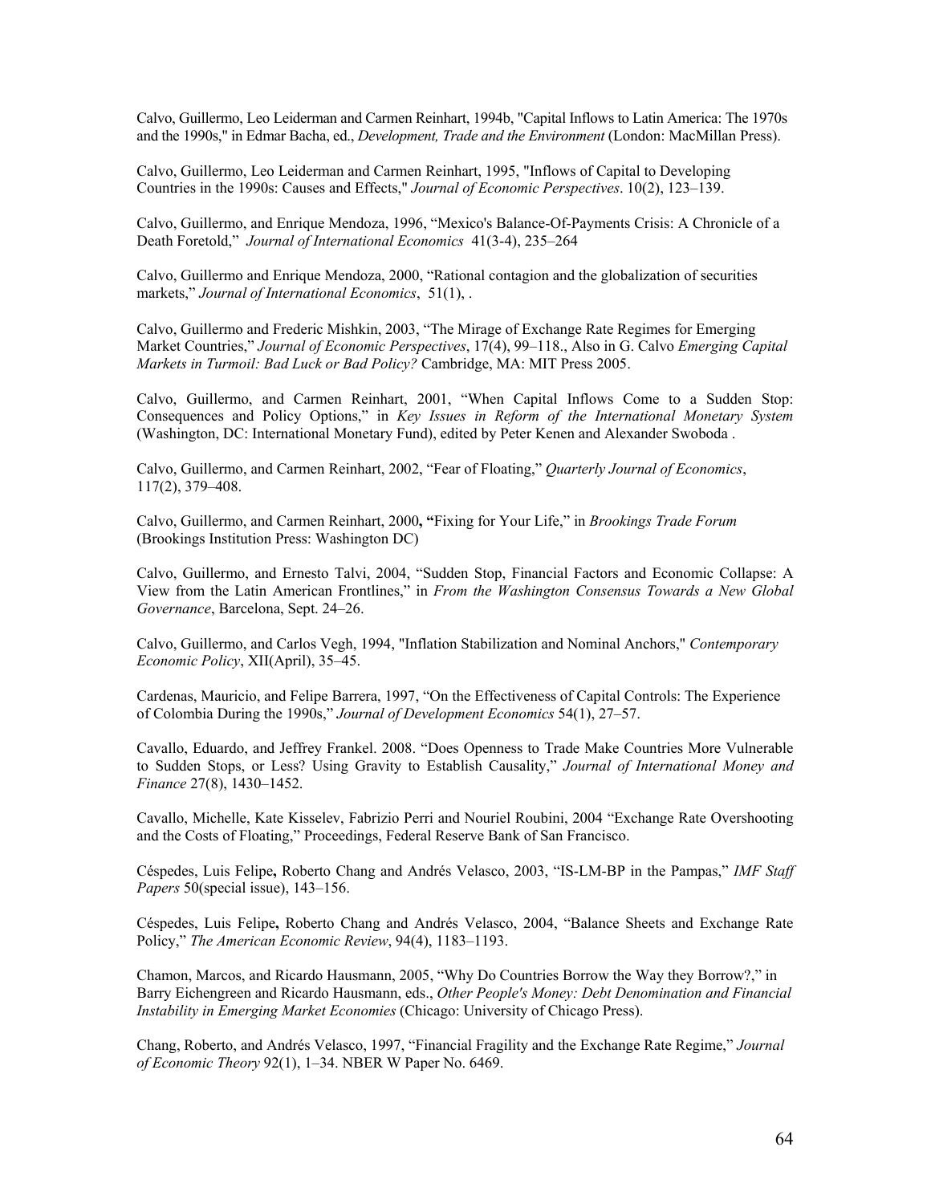Calvo, Guillermo, Leo Leiderman and Carmen Reinhart, 1994b, "Capital Inflows to Latin America: The 1970s and the 1990s," in Edmar Bacha, ed., *Development, Trade and the Environment* (London: MacMillan Press).

Calvo, Guillermo, Leo Leiderman and Carmen Reinhart, 1995, "Inflows of Capital to Developing Countries in the 1990s: Causes and Effects," *Journal of Economic Perspectives*. 10(2), 123–139.

Calvo, Guillermo, and Enrique Mendoza, 1996, "Mexico's Balance-Of-Payments Crisis: A Chronicle of a Death Foretold," *Journal of International Economics* 41(3-4), 235–264

Calvo, Guillermo and Enrique Mendoza, 2000, "Rational contagion and the globalization of securities markets," *Journal of International Economics*, 51(1), .

Calvo, Guillermo and Frederic Mishkin, 2003, "The Mirage of Exchange Rate Regimes for Emerging Market Countries," *Journal of Economic Perspectives*, 17(4), 99–118., Also in G. Calvo *Emerging Capital Markets in Turmoil: Bad Luck or Bad Policy?* Cambridge, MA: MIT Press 2005.

Calvo, Guillermo, and Carmen Reinhart, 2001, "When Capital Inflows Come to a Sudden Stop: Consequences and Policy Options," in *Key Issues in Reform of the International Monetary System* (Washington, DC: International Monetary Fund), edited by Peter Kenen and Alexander Swoboda .

Calvo, Guillermo, and Carmen Reinhart, 2002, "Fear of Floating," *Quarterly Journal of Economics*, 117(2), 379–408.

Calvo, Guillermo, and Carmen Reinhart, 2000, **"**Fixing for Your Life," in *Brookings Trade Forum* (Brookings Institution Press: Washington DC)

Calvo, Guillermo, and Ernesto Talvi, 2004, "Sudden Stop, Financial Factors and Economic Collapse: A View from the Latin American Frontlines," in *From the Washington Consensus Towards a New Global Governance*, Barcelona, Sept. 24–26.

Calvo, Guillermo, and Carlos Vegh, 1994, "Inflation Stabilization and Nominal Anchors," *Contemporary Economic Policy*, XII(April), 35–45.

Cardenas, Mauricio, and Felipe Barrera, 1997, "On the Effectiveness of Capital Controls: The Experience of Colombia During the 1990s," *Journal of Development Economics* 54(1), 27–57.

Cavallo, Eduardo, and Jeffrey Frankel. 2008. "Does Openness to Trade Make Countries More Vulnerable to Sudden Stops, or Less? Using Gravity to Establish Causality," *Journal of International Money and Finance* 27(8), 1430–1452.

Cavallo, Michelle, Kate Kisselev, Fabrizio Perri and Nouriel Roubini, 2004 "Exchange Rate Overshooting and the Costs of Floating," Proceedings, Federal Reserve Bank of San Francisco.

Céspedes, Luis Felipe**,** Roberto Chang and Andrés Velasco, 2003, "IS-LM-BP in the Pampas," *IMF Staff Papers* 50(special issue), 143–156.

Céspedes, Luis Felipe**,** Roberto Chang and Andrés Velasco, 2004, "Balance Sheets and Exchange Rate Policy," *The American Economic Review*, 94(4), 1183–1193.

Chamon, Marcos, and Ricardo Hausmann, 2005, "Why Do Countries Borrow the Way they Borrow?," in Barry Eichengreen and Ricardo Hausmann, eds., *Other People's Money: Debt Denomination and Financial Instability in Emerging Market Economies* (Chicago: University of Chicago Press).

Chang, Roberto, and Andrés Velasco, 1997, "Financial Fragility and the Exchange Rate Regime," *Journal of Economic Theory* 92(1), 1–34. NBER W Paper No. 6469.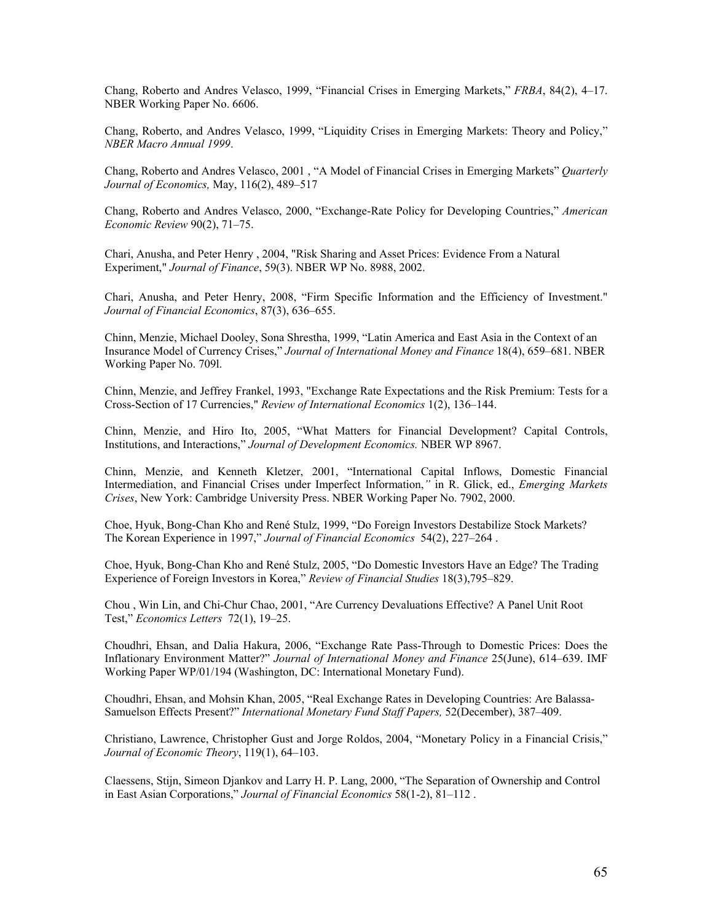Chang, Roberto and Andres Velasco, 1999, "Financial Crises in Emerging Markets," *FRBA*, 84(2), 4–17. NBER Working Paper No. 6606.

Chang, Roberto, and Andres Velasco, 1999, "Liquidity Crises in Emerging Markets: Theory and Policy," *NBER Macro Annual 1999*.

Chang, Roberto and Andres Velasco, 2001 , "A Model of Financial Crises in Emerging Markets" *Quarterly Journal of Economics,* May, 116(2), 489–517

Chang, Roberto and Andres Velasco, 2000, "Exchange-Rate Policy for Developing Countries," *American Economic Review* 90(2), 71–75.

Chari, Anusha, and Peter Henry , 2004, "Risk Sharing and Asset Prices: Evidence From a Natural Experiment," *Journal of Finance*, 59(3). NBER WP No. 8988, 2002.

Chari, Anusha, and Peter Henry, 2008, "Firm Specific Information and the Efficiency of Investment." *Journal of Financial Economics*, 87(3), 636–655.

Chinn, Menzie, Michael Dooley, Sona Shrestha, 1999, "Latin America and East Asia in the Context of an Insurance Model of Currency Crises," *Journal of International Money and Finance* 18(4), 659–681. NBER Working Paper No. 709l.

Chinn, Menzie, and Jeffrey Frankel, 1993, "Exchange Rate Expectations and the Risk Premium: Tests for a Cross-Section of 17 Currencies," *Review of International Economics* 1(2), 136–144.

Chinn, Menzie, and Hiro Ito, 2005, "What Matters for Financial Development? Capital Controls, Institutions, and Interactions," *Journal of Development Economics.* NBER WP 8967.

Chinn, Menzie, and Kenneth Kletzer, 2001, "International Capital Inflows, Domestic Financial Intermediation, and Financial Crises under Imperfect Information,*"* in R. Glick, ed., *Emerging Markets Crises*, New York: Cambridge University Press. NBER Working Paper No. 7902, 2000.

Choe, Hyuk, Bong-Chan Kho and René Stulz, 1999, "Do Foreign Investors Destabilize Stock Markets? The Korean Experience in 1997," *Journal of Financial Economics* 54(2), 227–264 .

Choe, Hyuk, Bong-Chan Kho and René Stulz, 2005, "Do Domestic Investors Have an Edge? The Trading Experience of Foreign Investors in Korea," *Review of Financial Studies* 18(3),795–829.

Chou , Win Lin, and Chi-Chur Chao, 2001, "Are Currency Devaluations Effective? A Panel Unit Root Test," *Economics Letters* 72(1), 19–25.

Choudhri, Ehsan, and Dalia Hakura, 2006, "Exchange Rate Pass-Through to Domestic Prices: Does the Inflationary Environment Matter?" *Journal of International Money and Finance* 25(June), 614–639. IMF Working Paper WP/01/194 (Washington, DC: International Monetary Fund).

Choudhri, Ehsan, and Mohsin Khan, 2005, "Real Exchange Rates in Developing Countries: Are Balassa-Samuelson Effects Present?" *International Monetary Fund Staff Papers,* 52(December), 387–409.

Christiano, Lawrence, Christopher Gust and Jorge Roldos, 2004, "Monetary Policy in a Financial Crisis," *Journal of Economic Theory*, 119(1), 64–103.

Claessens, Stijn, Simeon Djankov and Larry H. P. Lang, 2000, "The Separation of Ownership and Control in East Asian Corporations," *Journal of Financial Economics* 58(1-2), 81–112 .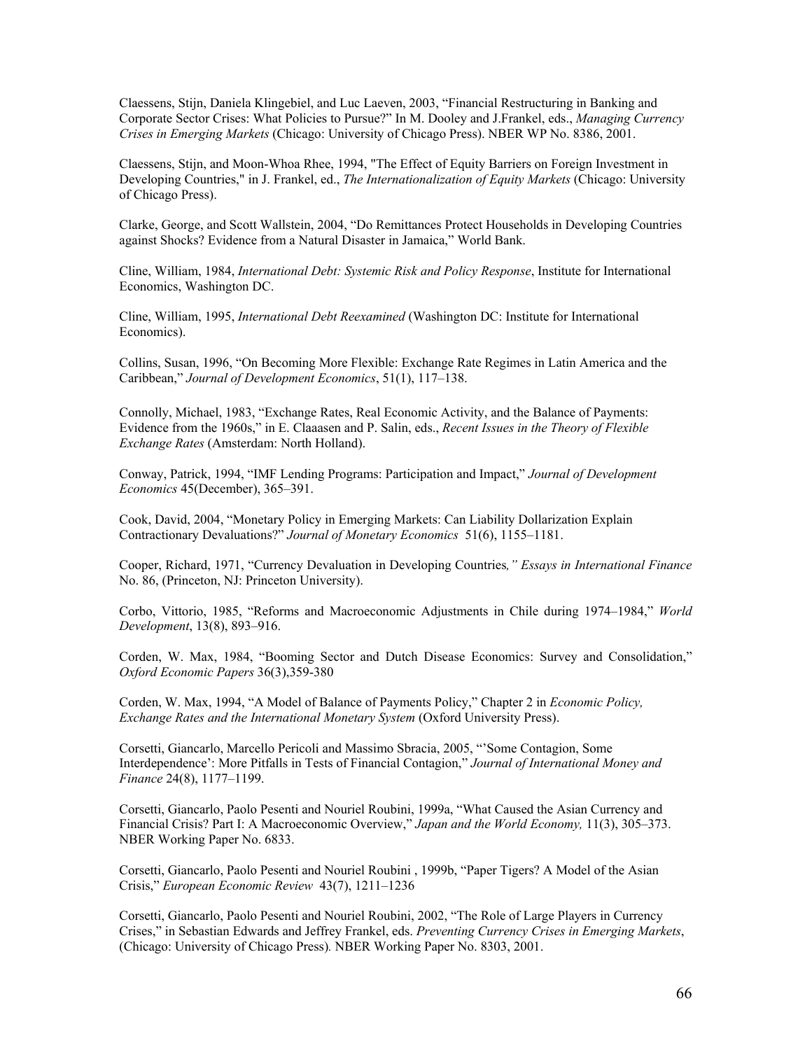Claessens, Stijn, Daniela Klingebiel, and Luc Laeven, 2003, "Financial Restructuring in Banking and Corporate Sector Crises: What Policies to Pursue?" In M. Dooley and J.Frankel, eds., *Managing Currency Crises in Emerging Markets* (Chicago: University of Chicago Press). NBER WP No. 8386, 2001.

Claessens, Stijn, and Moon-Whoa Rhee, 1994, "The Effect of Equity Barriers on Foreign Investment in Developing Countries," in J. Frankel, ed., *The Internationalization of Equity Markets* (Chicago: University of Chicago Press).

Clarke, George, and Scott Wallstein, 2004, "Do Remittances Protect Households in Developing Countries against Shocks? Evidence from a Natural Disaster in Jamaica," World Bank.

Cline, William, 1984, *International Debt: Systemic Risk and Policy Response*, Institute for International Economics, Washington DC.

Cline, William, 1995, *International Debt Reexamined* (Washington DC: Institute for International Economics).

Collins, Susan, 1996, "On Becoming More Flexible: Exchange Rate Regimes in Latin America and the Caribbean," *Journal of Development Economics*, 51(1), 117–138.

Connolly, Michael, 1983, "Exchange Rates, Real Economic Activity, and the Balance of Payments: Evidence from the 1960s," in E. Claaasen and P. Salin, eds., *Recent Issues in the Theory of Flexible Exchange Rates* (Amsterdam: North Holland).

Conway, Patrick, 1994, "IMF Lending Programs: Participation and Impact," *Journal of Development Economics* 45(December), 365–391.

Cook, David, 2004, "Monetary Policy in Emerging Markets: Can Liability Dollarization Explain Contractionary Devaluations?" *Journal of Monetary Economics* 51(6), 1155–1181.

Cooper, Richard, 1971, "Currency Devaluation in Developing Countries*," Essays in International Finance* No. 86, (Princeton, NJ: Princeton University).

Corbo, Vittorio, 1985, "Reforms and Macroeconomic Adjustments in Chile during 1974–1984," *World Development*, 13(8), 893–916.

Corden, W. Max, 1984, "Booming Sector and Dutch Disease Economics: Survey and Consolidation," *Oxford Economic Papers* 36(3),359-380

Corden, W. Max, 1994, "A Model of Balance of Payments Policy," Chapter 2 in *Economic Policy, Exchange Rates and the International Monetary System* (Oxford University Press).

Corsetti, Giancarlo, Marcello Pericoli and Massimo Sbracia, 2005, "'Some Contagion, Some Interdependence': More Pitfalls in Tests of Financial Contagion," *Journal of International Money and Finance* 24(8), 1177–1199.

Corsetti, Giancarlo, Paolo Pesenti and Nouriel Roubini, 1999a, "What Caused the Asian Currency and Financial Crisis? Part I: A Macroeconomic Overview," *Japan and the World Economy,* 11(3), 305–373. NBER Working Paper No. 6833.

Corsetti, Giancarlo, Paolo Pesenti and Nouriel Roubini , 1999b, "Paper Tigers? A Model of the Asian Crisis," *European Economic Review* 43(7), 1211–1236

Corsetti, Giancarlo, Paolo Pesenti and Nouriel Roubini, 2002, "The Role of Large Players in Currency Crises," in Sebastian Edwards and Jeffrey Frankel, eds. *Preventing Currency Crises in Emerging Markets*, (Chicago: University of Chicago Press). NBER Working Paper No. 8303, 2001.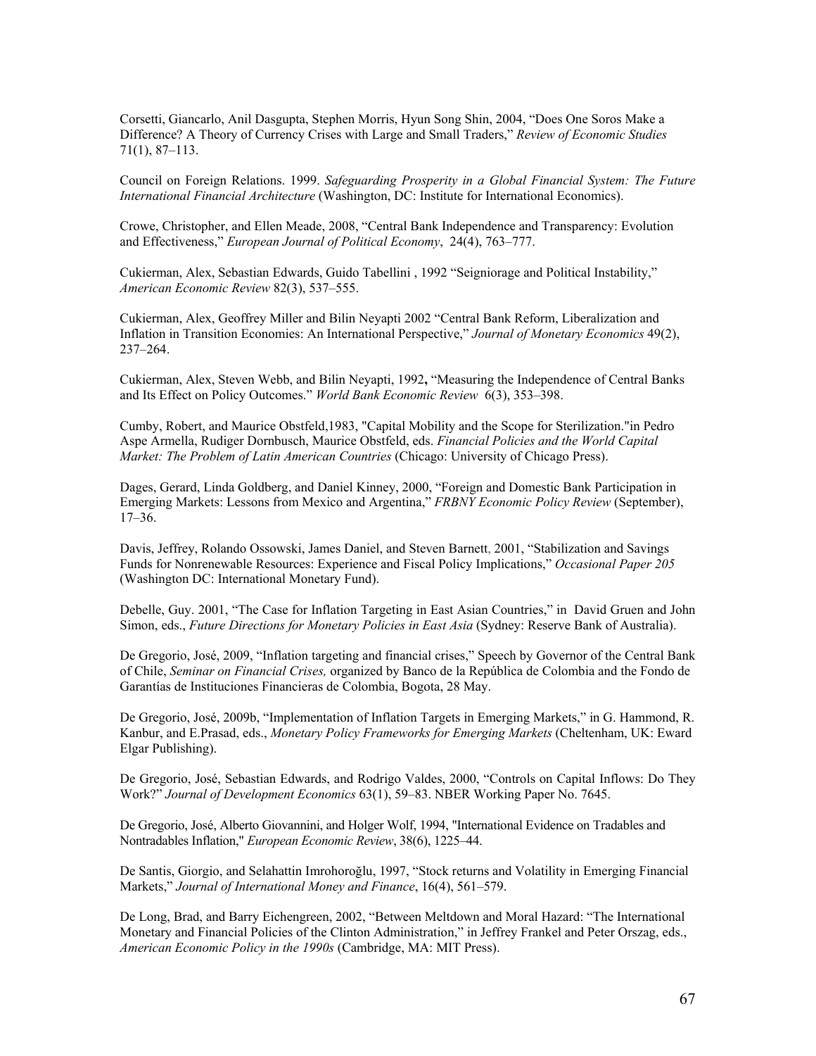Corsetti, Giancarlo, Anil Dasgupta, Stephen Morris, Hyun Song Shin, 2004, "Does One Soros Make a Difference? A Theory of Currency Crises with Large and Small Traders," *Review of Economic Studies* 71(1), 87–113.

Council on Foreign Relations. 1999. *Safeguarding Prosperity in a Global Financial System: The Future International Financial Architecture* (Washington, DC: Institute for International Economics).

Crowe, Christopher, and Ellen Meade, 2008, "Central Bank Independence and Transparency: Evolution and Effectiveness," *European Journal of Political Economy*, 24(4), 763–777.

Cukierman, Alex, Sebastian Edwards, Guido Tabellini , 1992 "Seigniorage and Political Instability," *American Economic Review* 82(3), 537–555.

Cukierman, Alex, Geoffrey Miller and Bilin Neyapti 2002 "Central Bank Reform, Liberalization and Inflation in Transition Economies: An International Perspective," *Journal of Monetary Economics* 49(2), 237–264.

Cukierman, Alex, Steven Webb, and Bilin Neyapti, 1992**,** "Measuring the Independence of Central Banks and Its Effect on Policy Outcomes." *World Bank Economic Review* 6(3), 353–398.

Cumby, Robert, and Maurice Obstfeld,1983, "Capital Mobility and the Scope for Sterilization."in Pedro Aspe Armella, Rudiger Dornbusch, Maurice Obstfeld, eds. *Financial Policies and the World Capital Market: The Problem of Latin American Countries* (Chicago: University of Chicago Press).

Dages, Gerard, Linda Goldberg, and Daniel Kinney, 2000, "Foreign and Domestic Bank Participation in Emerging Markets: Lessons from Mexico and Argentina," *FRBNY Economic Policy Review* (September), 17–36.

Davis, Jeffrey, Rolando Ossowski, James Daniel, and Steven Barnett, 2001, "Stabilization and Savings Funds for Nonrenewable Resources: Experience and Fiscal Policy Implications," *Occasional Paper 205* (Washington DC: International Monetary Fund).

Debelle, Guy. 2001, "The Case for Inflation Targeting in East Asian Countries," in David Gruen and John Simon, eds., *Future Directions for Monetary Policies in East Asia* (Sydney: Reserve Bank of Australia).

De Gregorio, José, 2009, "Inflation targeting and financial crises," Speech by Governor of the Central Bank of Chile, *Seminar on Financial Crises,* organized by Banco de la República de Colombia and the Fondo de Garantías de Instituciones Financieras de Colombia, Bogota, 28 May.

De Gregorio, José, 2009b, "Implementation of Inflation Targets in Emerging Markets," in G. Hammond, R. Kanbur, and E.Prasad, eds., *Monetary Policy Frameworks for Emerging Markets* (Cheltenham, UK: Eward Elgar Publishing).

De Gregorio, José, Sebastian Edwards, and Rodrigo Valdes, 2000, "Controls on Capital Inflows: Do They Work?" *Journal of Development Economics* 63(1), 59–83. NBER Working Paper No. 7645.

De Gregorio, José, Alberto Giovannini, and Holger Wolf, 1994, "International Evidence on Tradables and Nontradables Inflation," *European Economic Review*, 38(6), 1225–44.

De Santis, Giorgio, and Selahattin Imrohoroğlu, 1997, "Stock returns and Volatility in Emerging Financial Markets," *Journal of International Money and Finance*, 16(4), 561–579.

De Long, Brad, and Barry Eichengreen, 2002, "Between Meltdown and Moral Hazard: "The International Monetary and Financial Policies of the Clinton Administration," in Jeffrey Frankel and Peter Orszag, eds., *American Economic Policy in the 1990s* (Cambridge, MA: MIT Press).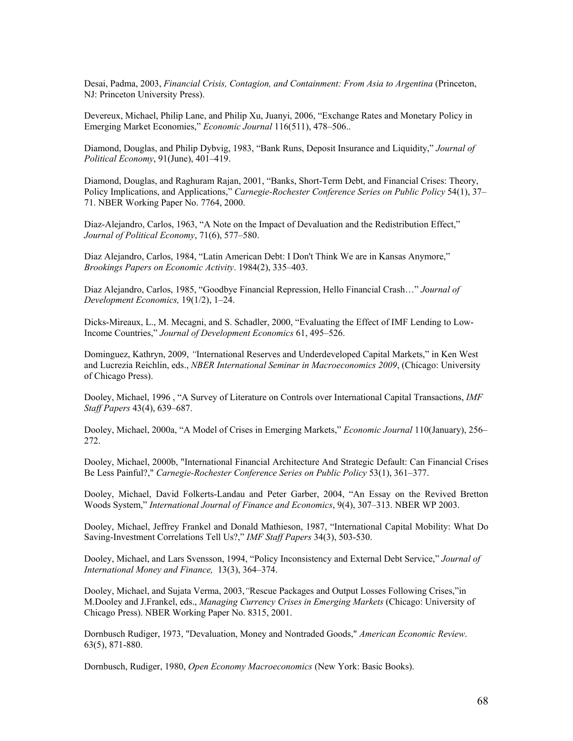Desai, Padma, 2003, *Financial Crisis, Contagion, and Containment: From Asia to Argentina* (Princeton, NJ: Princeton University Press).

Devereux, Michael, Philip Lane, and Philip Xu, Juanyi, 2006, "Exchange Rates and Monetary Policy in Emerging Market Economies," *Economic Journal* 116(511), 478–506..

Diamond, Douglas, and Philip Dybvig, 1983, "Bank Runs, Deposit Insurance and Liquidity," *Journal of Political Economy*, 91(June), 401–419.

Diamond, Douglas, and Raghuram Rajan, 2001, "Banks, Short-Term Debt, and Financial Crises: Theory, Policy Implications, and Applications," *Carnegie-Rochester Conference Series on Public Policy* 54(1), 37–71. NBER Working Paper No. 7764, 2000.

Diaz-Alejandro, Carlos, 1963, "A Note on the Impact of Devaluation and the Redistribution Effect," *Journal of Political Economy*, 71(6), 577–580.

Diaz Alejandro, Carlos, 1984, "Latin American Debt: I Don't Think We are in Kansas Anymore," *Brookings Papers on Economic Activity*. 1984(2), 335–403.

Diaz Alejandro, Carlos, 1985, "Goodbye Financial Repression, Hello Financial Crash…" *Journal of Development Economics,* 19(1/2), 1–24.

Dicks-Mireaux, L., M. Mecagni, and S. Schadler, 2000, "Evaluating the Effect of IMF Lending to Low-Income Countries," *Journal of Development Economics* 61, 495–526.

Dominguez, Kathryn, 2009, "International Reserves and Underdeveloped Capital Markets," in Ken West and Lucrezia Reichlin, eds., *NBER International Seminar in Macroeconomics 2009*, (Chicago: University of Chicago Press).

Dooley, Michael, 1996 , "A Survey of Literature on Controls over International Capital Transactions, *IMF Staff Papers* 43(4), 639–687.

Dooley, Michael, 2000a, "A Model of Crises in Emerging Markets," *Economic Journal* 110(January), 256–272.

Dooley, Michael, 2000b, "International Financial Architecture And Strategic Default: Can Financial Crises Be Less Painful?," *Carnegie-Rochester Conference Series on Public Policy* 53(1), 361–377.

Dooley, Michael, David Folkerts-Landau and Peter Garber, 2004, "An Essay on the Revived Bretton Woods System," *International Journal of Finance and Economics*, 9(4), 307–313. NBER WP 2003.

Dooley, Michael, Jeffrey Frankel and Donald Mathieson, 1987, "International Capital Mobility: What Do Saving-Investment Correlations Tell Us?," *IMF Staff Papers* 34(3), 503-530.

Dooley, Michael, and Lars Svensson, 1994, "Policy Inconsistency and External Debt Service," *Journal of International Money and Finance,* 13(3), 364–374.

Dooley, Michael, and Sujata Verma, 2003,"Rescue Packages and Output Losses Following Crises,"in M.Dooley and J.Frankel, eds., *Managing Currency Crises in Emerging Markets* (Chicago: University of Chicago Press). NBER Working Paper No. 8315, 2001.

Dornbusch Rudiger, 1973, "Devaluation, Money and Nontraded Goods," *American Economic Review*. 63(5), 871-880.

Dornbusch, Rudiger, 1980, *Open Economy Macroeconomics* (New York: Basic Books).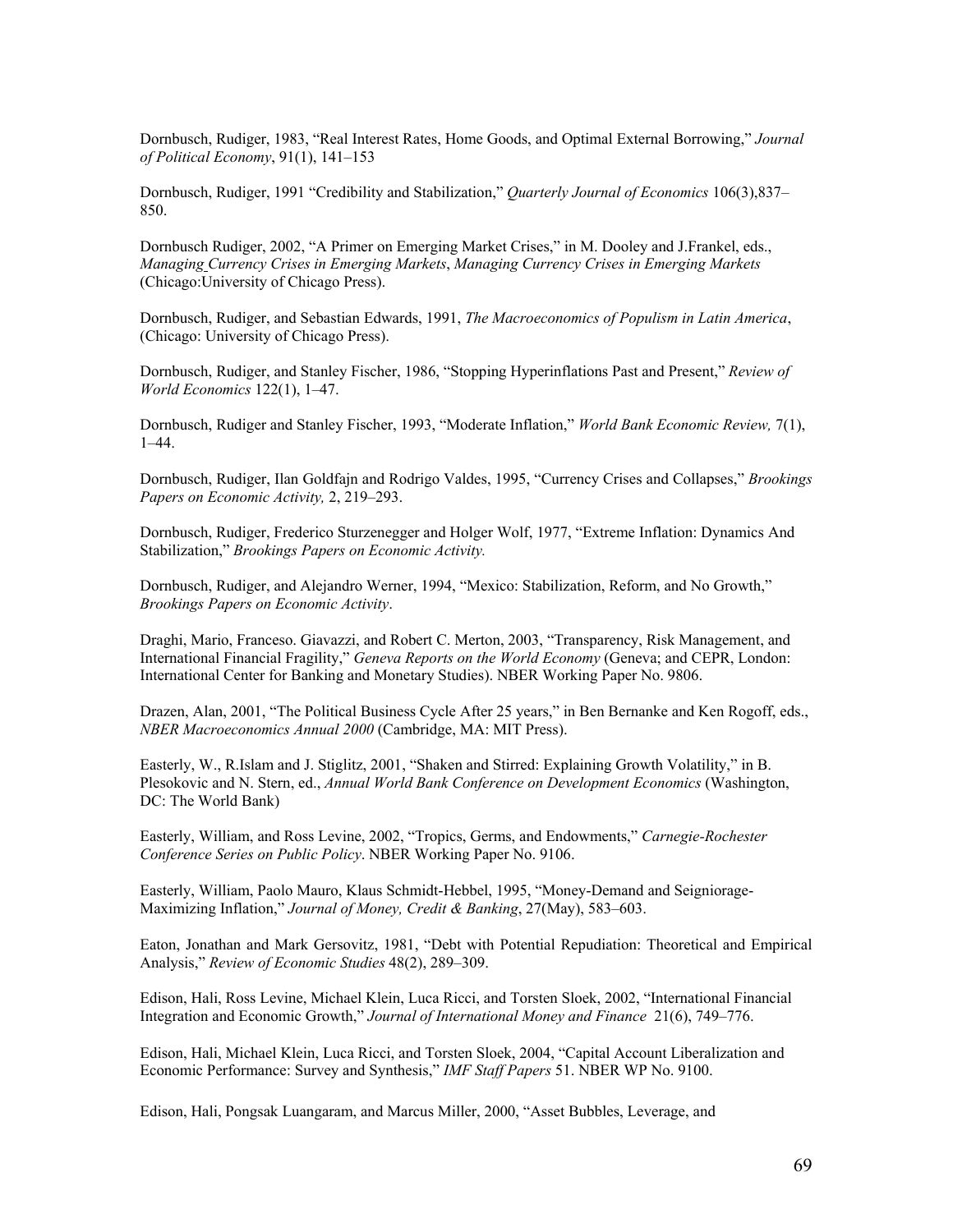Dornbusch, Rudiger, 1983, "Real Interest Rates, Home Goods, and Optimal External Borrowing," *Journal of Political Economy*, 91(1), 141–153

Dornbusch, Rudiger, 1991 "Credibility and Stabilization," *Quarterly Journal of Economics* 106(3),837–850.

Dornbusch Rudiger, 2002, "A Primer on Emerging Market Crises," in M. Dooley and J.Frankel, eds., *Managing Currency Crises in Emerging Markets*, *Managing Currency Crises in Emerging Markets* (Chicago:University of Chicago Press).

Dornbusch, Rudiger, and Sebastian Edwards, 1991, *The Macroeconomics of Populism in Latin America*, (Chicago: University of Chicago Press).

Dornbusch, Rudiger, and Stanley Fischer, 1986, "Stopping Hyperinflations Past and Present," *Review of World Economics* 122(1), 1–47.

Dornbusch, Rudiger and Stanley Fischer, 1993, "Moderate Inflation," *World Bank Economic Review,* 7(1), 1–44.

Dornbusch, Rudiger, Ilan Goldfajn and Rodrigo Valdes, 1995, "Currency Crises and Collapses," *Brookings Papers on Economic Activity,* 2, 219–293.

Dornbusch, Rudiger, Frederico Sturzenegger and Holger Wolf, 1977, "Extreme Inflation: Dynamics And Stabilization," *Brookings Papers on Economic Activity.*

Dornbusch, Rudiger, and Alejandro Werner, 1994, "Mexico: Stabilization, Reform, and No Growth," *Brookings Papers on Economic Activity*.

Draghi, Mario, Franceso. Giavazzi, and Robert C. Merton, 2003, "Transparency, Risk Management, and International Financial Fragility," *Geneva Reports on the World Economy* (Geneva; and CEPR, London: International Center for Banking and Monetary Studies). NBER Working Paper No. 9806.

Drazen, Alan, 2001, "The Political Business Cycle After 25 years," in Ben Bernanke and Ken Rogoff, eds., *NBER Macroeconomics Annual 2000* (Cambridge, MA: MIT Press).

Easterly, W., R.Islam and J. Stiglitz, 2001, "Shaken and Stirred: Explaining Growth Volatility," in B. Plesokovic and N. Stern, ed., *Annual World Bank Conference on Development Economics* (Washington, DC: The World Bank)

Easterly, William, and Ross Levine, 2002, "Tropics, Germs, and Endowments," *Carnegie-Rochester Conference Series on Public Policy*. NBER Working Paper No. 9106.

Easterly, William, Paolo Mauro, Klaus Schmidt-Hebbel, 1995, "Money-Demand and Seigniorage-Maximizing Inflation," *Journal of Money, Credit & Banking*, 27(May), 583–603.

Eaton, Jonathan and Mark Gersovitz, 1981, "Debt with Potential Repudiation: Theoretical and Empirical Analysis," *Review of Economic Studies* 48(2), 289–309.

Edison, Hali, Ross Levine, Michael Klein, Luca Ricci, and Torsten Sloek, 2002, "International Financial Integration and Economic Growth," *Journal of International Money and Finance* 21(6), 749–776.

Edison, Hali, Michael Klein, Luca Ricci, and Torsten Sloek, 2004, "Capital Account Liberalization and Economic Performance: Survey and Synthesis," *IMF Staff Papers* 51. NBER WP No. 9100.

Edison, Hali, Pongsak Luangaram, and Marcus Miller, 2000, "Asset Bubbles, Leverage, and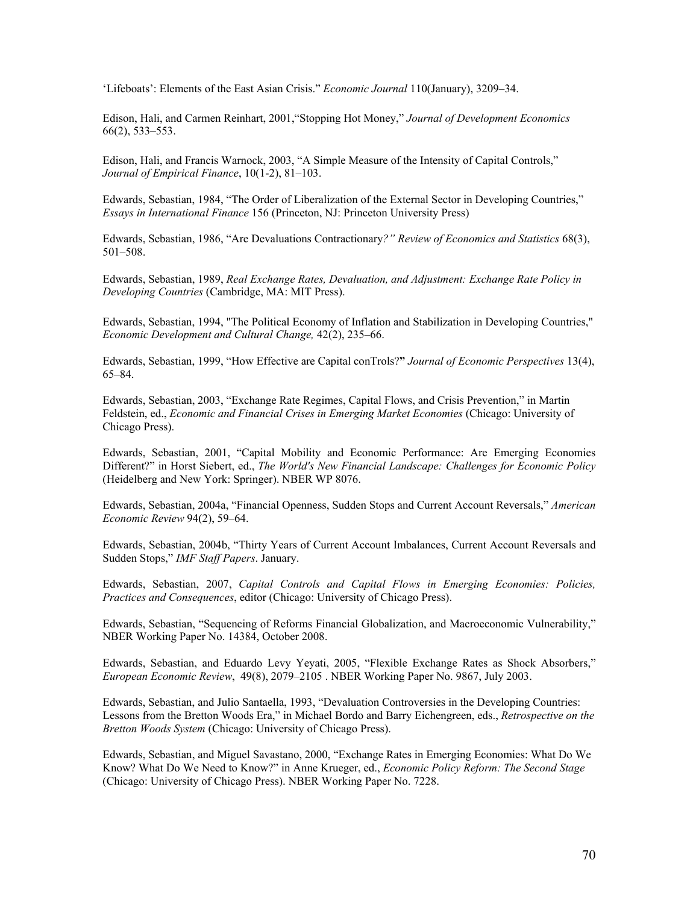'Lifeboats': Elements of the East Asian Crisis." *Economic Journal* 110(January), 3209–34.

Edison, Hali, and Carmen Reinhart, 2001,"Stopping Hot Money," *Journal of Development Economics* 66(2), 533–553.

Edison, Hali, and Francis Warnock, 2003, "A Simple Measure of the Intensity of Capital Controls," *Journal of Empirical Finance*, 10(1-2), 81–103.

Edwards, Sebastian, 1984, "The Order of Liberalization of the External Sector in Developing Countries," *Essays in International Finance* 156 (Princeton, NJ: Princeton University Press)

Edwards, Sebastian, 1986, "Are Devaluations Contractionary*?" Review of Economics and Statistics* 68(3), 501–508.

Edwards, Sebastian, 1989, *Real Exchange Rates, Devaluation, and Adjustment: Exchange Rate Policy in Developing Countries* (Cambridge, MA: MIT Press).

Edwards, Sebastian, 1994, "The Political Economy of Inflation and Stabilization in Developing Countries," *Economic Development and Cultural Change,* 42(2), 235–66.

Edwards, Sebastian, 1999, "How Effective are Capital conTrols?**"** *Journal of Economic Perspectives* 13(4), 65–84.

Edwards, Sebastian, 2003, "Exchange Rate Regimes, Capital Flows, and Crisis Prevention," in Martin Feldstein, ed., *Economic and Financial Crises in Emerging Market Economies* (Chicago: University of Chicago Press).

Edwards, Sebastian, 2001, "Capital Mobility and Economic Performance: Are Emerging Economies Different?" in Horst Siebert, ed., *The World's New Financial Landscape: Challenges for Economic Policy* (Heidelberg and New York: Springer). NBER WP 8076.

Edwards, Sebastian, 2004a, "Financial Openness, Sudden Stops and Current Account Reversals," *American Economic Review* 94(2), 59–64.

Edwards, Sebastian, 2004b, "Thirty Years of Current Account Imbalances, Current Account Reversals and Sudden Stops," *IMF Staff Papers*. January.

Edwards, Sebastian, 2007, *Capital Controls and Capital Flows in Emerging Economies: Policies, Practices and Consequences*, editor (Chicago: University of Chicago Press).

Edwards, Sebastian, "Sequencing of Reforms Financial Globalization, and Macroeconomic Vulnerability," NBER Working Paper No. 14384, October 2008.

Edwards, Sebastian, and Eduardo Levy Yeyati, 2005, "Flexible Exchange Rates as Shock Absorbers," *European Economic Review*, 49(8), 2079–2105 . NBER Working Paper No. 9867, July 2003.

Edwards, Sebastian, and Julio Santaella, 1993, "Devaluation Controversies in the Developing Countries: Lessons from the Bretton Woods Era," in Michael Bordo and Barry Eichengreen, eds., *Retrospective on the Bretton Woods System* (Chicago: University of Chicago Press).

Edwards, Sebastian, and Miguel Savastano, 2000, "Exchange Rates in Emerging Economies: What Do We Know? What Do We Need to Know?" in Anne Krueger, ed., *Economic Policy Reform: The Second Stage* (Chicago: University of Chicago Press). NBER Working Paper No. 7228.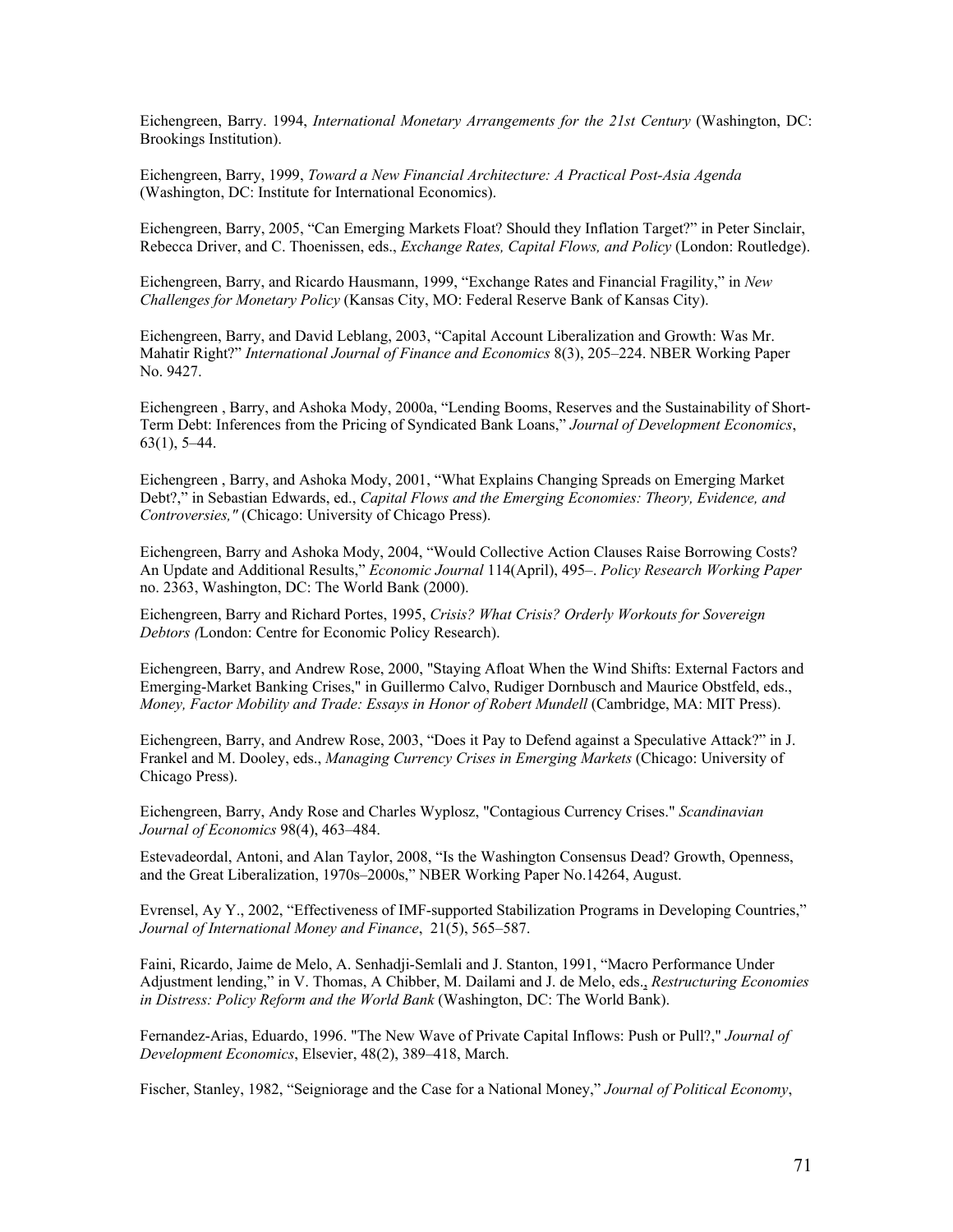Eichengreen, Barry. 1994, *International Monetary Arrangements for the 21st Century* (Washington, DC: Brookings Institution).

Eichengreen, Barry, 1999, *Toward a New Financial Architecture: A Practical Post-Asia Agenda* (Washington, DC: Institute for International Economics).

Eichengreen, Barry, 2005, "Can Emerging Markets Float? Should they Inflation Target?" in Peter Sinclair, Rebecca Driver, and C. Thoenissen, eds., *Exchange Rates, Capital Flows, and Policy* (London: Routledge).

Eichengreen, Barry, and Ricardo Hausmann, 1999, "Exchange Rates and Financial Fragility," in *New Challenges for Monetary Policy* (Kansas City, MO: Federal Reserve Bank of Kansas City).

Eichengreen, Barry, and David Leblang, 2003, "Capital Account Liberalization and Growth: Was Mr. Mahatir Right?" *International Journal of Finance and Economics* 8(3), 205–224. NBER Working Paper No. 9427.

Eichengreen , Barry, and Ashoka Mody, 2000a, "Lending Booms, Reserves and the Sustainability of Short-Term Debt: Inferences from the Pricing of Syndicated Bank Loans," *Journal of Development Economics*, 63(1), 5–44.

Eichengreen , Barry, and Ashoka Mody, 2001, "What Explains Changing Spreads on Emerging Market Debt?," in Sebastian Edwards, ed., *Capital Flows and the Emerging Economies: Theory, Evidence, and Controversies,"* (Chicago: University of Chicago Press).

Eichengreen, Barry and Ashoka Mody, 2004, "Would Collective Action Clauses Raise Borrowing Costs? An Update and Additional Results," *Economic Journal* 114(April), 495–. *Policy Research Working Paper* no. 2363, Washington, DC: The World Bank (2000).

Eichengreen, Barry and Richard Portes, 1995, *Crisis? What Crisis? Orderly Workouts for Sovereign Debtors (*London: Centre for Economic Policy Research).

Eichengreen, Barry, and Andrew Rose, 2000, "Staying Afloat When the Wind Shifts: External Factors and Emerging-Market Banking Crises," in Guillermo Calvo, Rudiger Dornbusch and Maurice Obstfeld, eds., *Money, Factor Mobility and Trade: Essays in Honor of Robert Mundell* (Cambridge, MA: MIT Press).

Eichengreen, Barry, and Andrew Rose, 2003, "Does it Pay to Defend against a Speculative Attack?" in J. Frankel and M. Dooley, eds., *Managing Currency Crises in Emerging Markets* (Chicago: University of Chicago Press).

Eichengreen, Barry, Andy Rose and Charles Wyplosz, "Contagious Currency Crises." *Scandinavian Journal of Economics* 98(4), 463–484.

Estevadeordal, Antoni, and Alan Taylor, 2008, "Is the Washington Consensus Dead? Growth, Openness, and the Great Liberalization, 1970s–2000s," NBER Working Paper No.14264, August.

Evrensel, Ay Y., 2002, "Effectiveness of IMF-supported Stabilization Programs in Developing Countries," *Journal of International Money and Finance*, 21(5), 565–587.

Faini, Ricardo, Jaime de Melo, A. Senhadji-Semlali and J. Stanton, 1991, "Macro Performance Under Adjustment lending," in V. Thomas, A Chibber, M. Dailami and J. de Melo, eds., *Restructuring Economies in Distress: Policy Reform and the World Bank* (Washington, DC: The World Bank).

Fernandez-Arias, Eduardo, 1996. "The New Wave of Private Capital Inflows: Push or Pull?," *Journal of Development Economics*, Elsevier, 48(2), 389–418, March.

Fischer, Stanley, 1982, "Seigniorage and the Case for a National Money," *Journal of Political Economy*,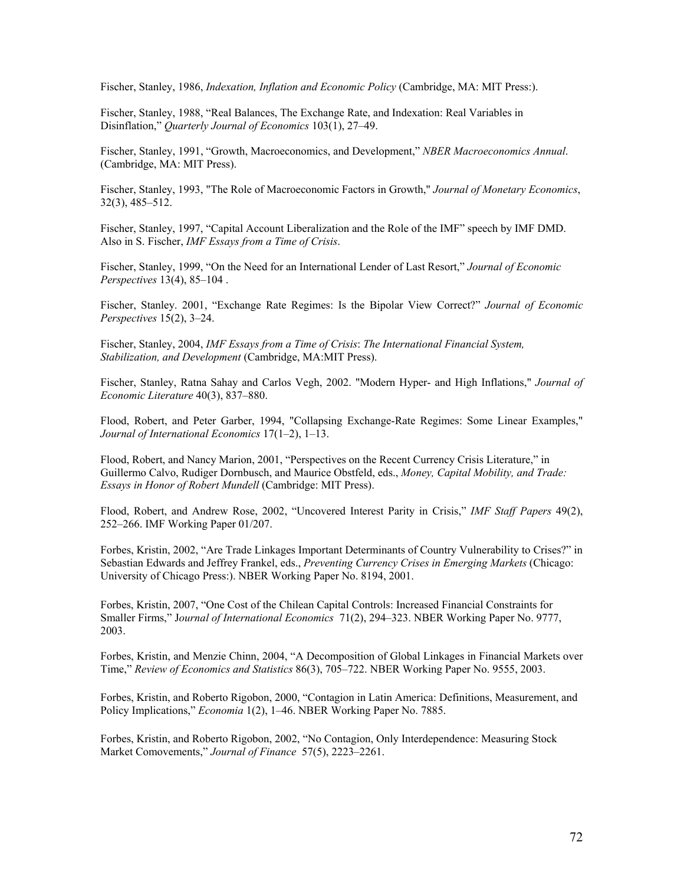Fischer, Stanley, 1986, *Indexation, Inflation and Economic Policy* (Cambridge, MA: MIT Press:).

Fischer, Stanley, 1988, "Real Balances, The Exchange Rate, and Indexation: Real Variables in Disinflation," *Quarterly Journal of Economics* 103(1), 27–49.

Fischer, Stanley, 1991, "Growth, Macroeconomics, and Development," *NBER Macroeconomics Annual*. (Cambridge, MA: MIT Press).

Fischer, Stanley, 1993, "The Role of Macroeconomic Factors in Growth," *Journal of Monetary Economics*, 32(3), 485–512.

Fischer, Stanley, 1997, "Capital Account Liberalization and the Role of the IMF" speech by IMF DMD. Also in S. Fischer, *IMF Essays from a Time of Crisis*.

Fischer, Stanley, 1999, "On the Need for an International Lender of Last Resort," *Journal of Economic Perspectives* 13(4), 85–104 .

Fischer, Stanley. 2001, "Exchange Rate Regimes: Is the Bipolar View Correct?" *Journal of Economic Perspectives* 15(2), 3–24.

Fischer, Stanley, 2004, *IMF Essays from a Time of Crisis*: *The International Financial System, Stabilization, and Development* (Cambridge, MA:MIT Press).

Fischer, Stanley, Ratna Sahay and Carlos Vegh, 2002. "Modern Hyper- and High Inflations," *Journal of Economic Literature* 40(3), 837–880.

Flood, Robert, and Peter Garber, 1994, "Collapsing Exchange-Rate Regimes: Some Linear Examples," *Journal of International Economics* 17(1–2), 1–13.

Flood, Robert, and Nancy Marion, 2001, "Perspectives on the Recent Currency Crisis Literature," in Guillermo Calvo, Rudiger Dornbusch, and Maurice Obstfeld, eds., *Money, Capital Mobility, and Trade: Essays in Honor of Robert Mundell* (Cambridge: MIT Press).

Flood, Robert, and Andrew Rose, 2002, "Uncovered Interest Parity in Crisis," *IMF Staff Papers* 49(2), 252–266. IMF Working Paper 01/207.

Forbes, Kristin, 2002, "Are Trade Linkages Important Determinants of Country Vulnerability to Crises?" in Sebastian Edwards and Jeffrey Frankel, eds., *Preventing Currency Crises in Emerging Markets* (Chicago: University of Chicago Press:). NBER Working Paper No. 8194, 2001.

Forbes, Kristin, 2007, "One Cost of the Chilean Capital Controls: Increased Financial Constraints for Smaller Firms," J*ournal of International Economics* 71(2), 294–323. NBER Working Paper No. 9777, 2003.

Forbes, Kristin, and Menzie Chinn, 2004, "A Decomposition of Global Linkages in Financial Markets over Time," *Review of Economics and Statistics* 86(3), 705–722. NBER Working Paper No. 9555, 2003.

Forbes, Kristin, and Roberto Rigobon, 2000, "Contagion in Latin America: Definitions, Measurement, and Policy Implications," *Economia* 1(2), 1–46. NBER Working Paper No. 7885.

Forbes, Kristin, and Roberto Rigobon, 2002, "No Contagion, Only Interdependence: Measuring Stock Market Comovements," *Journal of Finance* 57(5), 2223–2261.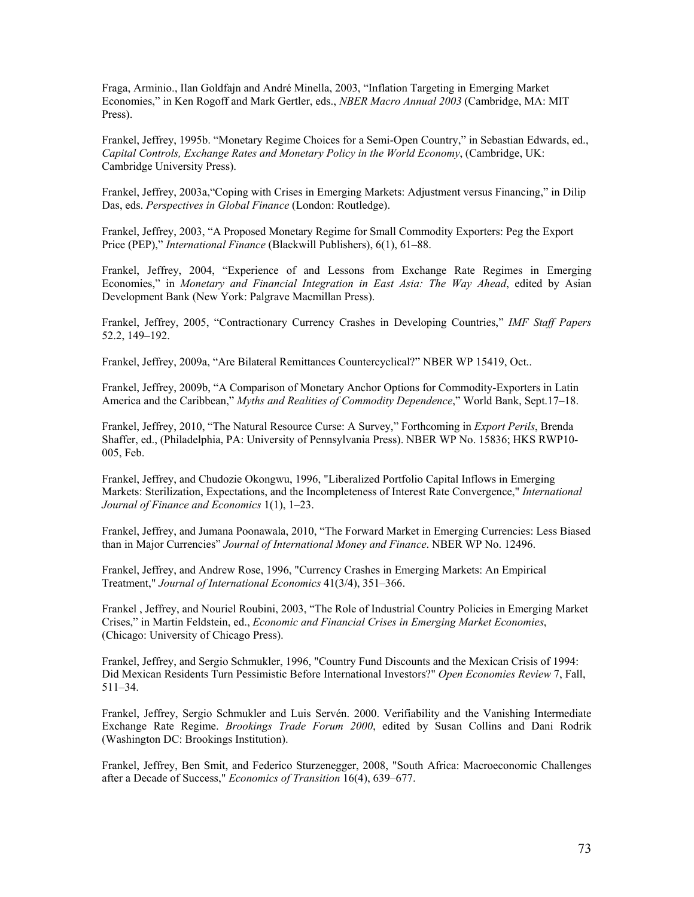Fraga, Arminio., Ilan Goldfajn and André Minella, 2003, "Inflation Targeting in Emerging Market Economies," in Ken Rogoff and Mark Gertler, eds., *NBER Macro Annual 2003* (Cambridge, MA: MIT Press).

Frankel, Jeffrey, 1995b. "Monetary Regime Choices for a Semi-Open Country," in Sebastian Edwards, ed., *Capital Controls, Exchange Rates and Monetary Policy in the World Economy*, (Cambridge, UK: Cambridge University Press).

Frankel, Jeffrey, 2003a,"Coping with Crises in Emerging Markets: Adjustment versus Financing," in Dilip Das, eds. *Perspectives in Global Finance* (London: Routledge).

Frankel, Jeffrey, 2003, "A Proposed Monetary Regime for Small Commodity Exporters: Peg the Export Price (PEP)," *International Finance* (Blackwill Publishers), 6(1), 61–88.

Frankel, Jeffrey, 2004, "Experience of and Lessons from Exchange Rate Regimes in Emerging Economies," in *Monetary and Financial Integration in East Asia: The Way Ahead*, edited by Asian Development Bank (New York: Palgrave Macmillan Press).

Frankel, Jeffrey, 2005, "Contractionary Currency Crashes in Developing Countries," *IMF Staff Papers* 52.2, 149–192.

Frankel, Jeffrey, 2009a, "Are Bilateral Remittances Countercyclical?" NBER WP 15419, Oct..

Frankel, Jeffrey, 2009b, "A Comparison of Monetary Anchor Options for Commodity-Exporters in Latin America and the Caribbean," *Myths and Realities of Commodity Dependence*," World Bank, Sept.17–18.

Frankel, Jeffrey, 2010, "The Natural Resource Curse: A Survey," Forthcoming in *Export Perils*, Brenda Shaffer, ed., (Philadelphia, PA: University of Pennsylvania Press). NBER WP No. 15836; HKS RWP10-005, Feb.

Frankel, Jeffrey, and Chudozie Okongwu, 1996, "Liberalized Portfolio Capital Inflows in Emerging Markets: Sterilization, Expectations, and the Incompleteness of Interest Rate Convergence," *International Journal of Finance and Economics* 1(1), 1–23.

Frankel, Jeffrey, and Jumana Poonawala, 2010, "The Forward Market in Emerging Currencies: Less Biased than in Major Currencies" *Journal of International Money and Finance*. NBER WP No. 12496.

Frankel, Jeffrey, and Andrew Rose, 1996, "Currency Crashes in Emerging Markets: An Empirical Treatment," *Journal of International Economics* 41(3/4), 351–366.

Frankel , Jeffrey, and Nouriel Roubini, 2003, "The Role of Industrial Country Policies in Emerging Market Crises," in Martin Feldstein, ed., *Economic and Financial Crises in Emerging Market Economies*, (Chicago: University of Chicago Press).

Frankel, Jeffrey, and Sergio Schmukler, 1996, "Country Fund Discounts and the Mexican Crisis of 1994: Did Mexican Residents Turn Pessimistic Before International Investors?" *Open Economies Review* 7, Fall, 511–34.

Frankel, Jeffrey, Sergio Schmukler and Luis Servén. 2000. Verifiability and the Vanishing Intermediate Exchange Rate Regime. *Brookings Trade Forum 2000*, edited by Susan Collins and Dani Rodrik (Washington DC: Brookings Institution).

Frankel, Jeffrey, Ben Smit, and Federico Sturzenegger, 2008, "South Africa: Macroeconomic Challenges after a Decade of Success," *Economics of Transition* 16(4), 639–677.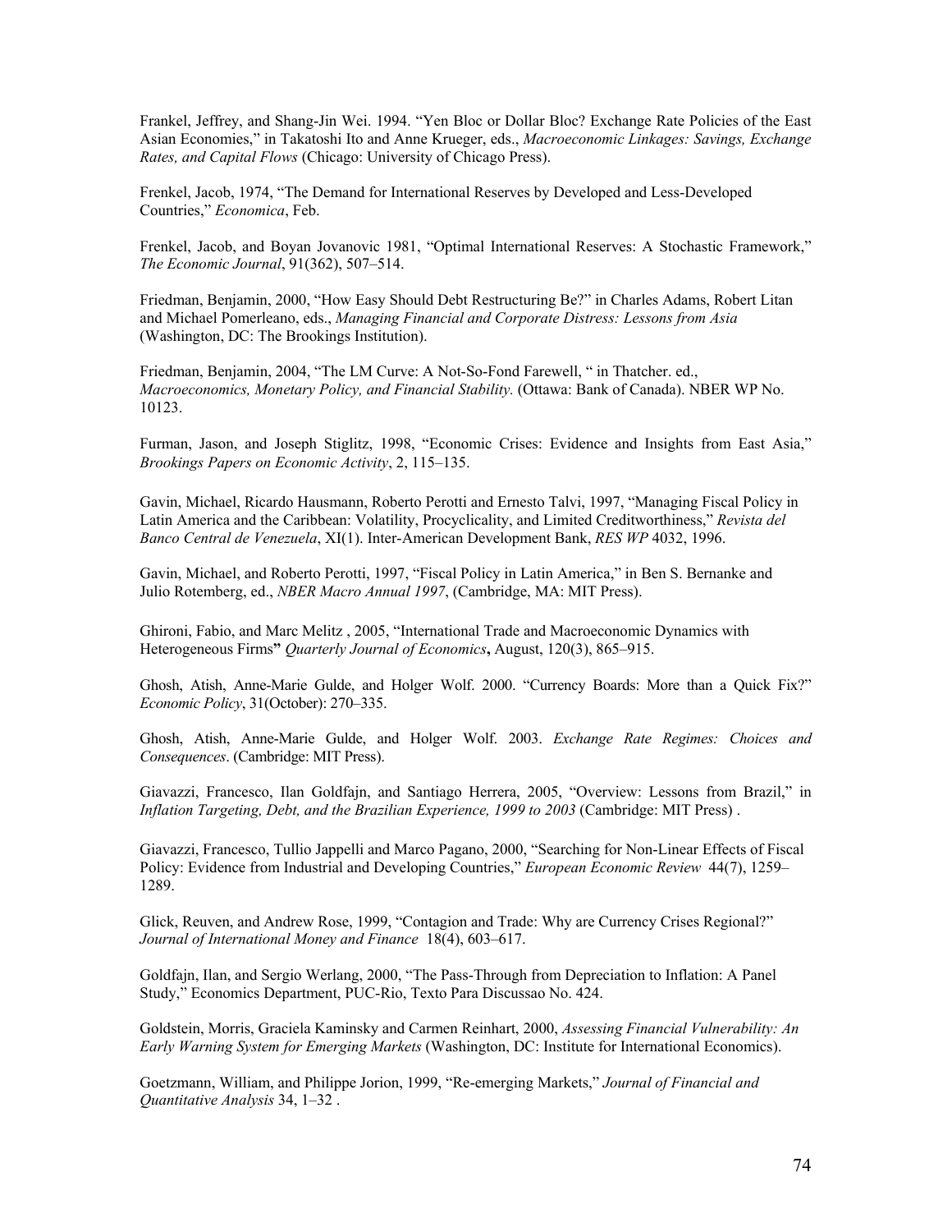Frankel, Jeffrey, and Shang-Jin Wei. 1994. "Yen Bloc or Dollar Bloc? Exchange Rate Policies of the East Asian Economies," in Takatoshi Ito and Anne Krueger, eds., *Macroeconomic Linkages: Savings, Exchange Rates, and Capital Flows* (Chicago: University of Chicago Press).

Frenkel, Jacob, 1974, "The Demand for International Reserves by Developed and Less-Developed Countries," *Economica*, Feb.

Frenkel, Jacob, and Boyan Jovanovic 1981, "Optimal International Reserves: A Stochastic Framework," *The Economic Journal*, 91(362), 507–514.

Friedman, Benjamin, 2000, "How Easy Should Debt Restructuring Be?" in Charles Adams, Robert Litan and Michael Pomerleano, eds., *Managing Financial and Corporate Distress: Lessons from Asia* (Washington, DC: The Brookings Institution).

Friedman, Benjamin, 2004, "The LM Curve: A Not-So-Fond Farewell, " in Thatcher. ed., *Macroeconomics, Monetary Policy, and Financial Stability.* (Ottawa: Bank of Canada). NBER WP No. 10123.

Furman, Jason, and Joseph Stiglitz, 1998, "Economic Crises: Evidence and Insights from East Asia," *Brookings Papers on Economic Activity*, 2, 115–135.

Gavin, Michael, Ricardo Hausmann, Roberto Perotti and Ernesto Talvi, 1997, "Managing Fiscal Policy in Latin America and the Caribbean: Volatility, Procyclicality, and Limited Creditworthiness," *Revista del Banco Central de Venezuela*, XI(1). Inter-American Development Bank, *RES WP* 4032, 1996.

Gavin, Michael, and Roberto Perotti, 1997, "Fiscal Policy in Latin America," in Ben S. Bernanke and Julio Rotemberg, ed., *NBER Macro Annual 1997*, (Cambridge, MA: MIT Press).

Ghironi, Fabio, and Marc Melitz , 2005, "International Trade and Macroeconomic Dynamics with Heterogeneous Firms**"** *Quarterly Journal of Economics***,** August, 120(3), 865–915.

Ghosh, Atish, Anne-Marie Gulde, and Holger Wolf. 2000. "Currency Boards: More than a Quick Fix?" *Economic Policy*, 31(October): 270–335.

Ghosh, Atish, Anne-Marie Gulde, and Holger Wolf. 2003. *Exchange Rate Regimes: Choices and Consequences*. (Cambridge: MIT Press).

Giavazzi, Francesco, Ilan Goldfajn, and Santiago Herrera, 2005, "Overview: Lessons from Brazil," in *Inflation Targeting, Debt, and the Brazilian Experience, 1999 to 2003* (Cambridge: MIT Press) .

Giavazzi, Francesco, Tullio Jappelli and Marco Pagano, 2000, "Searching for Non-Linear Effects of Fiscal Policy: Evidence from Industrial and Developing Countries," *European Economic Review* 44(7), 1259–1289.

Glick, Reuven, and Andrew Rose, 1999, "Contagion and Trade: Why are Currency Crises Regional?" *Journal of International Money and Finance* 18(4), 603–617.

Goldfajn, Ilan, and Sergio Werlang, 2000, "The Pass-Through from Depreciation to Inflation: A Panel Study," Economics Department, PUC-Rio, Texto Para Discussao No. 424.

Goldstein, Morris, Graciela Kaminsky and Carmen Reinhart, 2000, *Assessing Financial Vulnerability: An Early Warning System for Emerging Markets* (Washington, DC: Institute for International Economics).

Goetzmann, William, and Philippe Jorion, 1999, "Re-emerging Markets," *Journal of Financial and Quantitative Analysis* 34, 1–32 .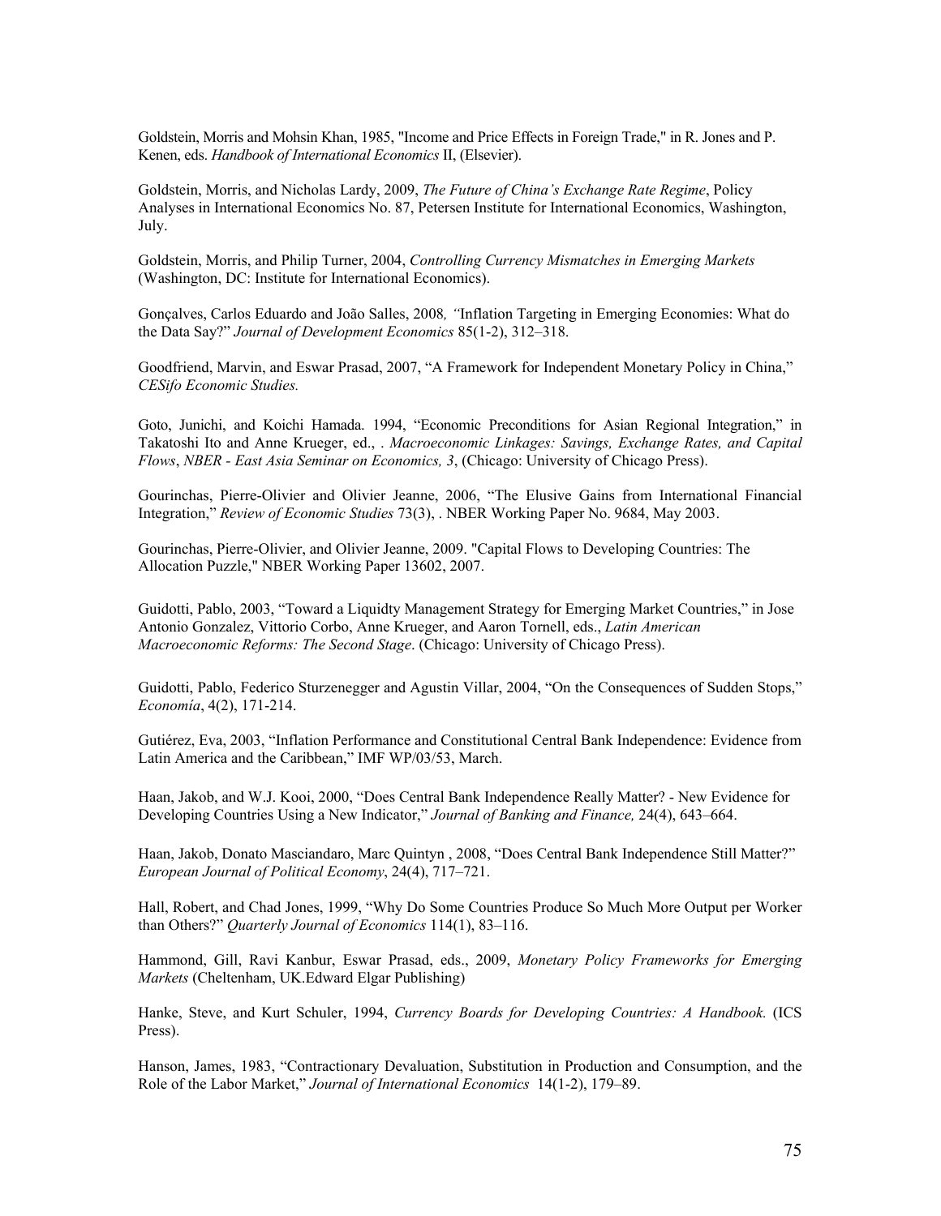Goldstein, Morris and Mohsin Khan, 1985, "Income and Price Effects in Foreign Trade," in R. Jones and P. Kenen, eds. *Handbook of International Economics* II, (Elsevier).

Goldstein, Morris, and Nicholas Lardy, 2009, *The Future of China's Exchange Rate Regime*, Policy Analyses in International Economics No. 87, Petersen Institute for International Economics, Washington, July.

Goldstein, Morris, and Philip Turner, 2004, *Controlling Currency Mismatches in Emerging Markets* (Washington, DC: Institute for International Economics).

Gonçalves, Carlos Eduardo and João Salles, 2008*, "*Inflation Targeting in Emerging Economies: What do the Data Say?" *Journal of Development Economics* 85(1-2), 312–318.

Goodfriend, Marvin, and Eswar Prasad, 2007, "A Framework for Independent Monetary Policy in China," *CESifo Economic Studies.*

Goto, Junichi, and Koichi Hamada. 1994, "Economic Preconditions for Asian Regional Integration," in Takatoshi Ito and Anne Krueger, ed., . *Macroeconomic Linkages: Savings, Exchange Rates, and Capital Flows*, *NBER - East Asia Seminar on Economics, 3*, (Chicago: University of Chicago Press).

Gourinchas, Pierre-Olivier and Olivier Jeanne, 2006, "The Elusive Gains from International Financial Integration," *Review of Economic Studies* 73(3), . NBER Working Paper No. 9684, May 2003.

Gourinchas, Pierre-Olivier, and Olivier Jeanne, 2009. "Capital Flows to Developing Countries: The Allocation Puzzle," NBER Working Papper 13602, 2007.

Guidotti, Pablo, 2003, "Toward a Liquidty Management Strategy for Emerging Market Countries," in Jose Antonio Gonzalez, Vittorio Corbo, Anne Krueger, and Aaron Tornell, eds., *Latin American Macroeconomic Reforms: The Second Stage*. (Chicago: University of Chicago Press).

Guidotti, Pablo, Federico Sturzenegger and Agustin Villar, 2004, "On the Consequences of Sudden Stops," *Economía*, 4(2), 171-214.

Gutiérez, Eva, 2003, "Inflation Performance and Constitutional Central Bank Independence: Evidence from Latin America and the Caribbean," IMF WP/03/53, March.

Haan, Jakob, and W.J. Kooi, 2000, "Does Central Bank Independence Really Matter? - New Evidence for Developing Countries Using a New Indicator," *Journal of Banking and Finance,* 24(4), 643–664.

Haan, Jakob, Donato Masciandaro, Marc Quintyn , 2008, "Does Central Bank Independence Still Matter?" *European Journal of Political Economy*, 24(4), 717–721.

Hall, Robert, and Chad Jones, 1999, "Why Do Some Countries Produce So Much More Output per Worker than Others?" *Quarterly Journal of Economics* 114(1), 83–116.

Hammond, Gill, Ravi Kanbur, Eswar Prasad, eds., 2009, *Monetary Policy Frameworks for Emerging Markets* (Cheltenham, UK.Edward Elgar Publishing)

Hanke, Steve, and Kurt Schuler, 1994, *Currency Boards for Developing Countries: A Handbook.* (ICS Press).

Hanson, James, 1983, "Contractionary Devaluation, Substitution in Production and Consumption, and the Role of the Labor Market," *Journal of International Economics* 14(1-2), 179–89.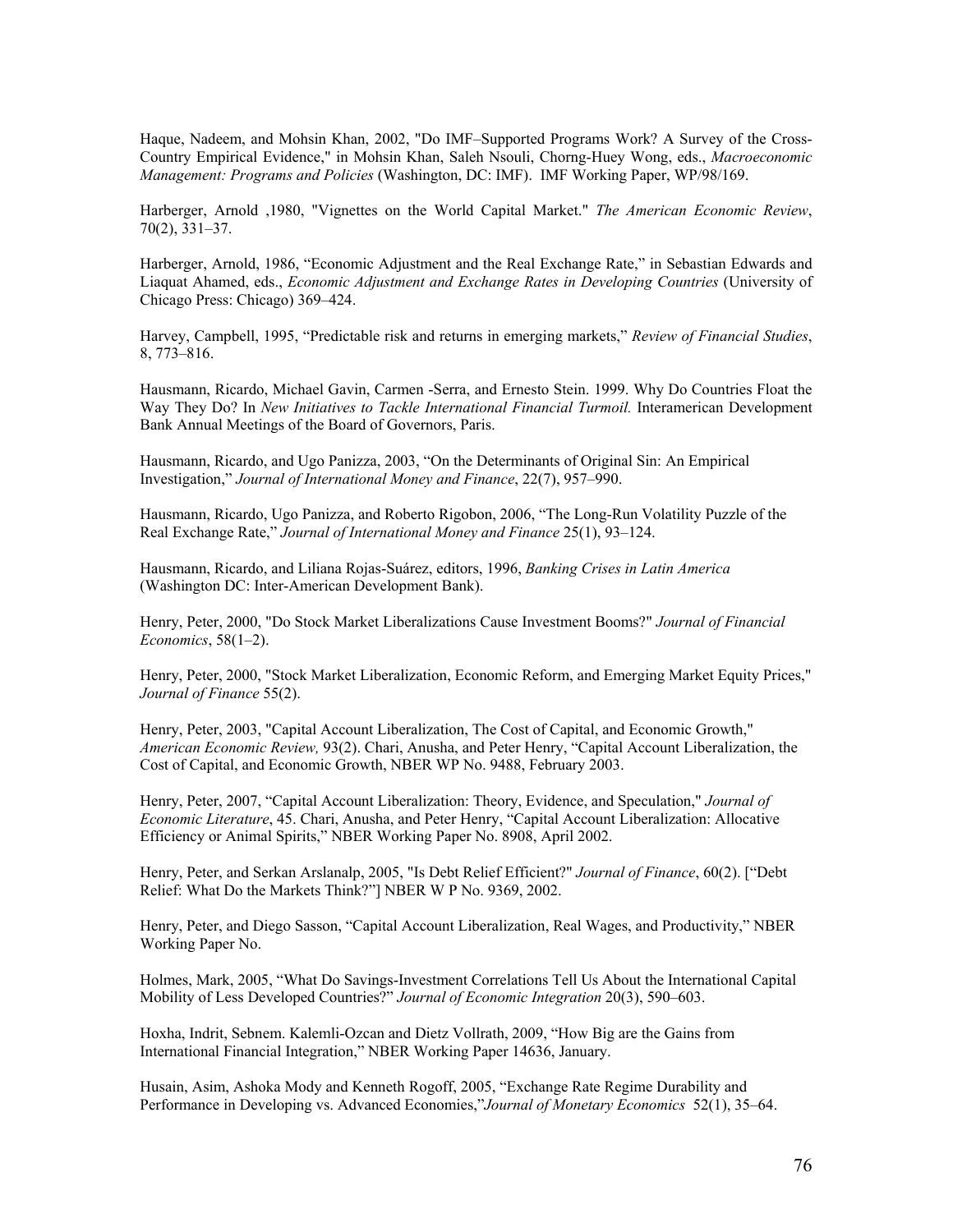Haque, Nadeem, and Mohsin Khan, 2002, "Do IMF–Supported Programs Work? A Survey of the Cross-Country Empirical Evidence," in Mohsin Khan, Saleh Nsouli, Chorng-Huey Wong, eds., *Macroeconomic Management: Programs and Policies* (Washington, DC: IMF). IMF Working Paper, WP/98/169.

Harberger, Arnold ,1980, "Vignettes on the World Capital Market." *The American Economic Review*, 70(2), 331–37.

Harberger, Arnold, 1986, "Economic Adjustment and the Real Exchange Rate," in Sebastian Edwards and Liaquat Ahamed, eds., *Economic Adjustment and Exchange Rates in Developing Countries* (University of Chicago Press: Chicago) 369–424.

Harvey, Campbell, 1995, "Predictable risk and returns in emerging markets," *Review of Financial Studies*, 8, 773–816.

Hausmann, Ricardo, Michael Gavin, Carmen -Serra, and Ernesto Stein. 1999. Why Do Countries Float the Way They Do? In *New Initiatives to Tackle International Financial Turmoil.* Interamerican Development Bank Annual Meetings of the Board of Governors, Paris.

Hausmann, Ricardo, and Ugo Panizza, 2003, "On the Determinants of Original Sin: An Empirical Investigation," *Journal of International Money and Finance*, 22(7), 957–990.

Hausmann, Ricardo, Ugo Panizza, and Roberto Rigobon, 2006, "The Long-Run Volatility Puzzle of the Real Exchange Rate," *Journal of International Money and Finance* 25(1), 93–124.

Hausmann, Ricardo, and Liliana Rojas-Suárez, editors, 1996, *Banking Crises in Latin America* (Washington DC: Inter-American Development Bank).

Henry, Peter, 2000, "Do Stock Market Liberalizations Cause Investment Booms?" *Journal of Financial Economics*, 58(1–2).

Henry, Peter, 2000, "Stock Market Liberalization, Economic Reform, and Emerging Market Equity Prices," *Journal of Finance* 55(2).

Henry, Peter, 2003, "Capital Account Liberalization, The Cost of Capital, and Economic Growth," *American Economic Review,* 93(2). Chari, Anusha, and Peter Henry, "Capital Account Liberalization, the Cost of Capital, and Economic Growth, NBER WP No. 9488, February 2003.

Henry, Peter, 2007, "Capital Account Liberalization: Theory, Evidence, and Speculation," *Journal of Economic Literature*, 45. Chari, Anusha, and Peter Henry, "Capital Account Liberalization: Allocative Efficiency or Animal Spirits," NBER Working Paper No. 8908, April 2002.

Henry, Peter, and Serkan Arslanalp, 2005, "Is Debt Relief Efficient?" *Journal of Finance*, 60(2). ["Debt Relief: What Do the Markets Think?"] NBER W P No. 9369, 2002.

Henry, Peter, and Diego Sasson, "Capital Account Liberalization, Real Wages, and Productivity," NBER Working Paper No.

Holmes, Mark, 2005, "What Do Savings-Investment Correlations Tell Us About the International Capital Mobility of Less Developed Countries?" *Journal of Economic Integration* 20(3), 590–603.

Hoxha, Indrit, Sebnem. Kalemli-Ozcan and Dietz Vollrath, 2009, "How Big are the Gains from International Financial Integration," NBER Working Paper 14636, January.

Husain, Asim, Ashoka Mody and Kenneth Rogoff, 2005, "Exchange Rate Regime Durability and Performance in Developing vs. Advanced Economies,"*Journal of Monetary Economics* 52(1), 35–64.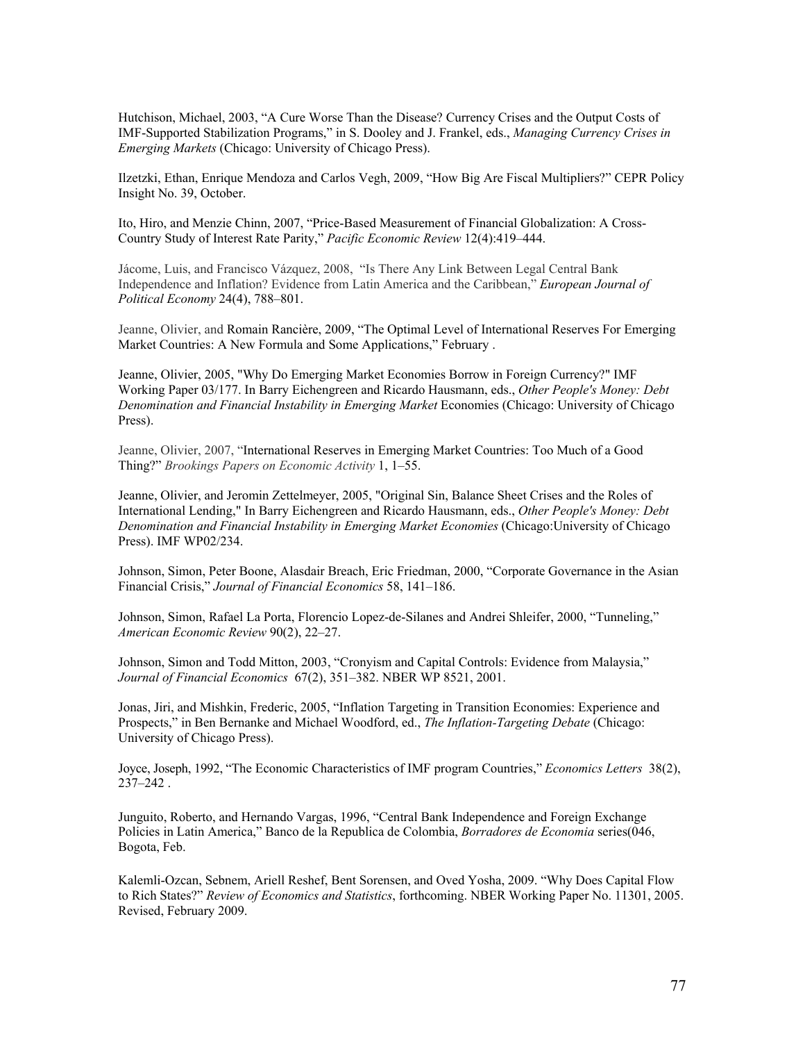Hutchison, Michael, 2003, "A Cure Worse Than the Disease? Currency Crises and the Output Costs of IMF-Supported Stabilization Programs," in S. Dooley and J. Frankel, eds., *Managing Currency Crises in Emerging Markets* (Chicago: University of Chicago Press).

Ilzetzki, Ethan, Enrique Mendoza and Carlos Vegh, 2009, "How Big Are Fiscal Multipliers?" CEPR Policy Insight No. 39, October.

Ito, Hiro, and Menzie Chinn, 2007, "Price-Based Measurement of Financial Globalization: A Cross-Country Study of Interest Rate Parity," *Pacific Economic Review* 12(4):419–444.

Jácome, Luis, and Francisco Vázquez, 2008, "Is There Any Link Between Legal Central Bank Independence and Inflation? Evidence from Latin America and the Caribbean," *European Journal of Political Economy* 24(4), 788–801.

Jeanne, Olivier, and Romain Rancière, 2009, "The Optimal Level of International Reserves For Emerging Market Countries: A New Formula and Some Applications," February .

Jeanne, Olivier, 2005, "Why Do Emerging Market Economies Borrow in Foreign Currency?" IMF Working Paper 03/177. In Barry Eichengreen and Ricardo Hausmann, eds., *Other People's Money: Debt Denomination and Financial Instability in Emerging Market* Economies (Chicago: University of Chicago Press).

Jeanne, Olivier, 2007, "International Reserves in Emerging Market Countries: Too Much of a Good Thing?" *Brookings Papers on Economic Activity* 1, 1–55.

Jeanne, Olivier, and Jeromin Zettelmeyer, 2005, "Original Sin, Balance Sheet Crises and the Roles of International Lending," In Barry Eichengreen and Ricardo Hausmann, eds., *Other People's Money: Debt Denomination and Financial Instability in Emerging Market Economies* (Chicago:University of Chicago Press). IMF WP02/234.

Johnson, Simon, Peter Boone, Alasdair Breach, Eric Friedman, 2000, "Corporate Governance in the Asian Financial Crisis," *Journal of Financial Economics* 58, 141–186.

Johnson, Simon, Rafael La Porta, Florencio Lopez-de-Silanes and Andrei Shleifer, 2000, "Tunneling," *American Economic Review* 90(2), 22–27.

Johnson, Simon and Todd Mitton, 2003, "Cronyism and Capital Controls: Evidence from Malaysia," *Journal of Financial Economics* 67(2), 351–382. NBER WP 8521, 2001.

Jonas, Jiri, and Mishkin, Frederic, 2005, "Inflation Targeting in Transition Economies: Experience and Prospects," in Ben Bernanke and Michael Woodford, ed., *The Inflation-Targeting Debate* (Chicago: University of Chicago Press).

Joyce, Joseph, 1992, "The Economic Characteristics of IMF program Countries," *Economics Letters* 38(2), 237–242 .

Junguito, Roberto, and Hernando Vargas, 1996, "Central Bank Independence and Foreign Exchange Policies in Latin America," Banco de la Republica de Colombia, *Borradores de Economia* series(046, Bogota, Feb.

Kalemli-Ozcan, Sebnem, Ariell Reshef, Bent Sorensen, and Oved Yosha, 2009. "Why Does Capital Flow to Rich States?" *Review of Economics and Statistics*, forthcoming. NBER Working Paper No. 11301, 2005. Revised, February 2009.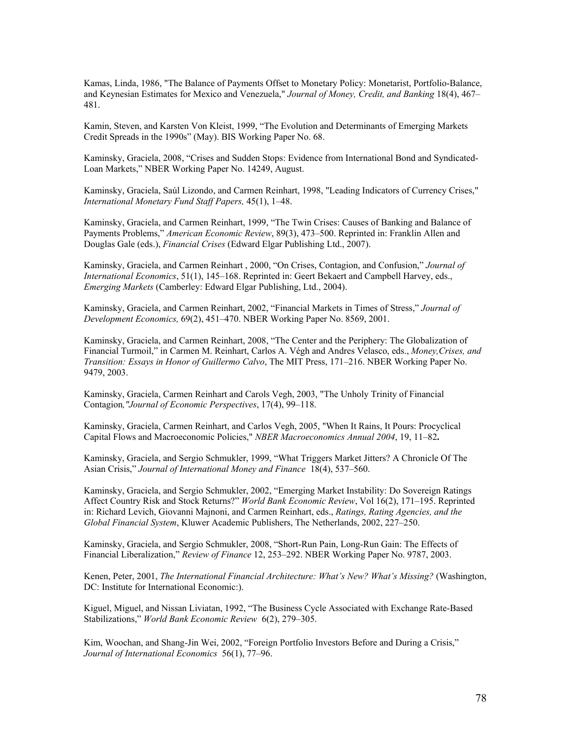Kamas, Linda, 1986, "The Balance of Payments Offset to Monetary Policy: Monetarist, Portfolio-Balance, and Keynesian Estimates for Mexico and Venezuela," *Journal of Money, Credit, and Banking* 18(4), 467–481.

Kamin, Steven, and Karsten Von Kleist, 1999, "The Evolution and Determinants of Emerging Markets Credit Spreads in the 1990s" (May). BIS Working Paper No. 68.

Kaminsky, Graciela, 2008, "Crises and Sudden Stops: Evidence from International Bond and Syndicated-Loan Markets," NBER Working Paper No. 14249, August.

Kaminsky, Graciela, Saúl Lizondo, and Carmen Reinhart, 1998, "Leading Indicators of Currency Crises," *International Monetary Fund Staff Papers,* 45(1), 1–48.

Kaminsky, Graciela, and Carmen Reinhart, 1999, "The Twin Crises: Causes of Banking and Balance of Payments Problems," *American Economic Review*, 89(3), 473–500. Reprinted in: Franklin Allen and Douglas Gale (eds.), *Financial Crises* (Edward Elgar Publishing Ltd., 2007).

Kaminsky, Graciela, and Carmen Reinhart , 2000, "On Crises, Contagion, and Confusion," *Journal of International Economics*, 51(1), 145–168. Reprinted in: Geert Bekaert and Campbell Harvey, eds., *Emerging Markets* (Camberley: Edward Elgar Publishing, Ltd., 2004).

Kaminsky, Graciela, and Carmen Reinhart, 2002, "Financial Markets in Times of Stress," *Journal of Development Economics,* 69(2), 451–470. NBER Working Paper No. 8569, 2001.

Kaminsky, Graciela, and Carmen Reinhart, 2008, "The Center and the Periphery: The Globalization of Financial Turmoil," in Carmen M. Reinhart, Carlos A. Végh and Andres Velasco, eds., *Money,Crises, and Transition: Essays in Honor of Guillermo Calvo*, The MIT Press, 171–216. NBER Working Paper No. 9479, 2003.

Kaminsky, Graciela, Carmen Reinhart and Carols Vegh, 2003, "The Unholy Trinity of Financial Contagion*,"Journal of Economic Perspectives*, 17(4), 99–118.

Kaminsky, Graciela, Carmen Reinhart, and Carlos Vegh, 2005, "When It Rains, It Pours: Procyclical Capital Flows and Macroeconomic Policies," *NBER Macroeconomics Annual 2004*, 19, 11–82**.**

Kaminsky, Graciela, and Sergio Schmukler, 1999, "What Triggers Market Jitters? A Chronicle Of The Asian Crisis," *Journal of International Money and Finance* 18(4), 537–560.

Kaminsky, Graciela, and Sergio Schmukler, 2002, "Emerging Market Instability: Do Sovereign Ratings Affect Country Risk and Stock Returns?" *World Bank Economic Review*, Vol 16(2), 171–195. Reprinted in: Richard Levich, Giovanni Majnoni, and Carmen Reinhart, eds., *Ratings, Rating Agencies, and the Global Financial System*, Kluwer Academic Publishers, The Netherlands, 2002, 227–250.

Kaminsky, Graciela, and Sergio Schmukler, 2008, "Short-Run Pain, Long-Run Gain: The Effects of Financial Liberalization," *Review of Finance* 12, 253–292. NBER Working Paper No. 9787, 2003.

Kenen, Peter, 2001, *The International Financial Architecture: What's New? What's Missing?* (Washington, DC: Institute for International Economic:).

Kiguel, Miguel, and Nissan Liviatan, 1992, "The Business Cycle Associated with Exchange Rate-Based Stabilizations," *World Bank Economic Review* 6(2), 279–305.

Kim, Woochan, and Shang-Jin Wei, 2002, "Foreign Portfolio Investors Before and During a Crisis," *Journal of International Economics* 56(1), 77–96.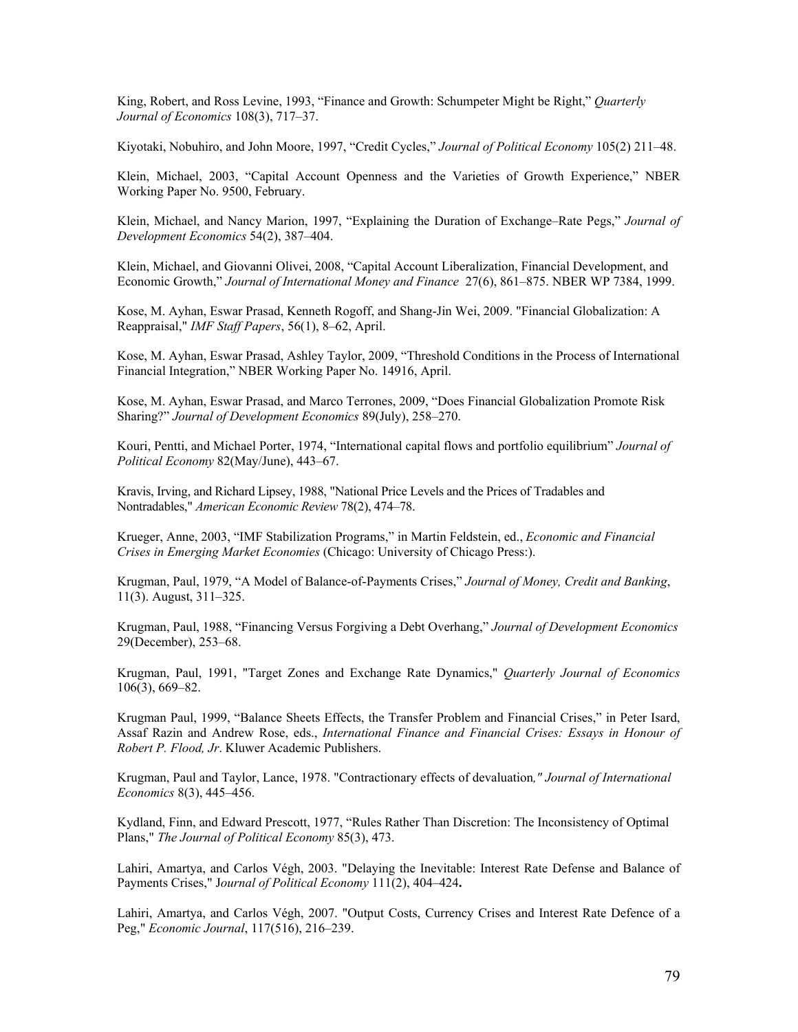King, Robert, and Ross Levine, 1993, "Finance and Growth: Schumpeter Might be Right," *Quarterly Journal of Economics* 108(3), 717–37.

Kiyotaki, Nobuhiro, and John Moore, 1997, "Credit Cycles," *Journal of Political Economy* 105(2) 211–48.

Klein, Michael, 2003, "Capital Account Openness and the Varieties of Growth Experience," NBER Working Paper No. 9500, February.

Klein, Michael, and Nancy Marion, 1997, "Explaining the Duration of Exchange–Rate Pegs," *Journal of Development Economics* 54(2), 387–404.

Klein, Michael, and Giovanni Olivei, 2008, "Capital Account Liberalization, Financial Development, and Economic Growth," *Journal of International Money and Finance* 27(6), 861–875. NBER WP 7384, 1999.

Kose, M. Ayhan, Eswar Prasad, Kenneth Rogoff, and Shang-Jin Wei, 2009. "Financial Globalization: A Reappraisal," *IMF Staff Papers*, 56(1), 8–62, April.

Kose, M. Ayhan, Eswar Prasad, Ashley Taylor, 2009, "Threshold Conditions in the Process of International Financial Integration," NBER Working Paper No. 14916, April.

Kose, M. Ayhan, Eswar Prasad, and Marco Terrones, 2009, "Does Financial Globalization Promote Risk Sharing?" *Journal of Development Economics* 89(July), 258–270.

Kouri, Pentti, and Michael Porter, 1974, "International capital flows and portfolio equilibrium" *Journal of Political Economy* 82(May/June), 443–67.

Kravis, Irving, and Richard Lipsey, 1988, "National Price Levels and the Prices of Tradables and Nontradables," *American Economic Review* 78(2), 474–78.

Krueger, Anne, 2003, "IMF Stabilization Programs," in Martin Feldstein, ed., *Economic and Financial Crises in Emerging Market Economies* (Chicago: University of Chicago Press:).

Krugman, Paul, 1979, "A Model of Balance-of-Payments Crises," *Journal of Money, Credit and Banking*, 11(3). August, 311–325.

Krugman, Paul, 1988, "Financing Versus Forgiving a Debt Overhang," *Journal of Development Economics* 29(December), 253–68.

Krugman, Paul, 1991, "Target Zones and Exchange Rate Dynamics," *Quarterly Journal of Economics* 106(3), 669–82.

Krugman Paul, 1999, "Balance Sheets Effects, the Transfer Problem and Financial Crises," in Peter Isard, Assaf Razin and Andrew Rose, eds., *International Finance and Financial Crises: Essays in Honour of Robert P. Flood, Jr*. Kluwer Academic Publishers.

Krugman, Paul and Taylor, Lance, 1978. "Contractionary effects of devaluation*," Journal of International Economics* 8(3), 445–456.

Kydland, Finn, and Edward Prescott, 1977, "Rules Rather Than Discretion: The Inconsistency of Optimal Plans," *The Journal of Political Economy* 85(3), 473.

Lahiri, Amartya, and Carlos Végh, 2003. "Delaying the Inevitable: Interest Rate Defense and Balance of Payments Crises," J*ournal of Political Economy* 111(2), 404–424**.**

Lahiri, Amartya, and Carlos Végh, 2007. "Output Costs, Currency Crises and Interest Rate Defence of a Peg," *Economic Journal*, 117(516), 216–239.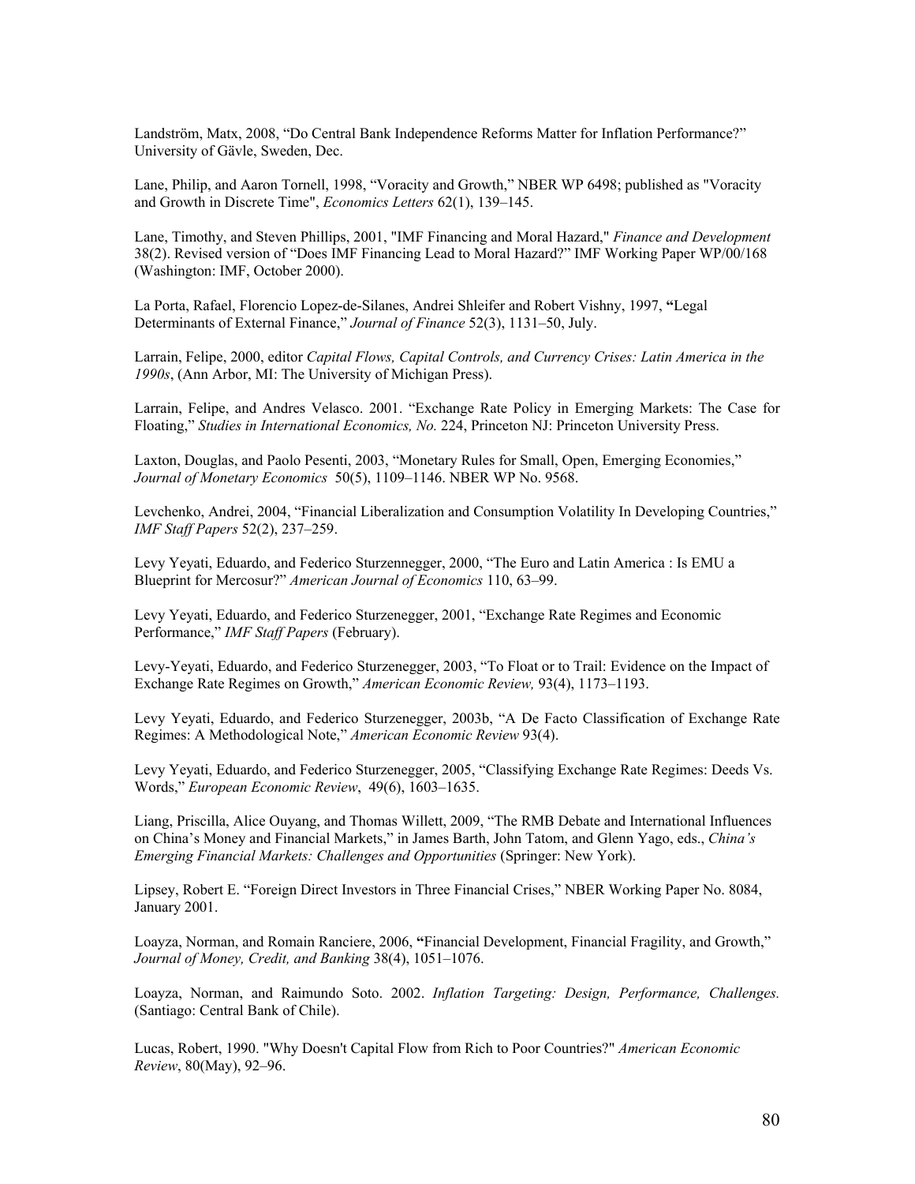Landström, Matx, 2008, "Do Central Bank Independence Reforms Matter for Inflation Performance?" University of Gävle, Sweden, Dec.

Lane, Philip, and Aaron Tornell, 1998, "Voracity and Growth," NBER WP 6498; published as "Voracity and Growth in Discrete Time", *Economics Letters* 62(1), 139–145.

Lane, Timothy, and Steven Phillips, 2001, "IMF Financing and Moral Hazard," *Finance and Development* 38(2). Revised version of "Does IMF Financing Lead to Moral Hazard?" IMF Working Paper WP/00/168 (Washington: IMF, October 2000).

La Porta, Rafael, Florencio Lopez-de-Silanes, Andrei Shleifer and Robert Vishny, 1997, **"**Legal Determinants of External Finance," *Journal of Finance* 52(3), 1131–50, July.

Larrain, Felipe, 2000, editor *Capital Flows, Capital Controls, and Currency Crises: Latin America in the 1990s*, (Ann Arbor, MI: The University of Michigan Press).

Larrain, Felipe, and Andres Velasco. 2001. "Exchange Rate Policy in Emerging Markets: The Case for Floating," *Studies in International Economics, No.* 224, Princeton NJ: Princeton University Press.

Laxton, Douglas, and Paolo Pesenti, 2003, "Monetary Rules for Small, Open, Emerging Economies," *Journal of Monetary Economics* 50(5), 1109–1146. NBER WP No. 9568.

Levchenko, Andrei, 2004, "Financial Liberalization and Consumption Volatility In Developing Countries," *IMF Staff Papers* 52(2), 237–259.

Levy Yeyati, Eduardo, and Federico Sturzennegger, 2000, "The Euro and Latin America : Is EMU a Blueprint for Mercosur?" *American Journal of Economics* 110, 63–99.

Levy Yeyati, Eduardo, and Federico Sturzenegger, 2001, "Exchange Rate Regimes and Economic Performance," *IMF Staff Papers* (February).

Levy-Yeyati, Eduardo, and Federico Sturzenegger, 2003, "To Float or to Trail: Evidence on the Impact of Exchange Rate Regimes on Growth," *American Economic Review,* 93(4), 1173–1193.

Levy Yeyati, Eduardo, and Federico Sturzenegger, 2003b, "A De Facto Classification of Exchange Rate Regimes: A Methodological Note," *American Economic Review* 93(4).

Levy Yeyati, Eduardo, and Federico Sturzenegger, 2005, "Classifying Exchange Rate Regimes: Deeds Vs. Words," *European Economic Review*, 49(6), 1603–1635.

Liang, Priscilla, Alice Ouyang, and Thomas Willett, 2009, "The RMB Debate and International Influences on China's Money and Financial Markets," in James Barth, John Tatom, and Glenn Yago, eds., *China's Emerging Financial Markets: Challenges and Opportunities* (Springer: New York).

Lipsey, Robert E. "Foreign Direct Investors in Three Financial Crises," NBER Working Paper No. 8084, January 2001.

Loayza, Norman, and Romain Ranciere, 2006, **"**Financial Development, Financial Fragility, and Growth," *Journal of Money, Credit, and Banking* 38(4), 1051–1076.

Loayza, Norman, and Raimundo Soto. 2002. *Inflation Targeting: Design, Performance, Challenges.* (Santiago: Central Bank of Chile).

Lucas, Robert, 1990. "Why Doesn't Capital Flow from Rich to Poor Countries?" *American Economic Review*, 80(May), 92–96.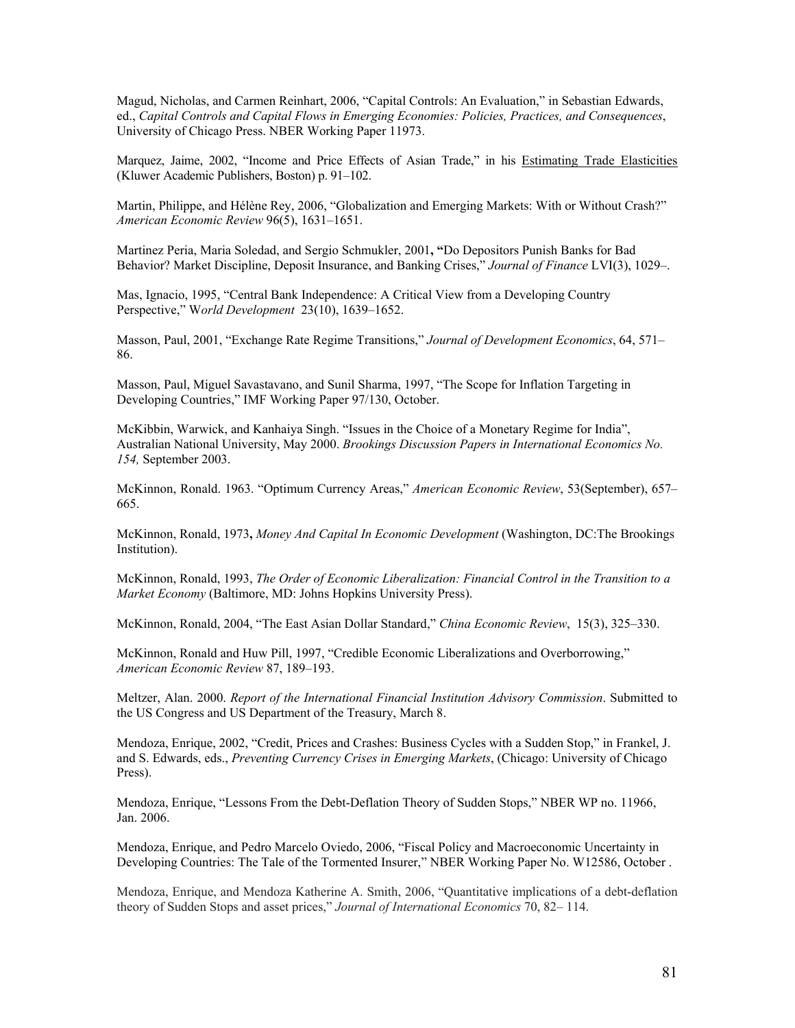Magud, Nicholas, and Carmen Reinhart, 2006, “Capital Controls: An Evaluation,” in Sebastian Edwards, ed., *Capital Controls and Capital Flows in Emerging Economies: Policies, Practices, and Consequences*, University of Chicago Press. NBER Working Paper 11973.

Marquez, Jaime, 2002, “Income and Price Effects of Asian Trade,” in his Estimating Trade Elasticities (Kluwer Academic Publishers, Boston) p. 91–102.

Martin, Philippe, and Hélène Rey, 2006, “Globalization and Emerging Markets: With or Without Crash?” *American Economic Review* 96(5), 1631–1651.

Martinez Peria, Maria Soledad, and Sergio Schmukler, 2001, **“**Do Depositors Punish Banks for Bad Behavior? Market Discipline, Deposit Insurance, and Banking Crises,” *Journal of Finance* LVI(3), 1029–.

Mas, Ignacio, 1995, “Central Bank Independence: A Critical View from a Developing Country Perspective,” *World Development* 23(10), 1639–1652.

Masson, Paul, 2001, “Exchange Rate Regime Transitions,” *Journal of Development Economics*, 64, 571–86.

Masson, Paul, Miguel Savastavano, and Sunil Sharma, 1997, “The Scope for Inflation Targeting in Developing Countries,” IMF Working Paper 97/130, October.

McKibbin, Warwick, and Kanhaiya Singh. “Issues in the Choice of a Monetary Regime for India”, Australian National University, May 2000. *Brookings Discussion Papers in International Economics No. 154,* September 2003.

McKinnon, Ronald. 1963. “Optimum Currency Areas,” *American Economic Review*, 53(September), 657–665.

McKinnon, Ronald, 1973**,** *Money And Capital In Economic Development* (Washington, DC:The Brookings Institution).

McKinnon, Ronald, 1993, *The Order of Economic Liberalization: Financial Control in the Transition to a Market Economy* (Baltimore, MD: Johns Hopkins University Press).

McKinnon, Ronald, 2004, “The East Asian Dollar Standard,” *China Economic Review*, 15(3), 325–330.

McKinnon, Ronald and Huw Pill, 1997, “Credible Economic Liberalizations and Overborrowing,” *American Economic Review* 87, 189–193.

Meltzer, Alan. 2000. *Report of the International Financial Institution Advisory Commission*. Submitted to the US Congress and US Department of the Treasury, March 8.

Mendoza, Enrique, 2002, “Credit, Prices and Crashes: Business Cycles with a Sudden Stop,” in Frankel, J. and S. Edwards, eds., *Preventing Currency Crises in Emerging Markets*, (Chicago: University of Chicago Press).

Mendoza, Enrique, “Lessons From the Debt-Deflation Theory of Sudden Stops,” NBER WP no. 11966, Jan. 2006.

Mendoza, Enrique, and Pedro Marcelo Oviedo, 2006, “Fiscal Policy and Macroeconomic Uncertainty in Developing Countries: The Tale of the Tormented Insurer,” NBER Working Paper No. W12586, October .

Mendoza, Enrique, and Mendoza Katherine A. Smith, 2006, “Quantitative implications of a debt-deflation theory of Sudden Stops and asset prices,” *Journal of International Economics* 70, 82– 114.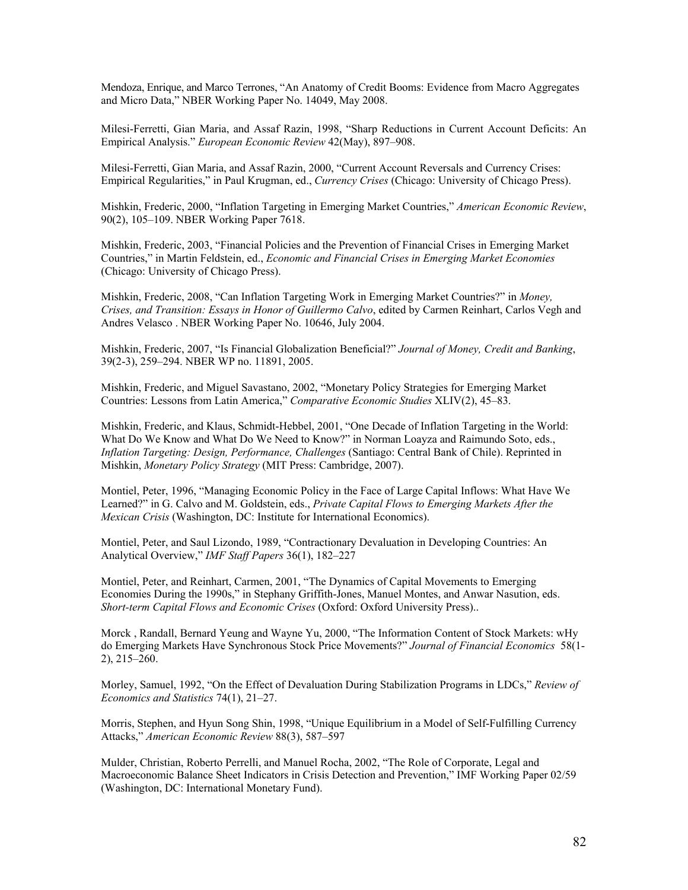Mendoza, Enrique, and Marco Terrones, "An Anatomy of Credit Booms: Evidence from Macro Aggregates and Micro Data," NBER Working Paper No. 14049, May 2008.

Milesi-Ferretti, Gian Maria, and Assaf Razin, 1998, "Sharp Reductions in Current Account Deficits: An Empirical Analysis." *European Economic Review* 42(May), 897–908.

Milesi-Ferretti, Gian Maria, and Assaf Razin, 2000, "Current Account Reversals and Currency Crises: Empirical Regularities," in Paul Krugman, ed., *Currency Crises* (Chicago: University of Chicago Press).

Mishkin, Frederic, 2000, "Inflation Targeting in Emerging Market Countries," *American Economic Review*, 90(2), 105–109. NBER Working Paper 7618.

Mishkin, Frederic, 2003, "Financial Policies and the Prevention of Financial Crises in Emerging Market Countries," in Martin Feldstein, ed., *Economic and Financial Crises in Emerging Market Economies* (Chicago: University of Chicago Press).

Mishkin, Frederic, 2008, "Can Inflation Targeting Work in Emerging Market Countries?" in *Money, Crises, and Transition: Essays in Honor of Guillermo Calvo*, edited by Carmen Reinhart, Carlos Vegh and Andres Velasco . NBER Working Paper No. 10646, July 2004.

Mishkin, Frederic, 2007, "Is Financial Globalization Beneficial?" *Journal of Money, Credit and Banking*, 39(2-3), 259–294. NBER WP no. 11891, 2005.

Mishkin, Frederic, and Miguel Savastano, 2002, "Monetary Policy Strategies for Emerging Market Countries: Lessons from Latin America," *Comparative Economic Studies* XLIV(2), 45–83.

Mishkin, Frederic, and Klaus, Schmidt-Hebbel, 2001, "One Decade of Inflation Targeting in the World: What Do We Know and What Do We Need to Know?" in Norman Loayza and Raimundo Soto, eds., *Inflation Targeting: Design, Performance, Challenges* (Santiago: Central Bank of Chile). Reprinted in Mishkin, *Monetary Policy Strategy* (MIT Press: Cambridge, 2007).

Montiel, Peter, 1996, "Managing Economic Policy in the Face of Large Capital Inflows: What Have We Learned?" in G. Calvo and M. Goldstein, eds., *Private Capital Flows to Emerging Markets After the Mexican Crisis* (Washington, DC: Institute for International Economics).

Montiel, Peter, and Saul Lizondo, 1989, "Contractionary Devaluation in Developing Countries: An Analytical Overview," *IMF Staff Papers* 36(1), 182–227

Montiel, Peter, and Reinhart, Carmen, 2001, "The Dynamics of Capital Movements to Emerging Economies During the 1990s," in Stephany Griffith-Jones, Manuel Montes, and Anwar Nasution, eds. *Short-term Capital Flows and Economic Crises* (Oxford: Oxford University Press)..

Morck , Randall, Bernard Yeung and Wayne Yu, 2000, "The Information Content of Stock Markets: wHy do Emerging Markets Have Synchronous Stock Price Movements?" *Journal of Financial Economics* 58(1-2), 215–260.

Morley, Samuel, 1992, "On the Effect of Devaluation During Stabilization Programs in LDCs," *Review of Economics and Statistics* 74(1), 21–27.

Morris, Stephen, and Hyun Song Shin, 1998, "Unique Equilibrium in a Model of Self-Fulfilling Currency Attacks," *American Economic Review* 88(3), 587–597

Mulder, Christian, Roberto Perrelli, and Manuel Rocha, 2002, "The Role of Corporate, Legal and Macroeconomic Balance Sheet Indicators in Crisis Detection and Prevention," IMF Working Paper 02/59 (Washington, DC: International Monetary Fund).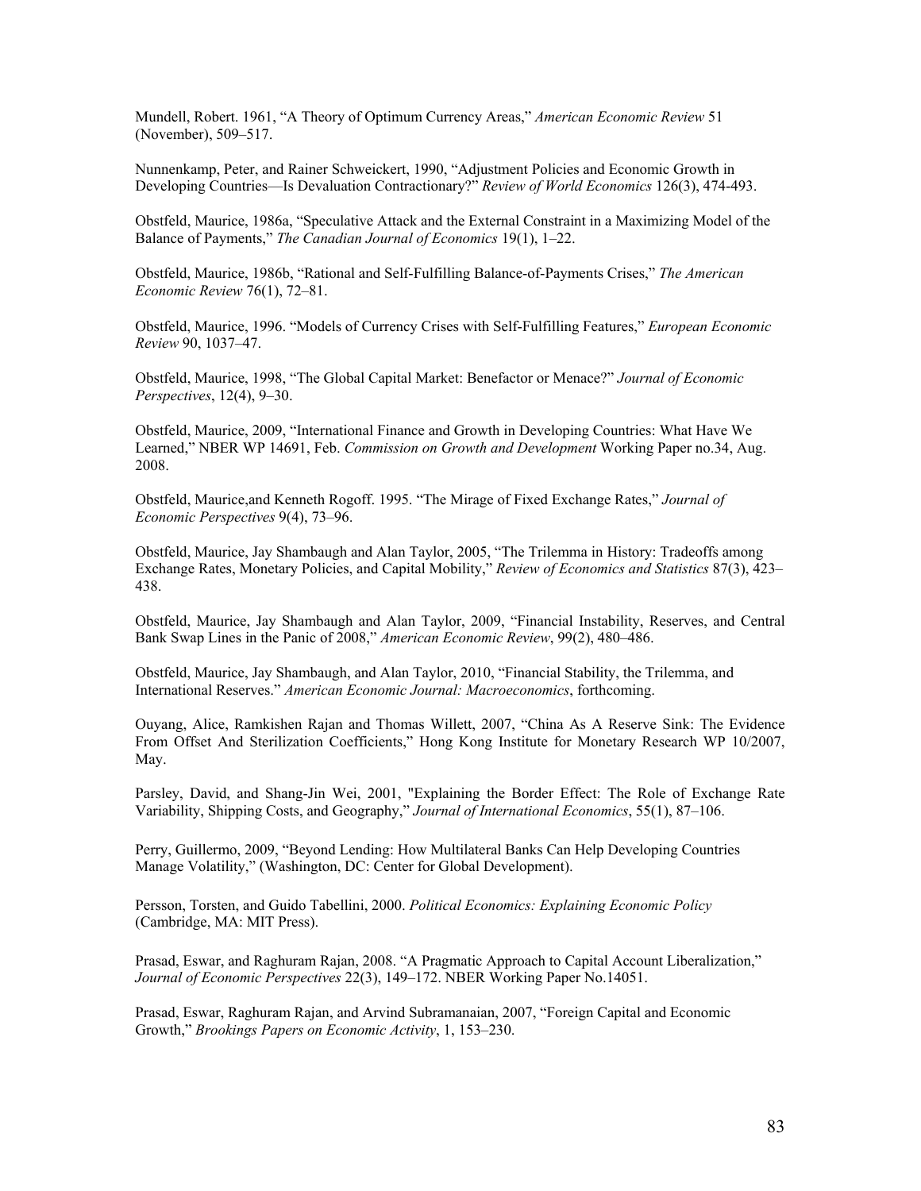Mundell, Robert. 1961, "A Theory of Optimum Currency Areas," *American Economic Review* 51 (November), 509–517.

Nunnenkamp, Peter, and Rainer Schweickert, 1990, "Adjustment Policies and Economic Growth in Developing Countries—Is Devaluation Contractionary?" *Review of World Economics* 126(3), 474-493.

Obstfeld, Maurice, 1986a, "Speculative Attack and the External Constraint in a Maximizing Model of the Balance of Payments," *The Canadian Journal of Economics* 19(1), 1–22.

Obstfeld, Maurice, 1986b, "Rational and Self-Fulfilling Balance-of-Payments Crises," *The American Economic Review* 76(1), 72–81.

Obstfeld, Maurice, 1996. "Models of Currency Crises with Self-Fulfilling Features," *European Economic Review* 90, 1037–47.

Obstfeld, Maurice, 1998, "The Global Capital Market: Benefactor or Menace?" *Journal of Economic Perspectives*, 12(4), 9–30.

Obstfeld, Maurice, 2009, "International Finance and Growth in Developing Countries: What Have We Learned," NBER WP 14691, Feb. *Commission on Growth and Development* Working Paper no.34, Aug. 2008.

Obstfeld, Maurice,and Kenneth Rogoff. 1995. "The Mirage of Fixed Exchange Rates," *Journal of Economic Perspectives* 9(4), 73–96.

Obstfeld, Maurice, Jay Shambaugh and Alan Taylor, 2005, "The Trilemma in History: Tradeoffs among Exchange Rates, Monetary Policies, and Capital Mobility," *Review of Economics and Statistics* 87(3), 423–438.

Obstfeld, Maurice, Jay Shambaugh and Alan Taylor, 2009, "Financial Instability, Reserves, and Central Bank Swap Lines in the Panic of 2008," *American Economic Review*, 99(2), 480–486.

Obstfeld, Maurice, Jay Shambaugh, and Alan Taylor, 2010, "Financial Stability, the Trilemma, and International Reserves." *American Economic Journal: Macroeconomics*, forthcoming.

Ouyang, Alice, Ramkishen Rajan and Thomas Willett, 2007, "China As A Reserve Sink: The Evidence From Offset And Sterilization Coefficients," Hong Kong Institute for Monetary Research WP 10/2007, May.

Parsley, David, and Shang-Jin Wei, 2001, "Explaining the Border Effect: The Role of Exchange Rate Variability, Shipping Costs, and Geography," *Journal of International Economics*, 55(1), 87–106.

Perry, Guillermo, 2009, "Beyond Lending: How Multilateral Banks Can Help Developing Countries Manage Volatility," (Washington, DC: Center for Global Development).

Persson, Torsten, and Guido Tabellini, 2000. *Political Economics: Explaining Economic Policy* (Cambridge, MA: MIT Press).

Prasad, Eswar, and Raghuram Rajan, 2008. "A Pragmatic Approach to Capital Account Liberalization," *Journal of Economic Perspectives* 22(3), 149–172. NBER Working Paper No.14051.

Prasad, Eswar, Raghuram Rajan, and Arvind Subramanaian, 2007, "Foreign Capital and Economic Growth," *Brookings Papers on Economic Activity*, 1, 153–230.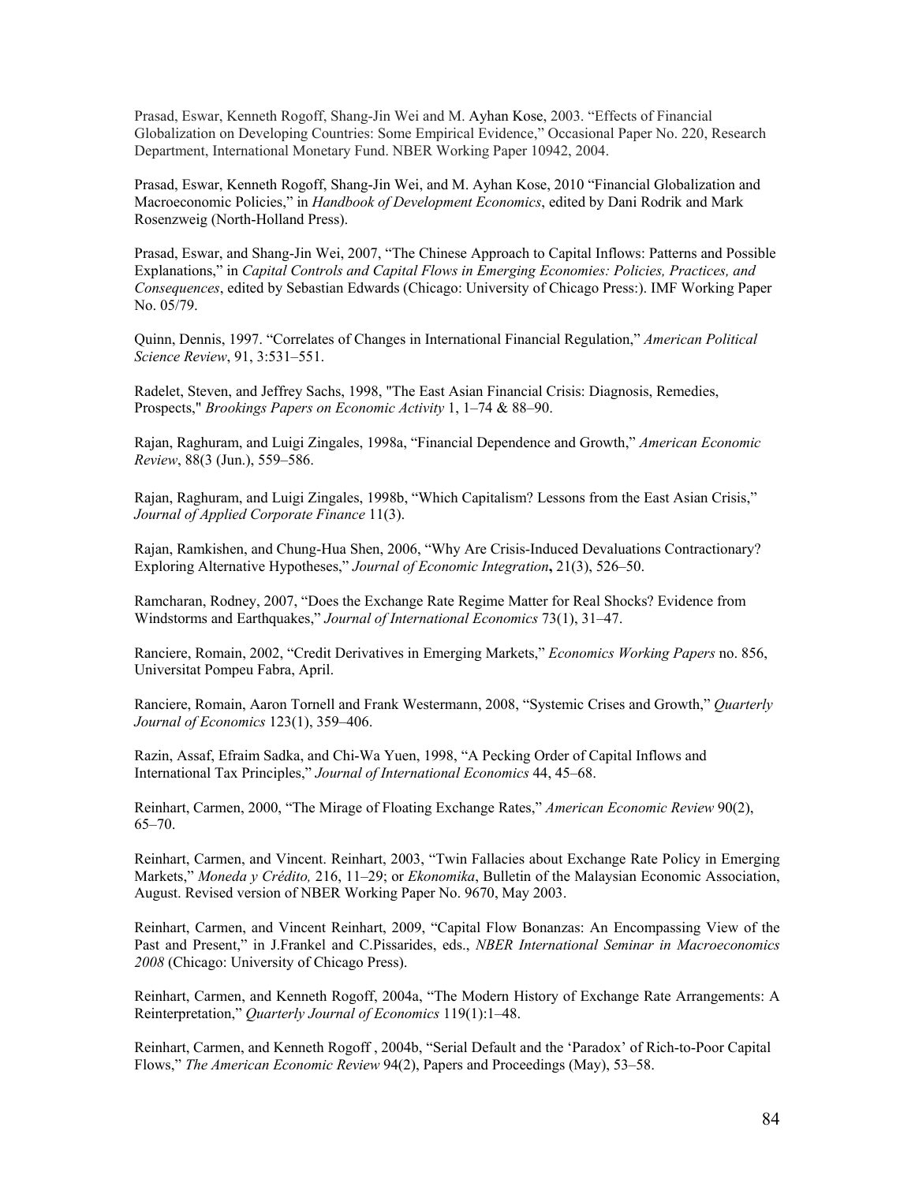Prasad, Eswar, Kenneth Rogoff, Shang-Jin Wei and M. Ayhan Kose, 2003. "Effects of Financial Globalization on Developing Countries: Some Empirical Evidence," Occasional Paper No. 220, Research Department, International Monetary Fund. NBER Working Paper 10942, 2004.

Prasad, Eswar, Kenneth Rogoff, Shang-Jin Wei, and M. Ayhan Kose, 2010 "Financial Globalization and Macroeconomic Policies," in *Handbook of Development Economics*, edited by Dani Rodrik and Mark Rosenzweig (North-Holland Press).

Prasad, Eswar, and Shang-Jin Wei, 2007, "The Chinese Approach to Capital Inflows: Patterns and Possible Explanations," in *Capital Controls and Capital Flows in Emerging Economies: Policies, Practices, and Consequences*, edited by Sebastian Edwards (Chicago: University of Chicago Press:). IMF Working Paper No. 05/79.

Quinn, Dennis, 1997. "Correlates of Changes in International Financial Regulation," *American Political Science Review*, 91, 3:531–551.

Radelet, Steven, and Jeffrey Sachs, 1998, "The East Asian Financial Crisis: Diagnosis, Remedies, Prospects," *Brookings Papers on Economic Activity* 1, 1–74 & 88–90.

Rajan, Raghuram, and Luigi Zingales, 1998a, "Financial Dependence and Growth," *American Economic Review*, 88(3 (Jun.), 559–586.

Rajan, Raghuram, and Luigi Zingales, 1998b, "Which Capitalism? Lessons from the East Asian Crisis," *Journal of Applied Corporate Finance* 11(3).

Rajan, Ramkishen, and Chung-Hua Shen, 2006, "Why Are Crisis-Induced Devaluations Contractionary? Exploring Alternative Hypotheses," *Journal of Economic Integration*, 21(3), 526–50.

Ramcharan, Rodney, 2007, "Does the Exchange Rate Regime Matter for Real Shocks? Evidence from Windstorms and Earthquakes," *Journal of International Economics* 73(1), 31–47.

Ranciere, Romain, 2002, "Credit Derivatives in Emerging Markets," *Economics Working Papers* no. 856, Universitat Pompeu Fabra, April.

Ranciere, Romain, Aaron Tornell and Frank Westermann, 2008, "Systemic Crises and Growth," *Quarterly Journal of Economics* 123(1), 359–406.

Razin, Assaf, Efraim Sadka, and Chi-Wa Yuen, 1998, "A Pecking Order of Capital Inflows and International Tax Principles," *Journal of International Economics* 44, 45–68.

Reinhart, Carmen, 2000, "The Mirage of Floating Exchange Rates," *American Economic Review* 90(2), 65–70.

Reinhart, Carmen, and Vincent. Reinhart, 2003, "Twin Fallacies about Exchange Rate Policy in Emerging Markets," *Moneda y Crédito,* 216, 11–29; or *Ekonomika*, Bulletin of the Malaysian Economic Association, August. Revised version of NBER Working Paper No. 9670, May 2003.

Reinhart, Carmen, and Vincent Reinhart, 2009, "Capital Flow Bonanzas: An Encompassing View of the Past and Present," in J.Frankel and C.Pissarides, eds., *NBER International Seminar in Macroeconomics 2008* (Chicago: University of Chicago Press).

Reinhart, Carmen, and Kenneth Rogoff, 2004a, "The Modern History of Exchange Rate Arrangements: A Reinterpretation," *Quarterly Journal of Economics* 119(1):1–48.

Reinhart, Carmen, and Kenneth Rogoff , 2004b, "Serial Default and the 'Paradox' of Rich-to-Poor Capital Flows," *The American Economic Review* 94(2), Papers and Proceedings (May), 53–58.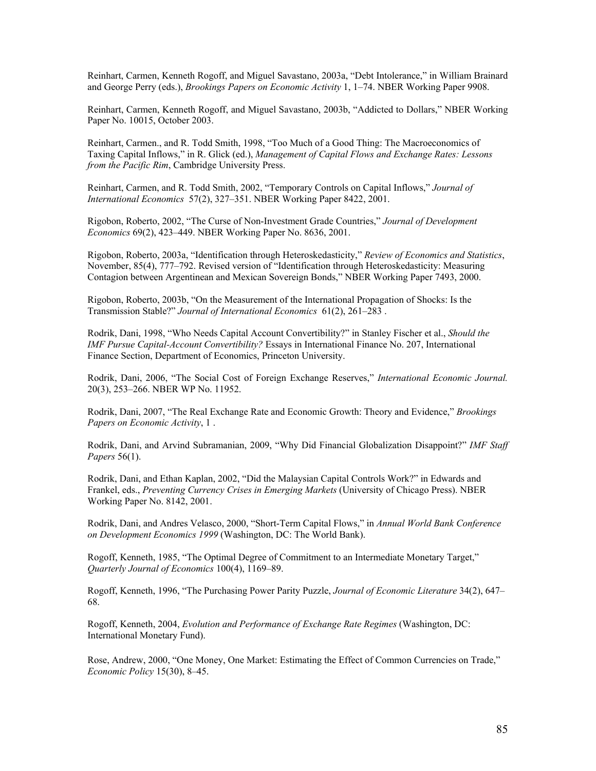Reinhart, Carmen, Kenneth Rogoff, and Miguel Savastano, 2003a, "Debt Intolerance," in William Brainard and George Perry (eds.), *Brookings Papers on Economic Activity* 1, 1–74. NBER Working Paper 9908.

Reinhart, Carmen, Kenneth Rogoff, and Miguel Savastano, 2003b, "Addicted to Dollars," NBER Working Paper No. 10015, October 2003.

Reinhart, Carmen., and R. Todd Smith, 1998, "Too Much of a Good Thing: The Macroeconomics of Taxing Capital Inflows," in R. Glick (ed.), *Management of Capital Flows and Exchange Rates: Lessons from the Pacific Rim*, Cambridge University Press.

Reinhart, Carmen, and R. Todd Smith, 2002, "Temporary Controls on Capital Inflows," *Journal of International Economics* 57(2), 327–351. NBER Working Paper 8422, 2001.

Rigobon, Roberto, 2002, "The Curse of Non-Investment Grade Countries," *Journal of Development Economics* 69(2), 423–449. NBER Working Paper No. 8636, 2001.

Rigobon, Roberto, 2003a, "Identification through Heteroskedasticity," *Review of Economics and Statistics*, November, 85(4), 777–792. Revised version of "Identification through Heteroskedasticity: Measuring Contagion between Argentinean and Mexican Sovereign Bonds," NBER Working Paper 7493, 2000.

Rigobon, Roberto, 2003b, "On the Measurement of the International Propagation of Shocks: Is the Transmission Stable?" *Journal of International Economics* 61(2), 261–283 .

Rodrik, Dani, 1998, "Who Needs Capital Account Convertibility?" in Stanley Fischer et al., *Should the IMF Pursue Capital-Account Convertibility?* Essays in International Finance No. 207, International Finance Section, Department of Economics, Princeton University.

Rodrik, Dani, 2006, "The Social Cost of Foreign Exchange Reserves," *International Economic Journal.* 20(3), 253–266. NBER WP No. 11952.

Rodrik, Dani, 2007, "The Real Exchange Rate and Economic Growth: Theory and Evidence," *Brookings Papers on Economic Activity*, 1 .

Rodrik, Dani, and Arvind Subramanian, 2009, "Why Did Financial Globalization Disappoint?" *IMF Staff Papers* 56(1).

Rodrik, Dani, and Ethan Kaplan, 2002, "Did the Malaysian Capital Controls Work?" in Edwards and Frankel, eds., *Preventing Currency Crises in Emerging Markets* (University of Chicago Press). NBER Working Paper No. 8142, 2001.

Rodrik, Dani, and Andres Velasco, 2000, "Short-Term Capital Flows," in *Annual World Bank Conference on Development Economics 1999* (Washington, DC: The World Bank).

Rogoff, Kenneth, 1985, "The Optimal Degree of Commitment to an Intermediate Monetary Target," *Quarterly Journal of Economics* 100(4), 1169–89.

Rogoff, Kenneth, 1996, "The Purchasing Power Parity Puzzle, *Journal of Economic Literature* 34(2), 647–68.

Rogoff, Kenneth, 2004, *Evolution and Performance of Exchange Rate Regimes* (Washington, DC: International Monetary Fund).

Rose, Andrew, 2000, "One Money, One Market: Estimating the Effect of Common Currencies on Trade," *Economic Policy* 15(30), 8–45.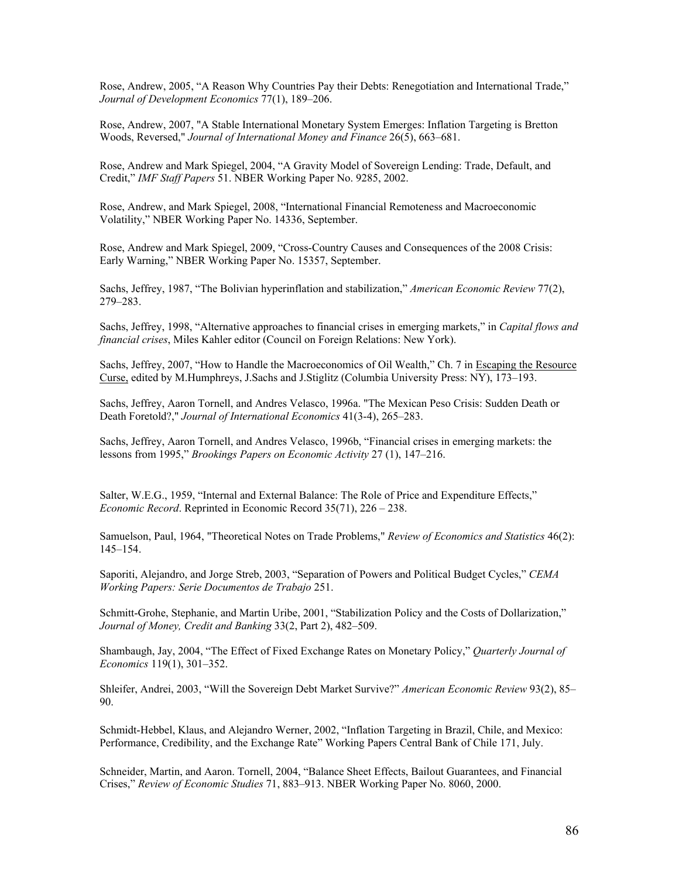Rose, Andrew, 2005, "A Reason Why Countries Pay their Debts: Renegotiation and International Trade," *Journal of Development Economics* 77(1), 189–206.

Rose, Andrew, 2007, "A Stable International Monetary System Emerges: Inflation Targeting is Bretton Woods, Reversed," *Journal of International Money and Finance* 26(5), 663–681.

Rose, Andrew and Mark Spiegel, 2004, "A Gravity Model of Sovereign Lending: Trade, Default, and Credit," *IMF Staff Papers* 51. NBER Working Paper No. 9285, 2002.

Rose, Andrew, and Mark Spiegel, 2008, "International Financial Remoteness and Macroeconomic Volatility," NBER Working Paper No. 14336, September.

Rose, Andrew and Mark Spiegel, 2009, "Cross-Country Causes and Consequences of the 2008 Crisis: Early Warning," NBER Working Paper No. 15357, September.

Sachs, Jeffrey, 1987, "The Bolivian hyperinflation and stabilization," *American Economic Review* 77(2), 279–283.

Sachs, Jeffrey, 1998, "Alternative approaches to financial crises in emerging markets," in *Capital flows and financial crises*, Miles Kahler editor (Council on Foreign Relations: New York).

Sachs, Jeffrey, 2007, "How to Handle the Macroeconomics of Oil Wealth," Ch. 7 in Escaping the Resource Curse, edited by M.Humphreys, J.Sachs and J.Stiglitz (Columbia University Press: NY), 173–193.

Sachs, Jeffrey, Aaron Tornell, and Andres Velasco, 1996a. "The Mexican Peso Crisis: Sudden Death or Death Foretold?," *Journal of International Economics* 41(3-4), 265–283.

Sachs, Jeffrey, Aaron Tornell, and Andres Velasco, 1996b, "Financial crises in emerging markets: the lessons from 1995," *Brookings Papers on Economic Activity* 27 (1), 147–216.

Salter, W.E.G., 1959, "Internal and External Balance: The Role of Price and Expenditure Effects," *Economic Record*. Reprinted in Economic Record 35(71), 226 – 238.

Samuelson, Paul, 1964, "Theoretical Notes on Trade Problems," *Review of Economics and Statistics* 46(2): 145–154.

Saporiti, Alejandro, and Jorge Streb, 2003, "Separation of Powers and Political Budget Cycles," *CEMA Working Papers: Serie Documentos de Trabajo* 251.

Schmitt-Grohe, Stephanie, and Martin Uribe, 2001, "Stabilization Policy and the Costs of Dollarization," *Journal of Money, Credit and Banking* 33(2, Part 2), 482–509.

Shambaugh, Jay, 2004, "The Effect of Fixed Exchange Rates on Monetary Policy," *Quarterly Journal of Economics* 119(1), 301–352.

Shleifer, Andrei, 2003, "Will the Sovereign Debt Market Survive?" *American Economic Review* 93(2), 85–90.

Schmidt-Hebbel, Klaus, and Alejandro Werner, 2002, "Inflation Targeting in Brazil, Chile, and Mexico: Performance, Credibility, and the Exchange Rate" Working Papers Central Bank of Chile 171, July.

Schneider, Martin, and Aaron. Tornell, 2004, "Balance Sheet Effects, Bailout Guarantees, and Financial Crises," *Review of Economic Studies* 71, 883–913. NBER Working Paper No. 8060, 2000.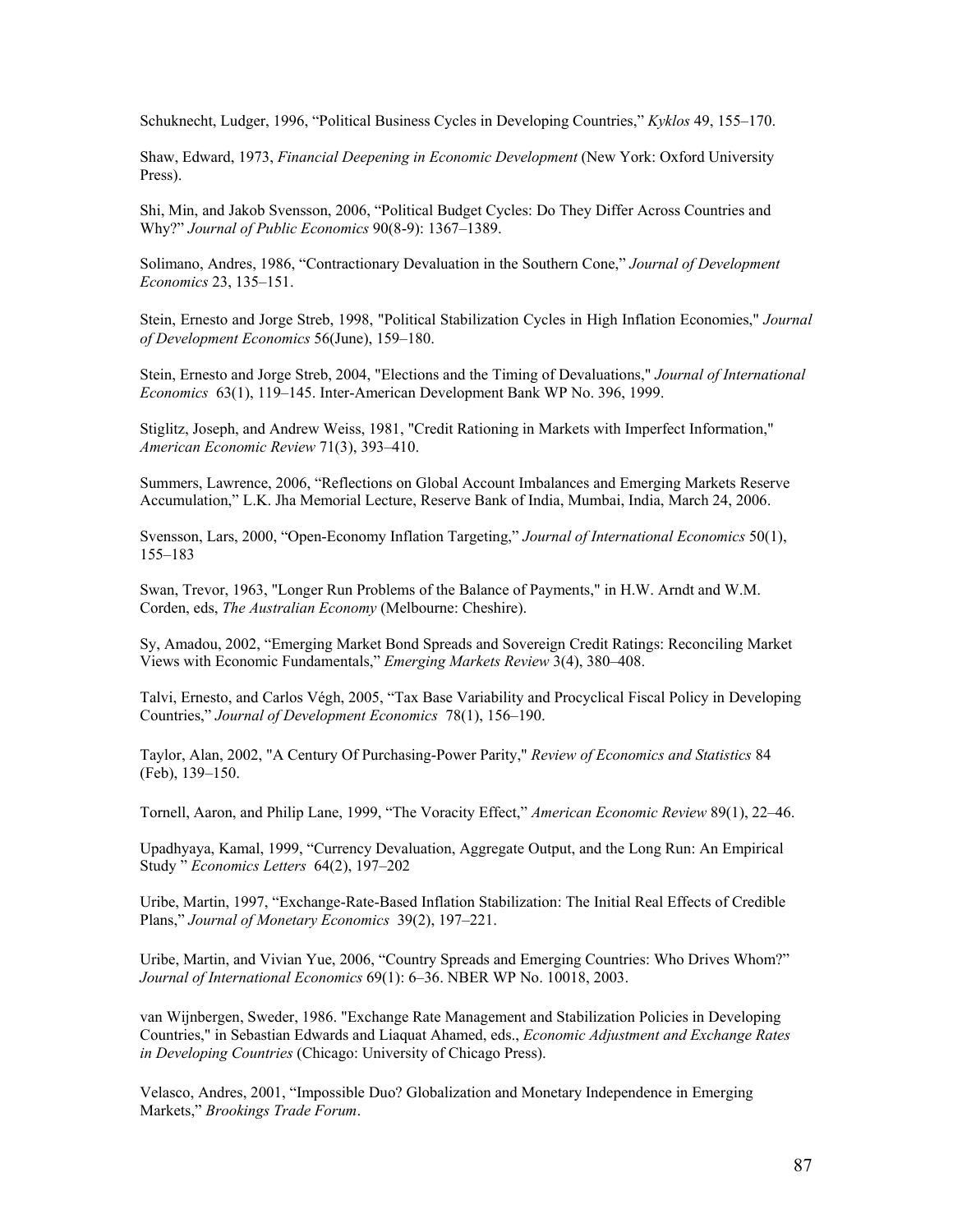Schuknecht, Ludger, 1996, "Political Business Cycles in Developing Countries," *Kyklos* 49, 155–170.

Shaw, Edward, 1973, *Financial Deepening in Economic Development* (New York: Oxford University Press).

Shi, Min, and Jakob Svensson, 2006, "Political Budget Cycles: Do They Differ Across Countries and Why?" *Journal of Public Economics* 90(8-9): 1367–1389.

Solimano, Andres, 1986, "Contractionary Devaluation in the Southern Cone," *Journal of Development Economics* 23, 135–151.

Stein, Ernesto and Jorge Streb, 1998, "Political Stabilization Cycles in High Inflation Economies," *Journal of Development Economics* 56(June), 159–180.

Stein, Ernesto and Jorge Streb, 2004, "Elections and the Timing of Devaluations," *Journal of International Economics* 63(1), 119–145. Inter-American Development Bank WP No. 396, 1999.

Stiglitz, Joseph, and Andrew Weiss, 1981, "Credit Rationing in Markets with Imperfect Information," *American Economic Review* 71(3), 393–410.

Summers, Lawrence, 2006, "Reflections on Global Account Imbalances and Emerging Markets Reserve Accumulation," L.K. Jha Memorial Lecture, Reserve Bank of India, Mumbai, India, March 24, 2006.

Svensson, Lars, 2000, "Open-Economy Inflation Targeting," *Journal of International Economics* 50(1), 155–183

Swan, Trevor, 1963, "Longer Run Problems of the Balance of Payments," in H.W. Arndt and W.M. Corden, eds, *The Australian Economy* (Melbourne: Cheshire).

Sy, Amadou, 2002, "Emerging Market Bond Spreads and Sovereign Credit Ratings: Reconciling Market Views with Economic Fundamentals," *Emerging Markets Review* 3(4), 380–408.

Talvi, Ernesto, and Carlos Végh, 2005, "Tax Base Variability and Procyclical Fiscal Policy in Developing Countries," *Journal of Development Economics* 78(1), 156–190.

Taylor, Alan, 2002, "A Century Of Purchasing-Power Parity," *Review of Economics and Statistics* 84 (Feb), 139–150.

Tornell, Aaron, and Philip Lane, 1999, "The Voracity Effect," *American Economic Review* 89(1), 22–46.

Upadhyaya, Kamal, 1999, "Currency Devaluation, Aggregate Output, and the Long Run: An Empirical Study " *Economics Letters* 64(2), 197–202

Uribe, Martin, 1997, "Exchange-Rate-Based Inflation Stabilization: The Initial Real Effects of Credible Plans," *Journal of Monetary Economics* 39(2), 197–221.

Uribe, Martin, and Vivian Yue, 2006, "Country Spreads and Emerging Countries: Who Drives Whom?" *Journal of International Economics* 69(1): 6–36. NBER WP No. 10018, 2003.

van Wijnbergen, Sweder, 1986. "Exchange Rate Management and Stabilization Policies in Developing Countries," in Sebastian Edwards and Liaquat Ahamed, eds., *Economic Adjustment and Exchange Rates in Developing Countries* (Chicago: University of Chicago Press).

Velasco, Andres, 2001, "Impossible Duo? Globalization and Monetary Independence in Emerging Markets," *Brookings Trade Forum*.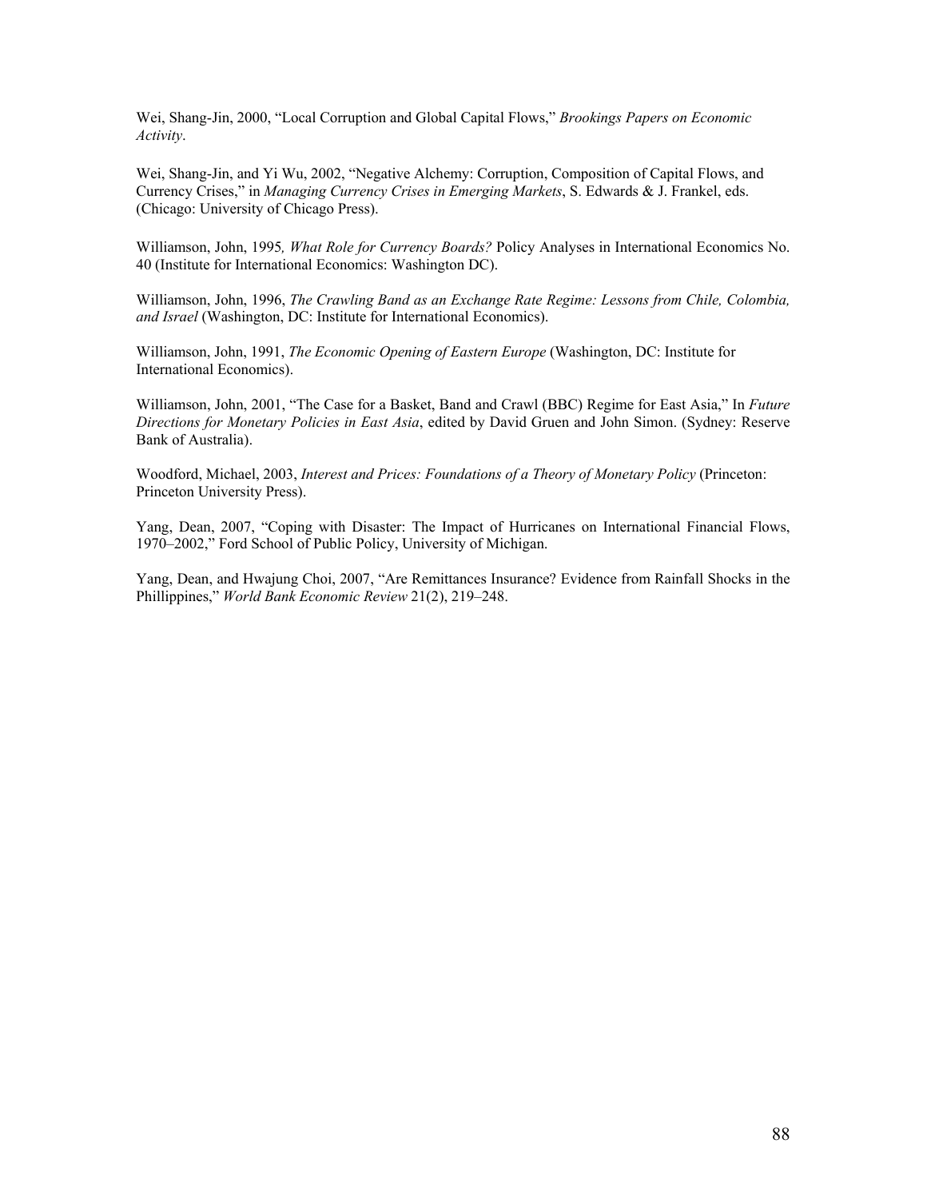Wei, Shang-Jin, 2000, "Local Corruption and Global Capital Flows," *Brookings Papers on Economic Activity*.

Wei, Shang-Jin, and Yi Wu, 2002, "Negative Alchemy: Corruption, Composition of Capital Flows, and Currency Crises," in *Managing Currency Crises in Emerging Markets*, S. Edwards & J. Frankel, eds. (Chicago: University of Chicago Press).

Williamson, John, 1995*, What Role for Currency Boards?* Policy Analyses in International Economics No. 40 (Institute for International Economics: Washington DC).

Williamson, John, 1996, *The Crawling Band as an Exchange Rate Regime: Lessons from Chile, Colombia, and Israel* (Washington, DC: Institute for International Economics).

Williamson, John, 1991, *The Economic Opening of Eastern Europe* (Washington, DC: Institute for International Economics).

Williamson, John, 2001, "The Case for a Basket, Band and Crawl (BBC) Regime for East Asia," In *Future Directions for Monetary Policies in East Asia*, edited by David Gruen and John Simon. (Sydney: Reserve Bank of Australia).

Woodford, Michael, 2003, *Interest and Prices: Foundations of a Theory of Monetary Policy* (Princeton: Princeton University Press).

Yang, Dean, 2007, "Coping with Disaster: The Impact of Hurricanes on International Financial Flows, 1970–2002," Ford School of Public Policy, University of Michigan.

Yang, Dean, and Hwajung Choi, 2007, "Are Remittances Insurance? Evidence from Rainfall Shocks in the Phillippines," *World Bank Economic Review* 21(2), 219–248.